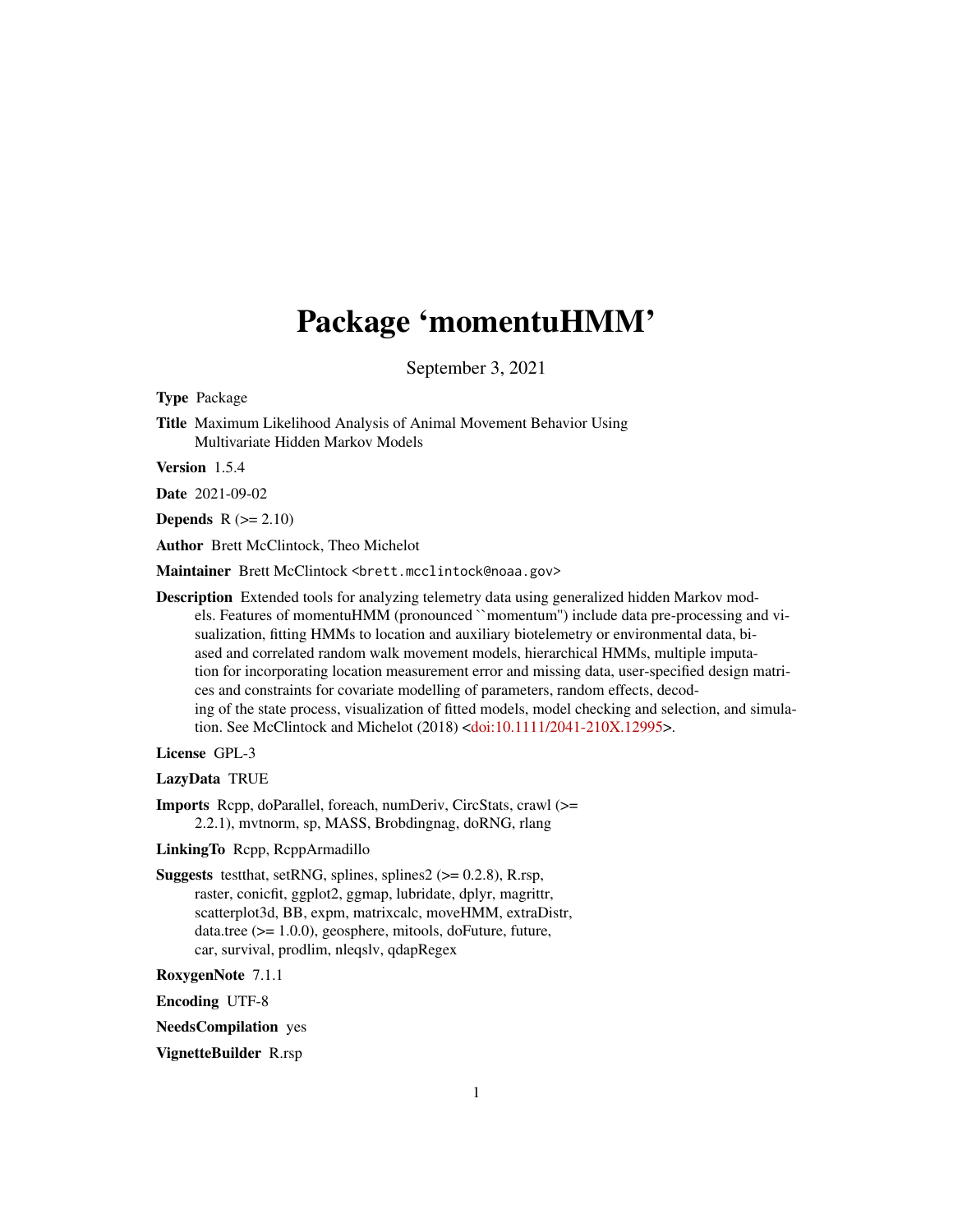# Package 'momentuHMM'

September 3, 2021

**Type** Package

**Title** Maximum Likelihood Analysis of Animal Movement Behavior Using Multivariate Hidden Markov Models

**Version** 1.5.4

**Date** 2021-09-02

**Depends** R (>= 2.10)

**Author** Brett McClintock, Theo Michelot

**Maintainer** Brett McClintock <brett.mcclintock@noaa.gov>

**Description** Extended tools for analyzing telemetry data using generalized hidden Markov models. Features of momentuHMM (pronounced ``momentum'') include data pre-processing and visualization, fitting HMMs to location and auxiliary biotelemetry or environmental data, biased and correlated random walk movement models, hierarchical HMMs, multiple imputation for incorporating location measurement error and missing data, user-specified design matrices and constraints for covariate modelling of parameters, random effects, decoding of the state process, visualization of fitted models, model checking and selection, and simulation. See McClintock and Michelot (2018) <doi:10.1111/2041-210X.12995>.

**License** GPL-3

**LazyData** TRUE

**Imports** Rcpp, doParallel, foreach, numDeriv, CircStats, crawl (>= 2.2.1), mvtnorm, sp, MASS, Brobdingnag, doRNG, rlang

**LinkingTo** Rcpp, RcppArmadillo

**Suggests** testthat, setRNG, splines, splines2 (>= 0.2.8), R.rsp, raster, conicfit, ggplot2, ggmap, lubridate, dplyr, magrittr, scatterplot3d, BB, expm, matrixcalc, moveHMM, extraDistr, data.tree (>= 1.0.0), geosphere, mitools, doFuture, future, car, survival, prodlim, nleqslv, qdapRegex

**RoxygenNote** 7.1.1

**Encoding** UTF-8

**NeedsCompilation** yes

**VignetteBuilder** R.rsp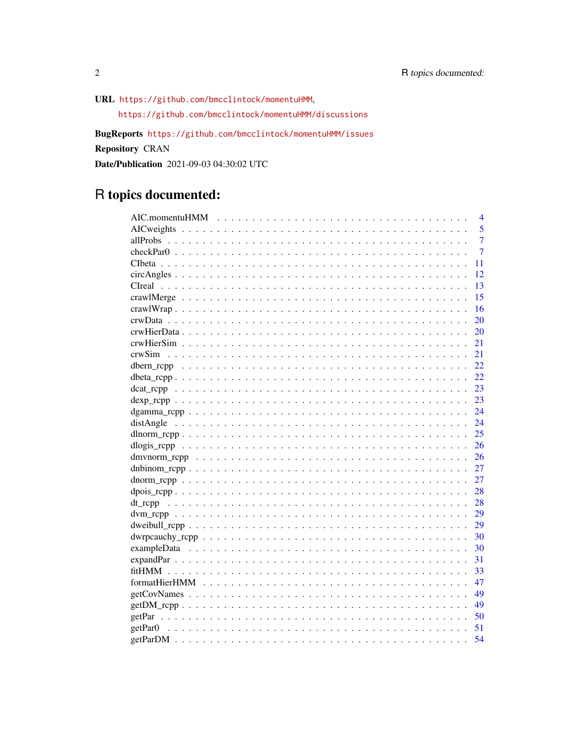**URL** https://github.com/bmcclintock/momentuHMM, https://github.com/bmcclintock/momentuHMM/discussions

**BugReports** https://github.com/bmcclintock/momentuHMM/issues

**Repository** CRAN

**Date/Publication** 2021-09-03 04:30:02 UTC

# R topics documented:

| | |
|---|---|
| AIC.momentuHMM | 4 |
| AICweights | 5 |
| allProbs | 7 |
| checkPar0 | 7 |
| CIbeta | 11 |
| circAngles | 12 |
| CIreal | 13 |
| crawlMerge | 15 |
| crawlWrap | 16 |
| crwData | 20 |
| crwHierData | 20 |
| crwHierSim | 21 |
| crwSim | 21 |
| dbern_rcpp | 22 |
| dbeta_rcpp | 22 |
| dcat_rcpp | 23 |
| dexp_rcpp | 23 |
| dgamma_rcpp | 24 |
| distAngle | 24 |
| dlnorm_rcpp | 25 |
| dlogis_rcpp | 26 |
| dmvnorm_rcpp | 26 |
| dnbinom_rcpp | 27 |
| dnorm_rcpp | 27 |
| dpois_rcpp | 28 |
| dt_rcpp | 28 |
| dvm_rcpp | 29 |
| dweibull_rcpp | 29 |
| dwrpcauchy_rcpp | 30 |
| exampleData | 30 |
| expandPar | 31 |
| fitHMM | 33 |
| formatHierHMM | 47 |
| getCovNames | 49 |
| getDM_rcpp | 49 |
| getPar | 50 |
| getPar0 | 51 |
| getParDM | 54 |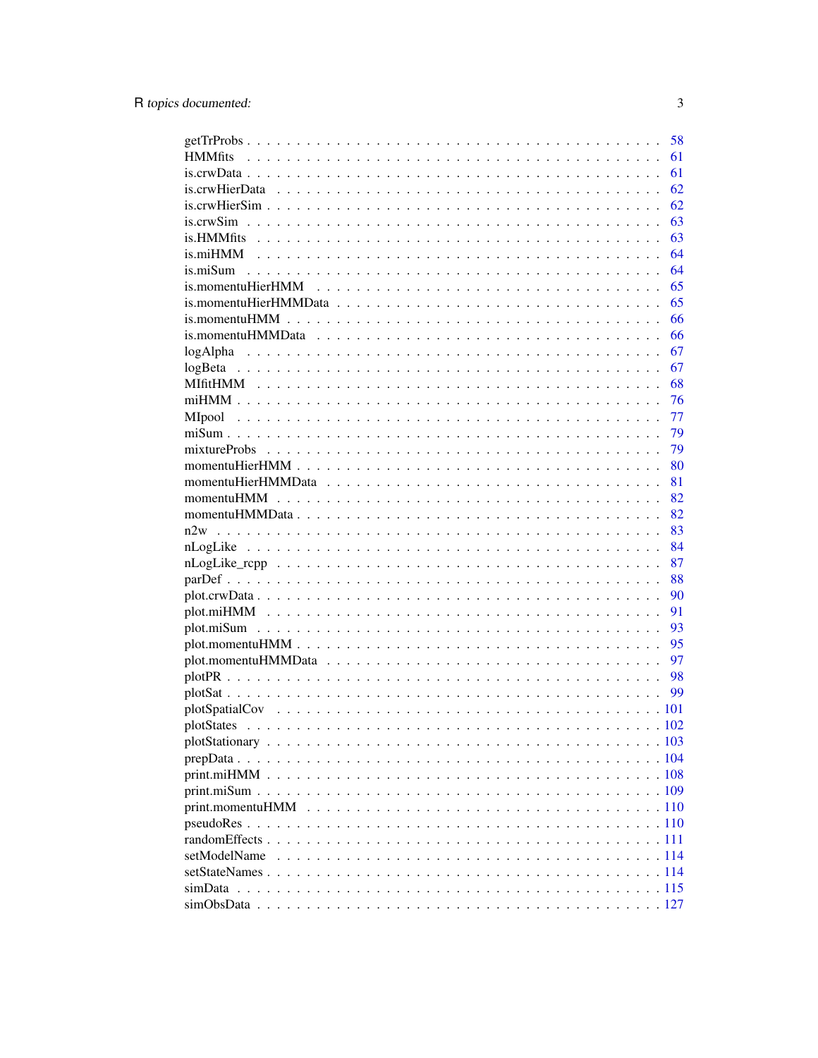| | |
|---|---|
| getTrProbs | 58 |
| HMMfits | 61 |
| is.crwData | 61 |
| is.crwHierData | 62 |
| is.crwHierSim | 62 |
| is.crwSim | 63 |
| is.HMMfits | 63 |
| is.miHMM | 64 |
| is.miSum | 64 |
| is.momentuHierHMM | 65 |
| is.momentuHierHMMData | 65 |
| is.momentuHMM | 66 |
| is.momentuHMMData | 66 |
| logAlpha | 67 |
| logBeta | 67 |
| MIfitHMM | 68 |
| miHMM | 76 |
| MIpool | 77 |
| miSum | 79 |
| mixtureProbs | 79 |
| momentuHierHMM | 80 |
| momentuHierHMMData | 81 |
| momentuHMM | 82 |
| momentuHMMData | 82 |
| n2w | 83 |
| nLogLike | 84 |
| nLogLike_rcpp | 87 |
| parDef | 88 |
| plot.crwData | 90 |
| plot.miHMM | 91 |
| plot.miSum | 93 |
| plot.momentuHMM | 95 |
| plot.momentuHMMData | 97 |
| plotPR | 98 |
| plotSat | 99 |
| plotSpatialCov | 101 |
| plotStates | 102 |
| plotStationary | 103 |
| prepData | 104 |
| print.miHMM | 108 |
| print.miSum | 109 |
| print.momentuHMM | 110 |
| pseudoRes | 110 |
| randomEffects | 111 |
| setModelName | 114 |
| setStateNames | 114 |
| simData | 115 |
| simObsData | 127 |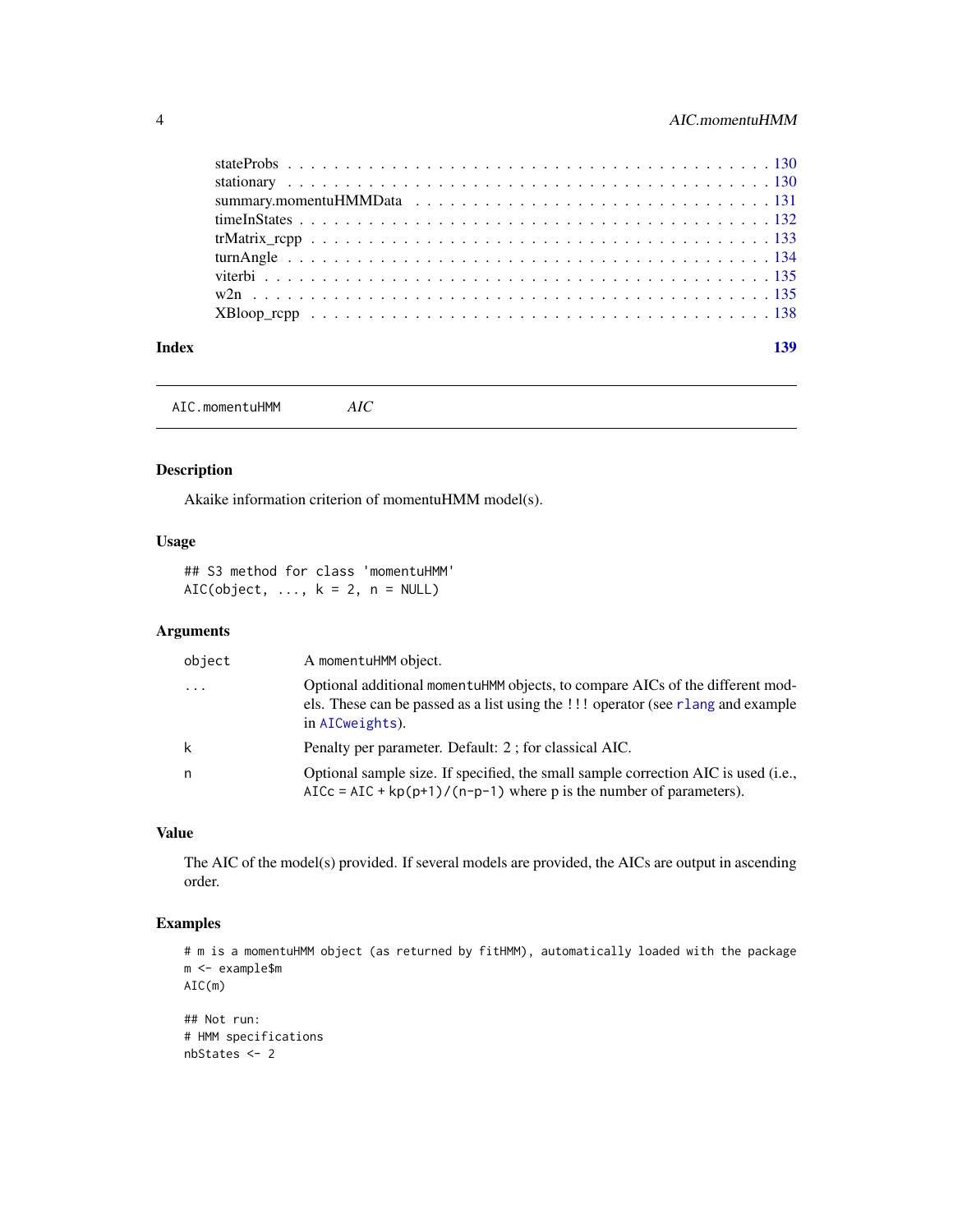stateProbs . . . . . . . . . . . . . . . . . . . . . . . . . . . . . . . . . . . . . . . 130
stationary . . . . . . . . . . . . . . . . . . . . . . . . . . . . . . . . . . . . . . . 130
summary.momentuHMMData . . . . . . . . . . . . . . . . . . . . . . . . . . . . 131
timeInStates . . . . . . . . . . . . . . . . . . . . . . . . . . . . . . . . . . . . . . 132
trMatrix_rcpp . . . . . . . . . . . . . . . . . . . . . . . . . . . . . . . . . . . . . 133
turnAngle . . . . . . . . . . . . . . . . . . . . . . . . . . . . . . . . . . . . . . . 134
viterbi . . . . . . . . . . . . . . . . . . . . . . . . . . . . . . . . . . . . . . . . . 135
w2n . . . . . . . . . . . . . . . . . . . . . . . . . . . . . . . . . . . . . . . . . . 135
XBloop_rcpp . . . . . . . . . . . . . . . . . . . . . . . . . . . . . . . . . . . . . 138

**Index** **139**

---

`AIC.momentuHMM` *AIC*

---

## Description

Akaike information criterion of momentuHMM model(s).

## Usage

```
## S3 method for class 'momentuHMM'
AIC(object, ..., k = 2, n = NULL)
```

## Arguments

| | |
|---|---|
| `object` | A `momentuHMM` object. |
| `...` | Optional additional `momentuHMM` objects, to compare AICs of the different models. These can be passed as a list using the `!!!` operator (see `rlang` and example in `AICweights`). |
| `k` | Penalty per parameter. Default: 2 ; for classical AIC. |
| `n` | Optional sample size. If specified, the small sample correction AIC is used (i.e., `AICc = AIC + kp(p+1)/(n-p-1)` where p is the number of parameters). |

## Value

The AIC of the model(s) provided. If several models are provided, the AICs are output in ascending order.

## Examples

```
# m is a momentuHMM object (as returned by fitHMM), automatically loaded with the package
m <- example$m
AIC(m)

## Not run:
# HMM specifications
nbStates <- 2
```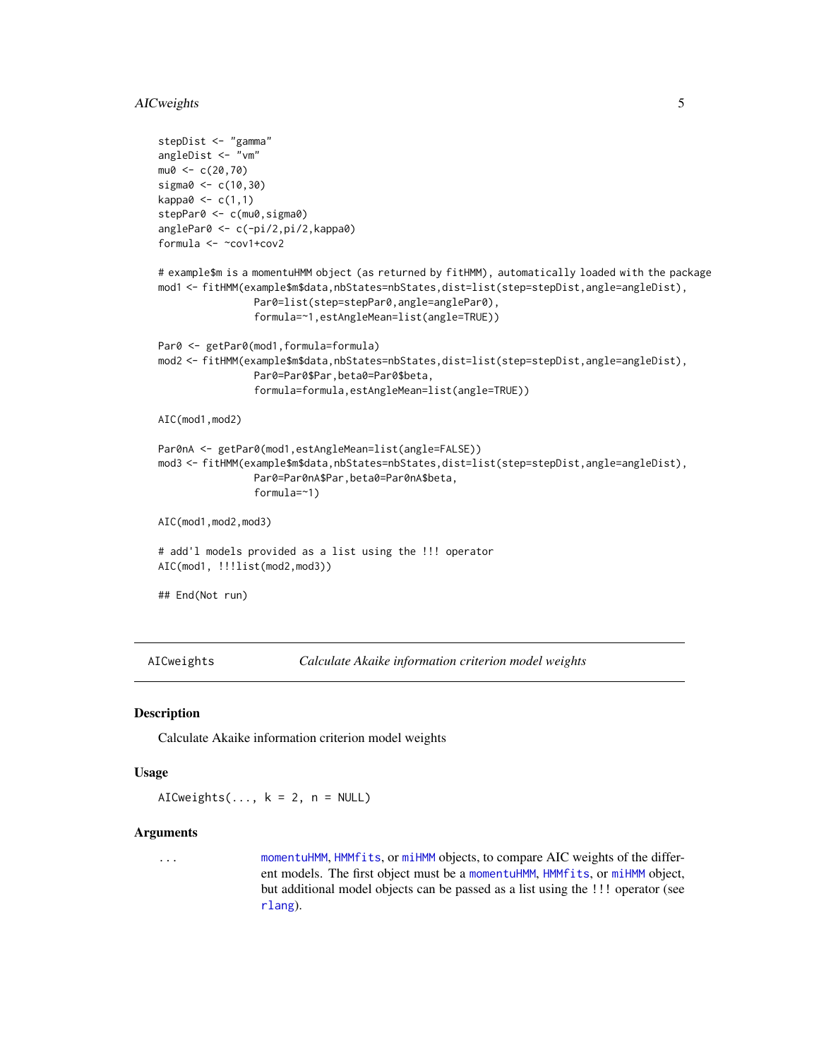```
stepDist <- "gamma"
angleDist <- "vm"
mu0 <- c(20,70)
sigma0 <- c(10,30)
kappa0 <- c(1,1)
stepPar0 <- c(mu0,sigma0)
anglePar0 <- c(-pi/2,pi/2,kappa0)
formula <- ~cov1+cov2

# example$m is a momentuHMM object (as returned by fitHMM), automatically loaded with the package
mod1 <- fitHMM(example$m$data,nbStates=nbStates,dist=list(step=stepDist,angle=angleDist),
               Par0=list(step=stepPar0,angle=anglePar0),
               formula=~1,estAngleMean=list(angle=TRUE))

Par0 <- getPar0(mod1,formula=formula)
mod2 <- fitHMM(example$m$data,nbStates=nbStates,dist=list(step=stepDist,angle=angleDist),
               Par0=Par0$Par,beta0=Par0$beta,
               formula=formula,estAngleMean=list(angle=TRUE))

AIC(mod1,mod2)

Par0nA <- getPar0(mod1,estAngleMean=list(angle=FALSE))
mod3 <- fitHMM(example$m$data,nbStates=nbStates,dist=list(step=stepDist,angle=angleDist),
               Par0=Par0nA$Par,beta0=Par0nA$beta,
               formula=~1)

AIC(mod1,mod2,mod3)

# add'l models provided as a list using the !!! operator
AIC(mod1, !!!list(mod2,mod3))

## End(Not run)
```

---

## AICweights — *Calculate Akaike information criterion model weights*

### Description

Calculate Akaike information criterion model weights

### Usage

```
AICweights(..., k = 2, n = NULL)
```

### Arguments

`...` — momentuHMM, HMMfits, or miHMM objects, to compare AIC weights of the different models. The first object must be a momentuHMM, HMMfits, or miHMM object, but additional model objects can be passed as a list using the `!!!` operator (see rlang).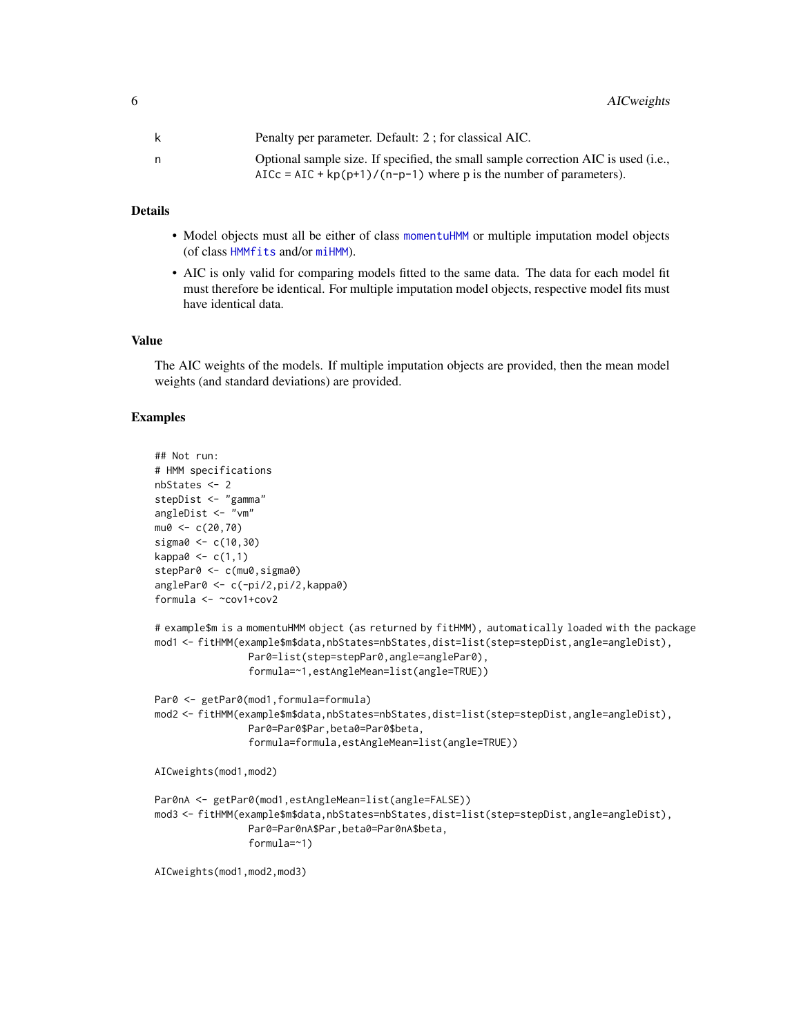| | |
|---|---|
| k | Penalty per parameter. Default: 2 ; for classical AIC. |
| n | Optional sample size. If specified, the small sample correction AIC is used (i.e., `AICc = AIC + kp(p+1)/(n-p-1)` where p is the number of parameters). |

### Details

- Model objects must all be either of class `momentuHMM` or multiple imputation model objects (of class `HMMfits` and/or `miHMM`).
- AIC is only valid for comparing models fitted to the same data. The data for each model fit must therefore be identical. For multiple imputation model objects, respective model fits must have identical data.

### Value

The AIC weights of the models. If multiple imputation objects are provided, then the mean model weights (and standard deviations) are provided.

### Examples

```
## Not run:
# HMM specifications
nbStates <- 2
stepDist <- "gamma"
angleDist <- "vm"
mu0 <- c(20,70)
sigma0 <- c(10,30)
kappa0 <- c(1,1)
stepPar0 <- c(mu0,sigma0)
anglePar0 <- c(-pi/2,pi/2,kappa0)
formula <- ~cov1+cov2

# example$m is a momentuHMM object (as returned by fitHMM), automatically loaded with the package
mod1 <- fitHMM(example$m$data,nbStates=nbStates,dist=list(step=stepDist,angle=angleDist),
               Par0=list(step=stepPar0,angle=anglePar0),
               formula=~1,estAngleMean=list(angle=TRUE))

Par0 <- getPar0(mod1,formula=formula)
mod2 <- fitHMM(example$m$data,nbStates=nbStates,dist=list(step=stepDist,angle=angleDist),
               Par0=Par0$Par,beta0=Par0$beta,
               formula=formula,estAngleMean=list(angle=TRUE))

AICweights(mod1,mod2)

Par0nA <- getPar0(mod1,estAngleMean=list(angle=FALSE))
mod3 <- fitHMM(example$m$data,nbStates=nbStates,dist=list(step=stepDist,angle=angleDist),
               Par0=Par0nA$Par,beta0=Par0nA$beta,
               formula=~1)

AICweights(mod1,mod2,mod3)
```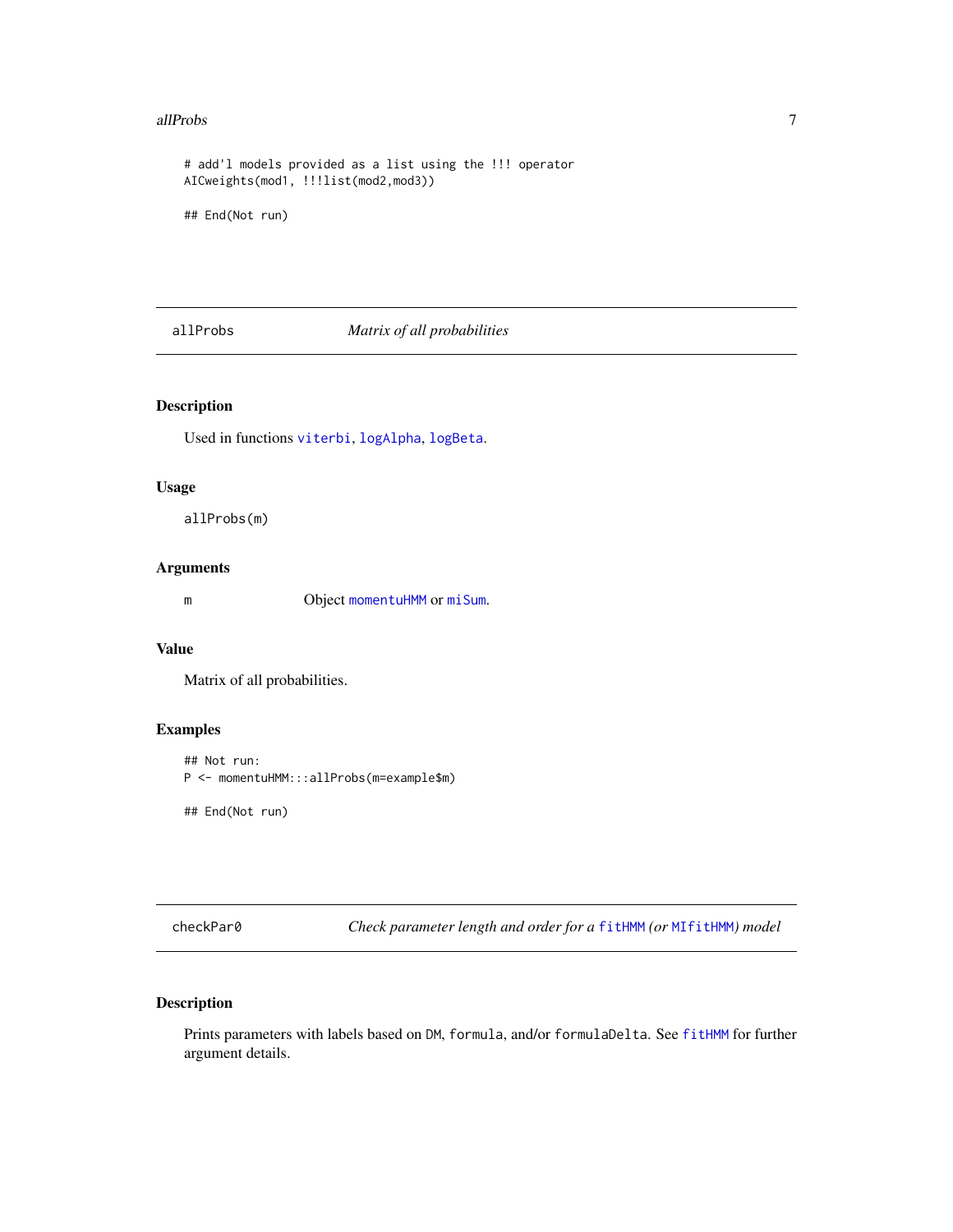```
# add'l models provided as a list using the !!! operator
AICweights(mod1, !!!list(mod2,mod3))

## End(Not run)
```

## allProbs — *Matrix of all probabilities*

### Description

Used in functions viterbi, logAlpha, logBeta.

### Usage

```
allProbs(m)
```

### Arguments

| | |
|---|---|
| m | Object momentuHMM or miSum. |

### Value

Matrix of all probabilities.

### Examples

```
## Not run:
P <- momentuHMM:::allProbs(m=example$m)

## End(Not run)
```

## checkPar0 — *Check parameter length and order for a fitHMM (or MIfitHMM) model*

### Description

Prints parameters with labels based on DM, formula, and/or formulaDelta. See fitHMM for further argument details.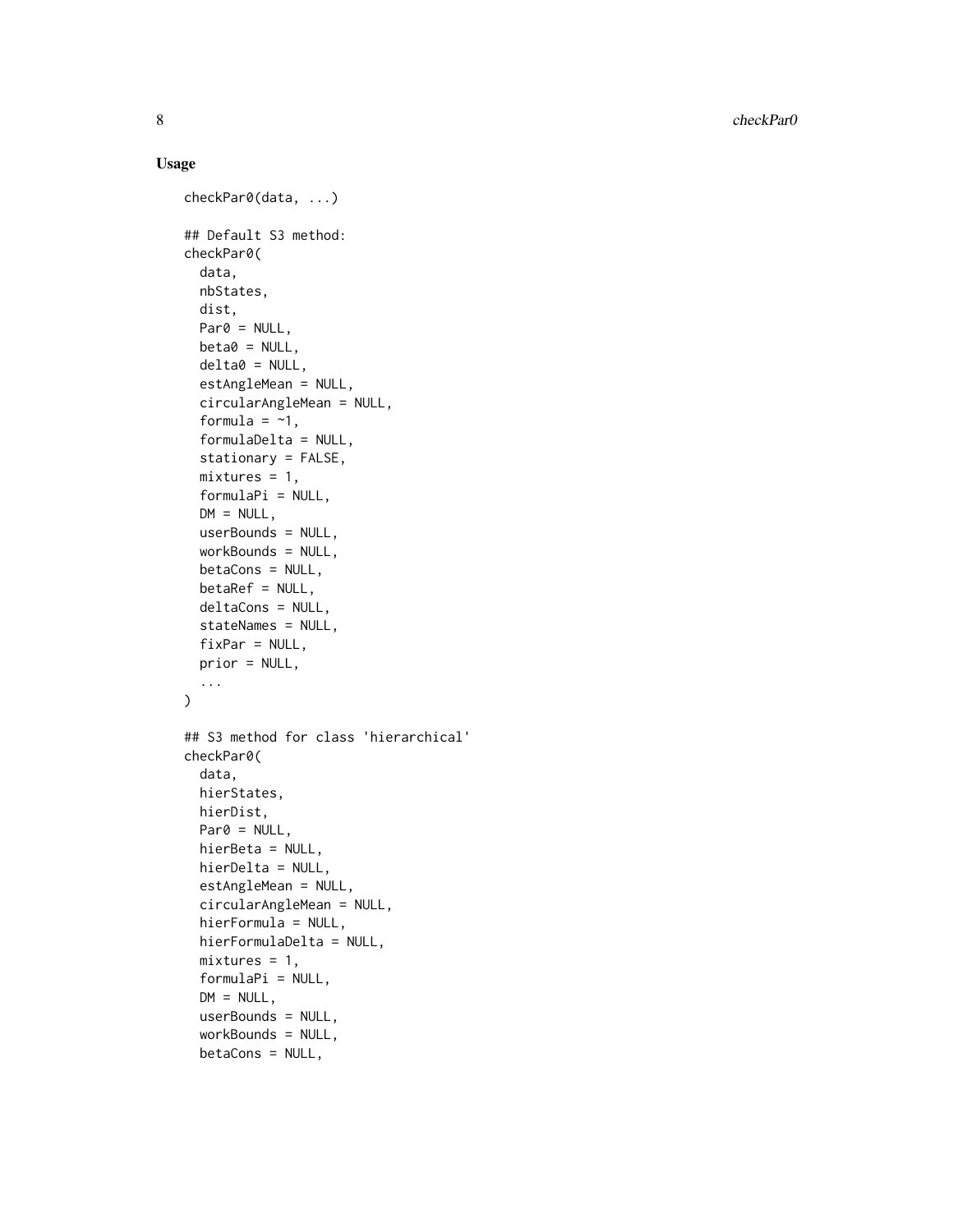## Usage

```
checkPar0(data, ...)

## Default S3 method:
checkPar0(
  data,
  nbStates,
  dist,
  Par0 = NULL,
  beta0 = NULL,
  delta0 = NULL,
  estAngleMean = NULL,
  circularAngleMean = NULL,
  formula = ~1,
  formulaDelta = NULL,
  stationary = FALSE,
  mixtures = 1,
  formulaPi = NULL,
  DM = NULL,
  userBounds = NULL,
  workBounds = NULL,
  betaCons = NULL,
  betaRef = NULL,
  deltaCons = NULL,
  stateNames = NULL,
  fixPar = NULL,
  prior = NULL,
  ...
)

## S3 method for class 'hierarchical'
checkPar0(
  data,
  hierStates,
  hierDist,
  Par0 = NULL,
  hierBeta = NULL,
  hierDelta = NULL,
  estAngleMean = NULL,
  circularAngleMean = NULL,
  hierFormula = NULL,
  hierFormulaDelta = NULL,
  mixtures = 1,
  formulaPi = NULL,
  DM = NULL,
  userBounds = NULL,
  workBounds = NULL,
  betaCons = NULL,
```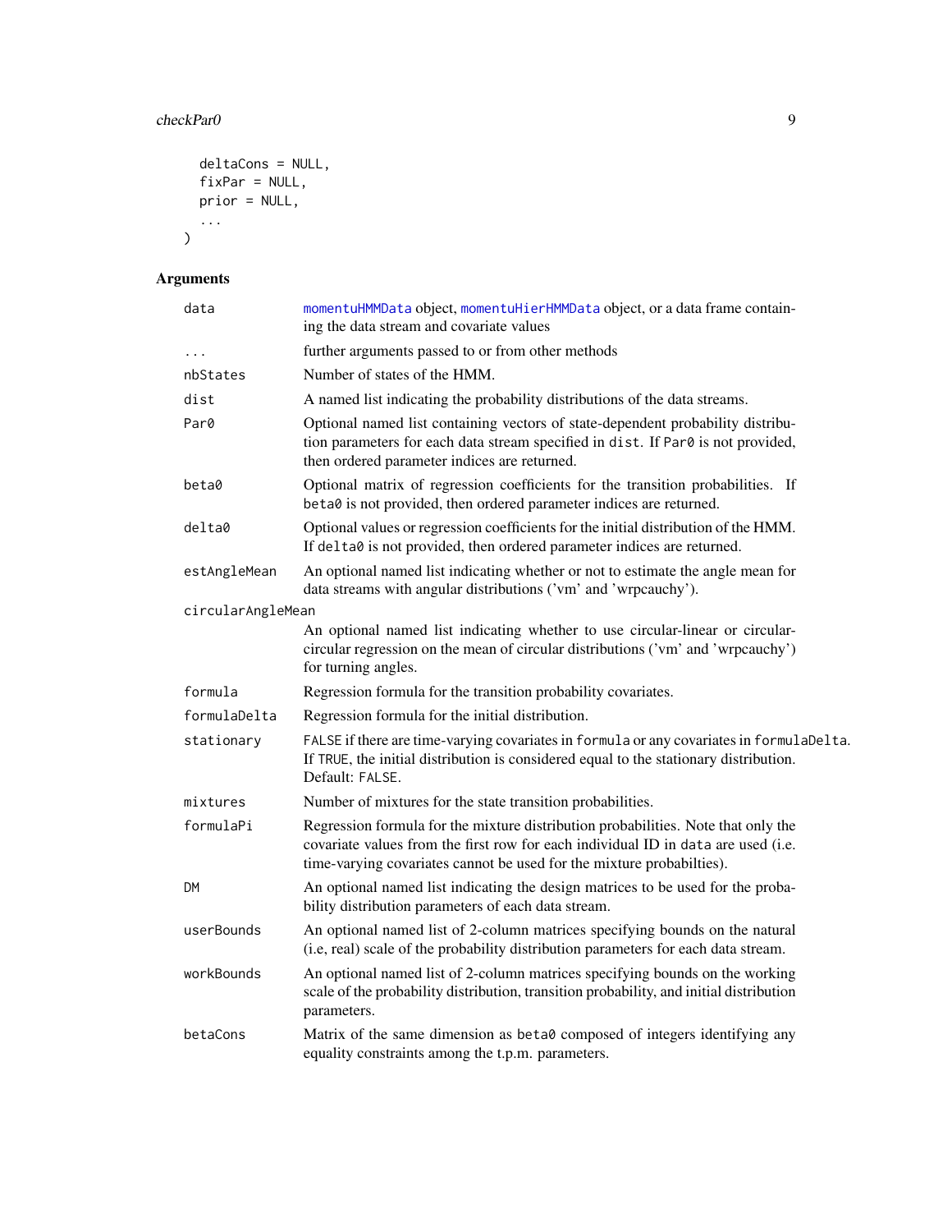```
  deltaCons = NULL,
  fixPar = NULL,
  prior = NULL,
  ...
)
```

## Arguments

| | |
|---|---|
| data | momentuHMMData object, momentuHierHMMData object, or a data frame containing the data stream and covariate values |
| ... | further arguments passed to or from other methods |
| nbStates | Number of states of the HMM. |
| dist | A named list indicating the probability distributions of the data streams. |
| Par0 | Optional named list containing vectors of state-dependent probability distribution parameters for each data stream specified in dist. If Par0 is not provided, then ordered parameter indices are returned. |
| beta0 | Optional matrix of regression coefficients for the transition probabilities. If beta0 is not provided, then ordered parameter indices are returned. |
| delta0 | Optional values or regression coefficients for the initial distribution of the HMM. If delta0 is not provided, then ordered parameter indices are returned. |
| estAngleMean | An optional named list indicating whether or not to estimate the angle mean for data streams with angular distributions ('vm' and 'wrpcauchy'). |
| circularAngleMean | An optional named list indicating whether to use circular-linear or circular-circular regression on the mean of circular distributions ('vm' and 'wrpcauchy') for turning angles. |
| formula | Regression formula for the transition probability covariates. |
| formulaDelta | Regression formula for the initial distribution. |
| stationary | FALSE if there are time-varying covariates in formula or any covariates in formulaDelta. If TRUE, the initial distribution is considered equal to the stationary distribution. Default: FALSE. |
| mixtures | Number of mixtures for the state transition probabilities. |
| formulaPi | Regression formula for the mixture distribution probabilities. Note that only the covariate values from the first row for each individual ID in data are used (i.e. time-varying covariates cannot be used for the mixture probabilties). |
| DM | An optional named list indicating the design matrices to be used for the probability distribution parameters of each data stream. |
| userBounds | An optional named list of 2-column matrices specifying bounds on the natural (i.e, real) scale of the probability distribution parameters for each data stream. |
| workBounds | An optional named list of 2-column matrices specifying bounds on the working scale of the probability distribution, transition probability, and initial distribution parameters. |
| betaCons | Matrix of the same dimension as beta0 composed of integers identifying any equality constraints among the t.p.m. parameters. |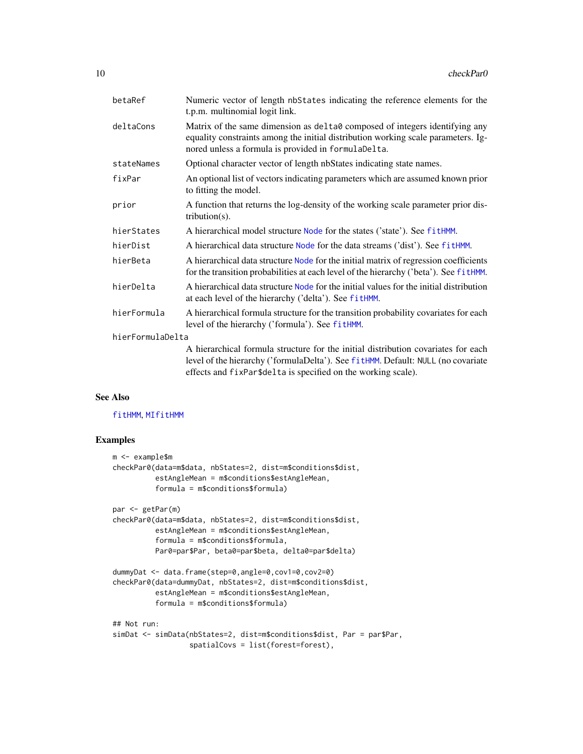| | |
|---|---|
| betaRef | Numeric vector of length nbStates indicating the reference elements for the t.p.m. multinomial logit link. |
| deltaCons | Matrix of the same dimension as delta0 composed of integers identifying any equality constraints among the initial distribution working scale parameters. Ignored unless a formula is provided in formulaDelta. |
| stateNames | Optional character vector of length nbStates indicating state names. |
| fixPar | An optional list of vectors indicating parameters which are assumed known prior to fitting the model. |
| prior | A function that returns the log-density of the working scale parameter prior distribution(s). |
| hierStates | A hierarchical model structure Node for the states ('state'). See fitHMM. |
| hierDist | A hierarchical data structure Node for the data streams ('dist'). See fitHMM. |
| hierBeta | A hierarchical data structure Node for the initial matrix of regression coefficients for the transition probabilities at each level of the hierarchy ('beta'). See fitHMM. |
| hierDelta | A hierarchical data structure Node for the initial values for the initial distribution at each level of the hierarchy ('delta'). See fitHMM. |
| hierFormula | A hierarchical formula structure for the transition probability covariates for each level of the hierarchy ('formula'). See fitHMM. |
| hierFormulaDelta | A hierarchical formula structure for the initial distribution covariates for each level of the hierarchy ('formulaDelta'). See fitHMM. Default: NULL (no covariate effects and fixPar$delta is specified on the working scale). |

## See Also

fitHMM, MIfitHMM

## Examples

```
m <- example$m
checkPar0(data=m$data, nbStates=2, dist=m$conditions$dist,
          estAngleMean = m$conditions$estAngleMean,
          formula = m$conditions$formula)

par <- getPar(m)
checkPar0(data=m$data, nbStates=2, dist=m$conditions$dist,
          estAngleMean = m$conditions$estAngleMean,
          formula = m$conditions$formula,
          Par0=par$Par, beta0=par$beta, delta0=par$delta)

dummyDat <- data.frame(step=0,angle=0,cov1=0,cov2=0)
checkPar0(data=dummyDat, nbStates=2, dist=m$conditions$dist,
          estAngleMean = m$conditions$estAngleMean,
          formula = m$conditions$formula)

## Not run:
simDat <- simData(nbStates=2, dist=m$conditions$dist, Par = par$Par,
                  spatialCovs = list(forest=forest),
```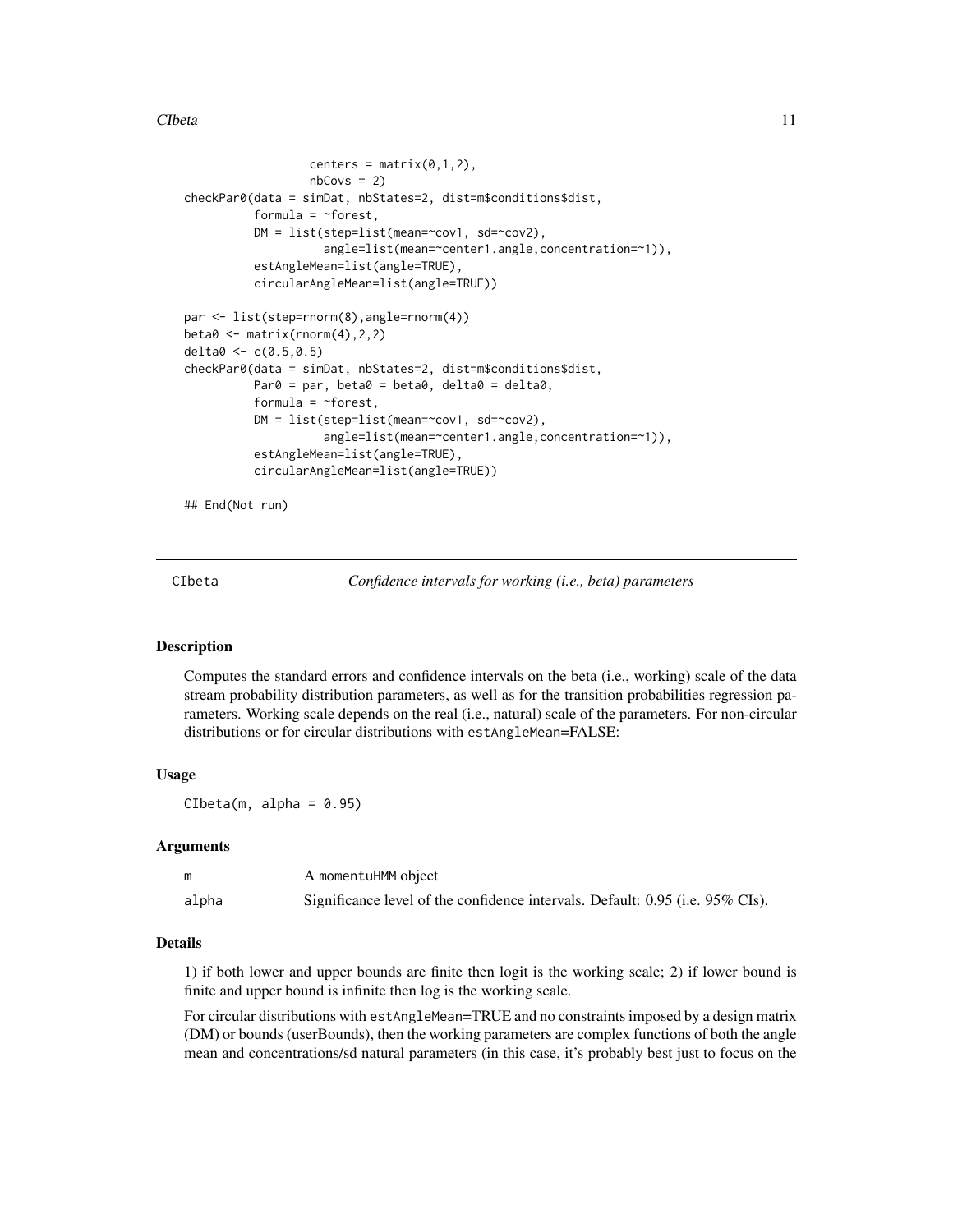```
                  centers = matrix(0,1,2),
                  nbCovs = 2)
checkPar0(data = simDat, nbStates=2, dist=m$conditions$dist,
          formula = ~forest,
          DM = list(step=list(mean=~cov1, sd=~cov2),
                    angle=list(mean=~center1.angle,concentration=~1)),
          estAngleMean=list(angle=TRUE),
          circularAngleMean=list(angle=TRUE))

par <- list(step=rnorm(8),angle=rnorm(4))
beta0 <- matrix(rnorm(4),2,2)
delta0 <- c(0.5,0.5)
checkPar0(data = simDat, nbStates=2, dist=m$conditions$dist,
          Par0 = par, beta0 = beta0, delta0 = delta0,
          formula = ~forest,
          DM = list(step=list(mean=~cov1, sd=~cov2),
                    angle=list(mean=~center1.angle,concentration=~1)),
          estAngleMean=list(angle=TRUE),
          circularAngleMean=list(angle=TRUE))

## End(Not run)
```

## CIbeta — *Confidence intervals for working (i.e., beta) parameters*

### Description

Computes the standard errors and confidence intervals on the beta (i.e., working) scale of the data stream probability distribution parameters, as well as for the transition probabilities regression parameters. Working scale depends on the real (i.e., natural) scale of the parameters. For non-circular distributions or for circular distributions with `estAngleMean`=FALSE:

### Usage

```
CIbeta(m, alpha = 0.95)
```

### Arguments

| | |
|---|---|
| `m` | A `momentuHMM` object |
| `alpha` | Significance level of the confidence intervals. Default: 0.95 (i.e. 95% CIs). |

### Details

1) if both lower and upper bounds are finite then logit is the working scale; 2) if lower bound is finite and upper bound is infinite then log is the working scale.

For circular distributions with `estAngleMean`=TRUE and no constraints imposed by a design matrix (DM) or bounds (userBounds), then the working parameters are complex functions of both the angle mean and concentrations/sd natural parameters (in this case, it's probably best just to focus on the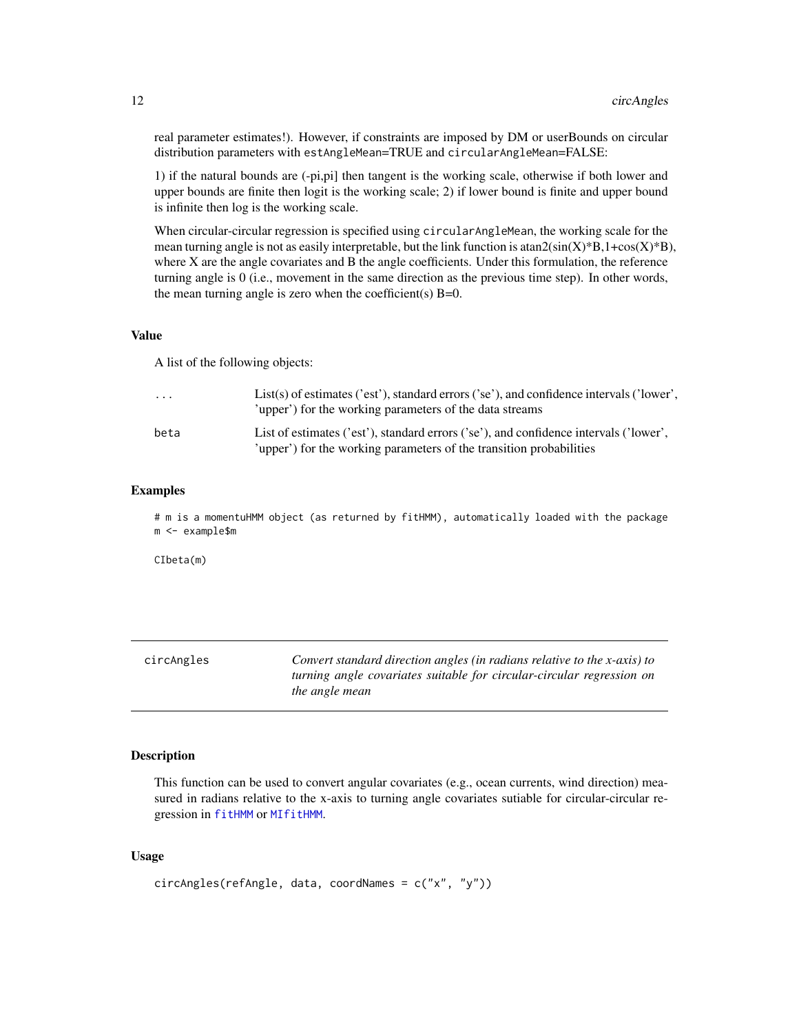real parameter estimates!). However, if constraints are imposed by DM or userBounds on circular distribution parameters with `estAngleMean=TRUE` and `circularAngleMean=FALSE`:

1) if the natural bounds are (-pi,pi] then tangent is the working scale, otherwise if both lower and upper bounds are finite then logit is the working scale; 2) if lower bound is finite and upper bound is infinite then log is the working scale.

When circular-circular regression is specified using `circularAngleMean`, the working scale for the mean turning angle is not as easily interpretable, but the link function is atan2(sin(X)*B,1+cos(X)*B), where X are the angle covariates and B the angle coefficients. Under this formulation, the reference turning angle is 0 (i.e., movement in the same direction as the previous time step). In other words, the mean turning angle is zero when the coefficient(s) B=0.

### Value

A list of the following objects:

| | |
|---|---|
| `...` | List(s) of estimates ('est'), standard errors ('se'), and confidence intervals ('lower', 'upper') for the working parameters of the data streams |
| `beta` | List of estimates ('est'), standard errors ('se'), and confidence intervals ('lower', 'upper') for the working parameters of the transition probabilities |

### Examples

```
# m is a momentuHMM object (as returned by fitHMM), automatically loaded with the package
m <- example$m

CIbeta(m)
```

---

## circAngles

*Convert standard direction angles (in radians relative to the x-axis) to turning angle covariates suitable for circular-circular regression on the angle mean*

---

### Description

This function can be used to convert angular covariates (e.g., ocean currents, wind direction) measured in radians relative to the x-axis to turning angle covariates sutiable for circular-circular regression in `fitHMM` or `MIfitHMM`.

### Usage

```
circAngles(refAngle, data, coordNames = c("x", "y"))
```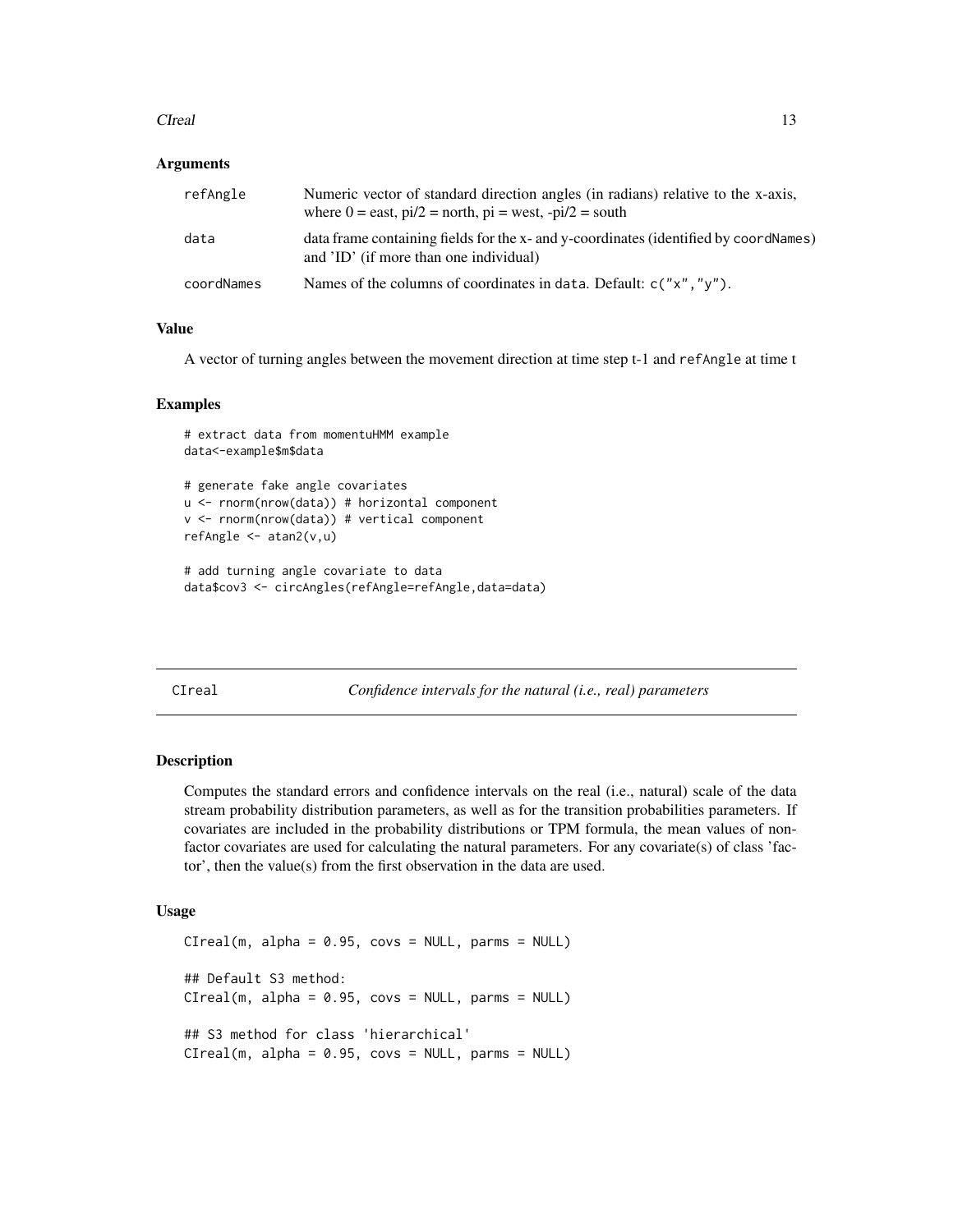### Arguments

| | |
|---|---|
| refAngle | Numeric vector of standard direction angles (in radians) relative to the x-axis, where 0 = east, pi/2 = north, pi = west, -pi/2 = south |
| data | data frame containing fields for the x- and y-coordinates (identified by coordNames) and 'ID' (if more than one individual) |
| coordNames | Names of the columns of coordinates in data. Default: c("x","y"). |

### Value

A vector of turning angles between the movement direction at time step t-1 and refAngle at time t

### Examples

```
# extract data from momentuHMM example
data<-example$m$data

# generate fake angle covariates
u <- rnorm(nrow(data)) # horizontal component
v <- rnorm(nrow(data)) # vertical component
refAngle <- atan2(v,u)

# add turning angle covariate to data
data$cov3 <- circAngles(refAngle=refAngle,data=data)
```

---

## CIreal *Confidence intervals for the natural (i.e., real) parameters*

### Description

Computes the standard errors and confidence intervals on the real (i.e., natural) scale of the data stream probability distribution parameters, as well as for the transition probabilities parameters. If covariates are included in the probability distributions or TPM formula, the mean values of non-factor covariates are used for calculating the natural parameters. For any covariate(s) of class 'factor', then the value(s) from the first observation in the data are used.

### Usage

```
CIreal(m, alpha = 0.95, covs = NULL, parms = NULL)

## Default S3 method:
CIreal(m, alpha = 0.95, covs = NULL, parms = NULL)

## S3 method for class 'hierarchical'
CIreal(m, alpha = 0.95, covs = NULL, parms = NULL)
```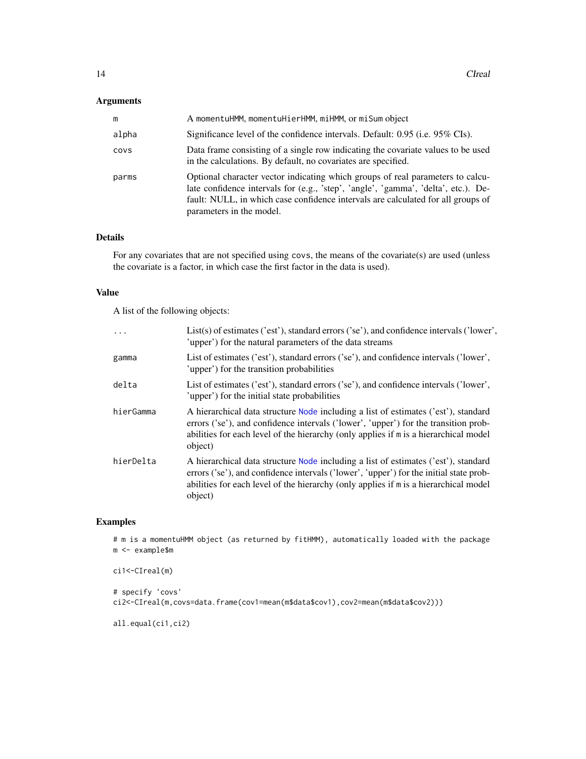## Arguments

| | |
|---|---|
| m | A momentuHMM, momentuHierHMM, miHMM, or miSum object |
| alpha | Significance level of the confidence intervals. Default: 0.95 (i.e. 95% CIs). |
| covs | Data frame consisting of a single row indicating the covariate values to be used in the calculations. By default, no covariates are specified. |
| parms | Optional character vector indicating which groups of real parameters to calculate confidence intervals for (e.g., 'step', 'angle', 'gamma', 'delta', etc.). Default: NULL, in which case confidence intervals are calculated for all groups of parameters in the model. |

## Details

For any covariates that are not specified using covs, the means of the covariate(s) are used (unless the covariate is a factor, in which case the first factor in the data is used).

## Value

A list of the following objects:

| | |
|---|---|
| ... | List(s) of estimates ('est'), standard errors ('se'), and confidence intervals ('lower', 'upper') for the natural parameters of the data streams |
| gamma | List of estimates ('est'), standard errors ('se'), and confidence intervals ('lower', 'upper') for the transition probabilities |
| delta | List of estimates ('est'), standard errors ('se'), and confidence intervals ('lower', 'upper') for the initial state probabilities |
| hierGamma | A hierarchical data structure Node including a list of estimates ('est'), standard errors ('se'), and confidence intervals ('lower', 'upper') for the transition probabilities for each level of the hierarchy (only applies if m is a hierarchical model object) |
| hierDelta | A hierarchical data structure Node including a list of estimates ('est'), standard errors ('se'), and confidence intervals ('lower', 'upper') for the initial state probabilities for each level of the hierarchy (only applies if m is a hierarchical model object) |

## Examples

```
# m is a momentuHMM object (as returned by fitHMM), automatically loaded with the package
m <- example$m

ci1<-CIreal(m)

# specify 'covs'
ci2<-CIreal(m,covs=data.frame(cov1=mean(m$data$cov1),cov2=mean(m$data$cov2)))

all.equal(ci1,ci2)
```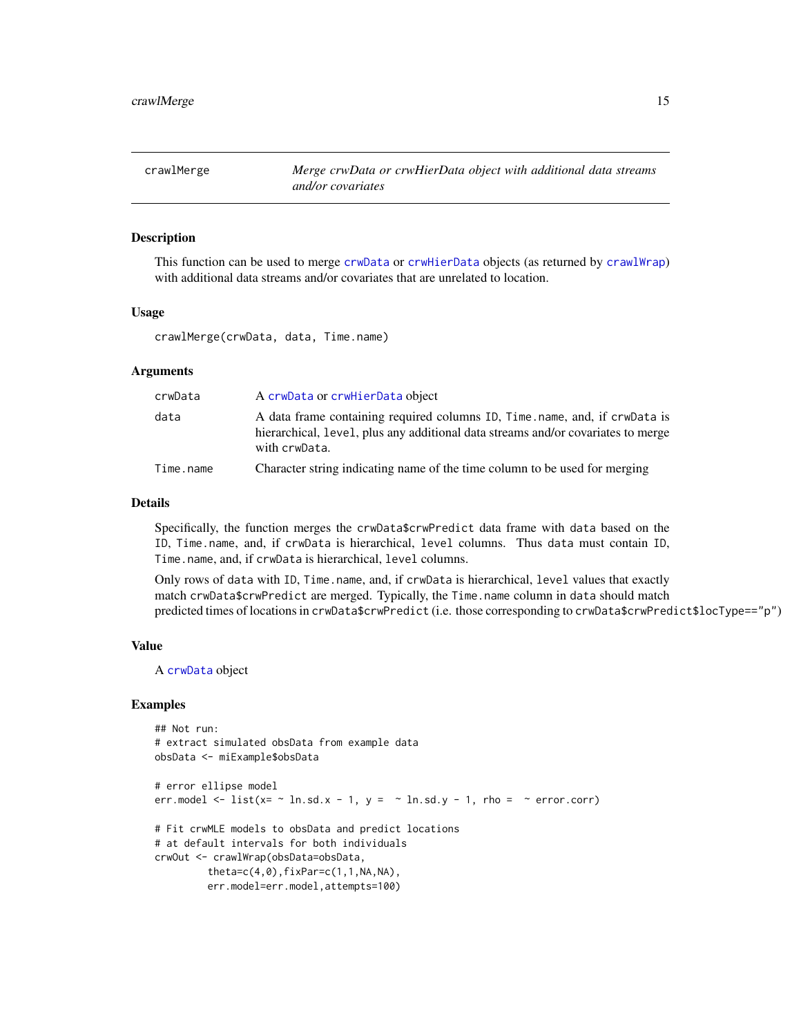## crawlMerge — *Merge crwData or crwHierData object with additional data streams and/or covariates*

### Description

This function can be used to merge crwData or crwHierData objects (as returned by crawlWrap) with additional data streams and/or covariates that are unrelated to location.

### Usage

```
crawlMerge(crwData, data, Time.name)
```

### Arguments

| | |
|---|---|
| crwData | A crwData or crwHierData object |
| data | A data frame containing required columns ID, Time.name, and, if crwData is hierarchical, level, plus any additional data streams and/or covariates to merge with crwData. |
| Time.name | Character string indicating name of the time column to be used for merging |

### Details

Specifically, the function merges the crwData$crwPredict data frame with data based on the ID, Time.name, and, if crwData is hierarchical, level columns. Thus data must contain ID, Time.name, and, if crwData is hierarchical, level columns.

Only rows of data with ID, Time.name, and, if crwData is hierarchical, level values that exactly match crwData$crwPredict are merged. Typically, the Time.name column in data should match predicted times of locations in crwData$crwPredict (i.e. those corresponding to crwData$crwPredict$locType=="p")

### Value

A crwData object

### Examples

```
## Not run:
# extract simulated obsData from example data
obsData <- miExample$obsData

# error ellipse model
err.model <- list(x= ~ ln.sd.x - 1, y =  ~ ln.sd.y - 1, rho =  ~ error.corr)

# Fit crwMLE models to obsData and predict locations
# at default intervals for both individuals
crwOut <- crawlWrap(obsData=obsData,
         theta=c(4,0),fixPar=c(1,1,NA,NA),
         err.model=err.model,attempts=100)
```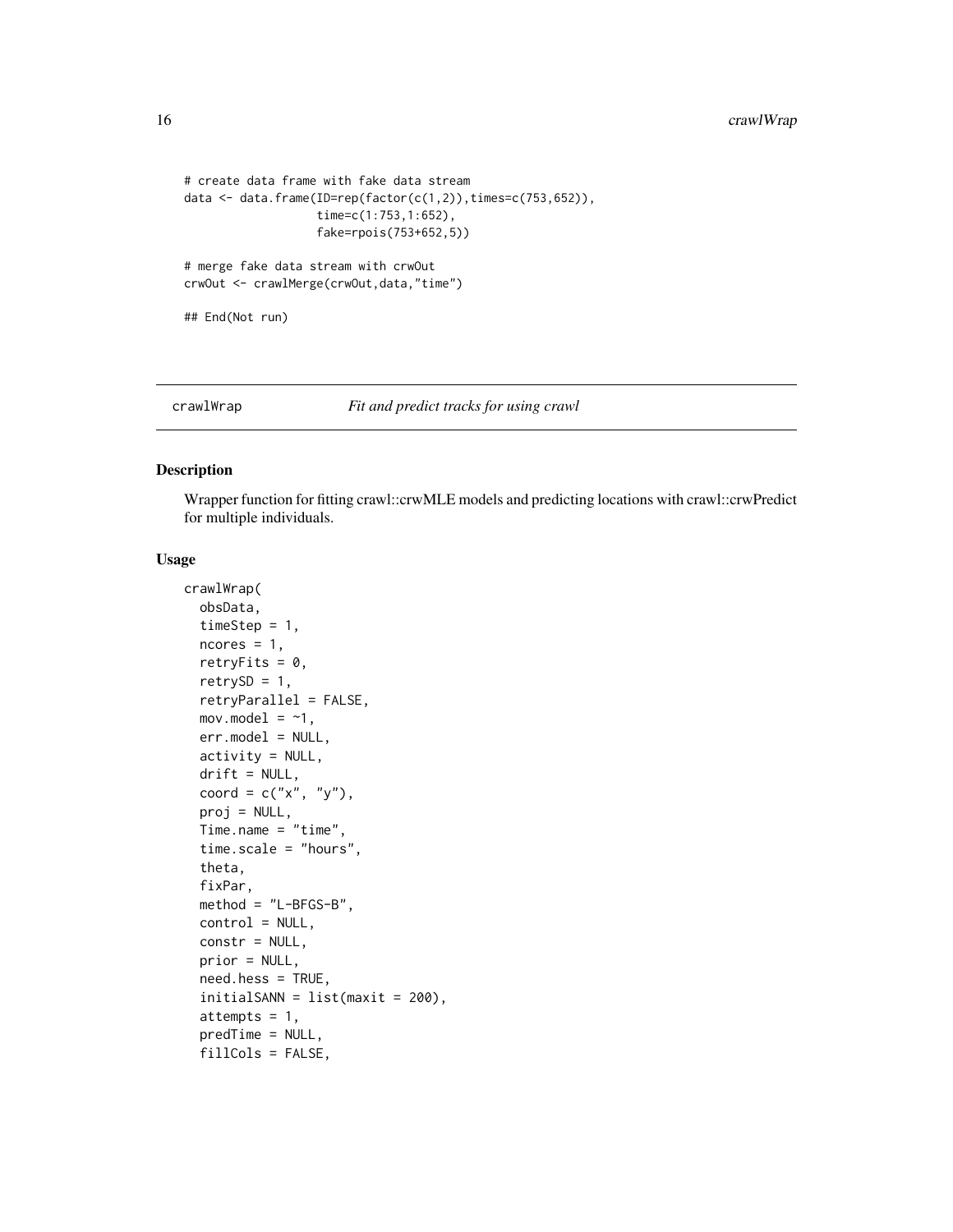```
# create data frame with fake data stream
data <- data.frame(ID=rep(factor(c(1,2)),times=c(753,652)),
                   time=c(1:753,1:652),
                   fake=rpois(753+652,5))

# merge fake data stream with crwOut
crwOut <- crawlMerge(crwOut,data,"time")

## End(Not run)
```

---

## crawlWrap — *Fit and predict tracks for using crawl*

### Description

Wrapper function for fitting crawl::crwMLE models and predicting locations with crawl::crwPredict for multiple individuals.

### Usage

```
crawlWrap(
  obsData,
  timeStep = 1,
  ncores = 1,
  retryFits = 0,
  retrySD = 1,
  retryParallel = FALSE,
  mov.model = ~1,
  err.model = NULL,
  activity = NULL,
  drift = NULL,
  coord = c("x", "y"),
  proj = NULL,
  Time.name = "time",
  time.scale = "hours",
  theta,
  fixPar,
  method = "L-BFGS-B",
  control = NULL,
  constr = NULL,
  prior = NULL,
  need.hess = TRUE,
  initialSANN = list(maxit = 200),
  attempts = 1,
  predTime = NULL,
  fillCols = FALSE,
```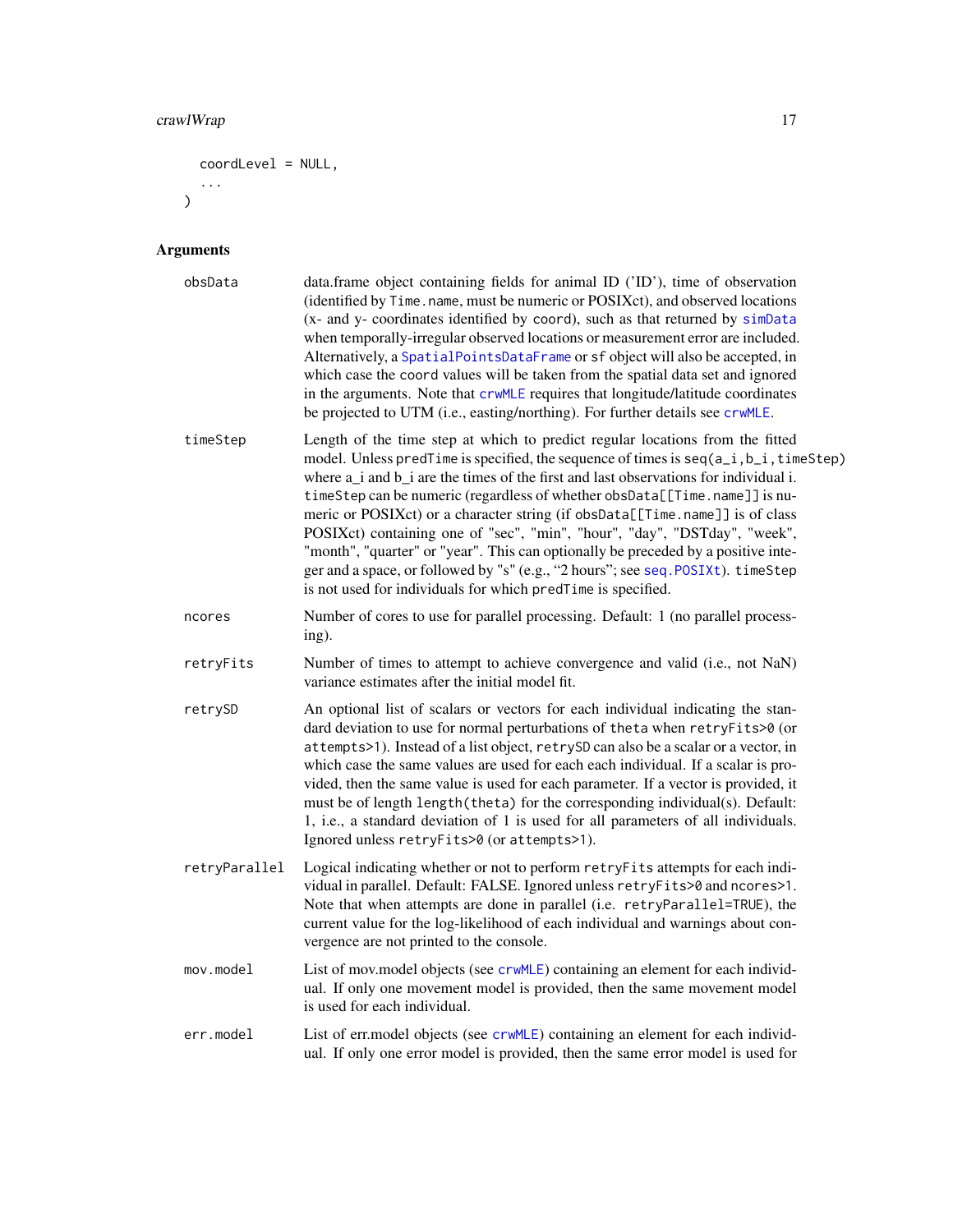```
  coordLevel = NULL,
  ...
)
```

## Arguments

**obsData**
data.frame object containing fields for animal ID ('ID'), time of observation (identified by Time.name, must be numeric or POSIXct), and observed locations (x- and y- coordinates identified by coord), such as that returned by simData when temporally-irregular observed locations or measurement error are included. Alternatively, a SpatialPointsDataFrame or sf object will also be accepted, in which case the coord values will be taken from the spatial data set and ignored in the arguments. Note that crwMLE requires that longitude/latitude coordinates be projected to UTM (i.e., easting/northing). For further details see crwMLE.

**timeStep**
Length of the time step at which to predict regular locations from the fitted model. Unless predTime is specified, the sequence of times is seq(a_i,b_i,timeStep) where a_i and b_i are the times of the first and last observations for individual i. timeStep can be numeric (regardless of whether obsData[[Time.name]] is numeric or POSIXct) or a character string (if obsData[[Time.name]] is of class POSIXct) containing one of "sec", "min", "hour", "day", "DSTday", "week", "month", "quarter" or "year". This can optionally be preceded by a positive integer and a space, or followed by "s" (e.g., "2 hours"; see seq.POSIXt). timeStep is not used for individuals for which predTime is specified.

**ncores**
Number of cores to use for parallel processing. Default: 1 (no parallel processing).

**retryFits**
Number of times to attempt to achieve convergence and valid (i.e., not NaN) variance estimates after the initial model fit.

**retrySD**
An optional list of scalars or vectors for each individual indicating the standard deviation to use for normal perturbations of theta when retryFits>0 (or attempts>1). Instead of a list object, retrySD can also be a scalar or a vector, in which case the same values are used for each each individual. If a scalar is provided, then the same value is used for each parameter. If a vector is provided, it must be of length length(theta) for the corresponding individual(s). Default: 1, i.e., a standard deviation of 1 is used for all parameters of all individuals. Ignored unless retryFits>0 (or attempts>1).

**retryParallel**
Logical indicating whether or not to perform retryFits attempts for each individual in parallel. Default: FALSE. Ignored unless retryFits>0 and ncores>1. Note that when attempts are done in parallel (i.e. retryParallel=TRUE), the current value for the log-likelihood of each individual and warnings about convergence are not printed to the console.

**mov.model**
List of mov.model objects (see crwMLE) containing an element for each individual. If only one movement model is provided, then the same movement model is used for each individual.

**err.model**
List of err.model objects (see crwMLE) containing an element for each individual. If only one error model is provided, then the same error model is used for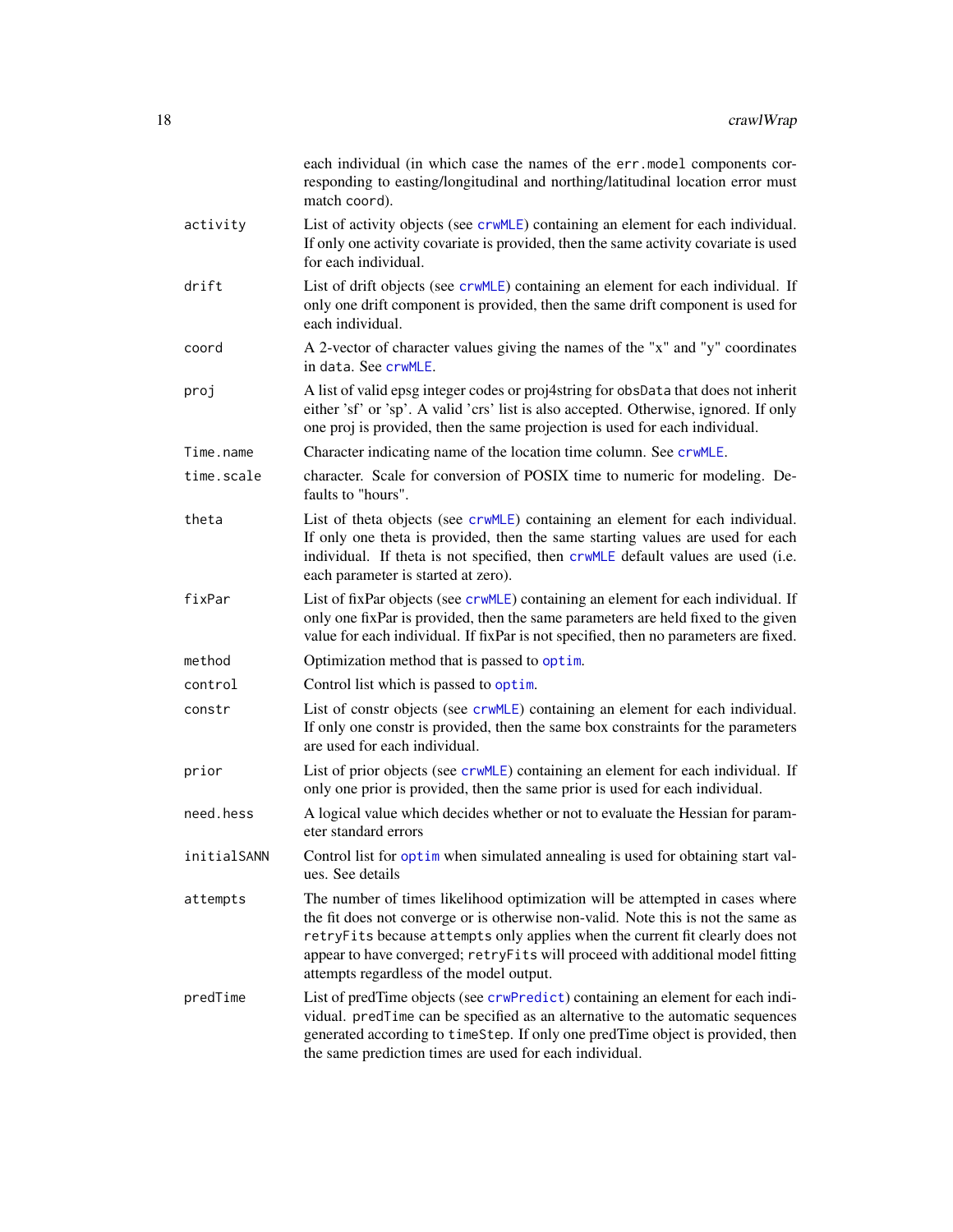each individual (in which case the names of the `err.model` components corresponding to easting/longitudinal and northing/latitudinal location error must match `coord`).

| | |
|---|---|
| `activity` | List of activity objects (see `crwMLE`) containing an element for each individual. If only one activity covariate is provided, then the same activity covariate is used for each individual. |
| `drift` | List of drift objects (see `crwMLE`) containing an element for each individual. If only one drift component is provided, then the same drift component is used for each individual. |
| `coord` | A 2-vector of character values giving the names of the "x" and "y" coordinates in `data`. See `crwMLE`. |
| `proj` | A list of valid epsg integer codes or proj4string for `obsData` that does not inherit either 'sf' or 'sp'. A valid 'crs' list is also accepted. Otherwise, ignored. If only one proj is provided, then the same projection is used for each individual. |
| `Time.name` | Character indicating name of the location time column. See `crwMLE`. |
| `time.scale` | character. Scale for conversion of POSIX time to numeric for modeling. Defaults to "hours". |
| `theta` | List of theta objects (see `crwMLE`) containing an element for each individual. If only one theta is provided, then the same starting values are used for each individual. If theta is not specified, then `crwMLE` default values are used (i.e. each parameter is started at zero). |
| `fixPar` | List of fixPar objects (see `crwMLE`) containing an element for each individual. If only one fixPar is provided, then the same parameters are held fixed to the given value for each individual. If fixPar is not specified, then no parameters are fixed. |
| `method` | Optimization method that is passed to `optim`. |
| `control` | Control list which is passed to `optim`. |
| `constr` | List of constr objects (see `crwMLE`) containing an element for each individual. If only one constr is provided, then the same box constraints for the parameters are used for each individual. |
| `prior` | List of prior objects (see `crwMLE`) containing an element for each individual. If only one prior is provided, then the same prior is used for each individual. |
| `need.hess` | A logical value which decides whether or not to evaluate the Hessian for parameter standard errors |
| `initialSANN` | Control list for `optim` when simulated annealing is used for obtaining start values. See details |
| `attempts` | The number of times likelihood optimization will be attempted in cases where the fit does not converge or is otherwise non-valid. Note this is not the same as `retryFits` because `attempts` only applies when the current fit clearly does not appear to have converged; `retryFits` will proceed with additional model fitting attempts regardless of the model output. |
| `predTime` | List of predTime objects (see `crwPredict`) containing an element for each individual. `predTime` can be specified as an alternative to the automatic sequences generated according to `timeStep`. If only one predTime object is provided, then the same prediction times are used for each individual. |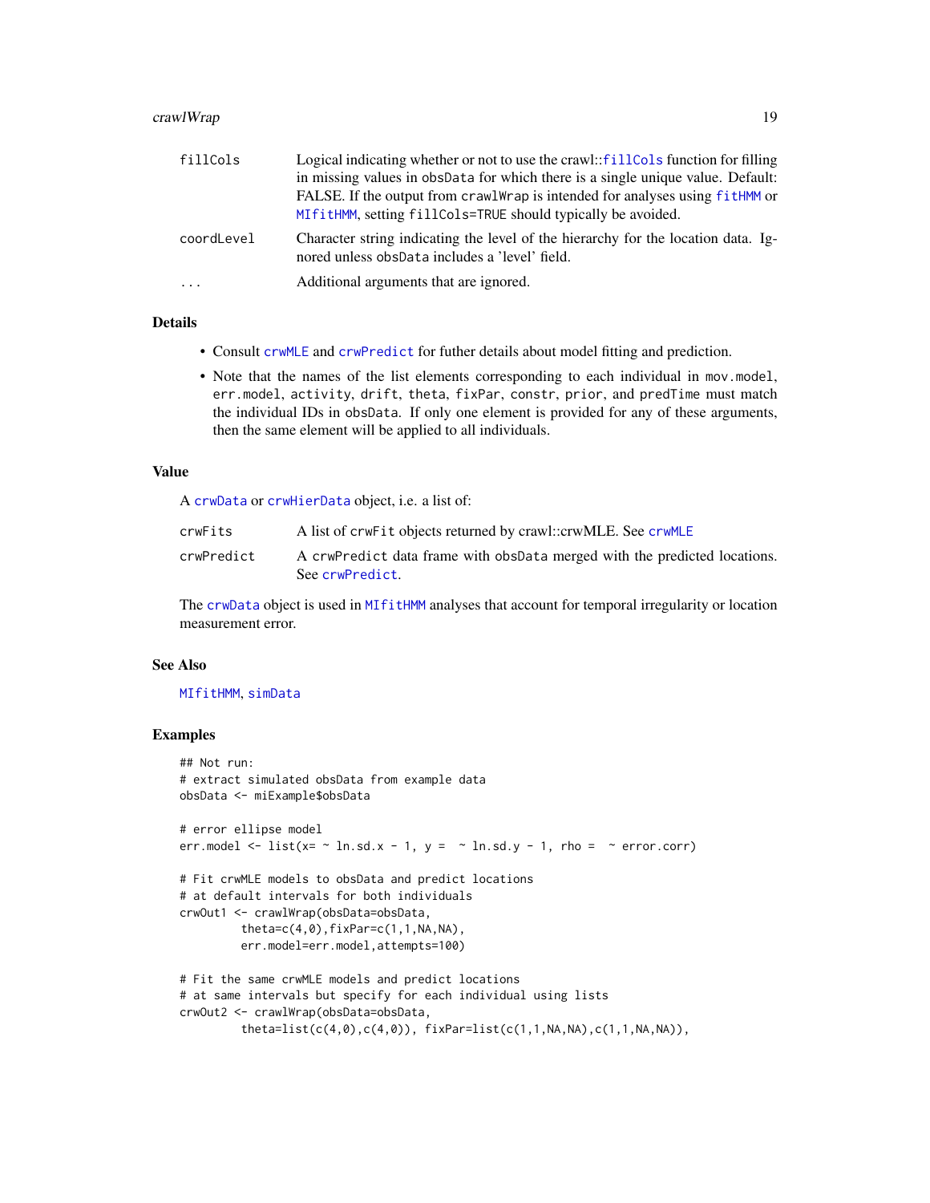| | |
|---|---|
| fillCols | Logical indicating whether or not to use the crawl::fillCols function for filling in missing values in obsData for which there is a single unique value. Default: FALSE. If the output from crawlWrap is intended for analyses using fitHMM or MIfitHMM, setting fillCols=TRUE should typically be avoided. |
| coordLevel | Character string indicating the level of the hierarchy for the location data. Ignored unless obsData includes a 'level' field. |
| ... | Additional arguments that are ignored. |

## Details

- Consult crwMLE and crwPredict for futher details about model fitting and prediction.
- Note that the names of the list elements corresponding to each individual in mov.model, err.model, activity, drift, theta, fixPar, constr, prior, and predTime must match the individual IDs in obsData. If only one element is provided for any of these arguments, then the same element will be applied to all individuals.

## Value

A crwData or crwHierData object, i.e. a list of:

| | |
|---|---|
| crwFits | A list of crwFit objects returned by crawl::crwMLE. See crwMLE |
| crwPredict | A crwPredict data frame with obsData merged with the predicted locations. See crwPredict. |

The crwData object is used in MIfitHMM analyses that account for temporal irregularity or location measurement error.

## See Also

MIfitHMM, simData

## Examples

```
## Not run:
# extract simulated obsData from example data
obsData <- miExample$obsData

# error ellipse model
err.model <- list(x= ~ ln.sd.x - 1, y =  ~ ln.sd.y - 1, rho =  ~ error.corr)

# Fit crwMLE models to obsData and predict locations
# at default intervals for both individuals
crwOut1 <- crawlWrap(obsData=obsData,
         theta=c(4,0),fixPar=c(1,1,NA,NA),
         err.model=err.model,attempts=100)

# Fit the same crwMLE models and predict locations
# at same intervals but specify for each individual using lists
crwOut2 <- crawlWrap(obsData=obsData,
         theta=list(c(4,0),c(4,0)), fixPar=list(c(1,1,NA,NA),c(1,1,NA,NA)),
```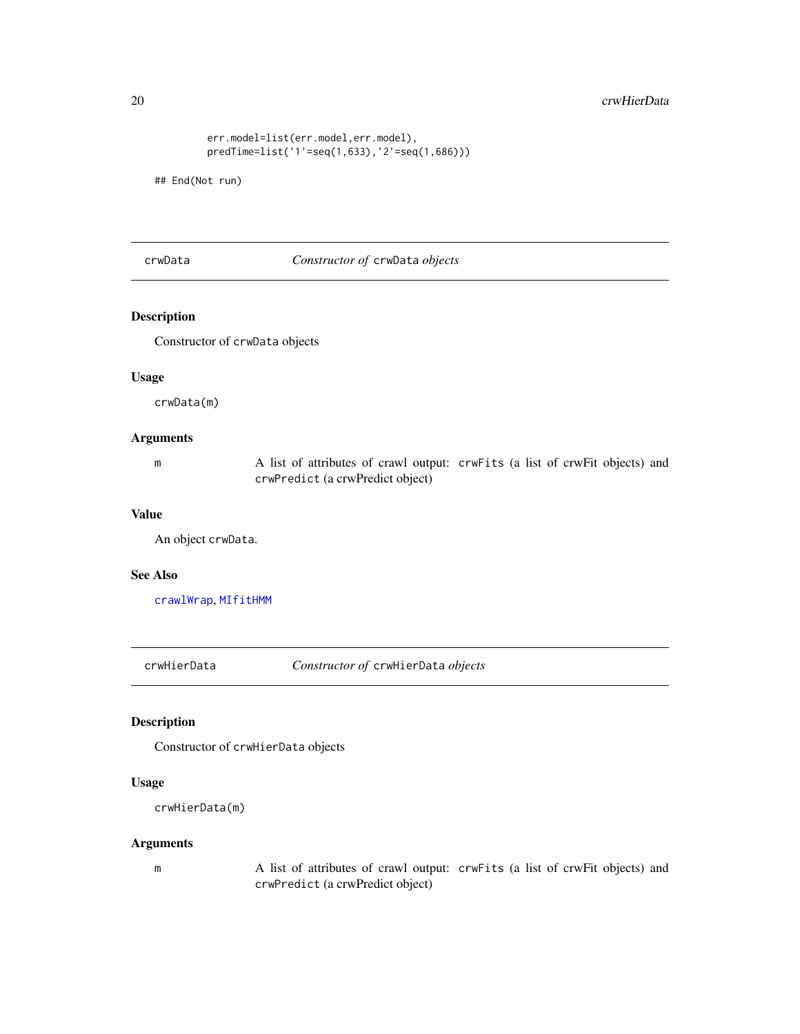```
        err.model=list(err.model,err.model),
        predTime=list('1'=seq(1,633),'2'=seq(1,686)))

## End(Not run)
```

---

## crwData — *Constructor of* `crwData` *objects*

### Description

Constructor of `crwData` objects

### Usage

```
crwData(m)
```

### Arguments

| | |
|---|---|
| m | A list of attributes of crawl output: `crwFits` (a list of crwFit objects) and `crwPredict` (a crwPredict object) |

### Value

An object `crwData`.

### See Also

crawlWrap, MIfitHMM

---

## crwHierData — *Constructor of* `crwHierData` *objects*

### Description

Constructor of `crwHierData` objects

### Usage

```
crwHierData(m)
```

### Arguments

| | |
|---|---|
| m | A list of attributes of crawl output: `crwFits` (a list of crwFit objects) and `crwPredict` (a crwPredict object) |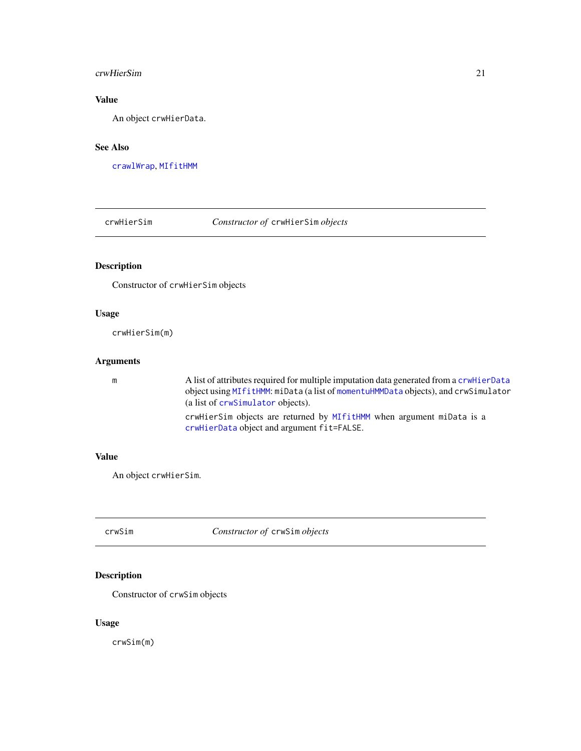### Value

An object `crwHierData`.

### See Also

`crawlWrap`, `MIfitHMM`

---

## crwHierSim — *Constructor of* `crwHierSim` *objects*

### Description

Constructor of `crwHierSim` objects

### Usage

```
crwHierSim(m)
```

### Arguments

| | |
|---|---|
| m | A list of attributes required for multiple imputation data generated from a `crwHierData` object using `MIfitHMM`: `miData` (a list of `momentuHMMData` objects), and `crwSimulator` (a list of `crwSimulator` objects).<br><br>`crwHierSim` objects are returned by `MIfitHMM` when argument `miData` is a `crwHierData` object and argument `fit=FALSE`. |

### Value

An object `crwHierSim`.

---

## crwSim — *Constructor of* `crwSim` *objects*

### Description

Constructor of `crwSim` objects

### Usage

```
crwSim(m)
```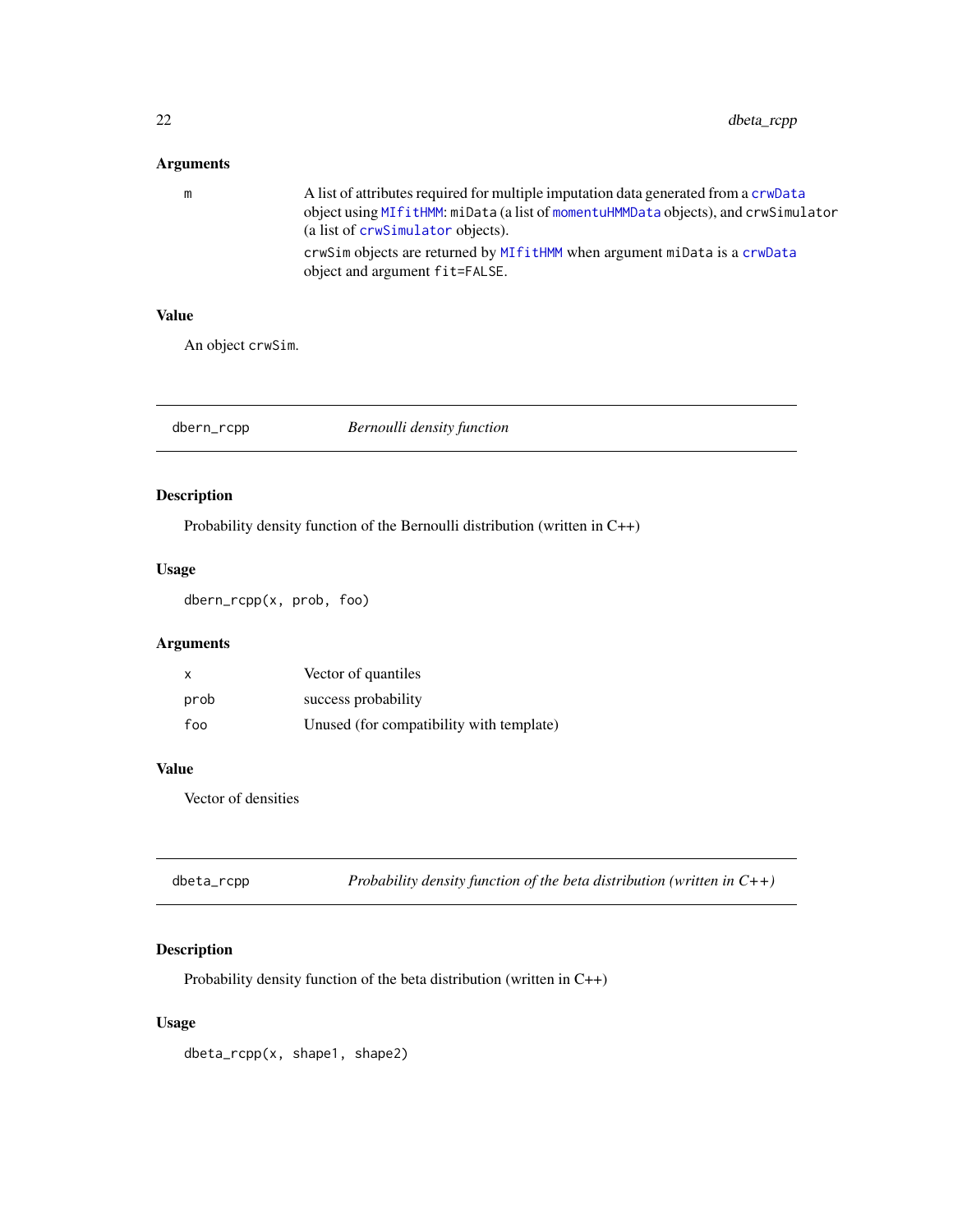### Arguments

| | |
|---|---|
| m | A list of attributes required for multiple imputation data generated from a `crwData` object using `MIfitHMM`: `miData` (a list of `momentuHMMData` objects), and `crwSimulator` (a list of `crwSimulator` objects). `crwSim` objects are returned by `MIfitHMM` when argument `miData` is a `crwData` object and argument `fit=FALSE`. |

### Value

An object `crwSim`.

---

## dbern_rcpp — *Bernoulli density function*

### Description

Probability density function of the Bernoulli distribution (written in C++)

### Usage

```
dbern_rcpp(x, prob, foo)
```

### Arguments

| | |
|---|---|
| x | Vector of quantiles |
| prob | success probability |
| foo | Unused (for compatibility with template) |

### Value

Vector of densities

---

## dbeta_rcpp — *Probability density function of the beta distribution (written in C++)*

### Description

Probability density function of the beta distribution (written in C++)

### Usage

```
dbeta_rcpp(x, shape1, shape2)
```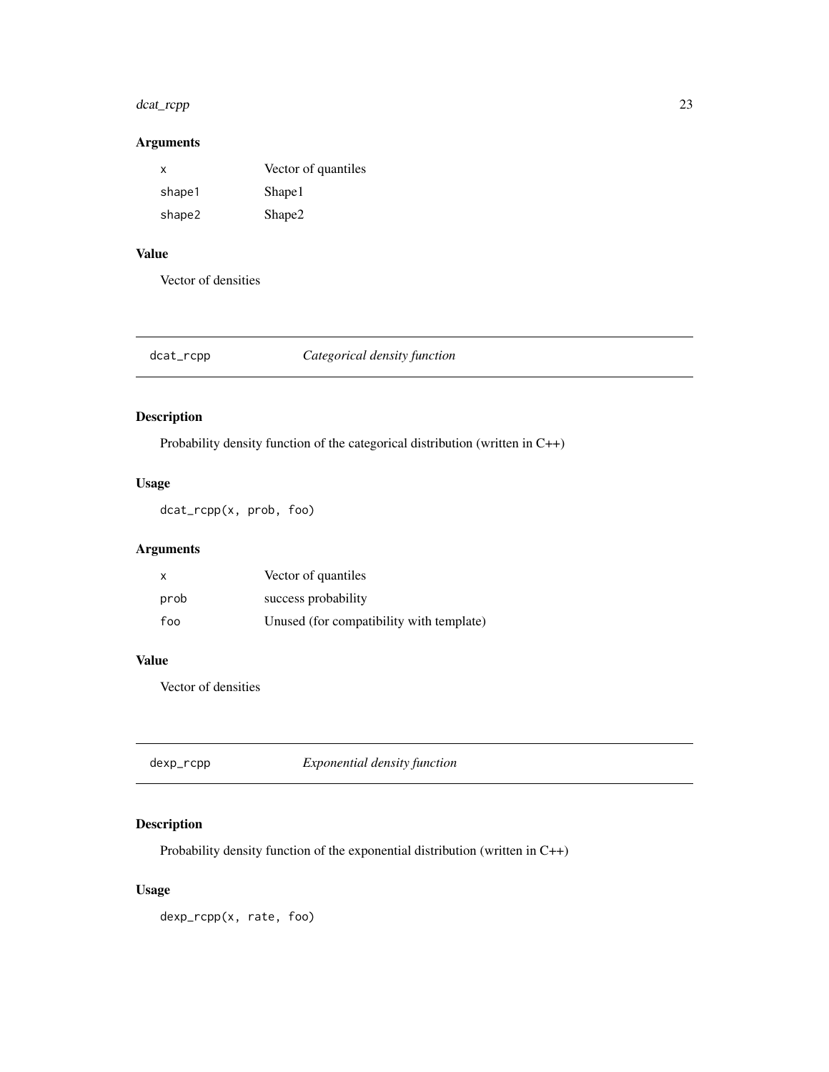## Arguments

| | |
|---|---|
| `x` | Vector of quantiles |
| `shape1` | Shape1 |
| `shape2` | Shape2 |

## Value

Vector of densities

---

# dcat_rcpp — *Categorical density function*

## Description

Probability density function of the categorical distribution (written in C++)

## Usage

```
dcat_rcpp(x, prob, foo)
```

## Arguments

| | |
|---|---|
| `x` | Vector of quantiles |
| `prob` | success probability |
| `foo` | Unused (for compatibility with template) |

## Value

Vector of densities

---

# dexp_rcpp — *Exponential density function*

## Description

Probability density function of the exponential distribution (written in C++)

## Usage

```
dexp_rcpp(x, rate, foo)
```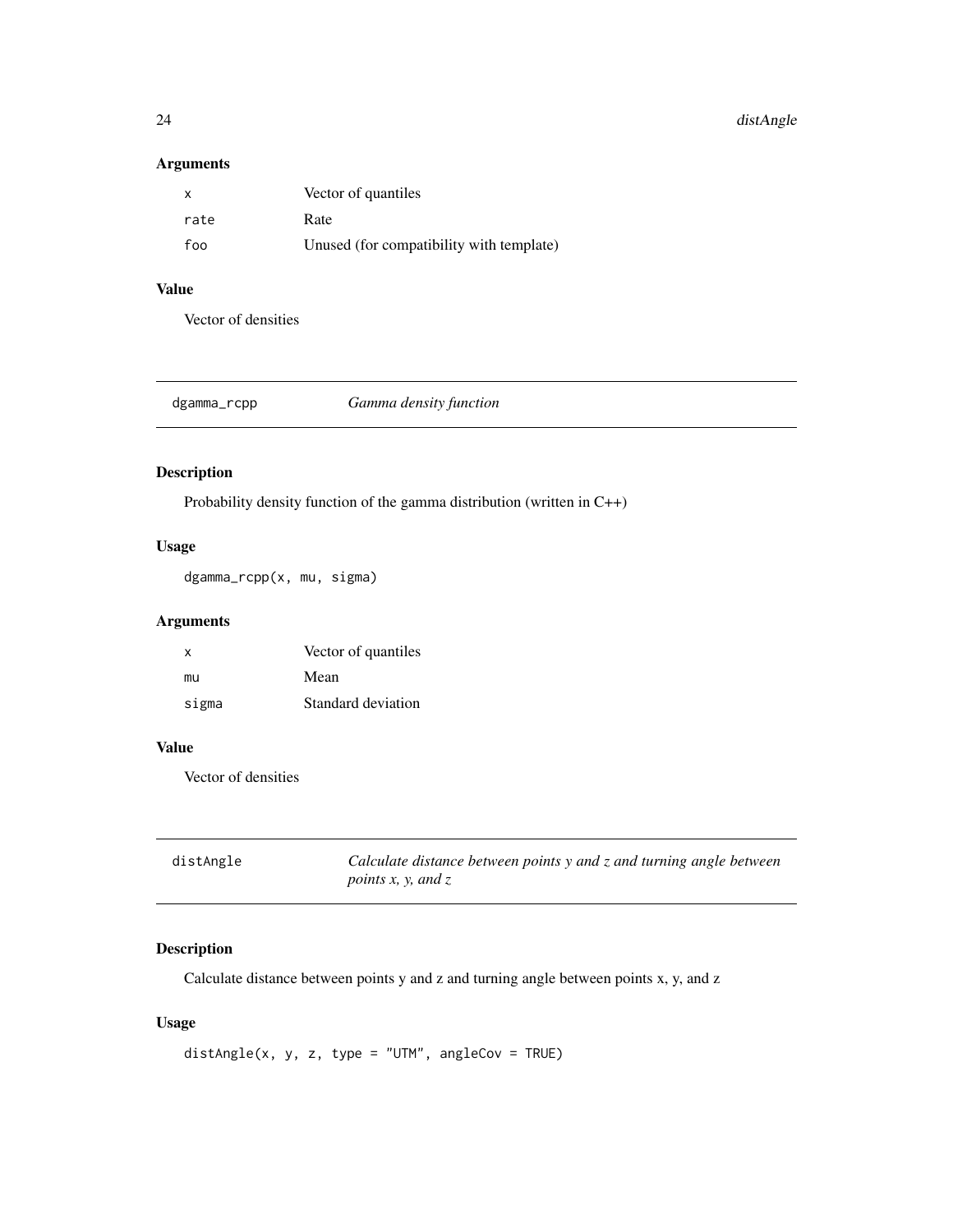## Arguments

| | |
|---|---|
| x | Vector of quantiles |
| rate | Rate |
| foo | Unused (for compatibility with template) |

## Value

Vector of densities

---

# dgamma_rcpp *Gamma density function*

## Description

Probability density function of the gamma distribution (written in C++)

## Usage

```
dgamma_rcpp(x, mu, sigma)
```

## Arguments

| | |
|---|---|
| x | Vector of quantiles |
| mu | Mean |
| sigma | Standard deviation |

## Value

Vector of densities

---

# distAngle *Calculate distance between points y and z and turning angle between points x, y, and z*

## Description

Calculate distance between points y and z and turning angle between points x, y, and z

## Usage

```
distAngle(x, y, z, type = "UTM", angleCov = TRUE)
```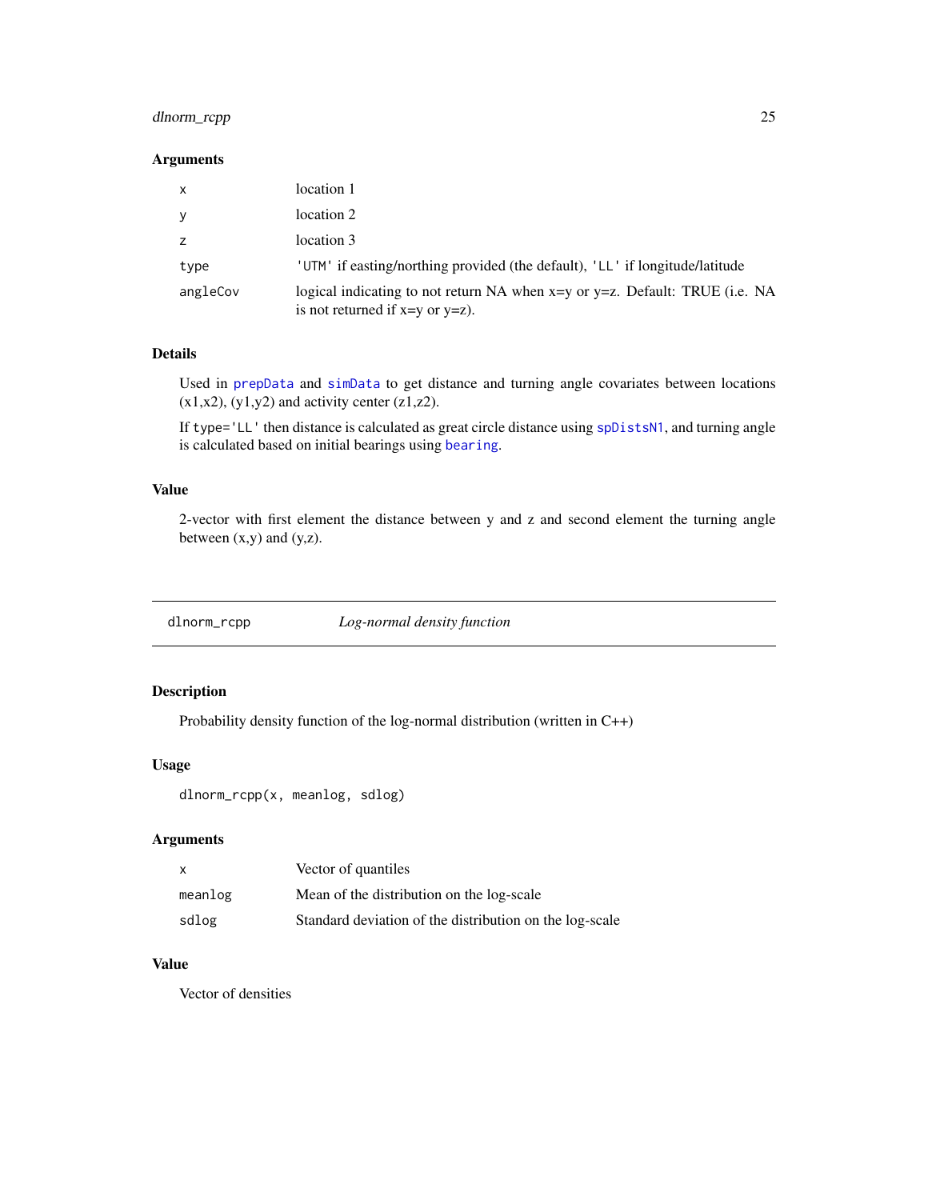### Arguments

| | |
|---|---|
| x | location 1 |
| y | location 2 |
| z | location 3 |
| type | 'UTM' if easting/northing provided (the default), 'LL' if longitude/latitude |
| angleCov | logical indicating to not return NA when x=y or y=z. Default: TRUE (i.e. NA is not returned if x=y or y=z). |

### Details

Used in prepData and simData to get distance and turning angle covariates between locations (x1,x2), (y1,y2) and activity center (z1,z2).

If type='LL' then distance is calculated as great circle distance using spDistsN1, and turning angle is calculated based on initial bearings using bearing.

### Value

2-vector with first element the distance between y and z and second element the turning angle between (x,y) and (y,z).

---

## dlnorm_rcpp *Log-normal density function*

### Description

Probability density function of the log-normal distribution (written in C++)

### Usage

```
dlnorm_rcpp(x, meanlog, sdlog)
```

### Arguments

| | |
|---|---|
| x | Vector of quantiles |
| meanlog | Mean of the distribution on the log-scale |
| sdlog | Standard deviation of the distribution on the log-scale |

### Value

Vector of densities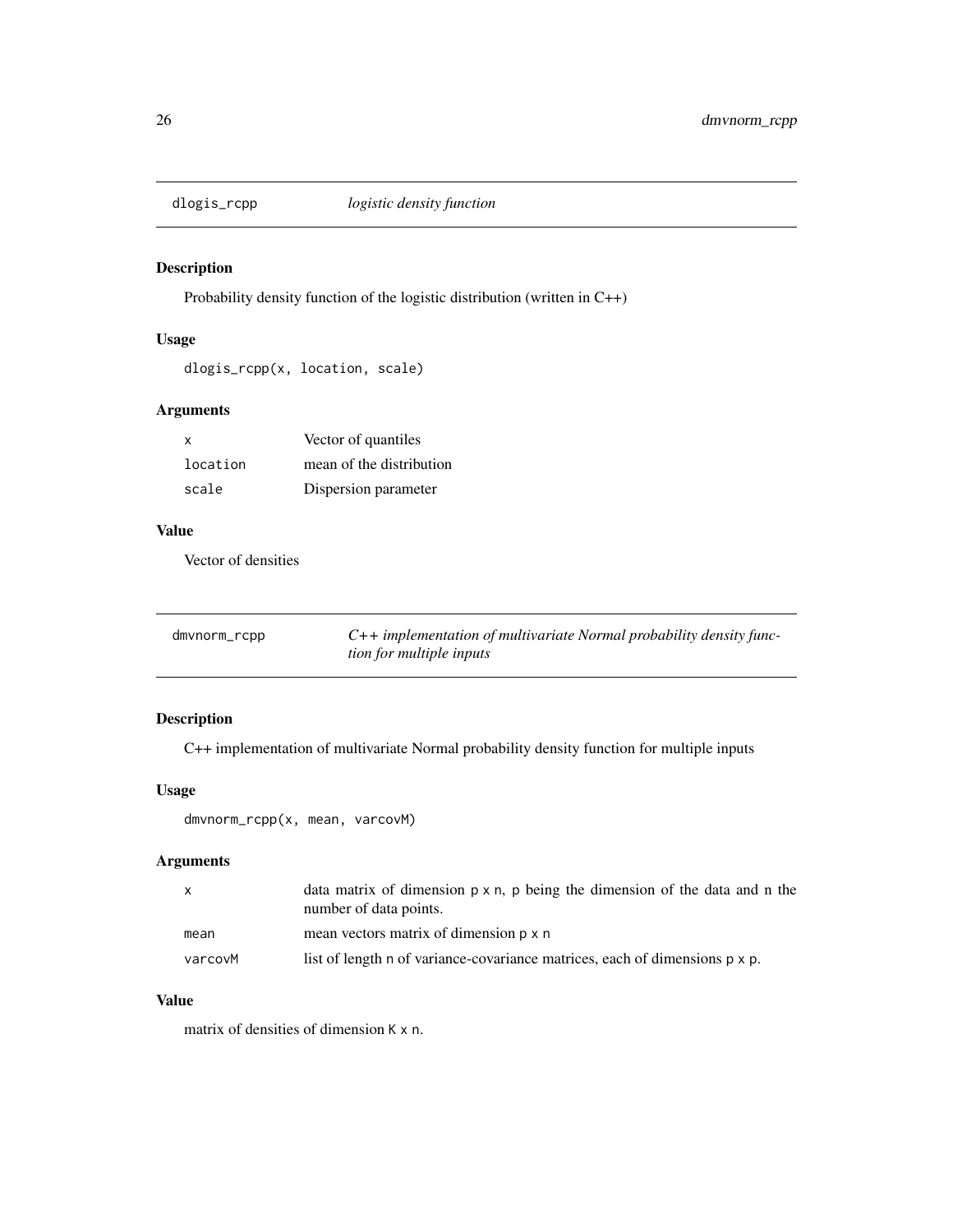## dlogis_rcpp *logistic density function*

### Description

Probability density function of the logistic distribution (written in C++)

### Usage

```
dlogis_rcpp(x, location, scale)
```

### Arguments

| | |
|---|---|
| x | Vector of quantiles |
| location | mean of the distribution |
| scale | Dispersion parameter |

### Value

Vector of densities

## dmvnorm_rcpp *C++ implementation of multivariate Normal probability density function for multiple inputs*

### Description

C++ implementation of multivariate Normal probability density function for multiple inputs

### Usage

```
dmvnorm_rcpp(x, mean, varcovM)
```

### Arguments

| | |
|---|---|
| x | data matrix of dimension p x n, p being the dimension of the data and n the number of data points. |
| mean | mean vectors matrix of dimension p x n |
| varcovM | list of length n of variance-covariance matrices, each of dimensions p x p. |

### Value

matrix of densities of dimension K x n.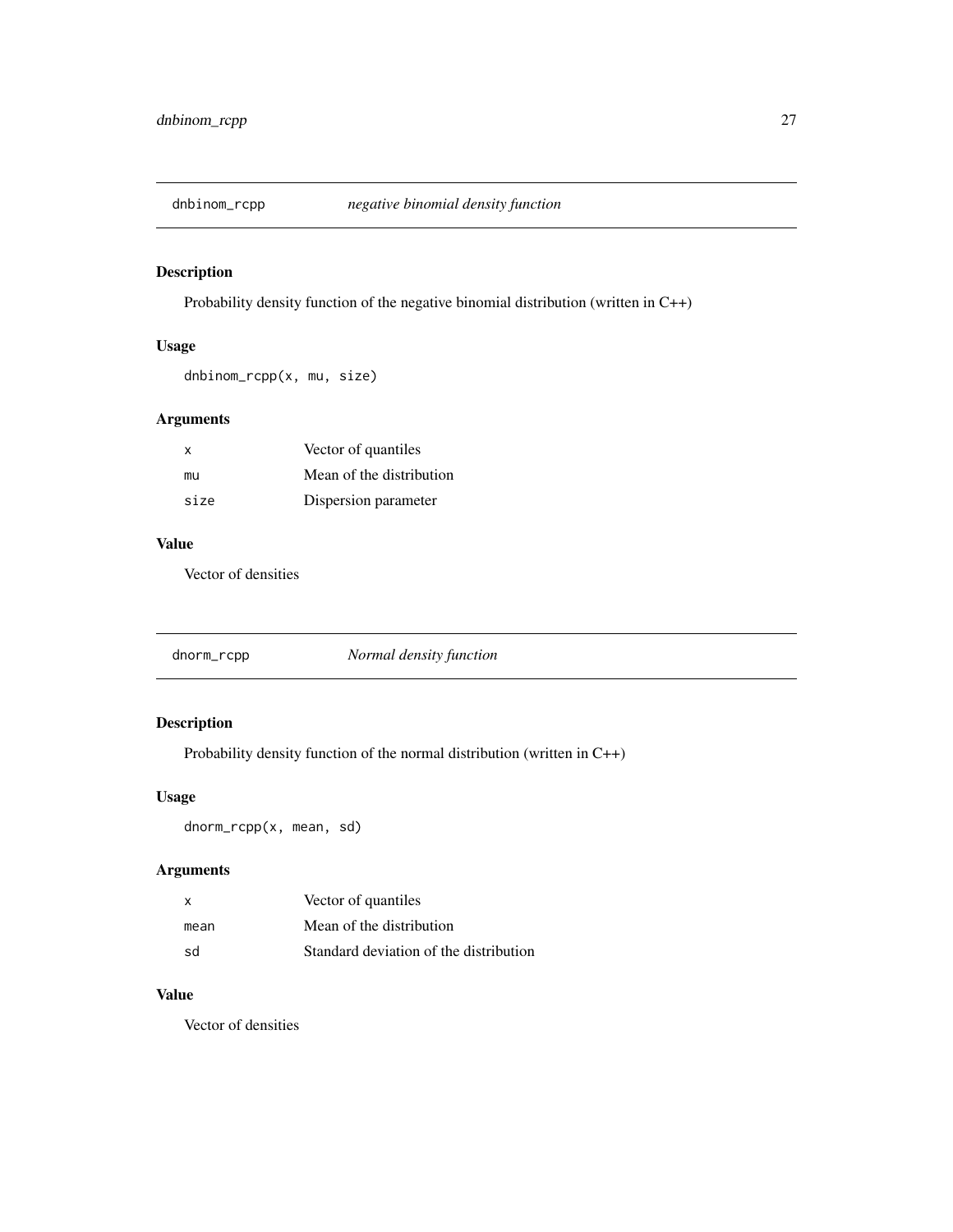## dnbinom_rcpp *negative binomial density function*

### Description

Probability density function of the negative binomial distribution (written in C++)

### Usage

```
dnbinom_rcpp(x, mu, size)
```

### Arguments

| | |
|---|---|
| x | Vector of quantiles |
| mu | Mean of the distribution |
| size | Dispersion parameter |

### Value

Vector of densities

## dnorm_rcpp *Normal density function*

### Description

Probability density function of the normal distribution (written in C++)

### Usage

```
dnorm_rcpp(x, mean, sd)
```

### Arguments

| | |
|---|---|
| x | Vector of quantiles |
| mean | Mean of the distribution |
| sd | Standard deviation of the distribution |

### Value

Vector of densities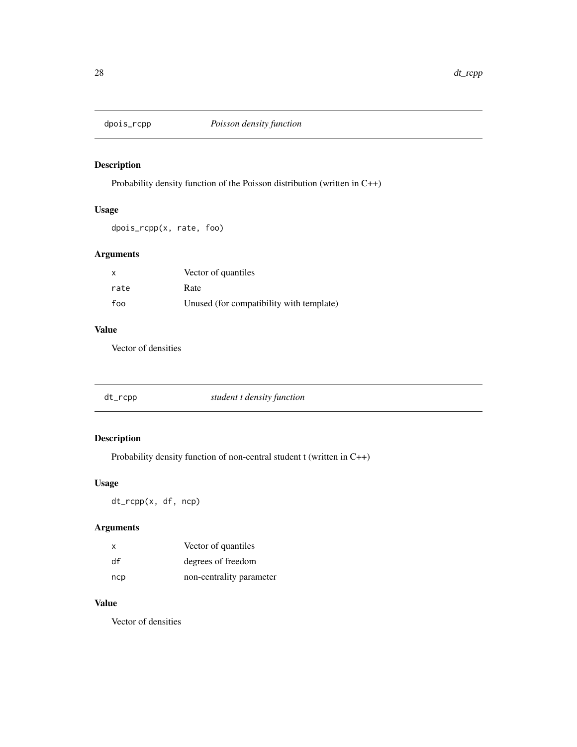## dpois_rcpp — *Poisson density function*

### Description

Probability density function of the Poisson distribution (written in C++)

### Usage

```
dpois_rcpp(x, rate, foo)
```

### Arguments

| | |
|---|---|
| `x` | Vector of quantiles |
| `rate` | Rate |
| `foo` | Unused (for compatibility with template) |

### Value

Vector of densities

## dt_rcpp — *student t density function*

### Description

Probability density function of non-central student t (written in C++)

### Usage

```
dt_rcpp(x, df, ncp)
```

### Arguments

| | |
|---|---|
| `x` | Vector of quantiles |
| `df` | degrees of freedom |
| `ncp` | non-centrality parameter |

### Value

Vector of densities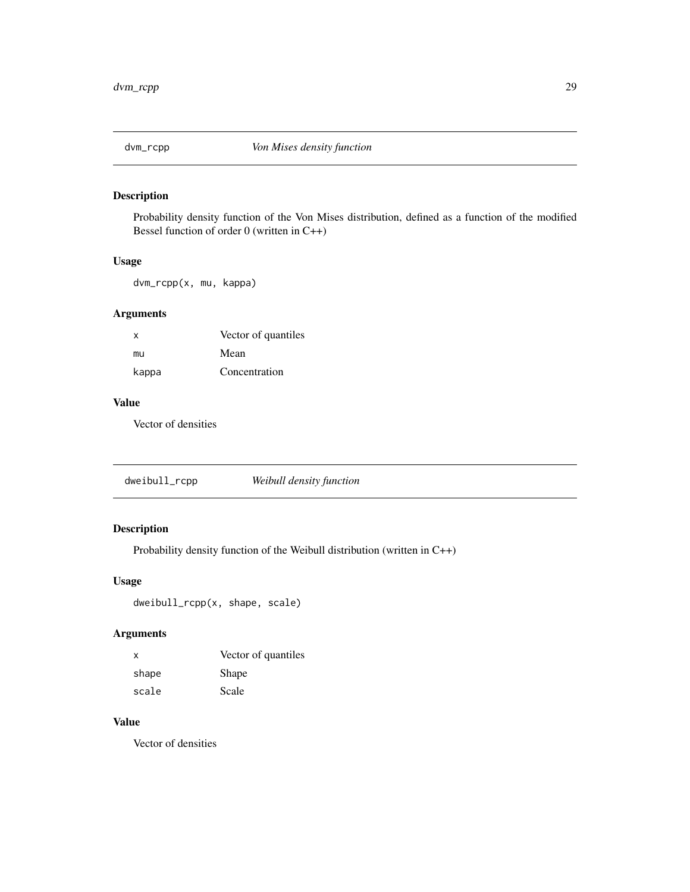## dvm_rcpp *Von Mises density function*

### Description

Probability density function of the Von Mises distribution, defined as a function of the modified Bessel function of order 0 (written in C++)

### Usage

```
dvm_rcpp(x, mu, kappa)
```

### Arguments

| | |
|---|---|
| x | Vector of quantiles |
| mu | Mean |
| kappa | Concentration |

### Value

Vector of densities

## dweibull_rcpp *Weibull density function*

### Description

Probability density function of the Weibull distribution (written in C++)

### Usage

```
dweibull_rcpp(x, shape, scale)
```

### Arguments

| | |
|---|---|
| x | Vector of quantiles |
| shape | Shape |
| scale | Scale |

### Value

Vector of densities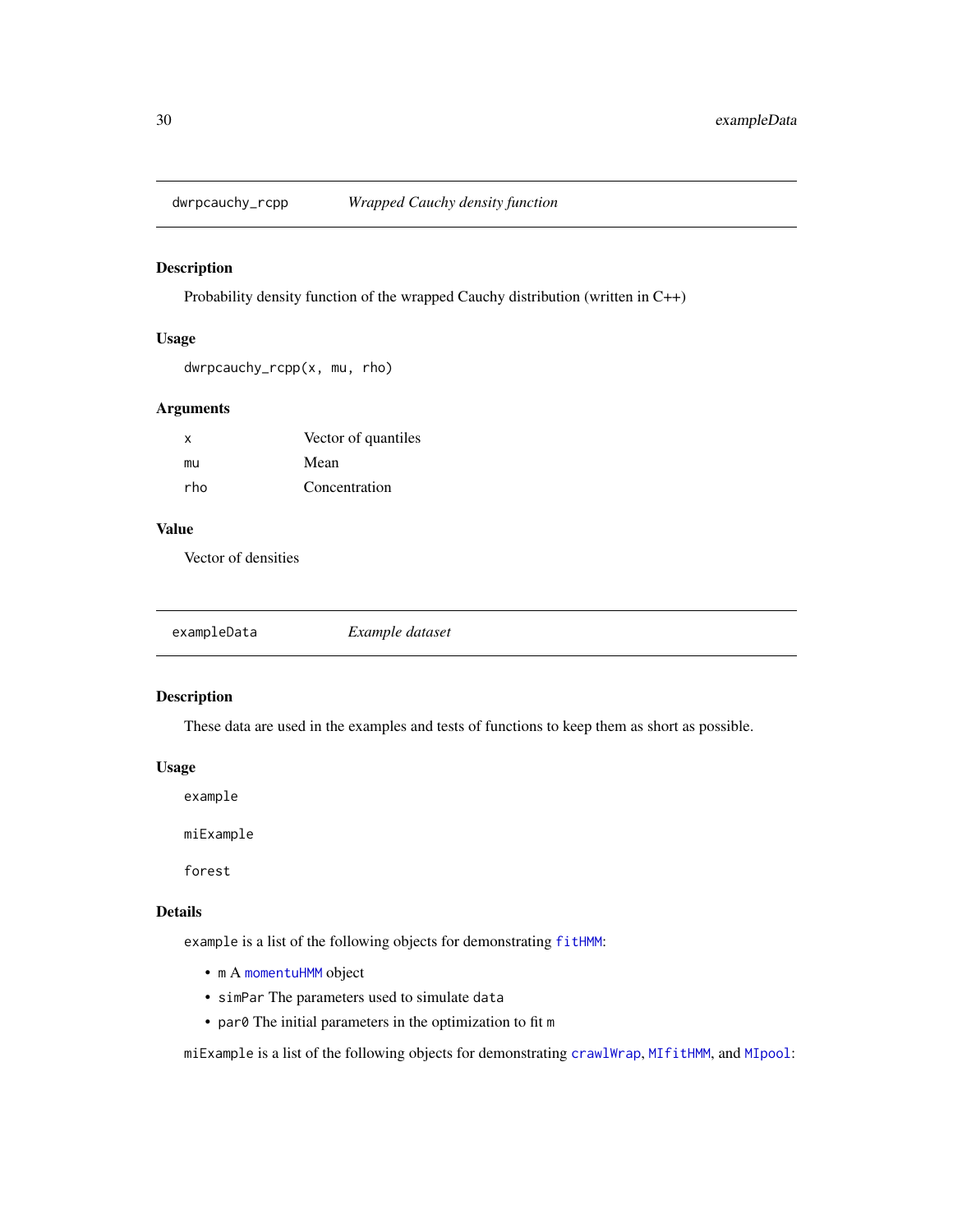## dwrpcauchy_rcpp    *Wrapped Cauchy density function*

### Description

Probability density function of the wrapped Cauchy distribution (written in C++)

### Usage

```
dwrpcauchy_rcpp(x, mu, rho)
```

### Arguments

| | |
|---|---|
| x | Vector of quantiles |
| mu | Mean |
| rho | Concentration |

### Value

Vector of densities

## exampleData    *Example dataset*

### Description

These data are used in the examples and tests of functions to keep them as short as possible.

### Usage

```
example

miExample

forest
```

### Details

`example` is a list of the following objects for demonstrating `fitHMM`:

- `m` A `momentuHMM` object
- `simPar` The parameters used to simulate `data`
- `par0` The initial parameters in the optimization to fit `m`

`miExample` is a list of the following objects for demonstrating `crawlWrap`, `MIfitHMM`, and `MIpool`: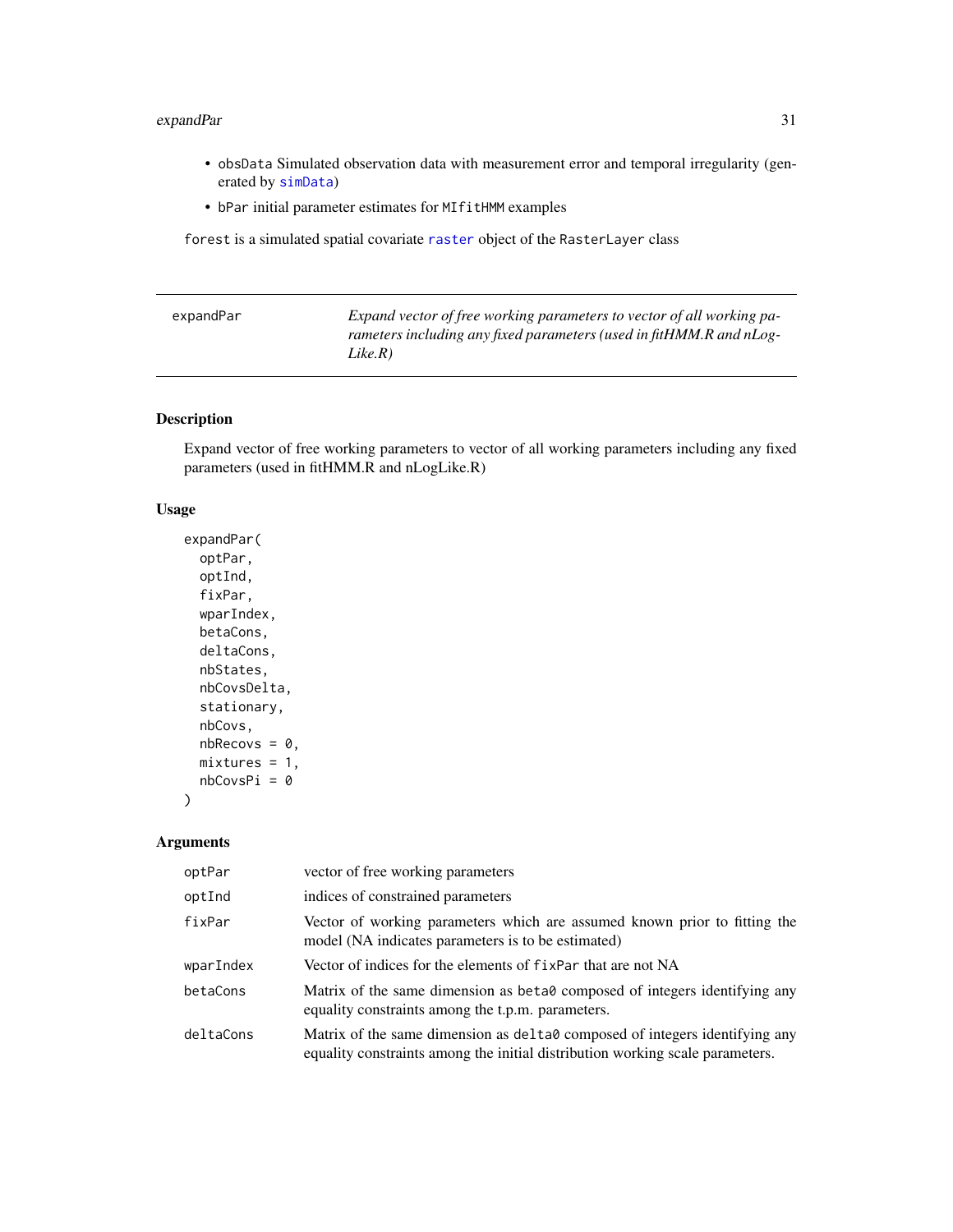- obsData Simulated observation data with measurement error and temporal irregularity (generated by simData)
- bPar initial parameter estimates for MIfitHMM examples

forest is a simulated spatial covariate raster object of the RasterLayer class

---

| expandPar | *Expand vector of free working parameters to vector of all working parameters including any fixed parameters (used in fitHMM.R and nLogLike.R)* |
|---|---|

---

## Description

Expand vector of free working parameters to vector of all working parameters including any fixed parameters (used in fitHMM.R and nLogLike.R)

## Usage

```
expandPar(
  optPar,
  optInd,
  fixPar,
  wparIndex,
  betaCons,
  deltaCons,
  nbStates,
  nbCovsDelta,
  stationary,
  nbCovs,
  nbRecovs = 0,
  mixtures = 1,
  nbCovsPi = 0
)
```

## Arguments

| | |
|---|---|
| optPar | vector of free working parameters |
| optInd | indices of constrained parameters |
| fixPar | Vector of working parameters which are assumed known prior to fitting the model (NA indicates parameters is to be estimated) |
| wparIndex | Vector of indices for the elements of fixPar that are not NA |
| betaCons | Matrix of the same dimension as beta0 composed of integers identifying any equality constraints among the t.p.m. parameters. |
| deltaCons | Matrix of the same dimension as delta0 composed of integers identifying any equality constraints among the initial distribution working scale parameters. |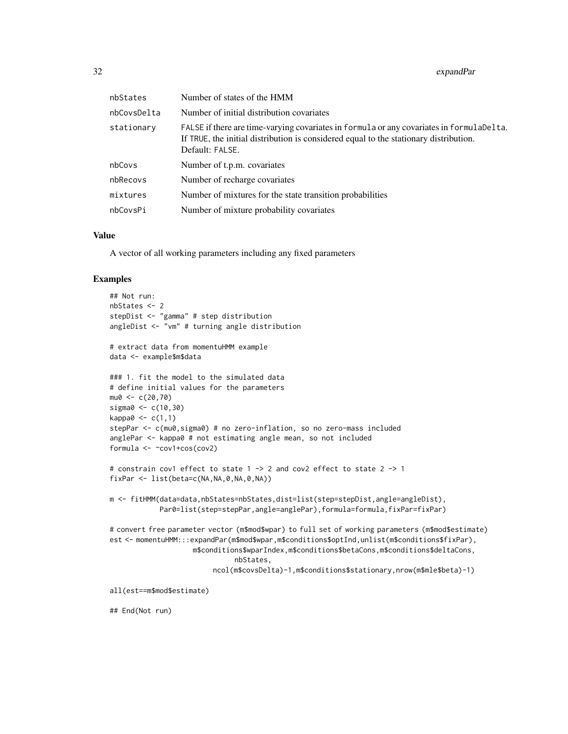| | |
|---|---|
| nbStates | Number of states of the HMM |
| nbCovsDelta | Number of initial distribution covariates |
| stationary | FALSE if there are time-varying covariates in formula or any covariates in formulaDelta. If TRUE, the initial distribution is considered equal to the stationary distribution. Default: FALSE. |
| nbCovs | Number of t.p.m. covariates |
| nbRecovs | Number of recharge covariates |
| mixtures | Number of mixtures for the state transition probabilities |
| nbCovsPi | Number of mixture probability covariates |

### Value

A vector of all working parameters including any fixed parameters

### Examples

```
## Not run:
nbStates <- 2
stepDist <- "gamma" # step distribution
angleDist <- "vm" # turning angle distribution

# extract data from momentuHMM example
data <- example$m$data

### 1. fit the model to the simulated data
# define initial values for the parameters
mu0 <- c(20,70)
sigma0 <- c(10,30)
kappa0 <- c(1,1)
stepPar <- c(mu0,sigma0) # no zero-inflation, so no zero-mass included
anglePar <- kappa0 # not estimating angle mean, so not included
formula <- ~cov1+cos(cov2)

# constrain cov1 effect to state 1 -> 2 and cov2 effect to state 2 -> 1
fixPar <- list(beta=c(NA,NA,0,NA,0,NA))

m <- fitHMM(data=data,nbStates=nbStates,dist=list(step=stepDist,angle=angleDist),
            Par0=list(step=stepPar,angle=anglePar),formula=formula,fixPar=fixPar)

# convert free parameter vector (m$mod$wpar) to full set of working parameters (m$mod$estimate)
est <- momentuHMM:::expandPar(m$mod$wpar,m$conditions$optInd,unlist(m$conditions$fixPar),
                    m$conditions$wparIndex,m$conditions$betaCons,m$conditions$deltaCons,
                              nbStates,
                         ncol(m$covsDelta)-1,m$conditions$stationary,nrow(m$mle$beta)-1)

all(est==m$mod$estimate)

## End(Not run)
```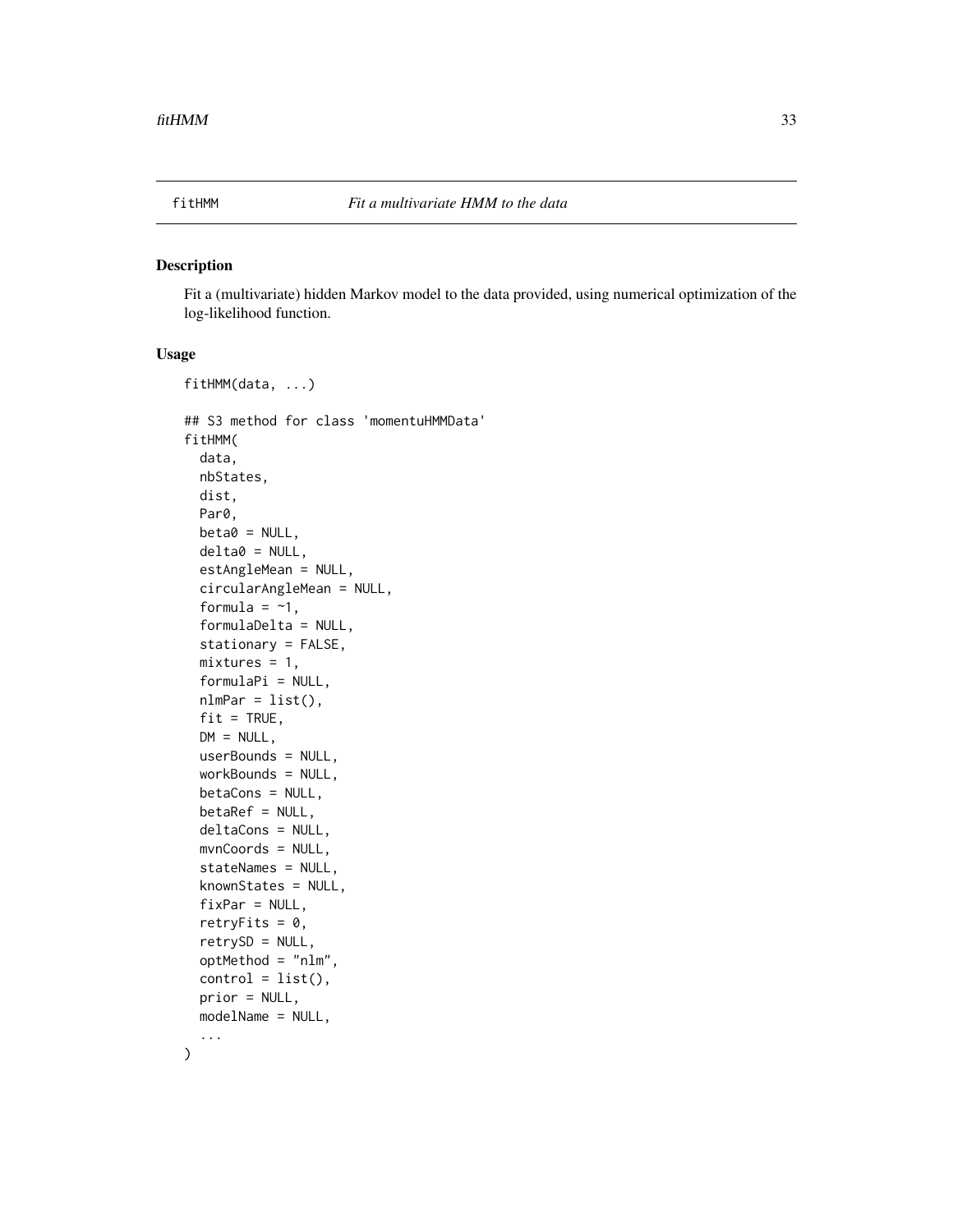fitHMM *Fit a multivariate HMM to the data*

## Description

Fit a (multivariate) hidden Markov model to the data provided, using numerical optimization of the log-likelihood function.

## Usage

```
fitHMM(data, ...)

## S3 method for class 'momentuHMMData'
fitHMM(
  data,
  nbStates,
  dist,
  Par0,
  beta0 = NULL,
  delta0 = NULL,
  estAngleMean = NULL,
  circularAngleMean = NULL,
  formula = ~1,
  formulaDelta = NULL,
  stationary = FALSE,
  mixtures = 1,
  formulaPi = NULL,
  nlmPar = list(),
  fit = TRUE,
  DM = NULL,
  userBounds = NULL,
  workBounds = NULL,
  betaCons = NULL,
  betaRef = NULL,
  deltaCons = NULL,
  mvnCoords = NULL,
  stateNames = NULL,
  knownStates = NULL,
  fixPar = NULL,
  retryFits = 0,
  retrySD = NULL,
  optMethod = "nlm",
  control = list(),
  prior = NULL,
  modelName = NULL,
  ...
)
```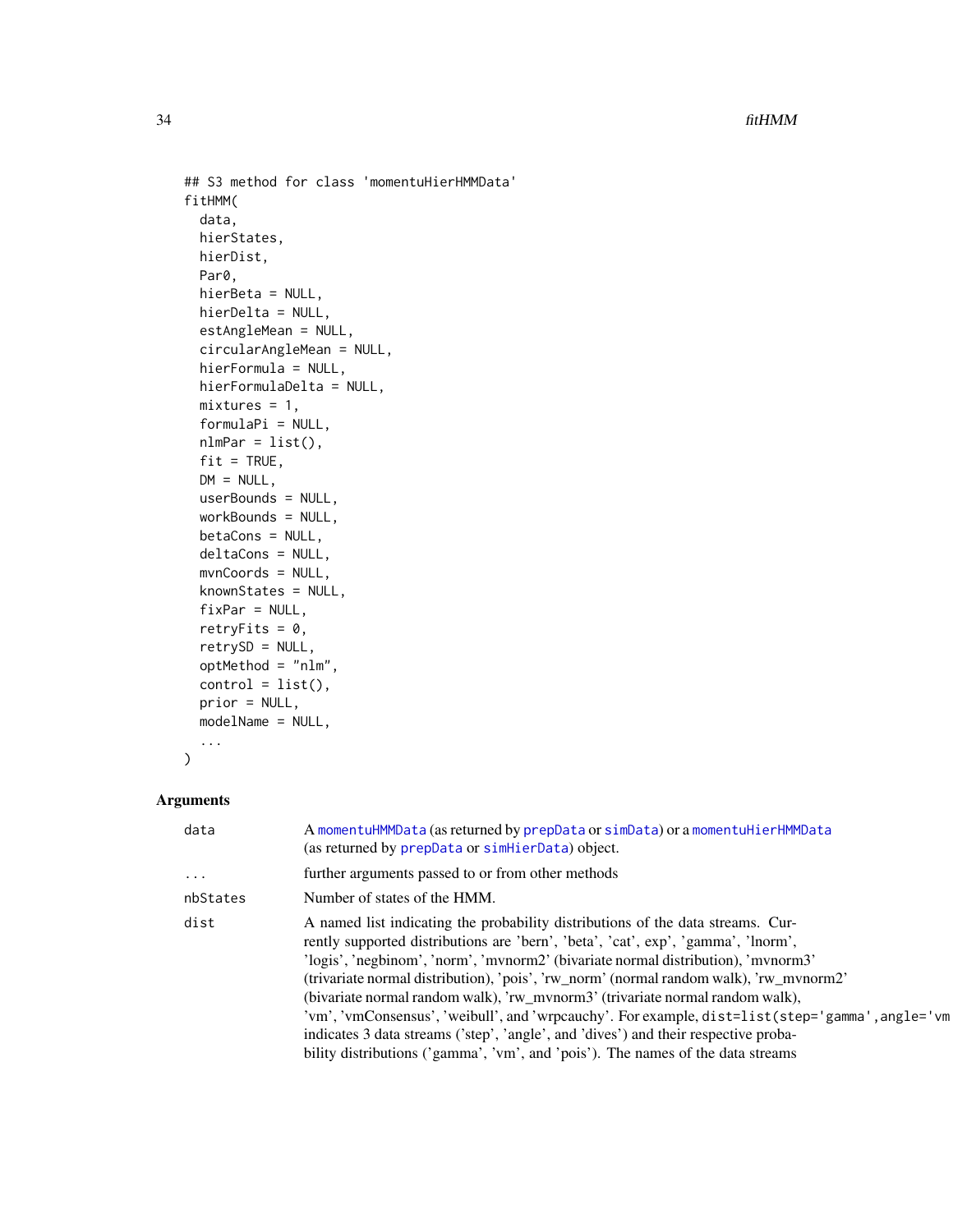```
## S3 method for class 'momentuHierHMMData'
fitHMM(
  data,
  hierStates,
  hierDist,
  Par0,
  hierBeta = NULL,
  hierDelta = NULL,
  estAngleMean = NULL,
  circularAngleMean = NULL,
  hierFormula = NULL,
  hierFormulaDelta = NULL,
  mixtures = 1,
  formulaPi = NULL,
  nlmPar = list(),
  fit = TRUE,
  DM = NULL,
  userBounds = NULL,
  workBounds = NULL,
  betaCons = NULL,
  deltaCons = NULL,
  mvnCoords = NULL,
  knownStates = NULL,
  fixPar = NULL,
  retryFits = 0,
  retrySD = NULL,
  optMethod = "nlm",
  control = list(),
  prior = NULL,
  modelName = NULL,
  ...
)
```

## Arguments

| | |
|---|---|
| `data` | A `momentuHMMData` (as returned by `prepData` or `simData`) or a `momentuHierHMMData` (as returned by `prepData` or `simHierData`) object. |
| `...` | further arguments passed to or from other methods |
| `nbStates` | Number of states of the HMM. |
| `dist` | A named list indicating the probability distributions of the data streams. Currently supported distributions are 'bern', 'beta', 'cat', exp', 'gamma', 'lnorm', 'logis', 'negbinom', 'norm', 'mvnorm2' (bivariate normal distribution), 'mvnorm3' (trivariate normal distribution), 'pois', 'rw_norm' (normal random walk), 'rw_mvnorm2' (bivariate normal random walk), 'rw_mvnorm3' (trivariate normal random walk), 'vm', 'vmConsensus', 'weibull', and 'wrpcauchy'. For example, `dist=list(step='gamma',angle='vm` indicates 3 data streams ('step', 'angle', and 'dives') and their respective probability distributions ('gamma', 'vm', and 'pois'). The names of the data streams |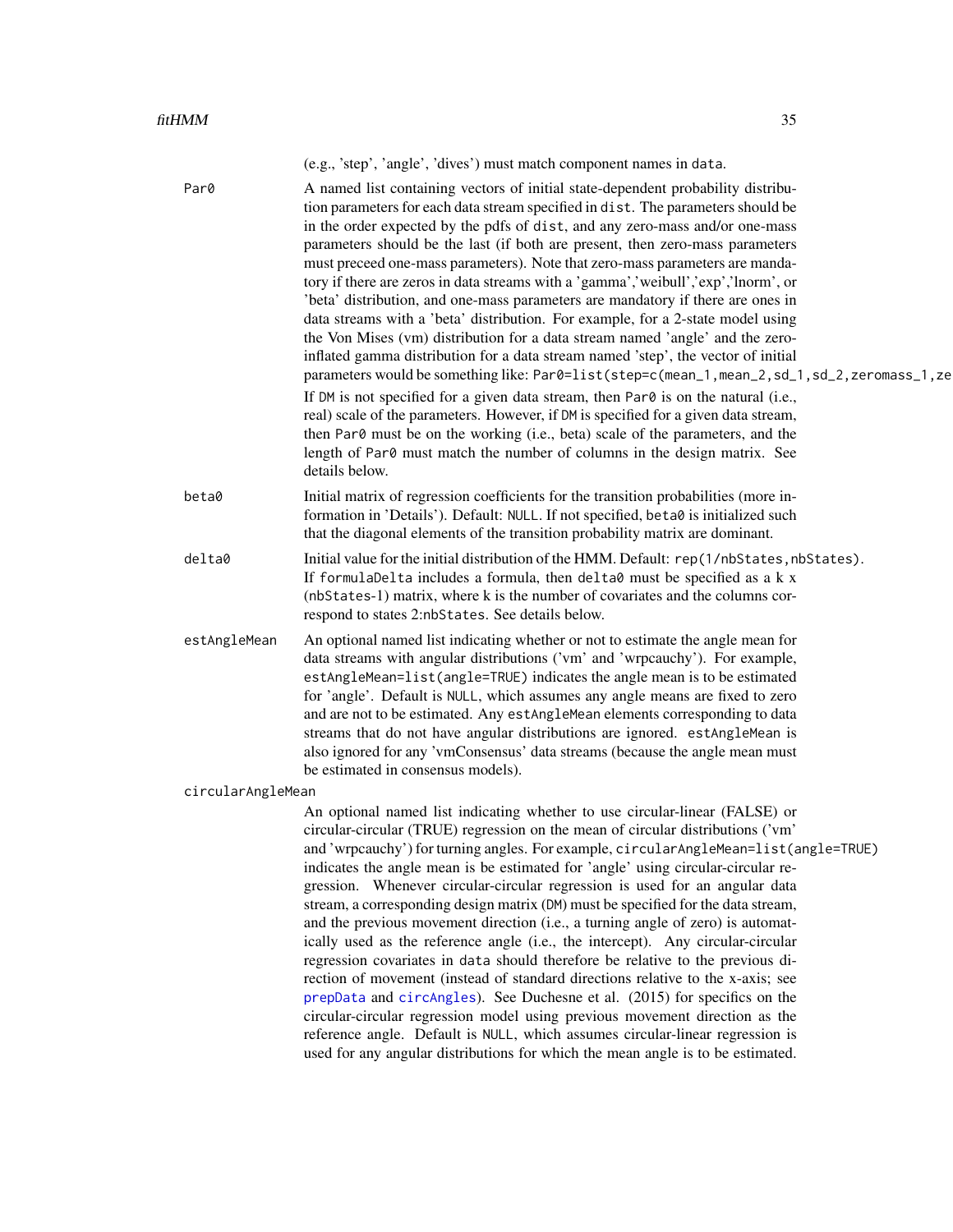(e.g., 'step', 'angle', 'dives') must match component names in `data`.

**Par0**
A named list containing vectors of initial state-dependent probability distribution parameters for each data stream specified in `dist`. The parameters should be in the order expected by the pdfs of `dist`, and any zero-mass and/or one-mass parameters should be the last (if both are present, then zero-mass parameters must preceed one-mass parameters). Note that zero-mass parameters are mandatory if there are zeros in data streams with a 'gamma','weibull','exp','lnorm', or 'beta' distribution, and one-mass parameters are mandatory if there are ones in data streams with a 'beta' distribution. For example, for a 2-state model using the Von Mises (vm) distribution for a data stream named 'angle' and the zero-inflated gamma distribution for a data stream named 'step', the vector of initial parameters would be something like: `Par0=list(step=c(mean_1,mean_2,sd_1,sd_2,zeromass_1,ze`

If `DM` is not specified for a given data stream, then `Par0` is on the natural (i.e., real) scale of the parameters. However, if `DM` is specified for a given data stream, then `Par0` must be on the working (i.e., beta) scale of the parameters, and the length of `Par0` must match the number of columns in the design matrix. See details below.

**beta0**
Initial matrix of regression coefficients for the transition probabilities (more information in 'Details'). Default: `NULL`. If not specified, `beta0` is initialized such that the diagonal elements of the transition probability matrix are dominant.

**delta0**
Initial value for the initial distribution of the HMM. Default: `rep(1/nbStates,nbStates)`. If `formulaDelta` includes a formula, then `delta0` must be specified as a k x (`nbStates`-1) matrix, where k is the number of covariates and the columns correspond to states 2:`nbStates`. See details below.

**estAngleMean**
An optional named list indicating whether or not to estimate the angle mean for data streams with angular distributions ('vm' and 'wrpcauchy'). For example, `estAngleMean=list(angle=TRUE)` indicates the angle mean is to be estimated for 'angle'. Default is `NULL`, which assumes any angle means are fixed to zero and are not to be estimated. Any `estAngleMean` elements corresponding to data streams that do not have angular distributions are ignored. `estAngleMean` is also ignored for any 'vmConsensus' data streams (because the angle mean must be estimated in consensus models).

**circularAngleMean**
An optional named list indicating whether to use circular-linear (FALSE) or circular-circular (TRUE) regression on the mean of circular distributions ('vm' and 'wrpcauchy') for turning angles. For example, `circularAngleMean=list(angle=TRUE)` indicates the angle mean is be estimated for 'angle' using circular-circular regression. Whenever circular-circular regression is used for an angular data stream, a corresponding design matrix (`DM`) must be specified for the data stream, and the previous movement direction (i.e., a turning angle of zero) is automatically used as the reference angle (i.e., the intercept). Any circular-circular regression covariates in `data` should therefore be relative to the previous direction of movement (instead of standard directions relative to the x-axis; see `prepData` and `circAngles`). See Duchesne et al. (2015) for specifics on the circular-circular regression model using previous movement direction as the reference angle. Default is `NULL`, which assumes circular-linear regression is used for any angular distributions for which the mean angle is to be estimated.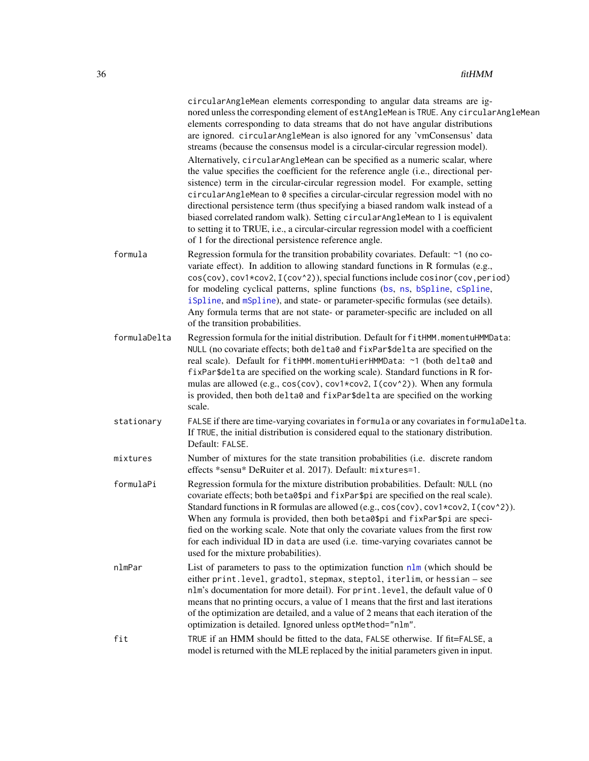circularAngleMean elements corresponding to angular data streams are ignored unless the corresponding element of estAngleMean is TRUE. Any circularAngleMean elements corresponding to data streams that do not have angular distributions are ignored. circularAngleMean is also ignored for any 'vmConsensus' data streams (because the consensus model is a circular-circular regression model).

Alternatively, circularAngleMean can be specified as a numeric scalar, where the value specifies the coefficient for the reference angle (i.e., directional persistence) term in the circular-circular regression model. For example, setting circularAngleMean to 0 specifies a circular-circular regression model with no directional persistence term (thus specifying a biased random walk instead of a biased correlated random walk). Setting circularAngleMean to 1 is equivalent to setting it to TRUE, i.e., a circular-circular regression model with a coefficient of 1 for the directional persistence reference angle.

**formula** Regression formula for the transition probability covariates. Default: ~1 (no covariate effect). In addition to allowing standard functions in R formulas (e.g., cos(cov), cov1*cov2, I(cov^2)), special functions include cosinor(cov,period) for modeling cyclical patterns, spline functions (bs, ns, bSpline, cSpline, iSpline, and mSpline), and state- or parameter-specific formulas (see details). Any formula terms that are not state- or parameter-specific are included on all of the transition probabilities.

**formulaDelta** Regression formula for the initial distribution. Default for fitHMM.momentuHMMData: NULL (no covariate effects; both delta0 and fixPar$delta are specified on the real scale). Default for fitHMM.momentuHierHMMData: ~1 (both delta0 and fixPar$delta are specified on the working scale). Standard functions in R formulas are allowed (e.g., cos(cov), cov1*cov2, I(cov^2)). When any formula is provided, then both delta0 and fixPar$delta are specified on the working scale.

**stationary** FALSE if there are time-varying covariates in formula or any covariates in formulaDelta. If TRUE, the initial distribution is considered equal to the stationary distribution. Default: FALSE.

**mixtures** Number of mixtures for the state transition probabilities (i.e. discrete random effects *sensu* DeRuiter et al. 2017). Default: mixtures=1.

**formulaPi** Regression formula for the mixture distribution probabilities. Default: NULL (no covariate effects; both beta0$pi and fixPar$pi are specified on the real scale). Standard functions in R formulas are allowed (e.g., cos(cov), cov1*cov2, I(cov^2)). When any formula is provided, then both beta0$pi and fixPar$pi are specified on the working scale. Note that only the covariate values from the first row for each individual ID in data are used (i.e. time-varying covariates cannot be used for the mixture probabilities).

**nlmPar** List of parameters to pass to the optimization function nlm (which should be either print.level, gradtol, stepmax, steptol, iterlim, or hessian – see nlm's documentation for more detail). For print.level, the default value of 0 means that no printing occurs, a value of 1 means that the first and last iterations of the optimization are detailed, and a value of 2 means that each iteration of the optimization is detailed. Ignored unless optMethod="nlm".

**fit** TRUE if an HMM should be fitted to the data, FALSE otherwise. If fit=FALSE, a model is returned with the MLE replaced by the initial parameters given in input.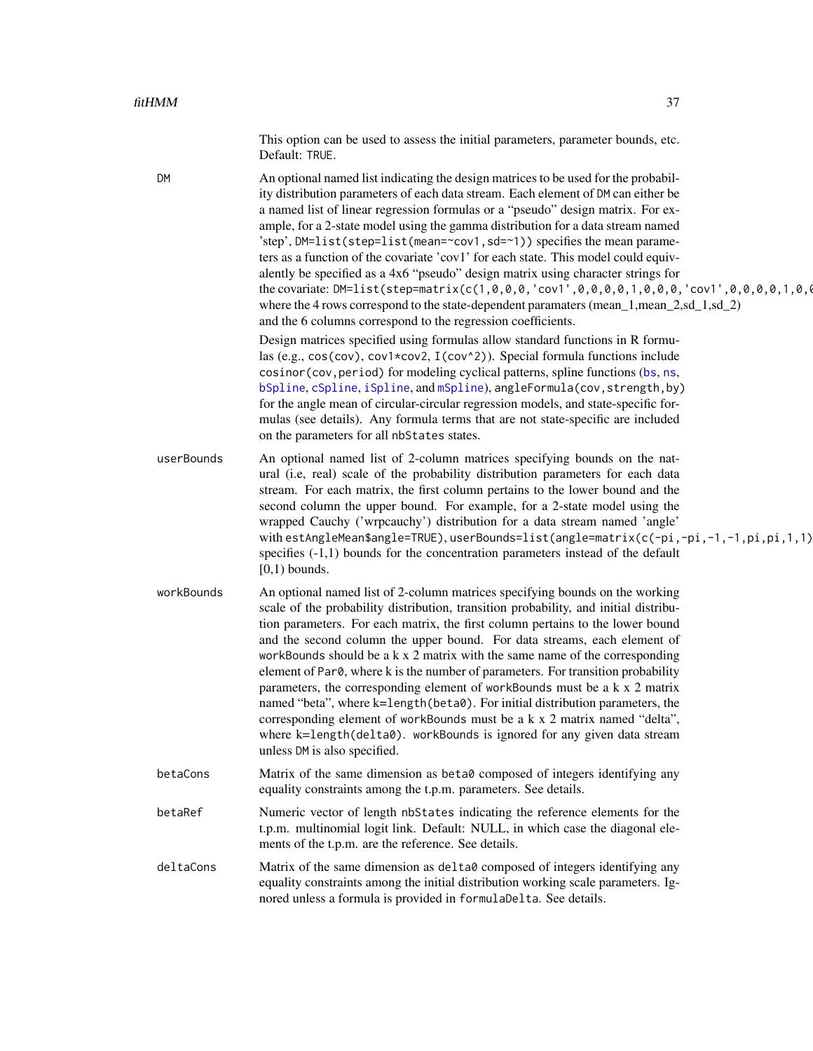This option can be used to assess the initial parameters, parameter bounds, etc. Default: `TRUE`.

**DM**
An optional named list indicating the design matrices to be used for the probability distribution parameters of each data stream. Each element of `DM` can either be a named list of linear regression formulas or a "pseudo" design matrix. For example, for a 2-state model using the gamma distribution for a data stream named 'step', `DM=list(step=list(mean=~cov1,sd=~1))` specifies the mean parameters as a function of the covariate 'cov1' for each state. This model could equivalently be specified as a 4x6 "pseudo" design matrix using character strings for the covariate: `DM=list(step=matrix(c(1,0,0,0,'cov1',0,0,0,0,1,0,0,0,'cov1',0,0,0,0,1,0,0` where the 4 rows correspond to the state-dependent paramaters (mean_1,mean_2,sd_1,sd_2) and the 6 columns correspond to the regression coefficients.

Design matrices specified using formulas allow standard functions in R formulas (e.g., `cos(cov)`, `cov1*cov2`, `I(cov^2)`). Special formula functions include `cosinor(cov,period)` for modeling cyclical patterns, spline functions (`bs`, `ns`, `bSpline`, `cSpline`, `iSpline`, and `mSpline`), `angleFormula(cov,strength,by)` for the angle mean of circular-circular regression models, and state-specific formulas (see details). Any formula terms that are not state-specific are included on the parameters for all `nbStates` states.

**userBounds**
An optional named list of 2-column matrices specifying bounds on the natural (i.e, real) scale of the probability distribution parameters for each data stream. For each matrix, the first column pertains to the lower bound and the second column the upper bound. For example, for a 2-state model using the wrapped Cauchy ('wrpcauchy') distribution for a data stream named 'angle' with `estAngleMean$angle=TRUE)`, `userBounds=list(angle=matrix(c(-pi,-pi,-1,-1,pi,pi,1,1)` specifies (-1,1) bounds for the concentration parameters instead of the default [0,1) bounds.

**workBounds**
An optional named list of 2-column matrices specifying bounds on the working scale of the probability distribution, transition probability, and initial distribution parameters. For each matrix, the first column pertains to the lower bound and the second column the upper bound. For data streams, each element of `workBounds` should be a k x 2 matrix with the same name of the corresponding element of `Par0`, where k is the number of parameters. For transition probability parameters, the corresponding element of `workBounds` must be a k x 2 matrix named "beta", where `k=length(beta0)`. For initial distribution parameters, the corresponding element of `workBounds` must be a k x 2 matrix named "delta", where `k=length(delta0)`. `workBounds` is ignored for any given data stream unless `DM` is also specified.

**betaCons**
Matrix of the same dimension as `beta0` composed of integers identifying any equality constraints among the t.p.m. parameters. See details.

**betaRef**
Numeric vector of length `nbStates` indicating the reference elements for the t.p.m. multinomial logit link. Default: NULL, in which case the diagonal elements of the t.p.m. are the reference. See details.

**deltaCons**
Matrix of the same dimension as `delta0` composed of integers identifying any equality constraints among the initial distribution working scale parameters. Ignored unless a formula is provided in `formulaDelta`. See details.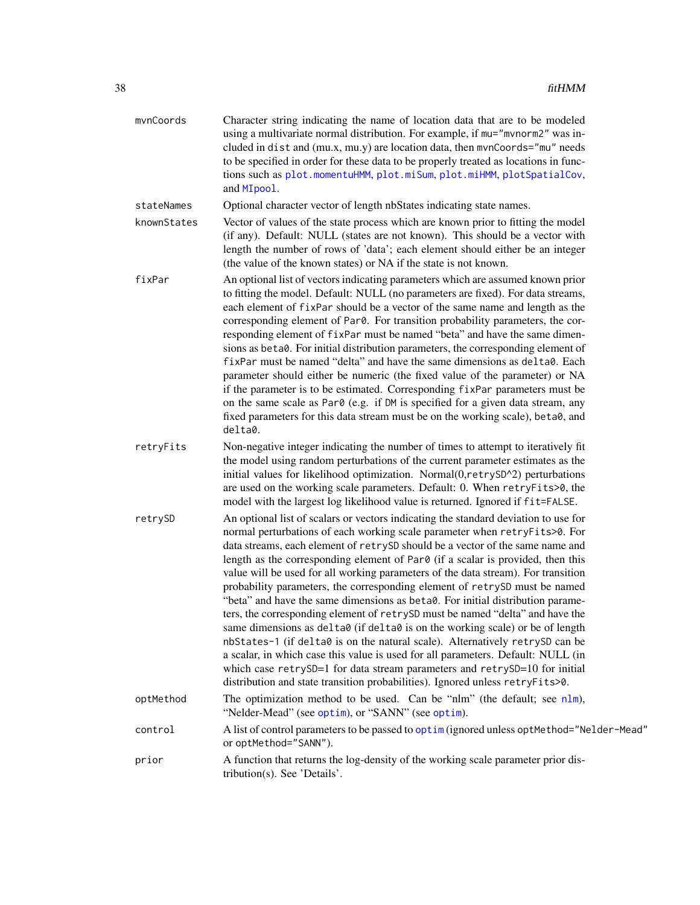| | |
|---|---|
| `mvnCoords` | Character string indicating the name of location data that are to be modeled using a multivariate normal distribution. For example, if `mu="mvnorm2"` was included in `dist` and (mu.x, mu.y) are location data, then `mvnCoords="mu"` needs to be specified in order for these data to be properly treated as locations in functions such as `plot.momentuHMM`, `plot.miSum`, `plot.miHMM`, `plotSpatialCov`, and `MIpool`. |
| `stateNames` | Optional character vector of length nbStates indicating state names. |
| `knownStates` | Vector of values of the state process which are known prior to fitting the model (if any). Default: NULL (states are not known). This should be a vector with length the number of rows of 'data'; each element should either be an integer (the value of the known states) or NA if the state is not known. |
| `fixPar` | An optional list of vectors indicating parameters which are assumed known prior to fitting the model. Default: NULL (no parameters are fixed). For data streams, each element of `fixPar` should be a vector of the same name and length as the corresponding element of `Par0`. For transition probability parameters, the corresponding element of `fixPar` must be named "beta" and have the same dimensions as `beta0`. For initial distribution parameters, the corresponding element of `fixPar` must be named "delta" and have the same dimensions as `delta0`. Each parameter should either be numeric (the fixed value of the parameter) or NA if the parameter is to be estimated. Corresponding `fixPar` parameters must be on the same scale as `Par0` (e.g. if `DM` is specified for a given data stream, any fixed parameters for this data stream must be on the working scale), `beta0`, and `delta0`. |
| `retryFits` | Non-negative integer indicating the number of times to attempt to iteratively fit the model using random perturbations of the current parameter estimates as the initial values for likelihood optimization. Normal(0,`retrySD`^2) perturbations are used on the working scale parameters. Default: 0. When `retryFits>0`, the model with the largest log likelihood value is returned. Ignored if `fit=FALSE`. |
| `retrySD` | An optional list of scalars or vectors indicating the standard deviation to use for normal perturbations of each working scale parameter when `retryFits>0`. For data streams, each element of `retrySD` should be a vector of the same name and length as the corresponding element of `Par0` (if a scalar is provided, then this value will be used for all working parameters of the data stream). For transition probability parameters, the corresponding element of `retrySD` must be named "beta" and have the same dimensions as `beta0`. For initial distribution parameters, the corresponding element of `retrySD` must be named "delta" and have the same dimensions as `delta0` (if `delta0` is on the working scale) or be of length `nbStates-1` (if `delta0` is on the natural scale). Alternatively `retrySD` can be a scalar, in which case this value is used for all parameters. Default: NULL (in which case `retrySD=1` for data stream parameters and `retrySD=10` for initial distribution and state transition probabilities). Ignored unless `retryFits>0`. |
| `optMethod` | The optimization method to be used. Can be "nlm" (the default; see `nlm`), "Nelder-Mead" (see `optim`), or "SANN" (see `optim`). |
| `control` | A list of control parameters to be passed to `optim` (ignored unless `optMethod="Nelder-Mead"` or `optMethod="SANN"`). |
| `prior` | A function that returns the log-density of the working scale parameter prior distribution(s). See 'Details'. |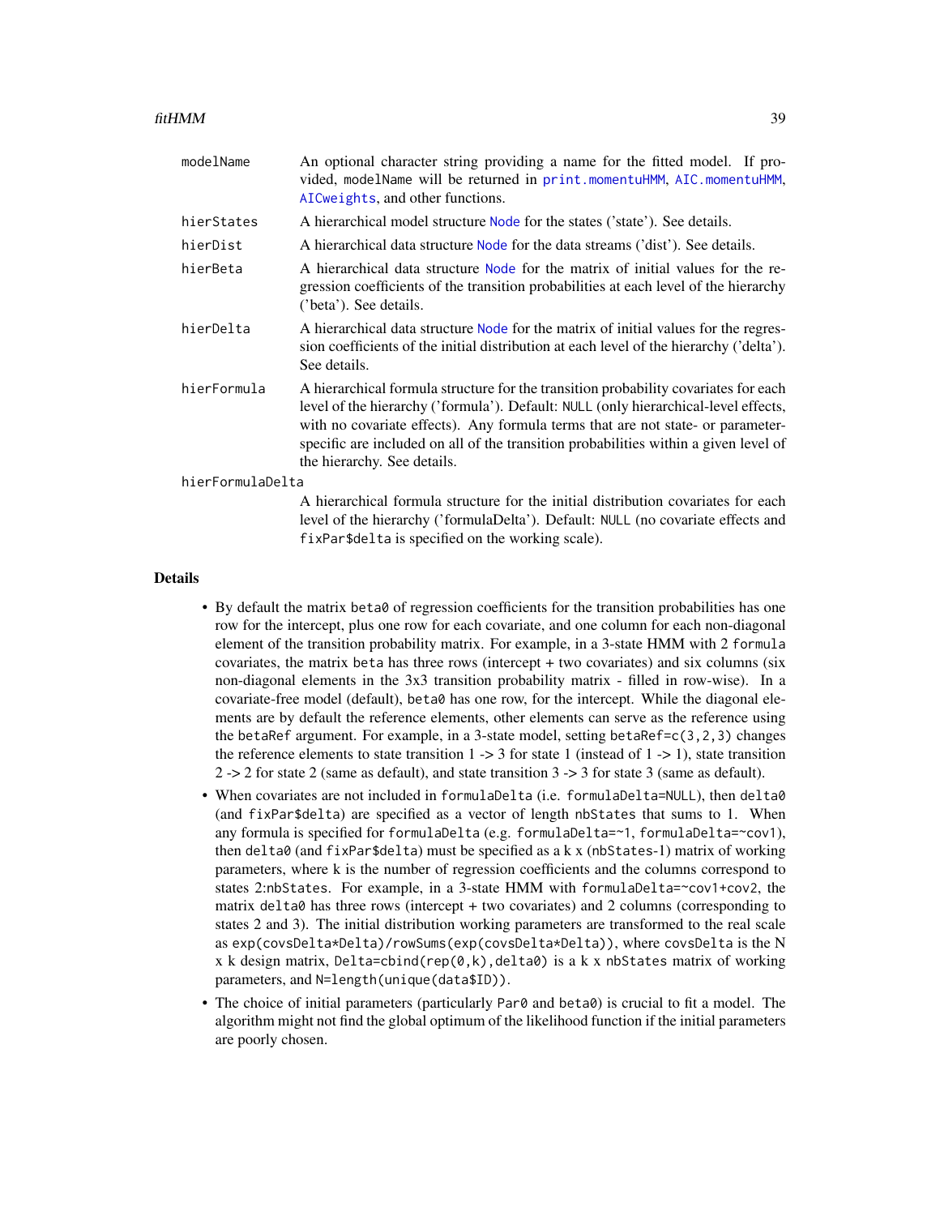| | |
|---|---|
| modelName | An optional character string providing a name for the fitted model. If provided, modelName will be returned in print.momentuHMM, AIC.momentuHMM, AICweights, and other functions. |
| hierStates | A hierarchical model structure Node for the states ('state'). See details. |
| hierDist | A hierarchical data structure Node for the data streams ('dist'). See details. |
| hierBeta | A hierarchical data structure Node for the matrix of initial values for the regression coefficients of the transition probabilities at each level of the hierarchy ('beta'). See details. |
| hierDelta | A hierarchical data structure Node for the matrix of initial values for the regression coefficients of the initial distribution at each level of the hierarchy ('delta'). See details. |
| hierFormula | A hierarchical formula structure for the transition probability covariates for each level of the hierarchy ('formula'). Default: NULL (only hierarchical-level effects, with no covariate effects). Any formula terms that are not state- or parameter-specific are included on all of the transition probabilities within a given level of the hierarchy. See details. |
| hierFormulaDelta | A hierarchical formula structure for the initial distribution covariates for each level of the hierarchy ('formulaDelta'). Default: NULL (no covariate effects and fixPar$delta is specified on the working scale). |

## Details

- By default the matrix beta0 of regression coefficients for the transition probabilities has one row for the intercept, plus one row for each covariate, and one column for each non-diagonal element of the transition probability matrix. For example, in a 3-state HMM with 2 formula covariates, the matrix beta has three rows (intercept + two covariates) and six columns (six non-diagonal elements in the 3x3 transition probability matrix - filled in row-wise). In a covariate-free model (default), beta0 has one row, for the intercept. While the diagonal elements are by default the reference elements, other elements can serve as the reference using the betaRef argument. For example, in a 3-state model, setting betaRef=c(3,2,3) changes the reference elements to state transition 1 -> 3 for state 1 (instead of 1 -> 1), state transition 2 -> 2 for state 2 (same as default), and state transition 3 -> 3 for state 3 (same as default).
- When covariates are not included in formulaDelta (i.e. formulaDelta=NULL), then delta0 (and fixPar$delta) are specified as a vector of length nbStates that sums to 1. When any formula is specified for formulaDelta (e.g. formulaDelta=~1, formulaDelta=~cov1), then delta0 (and fixPar$delta) must be specified as a k x (nbStates-1) matrix of working parameters, where k is the number of regression coefficients and the columns correspond to states 2:nbStates. For example, in a 3-state HMM with formulaDelta=~cov1+cov2, the matrix delta0 has three rows (intercept + two covariates) and 2 columns (corresponding to states 2 and 3). The initial distribution working parameters are transformed to the real scale as exp(covsDelta*Delta)/rowSums(exp(covsDelta*Delta)), where covsDelta is the N x k design matrix, Delta=cbind(rep(0,k),delta0) is a k x nbStates matrix of working parameters, and N=length(unique(data$ID)).
- The choice of initial parameters (particularly Par0 and beta0) is crucial to fit a model. The algorithm might not find the global optimum of the likelihood function if the initial parameters are poorly chosen.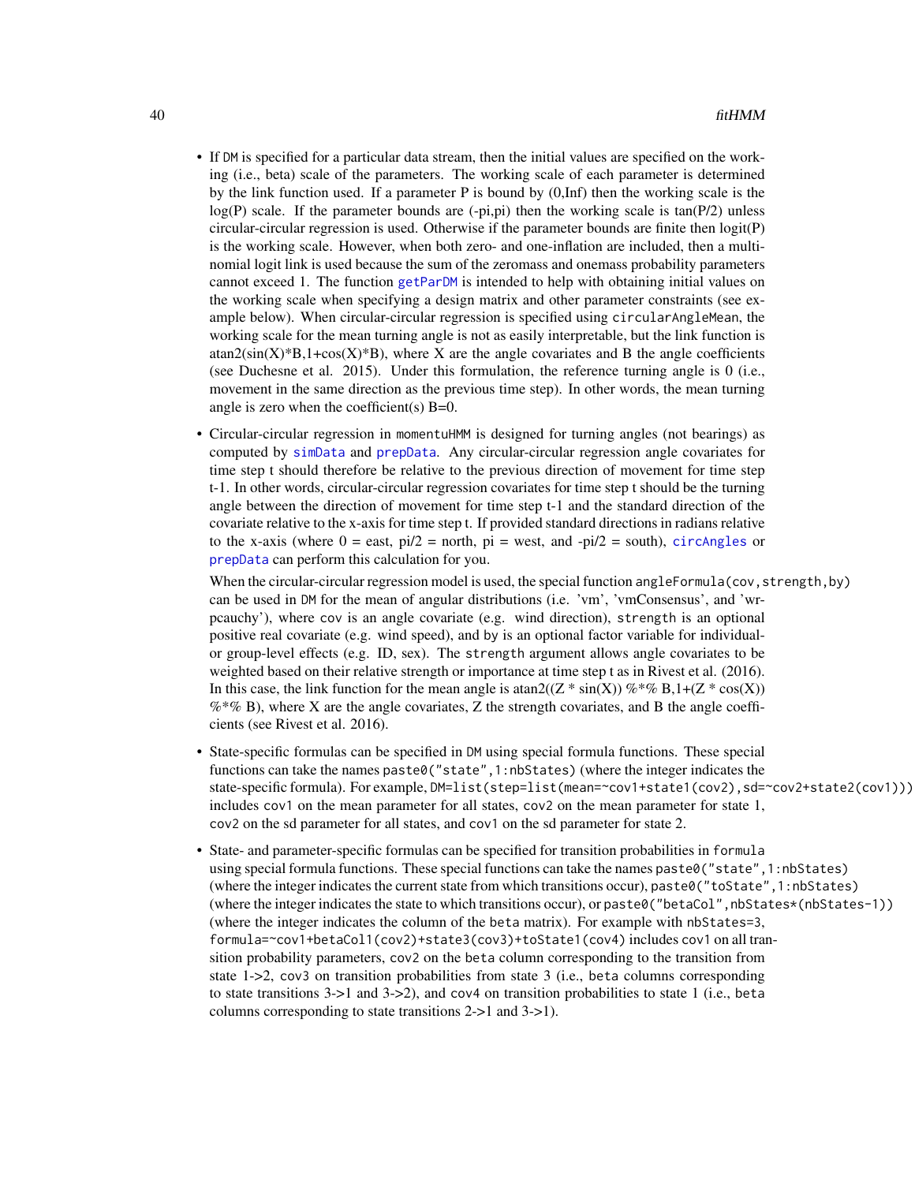- If `DM` is specified for a particular data stream, then the initial values are specified on the working (i.e., beta) scale of the parameters. The working scale of each parameter is determined by the link function used. If a parameter P is bound by (0,Inf) then the working scale is the log(P) scale. If the parameter bounds are (-pi,pi) then the working scale is tan(P/2) unless circular-circular regression is used. Otherwise if the parameter bounds are finite then logit(P) is the working scale. However, when both zero- and one-inflation are included, then a multinomial logit link is used because the sum of the zeromass and onemass probability parameters cannot exceed 1. The function `getParDM` is intended to help with obtaining initial values on the working scale when specifying a design matrix and other parameter constraints (see example below). When circular-circular regression is specified using `circularAngleMean`, the working scale for the mean turning angle is not as easily interpretable, but the link function is atan2(sin(X)*B,1+cos(X)*B), where X are the angle covariates and B the angle coefficients (see Duchesne et al. 2015). Under this formulation, the reference turning angle is 0 (i.e., movement in the same direction as the previous time step). In other words, the mean turning angle is zero when the coefficient(s) B=0.

- Circular-circular regression in `momentuHMM` is designed for turning angles (not bearings) as computed by `simData` and `prepData`. Any circular-circular regression angle covariates for time step t should therefore be relative to the previous direction of movement for time step t-1. In other words, circular-circular regression covariates for time step t should be the turning angle between the direction of movement for time step t-1 and the standard direction of the covariate relative to the x-axis for time step t. If provided standard directions in radians relative to the x-axis (where 0 = east, pi/2 = north, pi = west, and -pi/2 = south), `circAngles` or `prepData` can perform this calculation for you.

  When the circular-circular regression model is used, the special function `angleFormula(cov,strength,by)` can be used in `DM` for the mean of angular distributions (i.e. 'vm', 'vmConsensus', and 'wrpcauchy'), where `cov` is an angle covariate (e.g. wind direction), `strength` is an optional positive real covariate (e.g. wind speed), and `by` is an optional factor variable for individual- or group-level effects (e.g. ID, sex). The `strength` argument allows angle covariates to be weighted based on their relative strength or importance at time step t as in Rivest et al. (2016). In this case, the link function for the mean angle is atan2((Z * sin(X)) %*% B,1+(Z * cos(X)) %*% B), where X are the angle covariates, Z the strength covariates, and B the angle coefficients (see Rivest et al. 2016).

- State-specific formulas can be specified in `DM` using special formula functions. These special functions can take the names `paste0("state",1:nbStates)` (where the integer indicates the state-specific formula). For example, `DM=list(step=list(mean=~cov1+state1(cov2),sd=~cov2+state2(cov1)))` includes `cov1` on the mean parameter for all states, `cov2` on the mean parameter for state 1, `cov2` on the sd parameter for all states, and `cov1` on the sd parameter for state 2.

- State- and parameter-specific formulas can be specified for transition probabilities in `formula` using special formula functions. These special functions can take the names `paste0("state",1:nbStates)` (where the integer indicates the current state from which transitions occur), `paste0("toState",1:nbStates)` (where the integer indicates the state to which transitions occur), or `paste0("betaCol",nbStates*(nbStates-1))` (where the integer indicates the column of the `beta` matrix). For example with `nbStates=3`, `formula=~cov1+betaCol1(cov2)+state3(cov3)+toState1(cov4)` includes `cov1` on all transition probability parameters, `cov2` on the `beta` column corresponding to the transition from state 1->2, `cov3` on transition probabilities from state 3 (i.e., `beta` columns corresponding to state transitions 3->1 and 3->2), and `cov4` on transition probabilities to state 1 (i.e., `beta` columns corresponding to state transitions 2->1 and 3->1).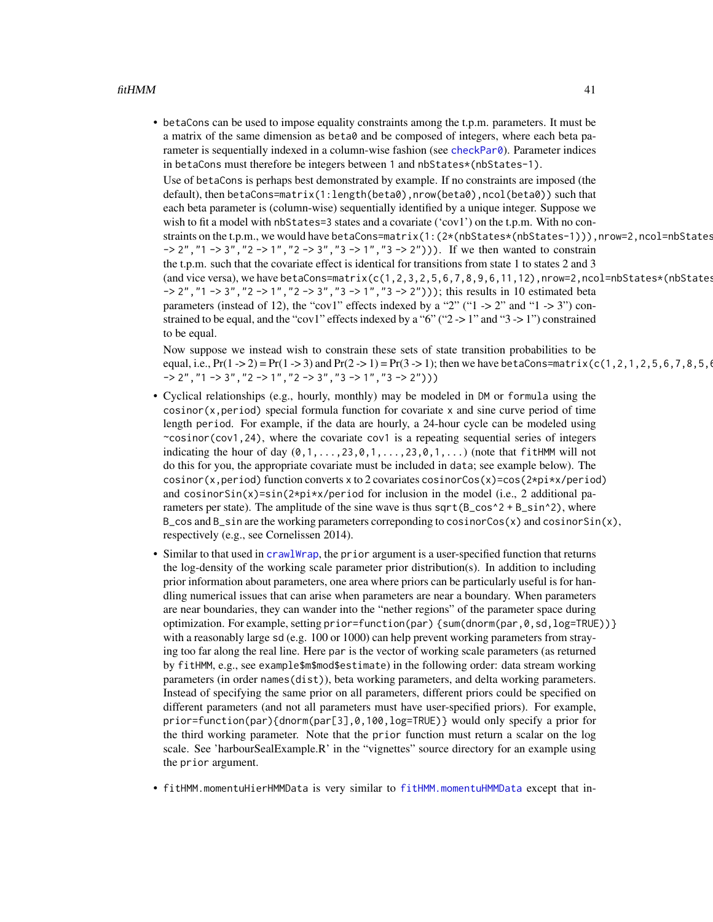- betaCons can be used to impose equality constraints among the t.p.m. parameters. It must be a matrix of the same dimension as beta0 and be composed of integers, where each beta parameter is sequentially indexed in a column-wise fashion (see checkPar0). Parameter indices in betaCons must therefore be integers between 1 and nbStates*(nbStates-1).

  Use of betaCons is perhaps best demonstrated by example. If no constraints are imposed (the default), then betaCons=matrix(1:length(beta0),nrow(beta0),ncol(beta0)) such that each beta parameter is (column-wise) sequentially identified by a unique integer. Suppose we wish to fit a model with nbStates=3 states and a covariate ('cov1') on the t.p.m. With no constraints on the t.p.m., we would have betaCons=matrix(1:(2*(nbStates*(nbStates-1))),nrow=2,ncol=nbStates -> 2","1 -> 3","2 -> 1","2 -> 3","3 -> 1","3 -> 2"))). If we then wanted to constrain the t.p.m. such that the covariate effect is identical for transitions from state 1 to states 2 and 3 (and vice versa), we have betaCons=matrix(c(1,2,3,2,5,6,7,8,9,6,11,12),nrow=2,ncol=nbStates*(nbStates -> 2","1 -> 3","2 -> 1","2 -> 3","3 -> 1","3 -> 2"))); this results in 10 estimated beta parameters (instead of 12), the "cov1" effects indexed by a "2" ("1 -> 2" and "1 -> 3") constrained to be equal, and the "cov1" effects indexed by a "6" ("2 -> 1" and "3 -> 1") constrained to be equal.

  Now suppose we instead wish to constrain these sets of state transition probabilities to be equal, i.e., Pr(1 -> 2) = Pr(1 -> 3) and Pr(2 -> 1) = Pr(3 -> 1); then we have betaCons=matrix(c(1,2,1,2,5,6,7,8,5,6 -> 2","1 -> 3","2 -> 1","2 -> 3","3 -> 1","3 -> 2")))

- Cyclical relationships (e.g., hourly, monthly) may be modeled in DM or formula using the cosinor(x,period) special formula function for covariate x and sine curve period of time length period. For example, if the data are hourly, a 24-hour cycle can be modeled using ~cosinor(cov1,24), where the covariate cov1 is a repeating sequential series of integers indicating the hour of day (0,1,...,23,0,1,...,23,0,1,...) (note that fitHMM will not do this for you, the appropriate covariate must be included in data; see example below). The cosinor(x,period) function converts x to 2 covariates cosinorCos(x)=cos(2*pi*x/period) and cosinorSin(x)=sin(2*pi*x/period for inclusion in the model (i.e., 2 additional parameters per state). The amplitude of the sine wave is thus sqrt(B_cos^2 + B_sin^2), where B_cos and B_sin are the working parameters correponding to cosinorCos(x) and cosinorSin(x), respectively (e.g., see Cornelissen 2014).

- Similar to that used in crawlWrap, the prior argument is a user-specified function that returns the log-density of the working scale parameter prior distribution(s). In addition to including prior information about parameters, one area where priors can be particularly useful is for handling numerical issues that can arise when parameters are near a boundary. When parameters are near boundaries, they can wander into the "nether regions" of the parameter space during optimization. For example, setting prior=function(par) {sum(dnorm(par,0,sd,log=TRUE))} with a reasonably large sd (e.g. 100 or 1000) can help prevent working parameters from straying too far along the real line. Here par is the vector of working scale parameters (as returned by fitHMM, e.g., see example$m$mod$estimate) in the following order: data stream working parameters (in order names(dist)), beta working parameters, and delta working parameters. Instead of specifying the same prior on all parameters, different priors could be specified on different parameters (and not all parameters must have user-specified priors). For example, prior=function(par){dnorm(par[3],0,100,log=TRUE)} would only specify a prior for the third working parameter. Note that the prior function must return a scalar on the log scale. See 'harbourSealExample.R' in the "vignettes" source directory for an example using the prior argument.

- fitHMM.momentuHierHMMData is very similar to fitHMM.momentuHMMData except that in-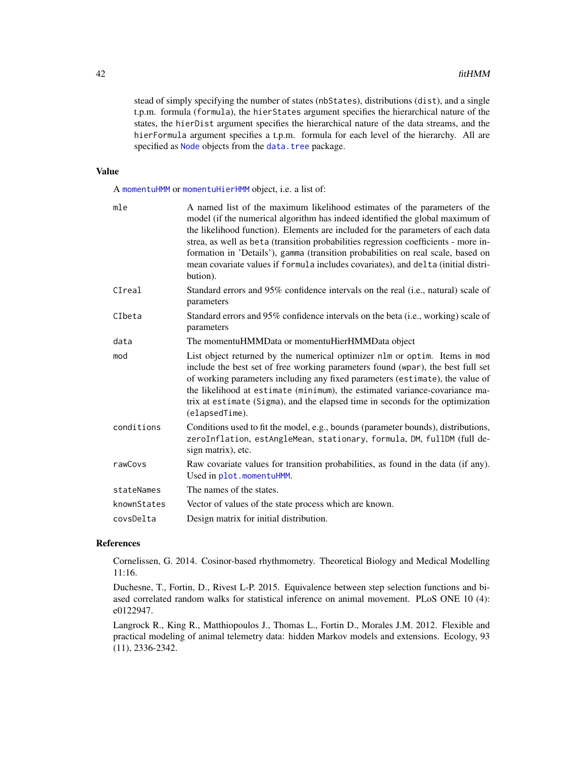stead of simply specifying the number of states (`nbStates`), distributions (`dist`), and a single t.p.m. formula (`formula`), the `hierStates` argument specifies the hierarchical nature of the states, the `hierDist` argument specifies the hierarchical nature of the data streams, and the `hierFormula` argument specifies a t.p.m. formula for each level of the hierarchy. All are specified as `Node` objects from the `data.tree` package.

## Value

A `momentuHMM` or `momentuHierHMM` object, i.e. a list of:

| | |
|---|---|
| `mle` | A named list of the maximum likelihood estimates of the parameters of the model (if the numerical algorithm has indeed identified the global maximum of the likelihood function). Elements are included for the parameters of each data strea, as well as `beta` (transition probabilities regression coefficients - more information in 'Details'), `gamma` (transition probabilities on real scale, based on mean covariate values if `formula` includes covariates), and `delta` (initial distribution). |
| `CIreal` | Standard errors and 95% confidence intervals on the real (i.e., natural) scale of parameters |
| `CIbeta` | Standard errors and 95% confidence intervals on the beta (i.e., working) scale of parameters |
| `data` | The momentuHMMData or momentuHierHMMData object |
| `mod` | List object returned by the numerical optimizer `nlm` or `optim`. Items in `mod` include the best set of free working parameters found (`wpar`), the best full set of working parameters including any fixed parameters (`estimate`), the value of the likelihood at `estimate` (`minimum`), the estimated variance-covariance matrix at `estimate` (`Sigma`), and the elapsed time in seconds for the optimization (`elapsedTime`). |
| `conditions` | Conditions used to fit the model, e.g., `bounds` (parameter bounds), distributions, `zeroInflation`, `estAngleMean`, `stationary`, `formula`, `DM`, `fullDM` (full design matrix), etc. |
| `rawCovs` | Raw covariate values for transition probabilities, as found in the data (if any). Used in `plot.momentuHMM`. |
| `stateNames` | The names of the states. |
| `knownStates` | Vector of values of the state process which are known. |
| `covsDelta` | Design matrix for initial distribution. |

## References

Cornelissen, G. 2014. Cosinor-based rhythmometry. Theoretical Biology and Medical Modelling 11:16.

Duchesne, T., Fortin, D., Rivest L-P. 2015. Equivalence between step selection functions and biased correlated random walks for statistical inference on animal movement. PLoS ONE 10 (4): e0122947.

Langrock R., King R., Matthiopoulos J., Thomas L., Fortin D., Morales J.M. 2012. Flexible and practical modeling of animal telemetry data: hidden Markov models and extensions. Ecology, 93 (11), 2336-2342.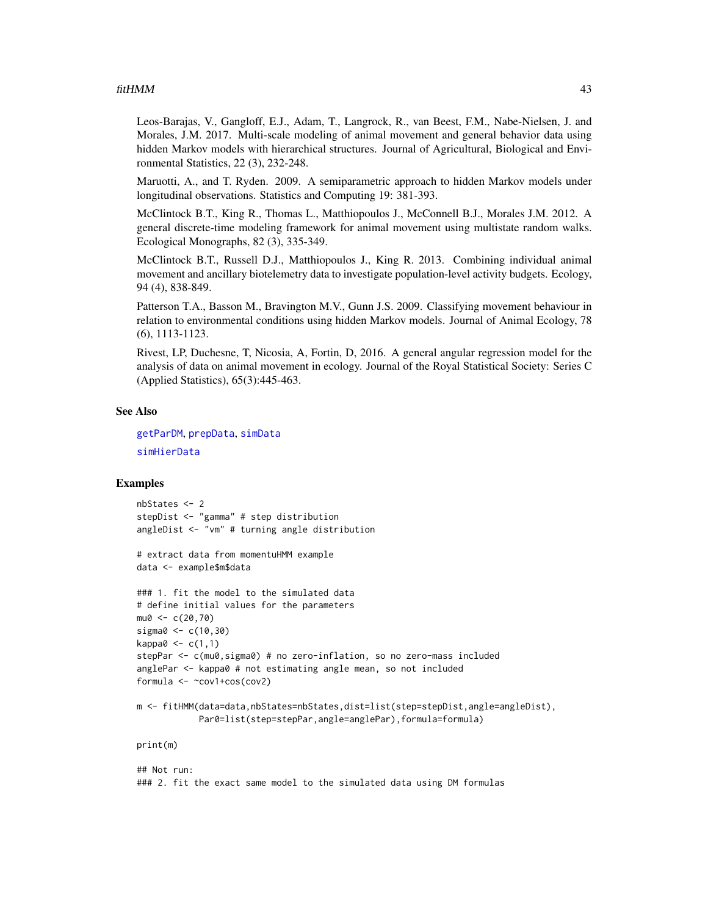Leos-Barajas, V., Gangloff, E.J., Adam, T., Langrock, R., van Beest, F.M., Nabe-Nielsen, J. and Morales, J.M. 2017. Multi-scale modeling of animal movement and general behavior data using hidden Markov models with hierarchical structures. Journal of Agricultural, Biological and Environmental Statistics, 22 (3), 232-248.

Maruotti, A., and T. Ryden. 2009. A semiparametric approach to hidden Markov models under longitudinal observations. Statistics and Computing 19: 381-393.

McClintock B.T., King R., Thomas L., Matthiopoulos J., McConnell B.J., Morales J.M. 2012. A general discrete-time modeling framework for animal movement using multistate random walks. Ecological Monographs, 82 (3), 335-349.

McClintock B.T., Russell D.J., Matthiopoulos J., King R. 2013. Combining individual animal movement and ancillary biotelemetry data to investigate population-level activity budgets. Ecology, 94 (4), 838-849.

Patterson T.A., Basson M., Bravington M.V., Gunn J.S. 2009. Classifying movement behaviour in relation to environmental conditions using hidden Markov models. Journal of Animal Ecology, 78 (6), 1113-1123.

Rivest, LP, Duchesne, T, Nicosia, A, Fortin, D, 2016. A general angular regression model for the analysis of data on animal movement in ecology. Journal of the Royal Statistical Society: Series C (Applied Statistics), 65(3):445-463.

## See Also

getParDM, prepData, simData

simHierData

## Examples

```
nbStates <- 2
stepDist <- "gamma" # step distribution
angleDist <- "vm" # turning angle distribution

# extract data from momentuHMM example
data <- example$m$data

### 1. fit the model to the simulated data
# define initial values for the parameters
mu0 <- c(20,70)
sigma0 <- c(10,30)
kappa0 <- c(1,1)
stepPar <- c(mu0,sigma0) # no zero-inflation, so no zero-mass included
anglePar <- kappa0 # not estimating angle mean, so not included
formula <- ~cov1+cos(cov2)

m <- fitHMM(data=data,nbStates=nbStates,dist=list(step=stepDist,angle=angleDist),
            Par0=list(step=stepPar,angle=anglePar),formula=formula)

print(m)

## Not run:
### 2. fit the exact same model to the simulated data using DM formulas
```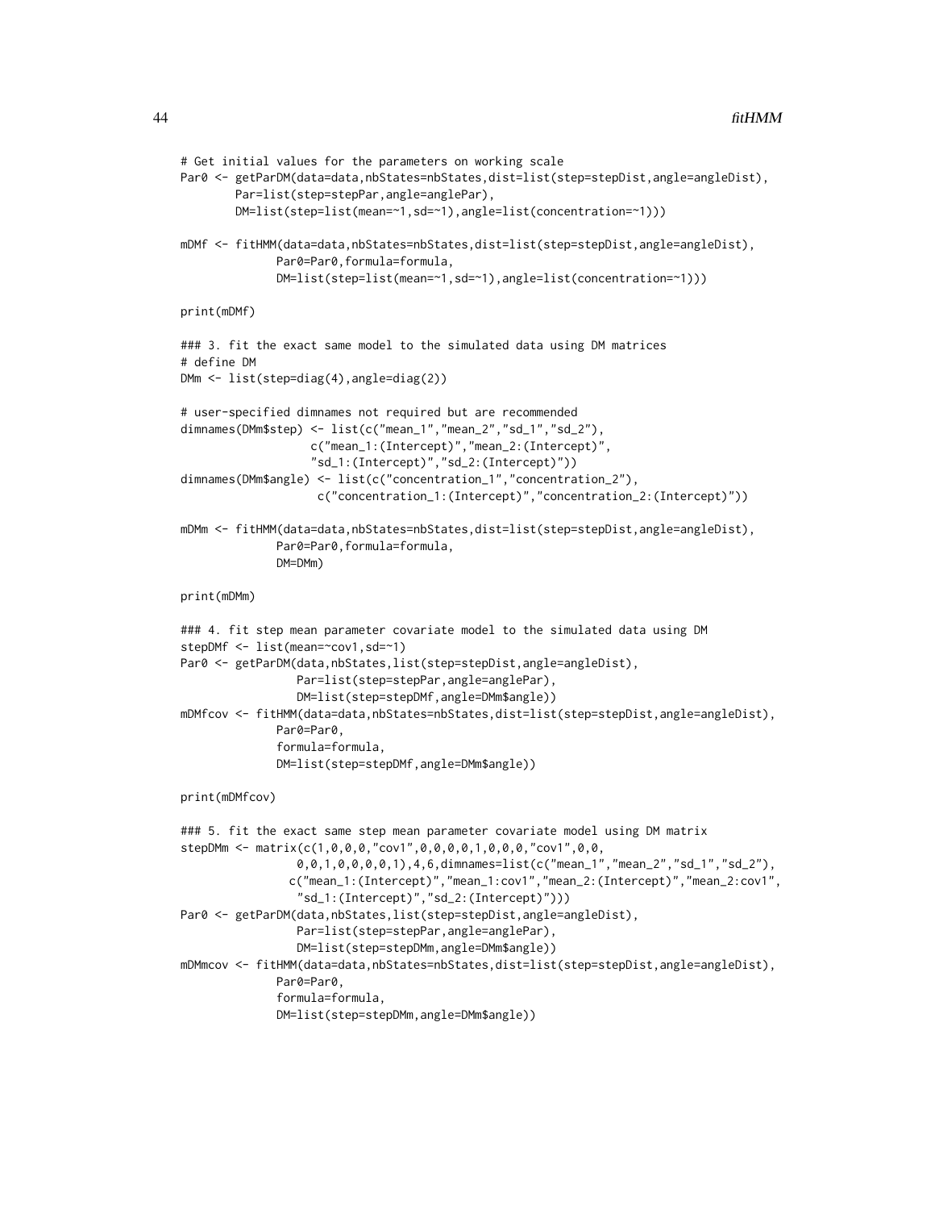```
# Get initial values for the parameters on working scale
Par0 <- getParDM(data=data,nbStates=nbStates,dist=list(step=stepDist,angle=angleDist),
        Par=list(step=stepPar,angle=anglePar),
        DM=list(step=list(mean=~1,sd=~1),angle=list(concentration=~1)))

mDMf <- fitHMM(data=data,nbStates=nbStates,dist=list(step=stepDist,angle=angleDist),
              Par0=Par0,formula=formula,
              DM=list(step=list(mean=~1,sd=~1),angle=list(concentration=~1)))

print(mDMf)

### 3. fit the exact same model to the simulated data using DM matrices
# define DM
DMm <- list(step=diag(4),angle=diag(2))

# user-specified dimnames not required but are recommended
dimnames(DMm$step) <- list(c("mean_1","mean_2","sd_1","sd_2"),
                    c("mean_1:(Intercept)","mean_2:(Intercept)",
                    "sd_1:(Intercept)","sd_2:(Intercept)"))
dimnames(DMm$angle) <- list(c("concentration_1","concentration_2"),
                     c("concentration_1:(Intercept)","concentration_2:(Intercept)"))

mDMm <- fitHMM(data=data,nbStates=nbStates,dist=list(step=stepDist,angle=angleDist),
              Par0=Par0,formula=formula,
              DM=DMm)

print(mDMm)

### 4. fit step mean parameter covariate model to the simulated data using DM
stepDMf <- list(mean=~cov1,sd=~1)
Par0 <- getParDM(data,nbStates,list(step=stepDist,angle=angleDist),
                 Par=list(step=stepPar,angle=anglePar),
                 DM=list(step=stepDMf,angle=DMm$angle))
mDMfcov <- fitHMM(data=data,nbStates=nbStates,dist=list(step=stepDist,angle=angleDist),
              Par0=Par0,
              formula=formula,
              DM=list(step=stepDMf,angle=DMm$angle))

print(mDMfcov)

### 5. fit the exact same step mean parameter covariate model using DM matrix
stepDMm <- matrix(c(1,0,0,0,"cov1",0,0,0,0,1,0,0,0,"cov1",0,0,
                 0,0,1,0,0,0,0,1),4,6,dimnames=list(c("mean_1","mean_2","sd_1","sd_2"),
                c("mean_1:(Intercept)","mean_1:cov1","mean_2:(Intercept)","mean_2:cov1",
                 "sd_1:(Intercept)","sd_2:(Intercept)")))
Par0 <- getParDM(data,nbStates,list(step=stepDist,angle=angleDist),
                 Par=list(step=stepPar,angle=anglePar),
                 DM=list(step=stepDMm,angle=DMm$angle))
mDMmcov <- fitHMM(data=data,nbStates=nbStates,dist=list(step=stepDist,angle=angleDist),
              Par0=Par0,
              formula=formula,
              DM=list(step=stepDMm,angle=DMm$angle))
```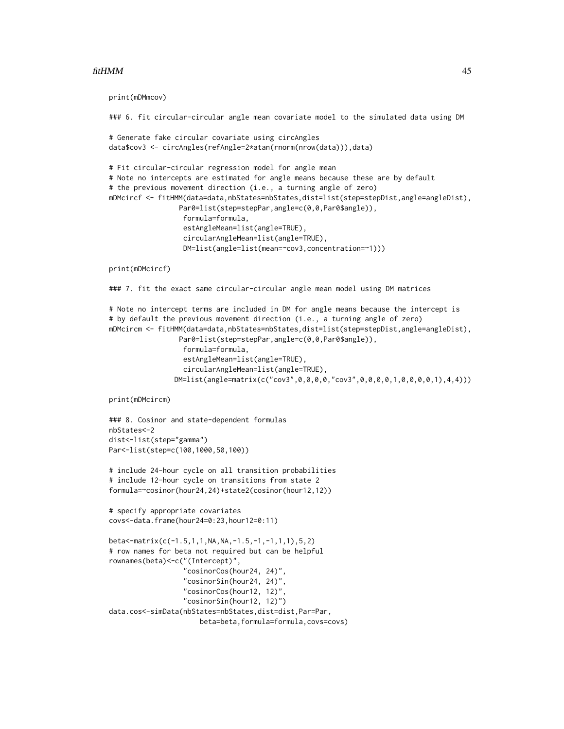```
print(mDMmcov)

### 6. fit circular-circular angle mean covariate model to the simulated data using DM

# Generate fake circular covariate using circAngles
data$cov3 <- circAngles(refAngle=2*atan(rnorm(nrow(data))),data)

# Fit circular-circular regression model for angle mean
# Note no intercepts are estimated for angle means because these are by default
# the previous movement direction (i.e., a turning angle of zero)
mDMcircf <- fitHMM(data=data,nbStates=nbStates,dist=list(step=stepDist,angle=angleDist),
                 Par0=list(step=stepPar,angle=c(0,0,Par0$angle)),
                  formula=formula,
                  estAngleMean=list(angle=TRUE),
                  circularAngleMean=list(angle=TRUE),
                  DM=list(angle=list(mean=~cov3,concentration=~1)))

print(mDMcircf)

### 7. fit the exact same circular-circular angle mean model using DM matrices

# Note no intercept terms are included in DM for angle means because the intercept is
# by default the previous movement direction (i.e., a turning angle of zero)
mDMcircm <- fitHMM(data=data,nbStates=nbStates,dist=list(step=stepDist,angle=angleDist),
                 Par0=list(step=stepPar,angle=c(0,0,Par0$angle)),
                  formula=formula,
                  estAngleMean=list(angle=TRUE),
                  circularAngleMean=list(angle=TRUE),
                DM=list(angle=matrix(c("cov3",0,0,0,0,"cov3",0,0,0,0,1,0,0,0,0,1),4,4)))

print(mDMcircm)

### 8. Cosinor and state-dependent formulas
nbStates<-2
dist<-list(step="gamma")
Par<-list(step=c(100,1000,50,100))

# include 24-hour cycle on all transition probabilities
# include 12-hour cycle on transitions from state 2
formula=~cosinor(hour24,24)+state2(cosinor(hour12,12))

# specify appropriate covariates
covs<-data.frame(hour24=0:23,hour12=0:11)

beta<-matrix(c(-1.5,1,1,NA,NA,-1.5,-1,-1,1,1),5,2)
# row names for beta not required but can be helpful
rownames(beta)<-c("(Intercept)",
                  "cosinorCos(hour24, 24)",
                  "cosinorSin(hour24, 24)",
                  "cosinorCos(hour12, 12)",
                  "cosinorSin(hour12, 12)")
data.cos<-simData(nbStates=nbStates,dist=dist,Par=Par,
                      beta=beta,formula=formula,covs=covs)
```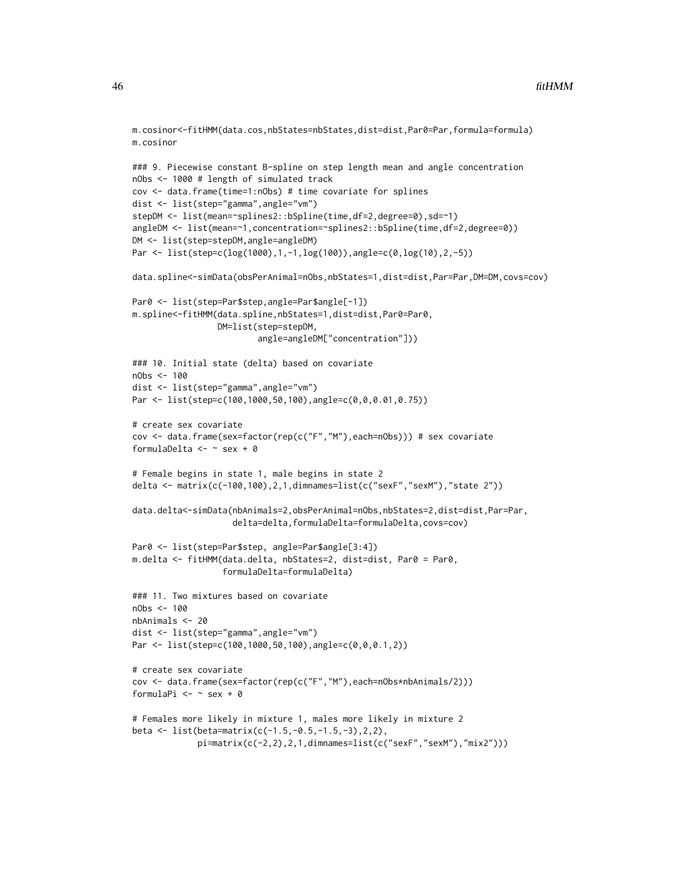```
m.cosinor<-fitHMM(data.cos,nbStates=nbStates,dist=dist,Par0=Par,formula=formula)
m.cosinor

### 9. Piecewise constant B-spline on step length mean and angle concentration
nObs <- 1000 # length of simulated track
cov <- data.frame(time=1:nObs) # time covariate for splines
dist <- list(step="gamma",angle="vm")
stepDM <- list(mean=~splines2::bSpline(time,df=2,degree=0),sd=~1)
angleDM <- list(mean=~1,concentration=~splines2::bSpline(time,df=2,degree=0))
DM <- list(step=stepDM,angle=angleDM)
Par <- list(step=c(log(1000),1,-1,log(100)),angle=c(0,log(10),2,-5))

data.spline<-simData(obsPerAnimal=nObs,nbStates=1,dist=dist,Par=Par,DM=DM,covs=cov)

Par0 <- list(step=Par$step,angle=Par$angle[-1])
m.spline<-fitHMM(data.spline,nbStates=1,dist=dist,Par0=Par0,
                 DM=list(step=stepDM,
                         angle=angleDM["concentration"]))

### 10. Initial state (delta) based on covariate
nObs <- 100
dist <- list(step="gamma",angle="vm")
Par <- list(step=c(100,1000,50,100),angle=c(0,0,0.01,0.75))

# create sex covariate
cov <- data.frame(sex=factor(rep(c("F","M"),each=nObs))) # sex covariate
formulaDelta <- ~ sex + 0

# Female begins in state 1, male begins in state 2
delta <- matrix(c(-100,100),2,1,dimnames=list(c("sexF","sexM"),"state 2"))

data.delta<-simData(nbAnimals=2,obsPerAnimal=nObs,nbStates=2,dist=dist,Par=Par,
                    delta=delta,formulaDelta=formulaDelta,covs=cov)

Par0 <- list(step=Par$step, angle=Par$angle[3:4])
m.delta <- fitHMM(data.delta, nbStates=2, dist=dist, Par0 = Par0,
                  formulaDelta=formulaDelta)

### 11. Two mixtures based on covariate
nObs <- 100
nbAnimals <- 20
dist <- list(step="gamma",angle="vm")
Par <- list(step=c(100,1000,50,100),angle=c(0,0,0.1,2))

# create sex covariate
cov <- data.frame(sex=factor(rep(c("F","M"),each=nObs*nbAnimals/2)))
formulaPi <- ~ sex + 0

# Females more likely in mixture 1, males more likely in mixture 2
beta <- list(beta=matrix(c(-1.5,-0.5,-1.5,-3),2,2),
             pi=matrix(c(-2,2),2,1,dimnames=list(c("sexF","sexM"),"mix2")))
```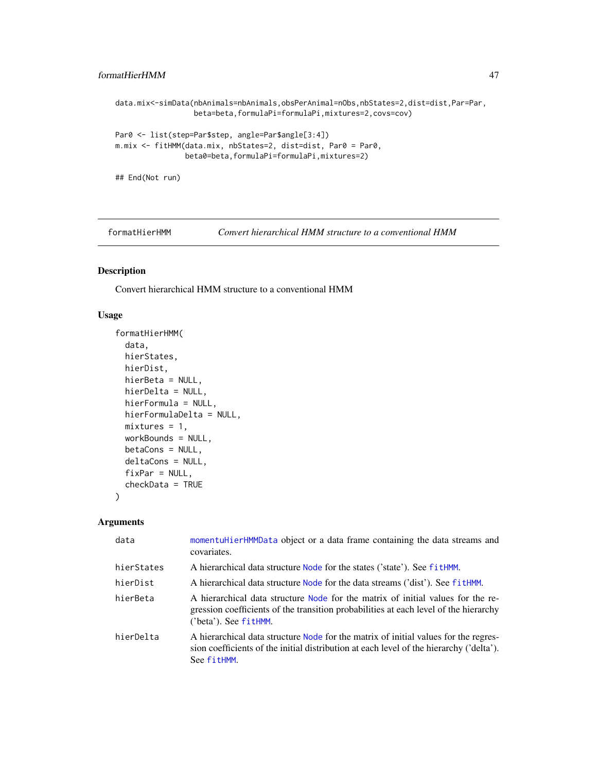```
data.mix<-simData(nbAnimals=nbAnimals,obsPerAnimal=nObs,nbStates=2,dist=dist,Par=Par,
                  beta=beta,formulaPi=formulaPi,mixtures=2,covs=cov)

Par0 <- list(step=Par$step, angle=Par$angle[3:4])
m.mix <- fitHMM(data.mix, nbStates=2, dist=dist, Par0 = Par0,
                beta0=beta,formulaPi=formulaPi,mixtures=2)

## End(Not run)
```

## formatHierHMM — *Convert hierarchical HMM structure to a conventional HMM*

### Description

Convert hierarchical HMM structure to a conventional HMM

### Usage

```
formatHierHMM(
  data,
  hierStates,
  hierDist,
  hierBeta = NULL,
  hierDelta = NULL,
  hierFormula = NULL,
  hierFormulaDelta = NULL,
  mixtures = 1,
  workBounds = NULL,
  betaCons = NULL,
  deltaCons = NULL,
  fixPar = NULL,
  checkData = TRUE
)
```

### Arguments

| | |
|---|---|
| data | momentuHierHMMData object or a data frame containing the data streams and covariates. |
| hierStates | A hierarchical data structure Node for the states ('state'). See fitHMM. |
| hierDist | A hierarchical data structure Node for the data streams ('dist'). See fitHMM. |
| hierBeta | A hierarchical data structure Node for the matrix of initial values for the regression coefficients of the transition probabilities at each level of the hierarchy ('beta'). See fitHMM. |
| hierDelta | A hierarchical data structure Node for the matrix of initial values for the regression coefficients of the initial distribution at each level of the hierarchy ('delta'). See fitHMM. |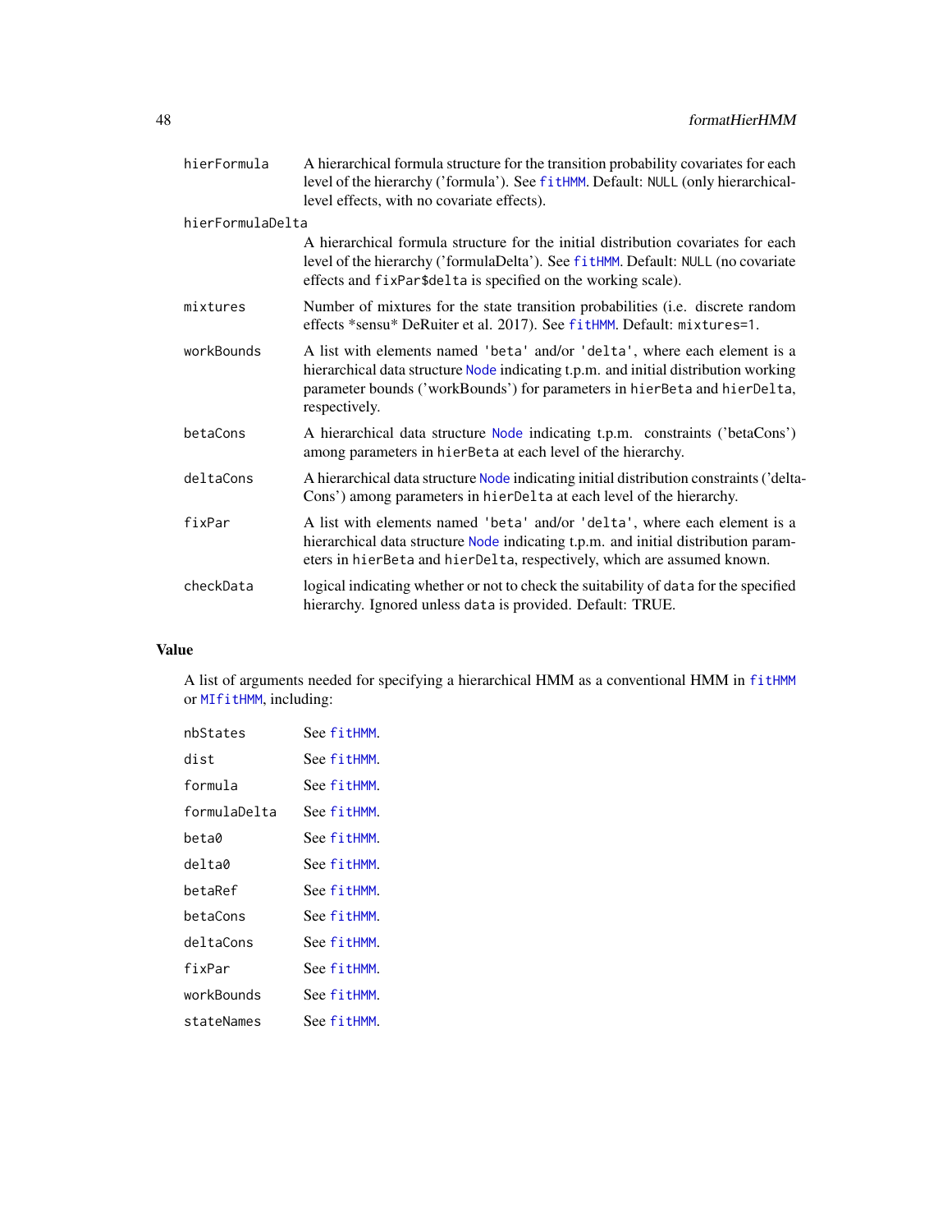| | |
|---|---|
| `hierFormula` | A hierarchical formula structure for the transition probability covariates for each level of the hierarchy ('formula'). See `fitHMM`. Default: `NULL` (only hierarchical-level effects, with no covariate effects). |
| `hierFormulaDelta` | A hierarchical formula structure for the initial distribution covariates for each level of the hierarchy ('formulaDelta'). See `fitHMM`. Default: `NULL` (no covariate effects and `fixPar$delta` is specified on the working scale). |
| `mixtures` | Number of mixtures for the state transition probabilities (i.e. discrete random effects *sensu* DeRuiter et al. 2017). See `fitHMM`. Default: `mixtures=1`. |
| `workBounds` | A list with elements named `'beta'` and/or `'delta'`, where each element is a hierarchical data structure `Node` indicating t.p.m. and initial distribution working parameter bounds ('workBounds') for parameters in `hierBeta` and `hierDelta`, respectively. |
| `betaCons` | A hierarchical data structure `Node` indicating t.p.m. constraints ('betaCons') among parameters in `hierBeta` at each level of the hierarchy. |
| `deltaCons` | A hierarchical data structure `Node` indicating initial distribution constraints ('deltaCons') among parameters in `hierDelta` at each level of the hierarchy. |
| `fixPar` | A list with elements named `'beta'` and/or `'delta'`, where each element is a hierarchical data structure `Node` indicating t.p.m. and initial distribution parameters in `hierBeta` and `hierDelta`, respectively, which are assumed known. |
| `checkData` | logical indicating whether or not to check the suitability of `data` for the specified hierarchy. Ignored unless `data` is provided. Default: TRUE. |

## Value

A list of arguments needed for specifying a hierarchical HMM as a conventional HMM in `fitHMM` or `MIfitHMM`, including:

| | |
|---|---|
| `nbStates` | See `fitHMM`. |
| `dist` | See `fitHMM`. |
| `formula` | See `fitHMM`. |
| `formulaDelta` | See `fitHMM`. |
| `beta0` | See `fitHMM`. |
| `delta0` | See `fitHMM`. |
| `betaRef` | See `fitHMM`. |
| `betaCons` | See `fitHMM`. |
| `deltaCons` | See `fitHMM`. |
| `fixPar` | See `fitHMM`. |
| `workBounds` | See `fitHMM`. |
| `stateNames` | See `fitHMM`. |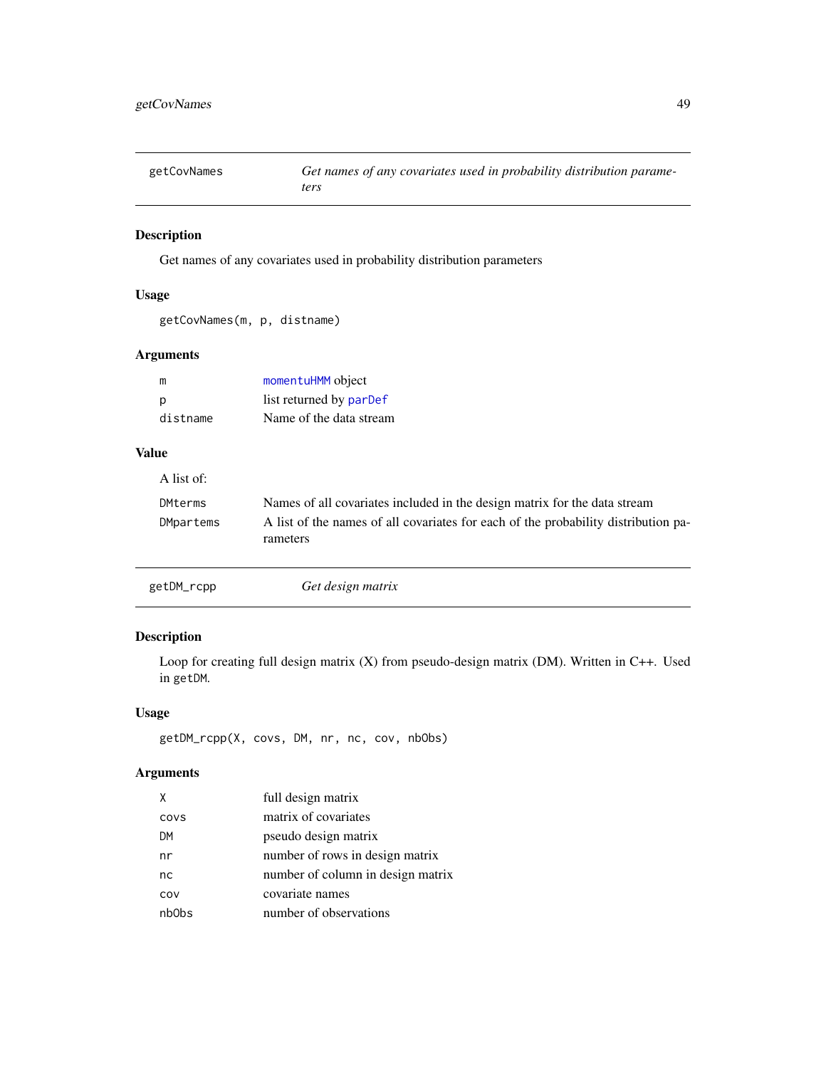## getCovNames — *Get names of any covariates used in probability distribution parameters*

### Description

Get names of any covariates used in probability distribution parameters

### Usage

```
getCovNames(m, p, distname)
```

### Arguments

| | |
|---|---|
| m | momentuHMM object |
| p | list returned by parDef |
| distname | Name of the data stream |

### Value

A list of:

| | |
|---|---|
| DMterms | Names of all covariates included in the design matrix for the data stream |
| DMpartems | A list of the names of all covariates for each of the probability distribution parameters |

## getDM_rcpp — *Get design matrix*

### Description

Loop for creating full design matrix (X) from pseudo-design matrix (DM). Written in C++. Used in getDM.

### Usage

```
getDM_rcpp(X, covs, DM, nr, nc, cov, nbObs)
```

### Arguments

| | |
|---|---|
| X | full design matrix |
| covs | matrix of covariates |
| DM | pseudo design matrix |
| nr | number of rows in design matrix |
| nc | number of column in design matrix |
| cov | covariate names |
| nbObs | number of observations |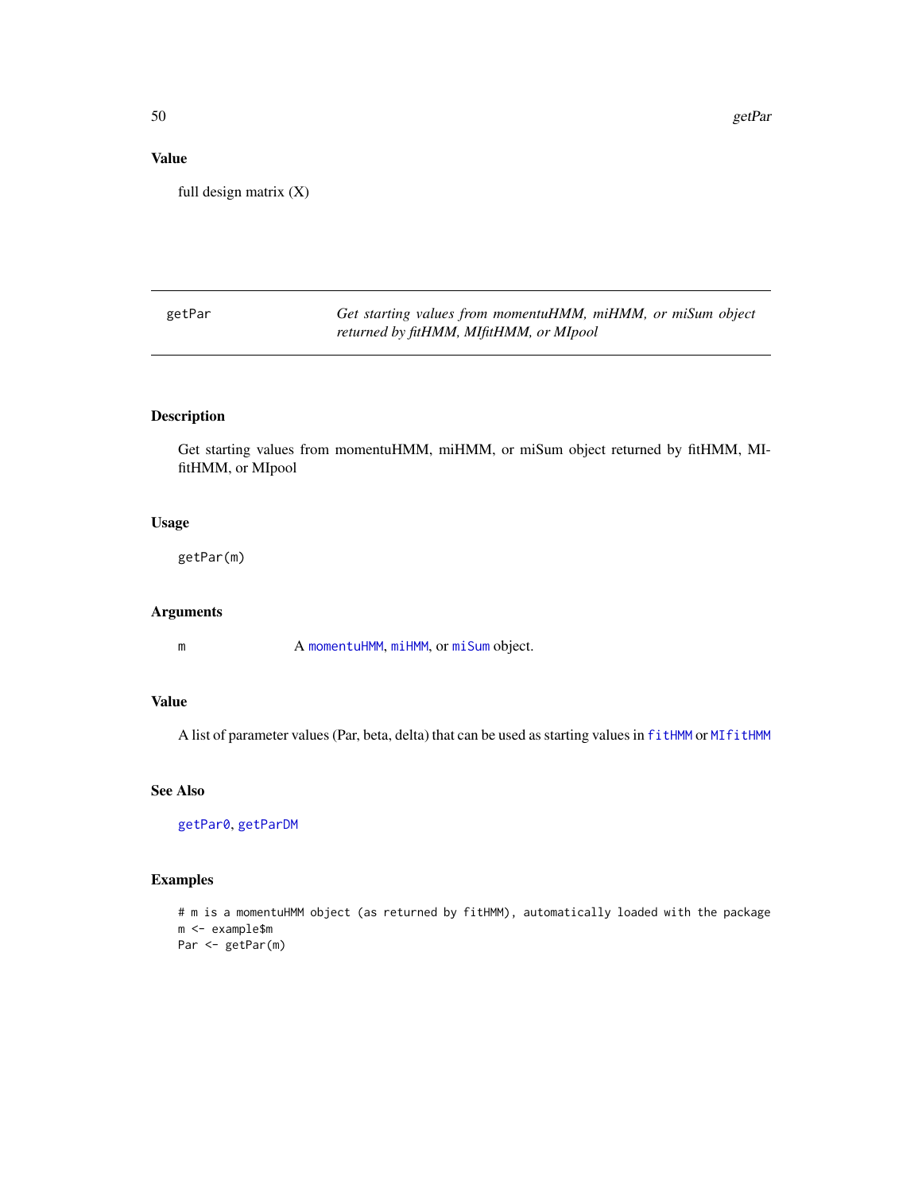### Value

full design matrix (X)

---

## getPar — *Get starting values from momentuHMM, miHMM, or miSum object returned by fitHMM, MIfitHMM, or MIpool*

---

### Description

Get starting values from momentuHMM, miHMM, or miSum object returned by fitHMM, MIfitHMM, or MIpool

### Usage

```
getPar(m)
```

### Arguments

| | |
|---|---|
| m | A `momentuHMM`, `miHMM`, or `miSum` object. |

### Value

A list of parameter values (Par, beta, delta) that can be used as starting values in `fitHMM` or `MIfitHMM`

### See Also

`getPar0`, `getParDM`

### Examples

```
# m is a momentuHMM object (as returned by fitHMM), automatically loaded with the package
m <- example$m
Par <- getPar(m)
```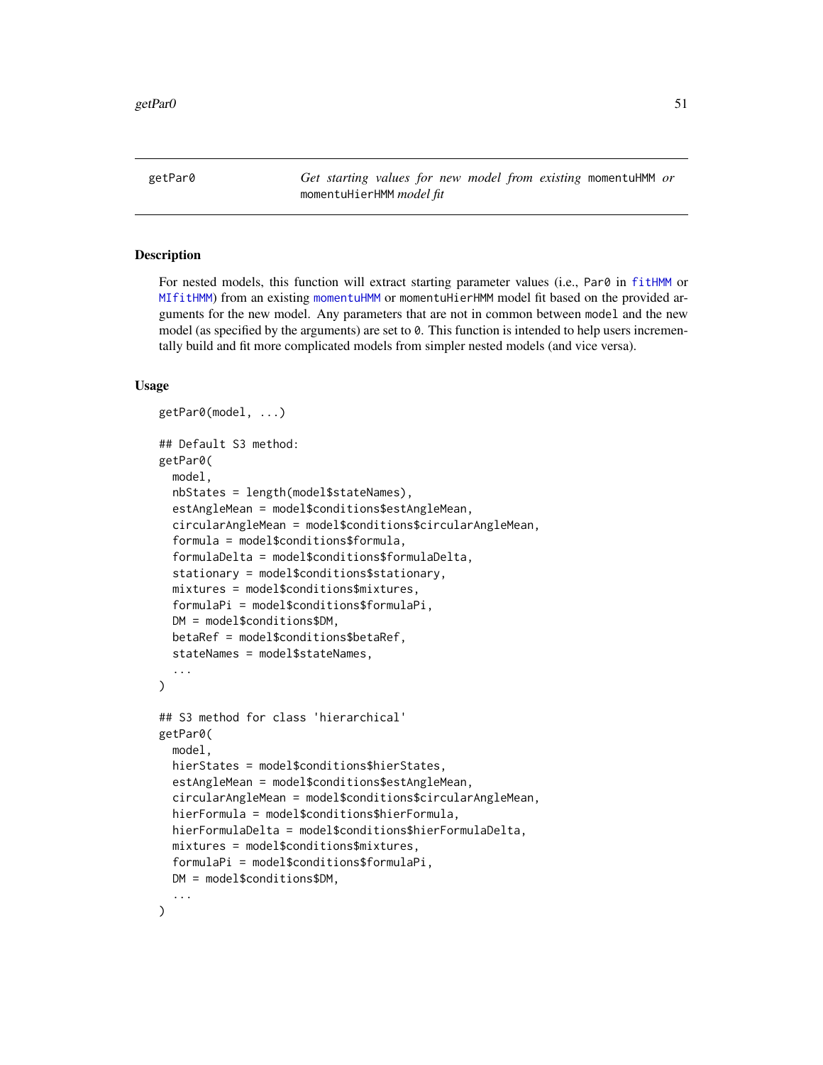getPar0 — *Get starting values for new model from existing* `momentuHMM` *or* `momentuHierHMM` *model fit*

## Description

For nested models, this function will extract starting parameter values (i.e., `Par0` in `fitHMM` or `MIfitHMM`) from an existing `momentuHMM` or `momentuHierHMM` model fit based on the provided arguments for the new model. Any parameters that are not in common between `model` and the new model (as specified by the arguments) are set to `0`. This function is intended to help users incrementally build and fit more complicated models from simpler nested models (and vice versa).

## Usage

```
getPar0(model, ...)

## Default S3 method:
getPar0(
  model,
  nbStates = length(model$stateNames),
  estAngleMean = model$conditions$estAngleMean,
  circularAngleMean = model$conditions$circularAngleMean,
  formula = model$conditions$formula,
  formulaDelta = model$conditions$formulaDelta,
  stationary = model$conditions$stationary,
  mixtures = model$conditions$mixtures,
  formulaPi = model$conditions$formulaPi,
  DM = model$conditions$DM,
  betaRef = model$conditions$betaRef,
  stateNames = model$stateNames,
  ...
)

## S3 method for class 'hierarchical'
getPar0(
  model,
  hierStates = model$conditions$hierStates,
  estAngleMean = model$conditions$estAngleMean,
  circularAngleMean = model$conditions$circularAngleMean,
  hierFormula = model$conditions$hierFormula,
  hierFormulaDelta = model$conditions$hierFormulaDelta,
  mixtures = model$conditions$mixtures,
  formulaPi = model$conditions$formulaPi,
  DM = model$conditions$DM,
  ...
)
```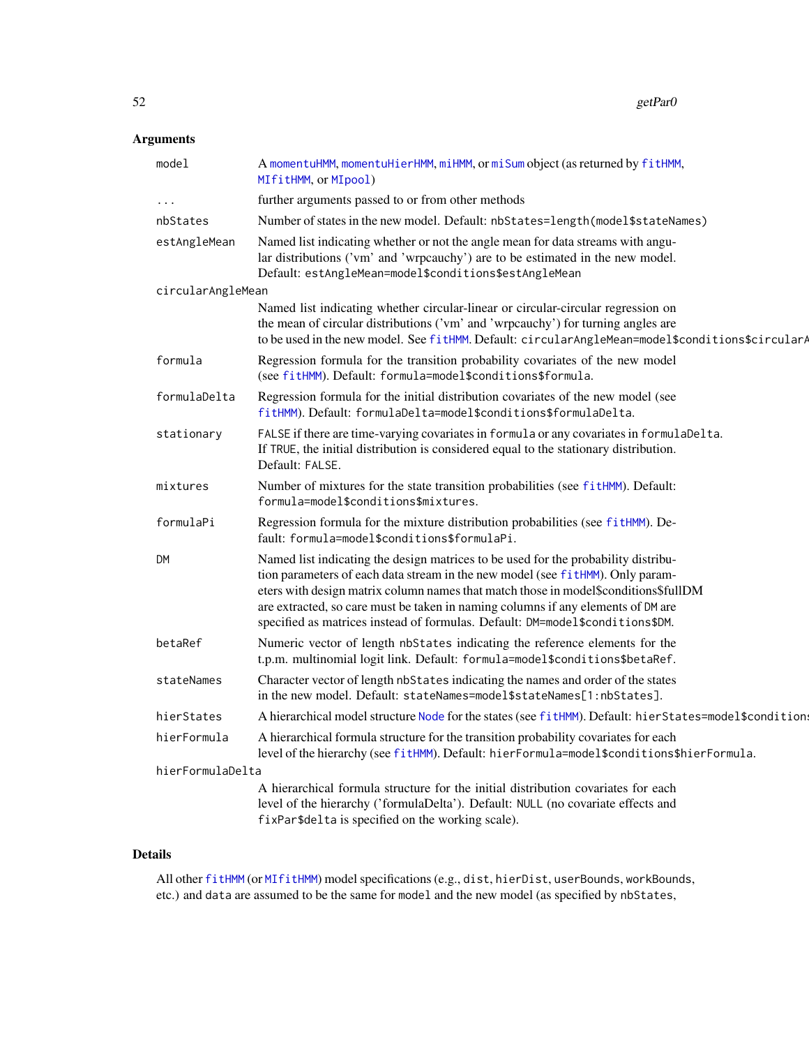## Arguments

| | |
|---|---|
| `model` | A `momentuHMM`, `momentuHierHMM`, `miHMM`, or `miSum` object (as returned by `fitHMM`, `MIfitHMM`, or `MIpool`) |
| `...` | further arguments passed to or from other methods |
| `nbStates` | Number of states in the new model. Default: `nbStates=length(model$stateNames)` |
| `estAngleMean` | Named list indicating whether or not the angle mean for data streams with angular distributions ('vm' and 'wrpcauchy') are to be estimated in the new model. Default: `estAngleMean=model$conditions$estAngleMean` |
| `circularAngleMean` | Named list indicating whether circular-linear or circular-circular regression on the mean of circular distributions ('vm' and 'wrpcauchy') for turning angles are to be used in the new model. See `fitHMM`. Default: `circularAngleMean=model$conditions$circularA` |
| `formula` | Regression formula for the transition probability covariates of the new model (see `fitHMM`). Default: `formula=model$conditions$formula`. |
| `formulaDelta` | Regression formula for the initial distribution covariates of the new model (see `fitHMM`). Default: `formulaDelta=model$conditions$formulaDelta`. |
| `stationary` | `FALSE` if there are time-varying covariates in `formula` or any covariates in `formulaDelta`. If `TRUE`, the initial distribution is considered equal to the stationary distribution. Default: `FALSE`. |
| `mixtures` | Number of mixtures for the state transition probabilities (see `fitHMM`). Default: `formula=model$conditions$mixtures`. |
| `formulaPi` | Regression formula for the mixture distribution probabilities (see `fitHMM`). Default: `formula=model$conditions$formulaPi`. |
| `DM` | Named list indicating the design matrices to be used for the probability distribution parameters of each data stream in the new model (see `fitHMM`). Only parameters with design matrix column names that match those in model$conditions$fullDM are extracted, so care must be taken in naming columns if any elements of `DM` are specified as matrices instead of formulas. Default: `DM=model$conditions$DM`. |
| `betaRef` | Numeric vector of length `nbStates` indicating the reference elements for the t.p.m. multinomial logit link. Default: `formula=model$conditions$betaRef`. |
| `stateNames` | Character vector of length `nbStates` indicating the names and order of the states in the new model. Default: `stateNames=model$stateNames[1:nbStates]`. |
| `hierStates` | A hierarchical model structure `Node` for the states (see `fitHMM`). Default: `hierStates=model$condition` |
| `hierFormula` | A hierarchical formula structure for the transition probability covariates for each level of the hierarchy (see `fitHMM`). Default: `hierFormula=model$conditions$hierFormula`. |
| `hierFormulaDelta` | A hierarchical formula structure for the initial distribution covariates for each level of the hierarchy ('formulaDelta'). Default: `NULL` (no covariate effects and `fixPar$delta` is specified on the working scale). |

## Details

All other `fitHMM` (or `MIfitHMM`) model specifications (e.g., `dist`, `hierDist`, `userBounds`, `workBounds`, etc.) and `data` are assumed to be the same for `model` and the new model (as specified by `nbStates`,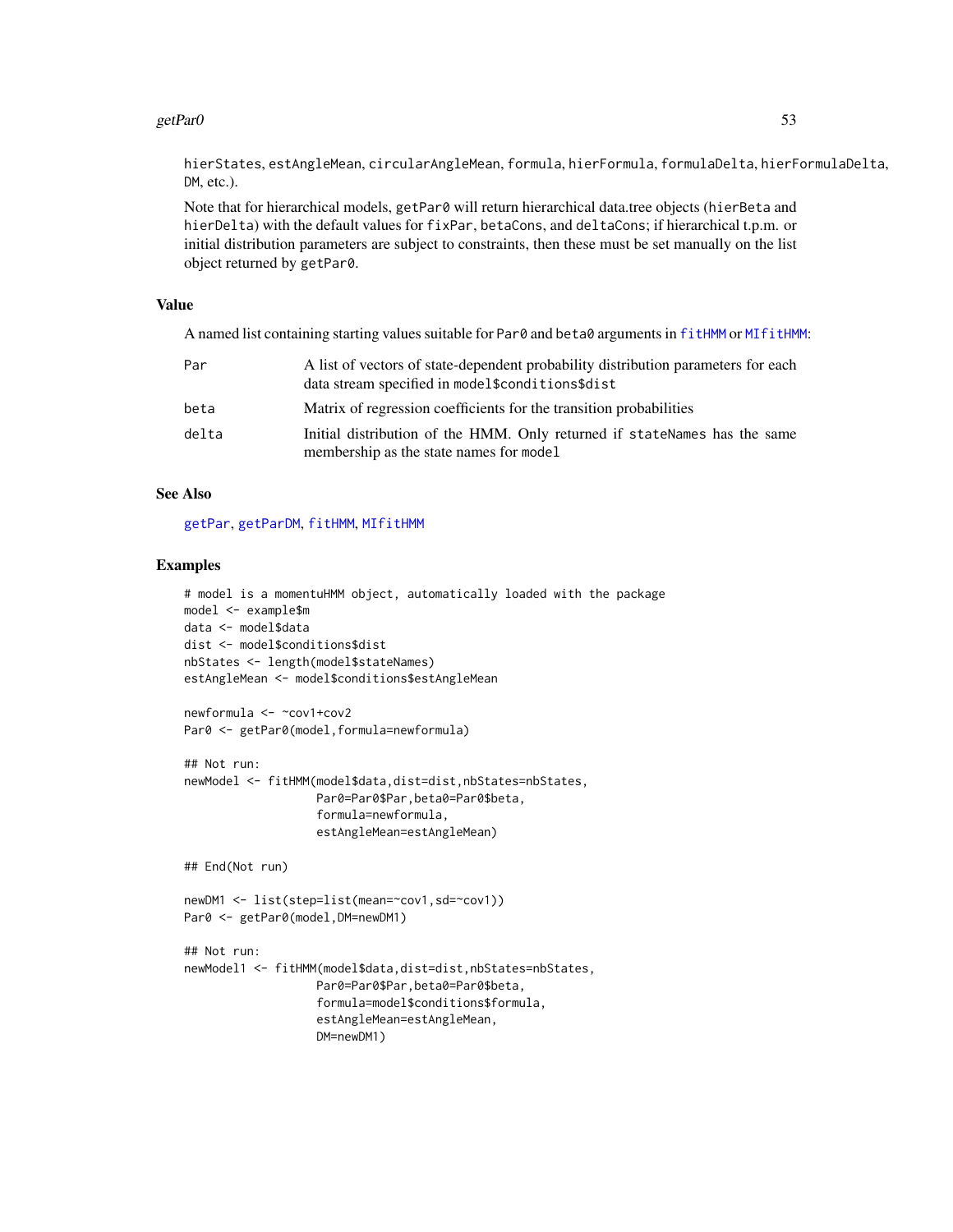hierStates, estAngleMean, circularAngleMean, formula, hierFormula, formulaDelta, hierFormulaDelta, DM, etc.).

Note that for hierarchical models, getPar0 will return hierarchical data.tree objects (hierBeta and hierDelta) with the default values for fixPar, betaCons, and deltaCons; if hierarchical t.p.m. or initial distribution parameters are subject to constraints, then these must be set manually on the list object returned by getPar0.

### Value

A named list containing starting values suitable for Par0 and beta0 arguments in fitHMM or MIfitHMM:

| | |
|---|---|
| Par | A list of vectors of state-dependent probability distribution parameters for each data stream specified in model$conditions$dist |
| beta | Matrix of regression coefficients for the transition probabilities |
| delta | Initial distribution of the HMM. Only returned if stateNames has the same membership as the state names for model |

### See Also

getPar, getParDM, fitHMM, MIfitHMM

### Examples

```
# model is a momentuHMM object, automatically loaded with the package
model <- example$m
data <- model$data
dist <- model$conditions$dist
nbStates <- length(model$stateNames)
estAngleMean <- model$conditions$estAngleMean

newformula <- ~cov1+cov2
Par0 <- getPar0(model,formula=newformula)

## Not run:
newModel <- fitHMM(model$data,dist=dist,nbStates=nbStates,
                   Par0=Par0$Par,beta0=Par0$beta,
                   formula=newformula,
                   estAngleMean=estAngleMean)

## End(Not run)

newDM1 <- list(step=list(mean=~cov1,sd=~cov1))
Par0 <- getPar0(model,DM=newDM1)

## Not run:
newModel1 <- fitHMM(model$data,dist=dist,nbStates=nbStates,
                   Par0=Par0$Par,beta0=Par0$beta,
                   formula=model$conditions$formula,
                   estAngleMean=estAngleMean,
                   DM=newDM1)
```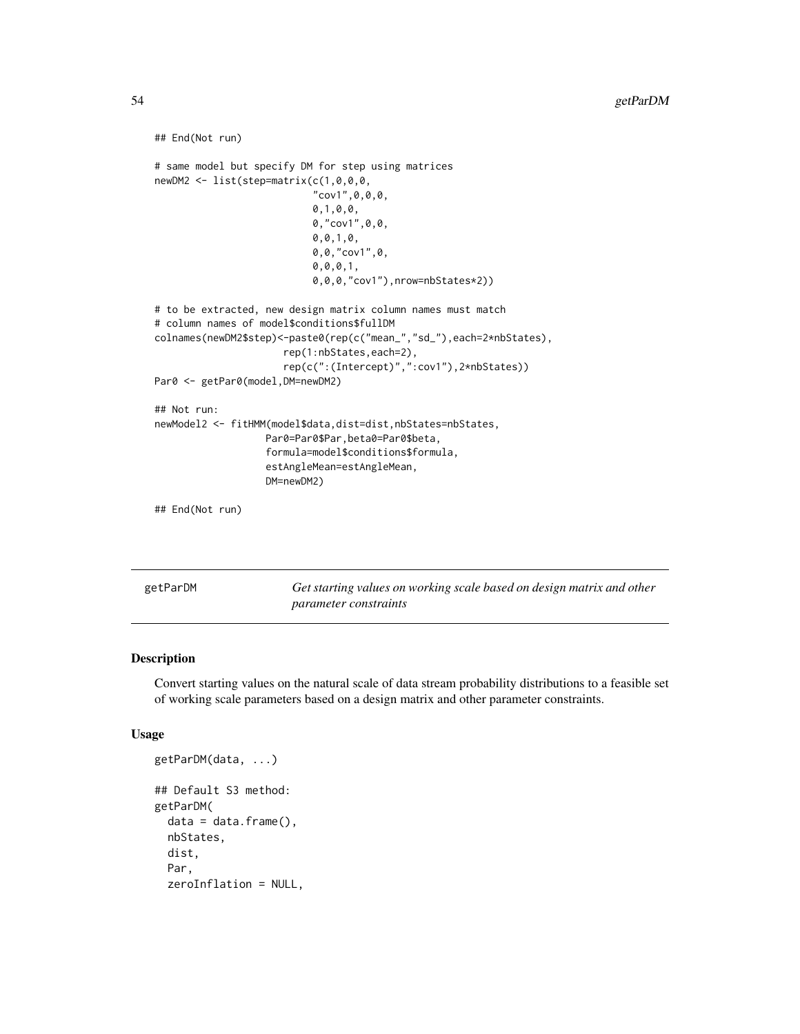```
## End(Not run)

# same model but specify DM for step using matrices
newDM2 <- list(step=matrix(c(1,0,0,0,
                             "cov1",0,0,0,
                             0,1,0,0,
                             0,"cov1",0,0,
                             0,0,1,0,
                             0,0,"cov1",0,
                             0,0,0,1,
                             0,0,0,"cov1"),nrow=nbStates*2))

# to be extracted, new design matrix column names must match
# column names of model$conditions$fullDM
colnames(newDM2$step)<-paste0(rep(c("mean_","sd_"),each=2*nbStates),
                      rep(1:nbStates,each=2),
                      rep(c(":(Intercept)",":cov1"),2*nbStates))
Par0 <- getPar0(model,DM=newDM2)

## Not run:
newModel2 <- fitHMM(model$data,dist=dist,nbStates=nbStates,
                   Par0=Par0$Par,beta0=Par0$beta,
                   formula=model$conditions$formula,
                   estAngleMean=estAngleMean,
                   DM=newDM2)

## End(Not run)
```

## getParDM — *Get starting values on working scale based on design matrix and other parameter constraints*

### Description

Convert starting values on the natural scale of data stream probability distributions to a feasible set of working scale parameters based on a design matrix and other parameter constraints.

### Usage

```
getParDM(data, ...)

## Default S3 method:
getParDM(
  data = data.frame(),
  nbStates,
  dist,
  Par,
  zeroInflation = NULL,
```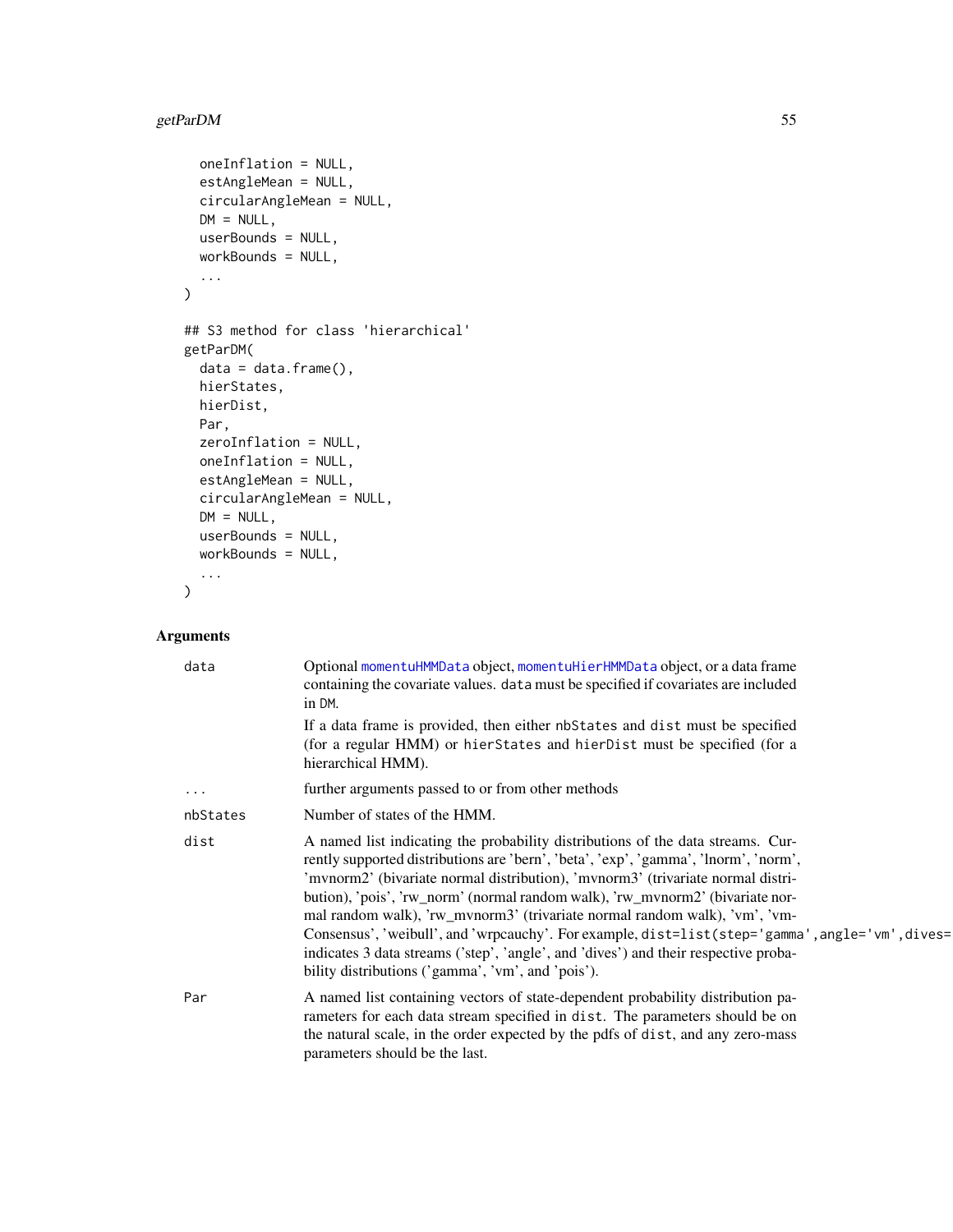```
  oneInflation = NULL,
  estAngleMean = NULL,
  circularAngleMean = NULL,
  DM = NULL,
  userBounds = NULL,
  workBounds = NULL,
  ...
)

## S3 method for class 'hierarchical'
getParDM(
  data = data.frame(),
  hierStates,
  hierDist,
  Par,
  zeroInflation = NULL,
  oneInflation = NULL,
  estAngleMean = NULL,
  circularAngleMean = NULL,
  DM = NULL,
  userBounds = NULL,
  workBounds = NULL,
  ...
)
```

## Arguments

| | |
|---|---|
| `data` | Optional `momentuHMMData` object, `momentuHierHMMData` object, or a data frame containing the covariate values. `data` must be specified if covariates are included in `DM`. <br><br> If a data frame is provided, then either `nbStates` and `dist` must be specified (for a regular HMM) or `hierStates` and `hierDist` must be specified (for a hierarchical HMM). |
| `...` | further arguments passed to or from other methods |
| `nbStates` | Number of states of the HMM. |
| `dist` | A named list indicating the probability distributions of the data streams. Currently supported distributions are 'bern', 'beta', 'exp', 'gamma', 'lnorm', 'norm', 'mvnorm2' (bivariate normal distribution), 'mvnorm3' (trivariate normal distribution), 'pois', 'rw_norm' (normal random walk), 'rw_mvnorm2' (bivariate normal random walk), 'rw_mvnorm3' (trivariate normal random walk), 'vm', 'vmConsensus', 'weibull', and 'wrpcauchy'. For example, `dist=list(step='gamma',angle='vm',dives=` indicates 3 data streams ('step', 'angle', and 'dives') and their respective probability distributions ('gamma', 'vm', and 'pois'). |
| `Par` | A named list containing vectors of state-dependent probability distribution parameters for each data stream specified in `dist`. The parameters should be on the natural scale, in the order expected by the pdfs of `dist`, and any zero-mass parameters should be the last. |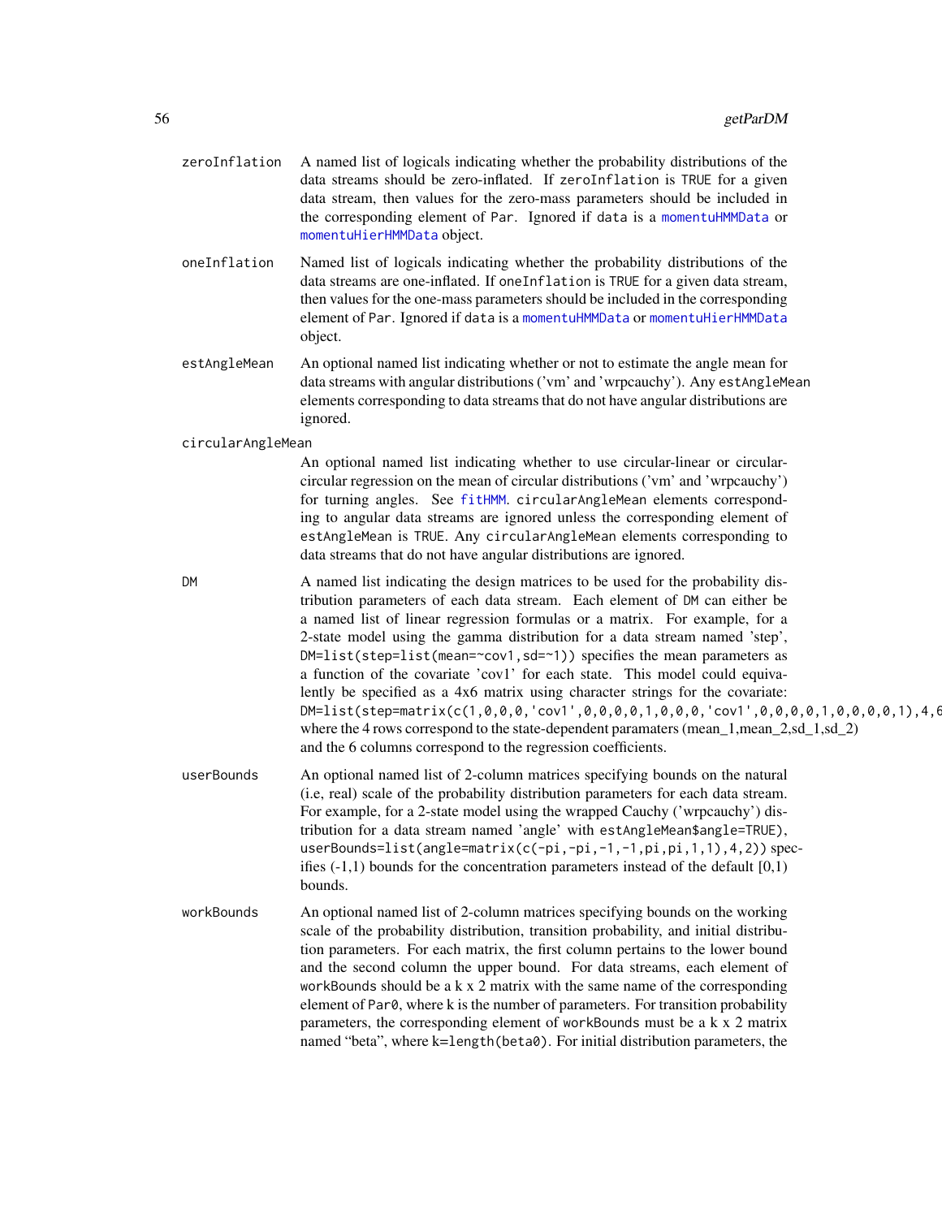zeroInflation
: A named list of logicals indicating whether the probability distributions of the data streams should be zero-inflated. If zeroInflation is TRUE for a given data stream, then values for the zero-mass parameters should be included in the corresponding element of Par. Ignored if data is a momentuHMMData or momentuHierHMMData object.

oneInflation
: Named list of logicals indicating whether the probability distributions of the data streams are one-inflated. If oneInflation is TRUE for a given data stream, then values for the one-mass parameters should be included in the corresponding element of Par. Ignored if data is a momentuHMMData or momentuHierHMMData object.

estAngleMean
: An optional named list indicating whether or not to estimate the angle mean for data streams with angular distributions ('vm' and 'wrpcauchy'). Any estAngleMean elements corresponding to data streams that do not have angular distributions are ignored.

circularAngleMean
: An optional named list indicating whether to use circular-linear or circular-circular regression on the mean of circular distributions ('vm' and 'wrpcauchy') for turning angles. See fitHMM. circularAngleMean elements corresponding to angular data streams are ignored unless the corresponding element of estAngleMean is TRUE. Any circularAngleMean elements corresponding to data streams that do not have angular distributions are ignored.

DM
: A named list indicating the design matrices to be used for the probability distribution parameters of each data stream. Each element of DM can either be a named list of linear regression formulas or a matrix. For example, for a 2-state model using the gamma distribution for a data stream named 'step', DM=list(step=list(mean=~cov1,sd=~1)) specifies the mean parameters as a function of the covariate 'cov1' for each state. This model could equivalently be specified as a 4x6 matrix using character strings for the covariate: DM=list(step=matrix(c(1,0,0,0,'cov1',0,0,0,0,1,0,0,0,'cov1',0,0,0,0,1,0,0,0,0,1),4,6 where the 4 rows correspond to the state-dependent paramaters (mean_1,mean_2,sd_1,sd_2) and the 6 columns correspond to the regression coefficients.

userBounds
: An optional named list of 2-column matrices specifying bounds on the natural (i.e, real) scale of the probability distribution parameters for each data stream. For example, for a 2-state model using the wrapped Cauchy ('wrpcauchy') distribution for a data stream named 'angle' with estAngleMean$angle=TRUE), userBounds=list(angle=matrix(c(-pi,-pi,-1,-1,pi,pi,1,1),4,2)) specifies (-1,1) bounds for the concentration parameters instead of the default [0,1) bounds.

workBounds
: An optional named list of 2-column matrices specifying bounds on the working scale of the probability distribution, transition probability, and initial distribution parameters. For each matrix, the first column pertains to the lower bound and the second column the upper bound. For data streams, each element of workBounds should be a k x 2 matrix with the same name of the corresponding element of Par0, where k is the number of parameters. For transition probability parameters, the corresponding element of workBounds must be a k x 2 matrix named "beta", where k=length(beta0). For initial distribution parameters, the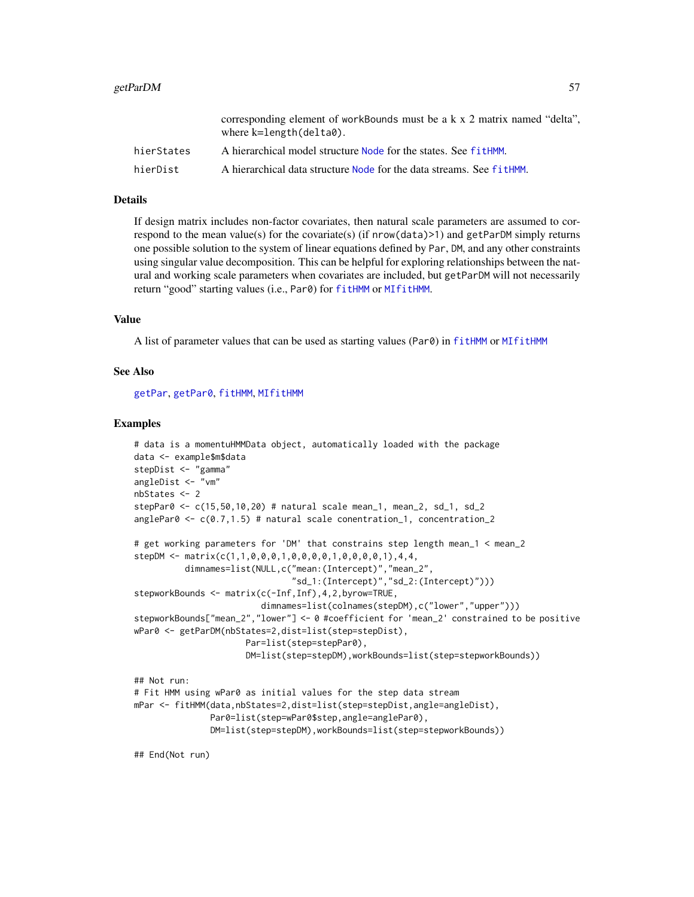corresponding element of workBounds must be a k x 2 matrix named "delta", where k=length(delta0).

hierStates A hierarchical model structure Node for the states. See fitHMM.

hierDist A hierarchical data structure Node for the data streams. See fitHMM.

## Details

If design matrix includes non-factor covariates, then natural scale parameters are assumed to correspond to the mean value(s) for the covariate(s) (if nrow(data)>1) and getParDM simply returns one possible solution to the system of linear equations defined by Par, DM, and any other constraints using singular value decomposition. This can be helpful for exploring relationships between the natural and working scale parameters when covariates are included, but getParDM will not necessarily return "good" starting values (i.e., Par0) for fitHMM or MIfitHMM.

## Value

A list of parameter values that can be used as starting values (Par0) in fitHMM or MIfitHMM

## See Also

getPar, getPar0, fitHMM, MIfitHMM

## Examples

```
# data is a momentuHMMData object, automatically loaded with the package
data <- example$m$data
stepDist <- "gamma"
angleDist <- "vm"
nbStates <- 2
stepPar0 <- c(15,50,10,20) # natural scale mean_1, mean_2, sd_1, sd_2
anglePar0 <- c(0.7,1.5) # natural scale conentration_1, concentration_2

# get working parameters for 'DM' that constrains step length mean_1 < mean_2
stepDM <- matrix(c(1,1,0,0,0,1,0,0,0,0,1,0,0,0,0,1),4,4,
          dimnames=list(NULL,c("mean:(Intercept)","mean_2",
                               "sd_1:(Intercept)","sd_2:(Intercept)")))
stepworkBounds <- matrix(c(-Inf,Inf),4,2,byrow=TRUE,
                         dimnames=list(colnames(stepDM),c("lower","upper")))
stepworkBounds["mean_2","lower"] <- 0 #coefficient for 'mean_2' constrained to be positive
wPar0 <- getParDM(nbStates=2,dist=list(step=stepDist),
                      Par=list(step=stepPar0),
                      DM=list(step=stepDM),workBounds=list(step=stepworkBounds))

## Not run:
# Fit HMM using wPar0 as initial values for the step data stream
mPar <- fitHMM(data,nbStates=2,dist=list(step=stepDist,angle=angleDist),
               Par0=list(step=wPar0$step,angle=anglePar0),
               DM=list(step=stepDM),workBounds=list(step=stepworkBounds))

## End(Not run)
```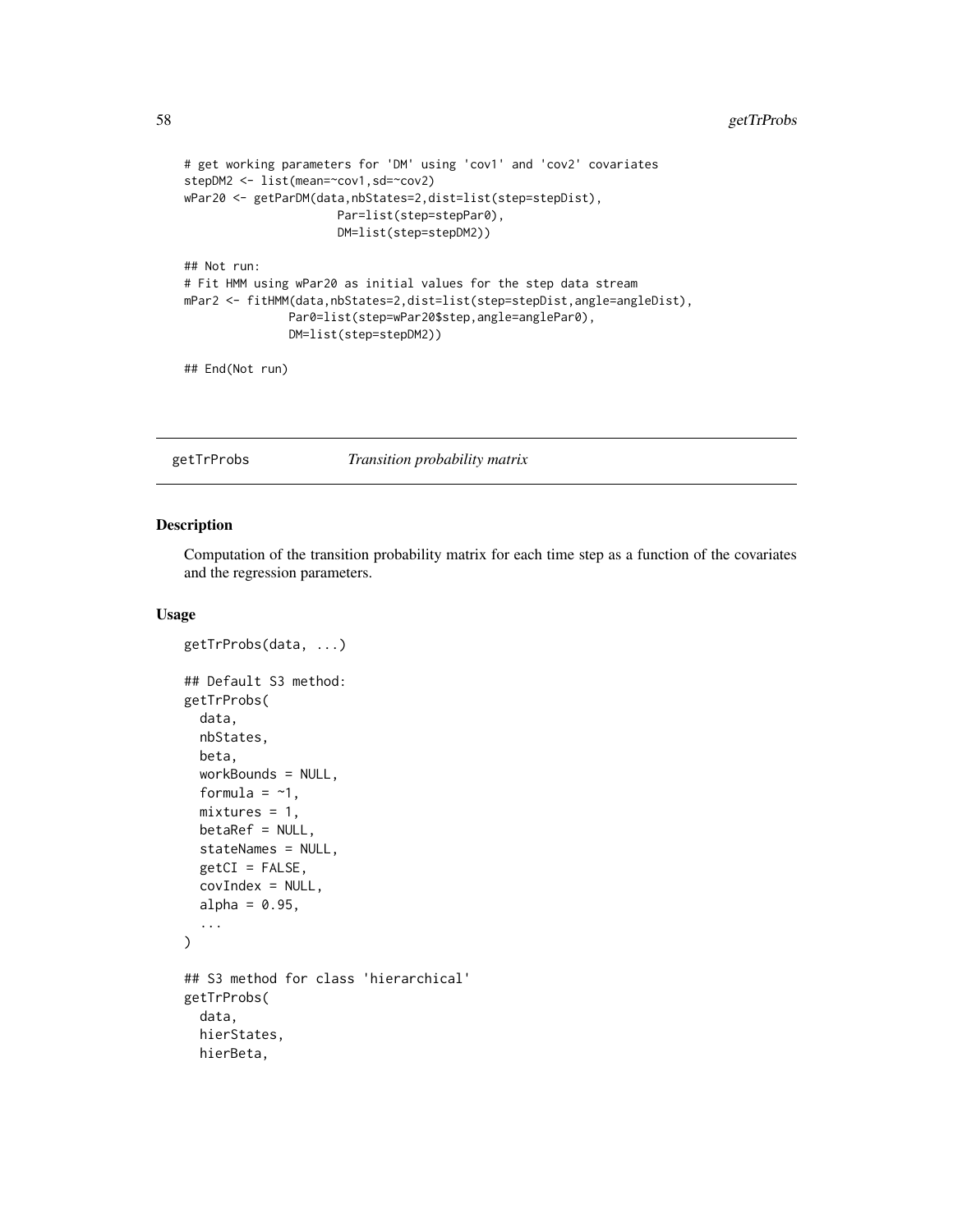```
# get working parameters for 'DM' using 'cov1' and 'cov2' covariates
stepDM2 <- list(mean=~cov1,sd=~cov2)
wPar20 <- getParDM(data,nbStates=2,dist=list(step=stepDist),
                     Par=list(step=stepPar0),
                     DM=list(step=stepDM2))

## Not run:
# Fit HMM using wPar20 as initial values for the step data stream
mPar2 <- fitHMM(data,nbStates=2,dist=list(step=stepDist,angle=angleDist),
               Par0=list(step=wPar20$step,angle=anglePar0),
               DM=list(step=stepDM2))

## End(Not run)
```

## getTrProbs *Transition probability matrix*

### Description

Computation of the transition probability matrix for each time step as a function of the covariates and the regression parameters.

### Usage

```
getTrProbs(data, ...)

## Default S3 method:
getTrProbs(
  data,
  nbStates,
  beta,
  workBounds = NULL,
  formula = ~1,
  mixtures = 1,
  betaRef = NULL,
  stateNames = NULL,
  getCI = FALSE,
  covIndex = NULL,
  alpha = 0.95,
  ...
)

## S3 method for class 'hierarchical'
getTrProbs(
  data,
  hierStates,
  hierBeta,
```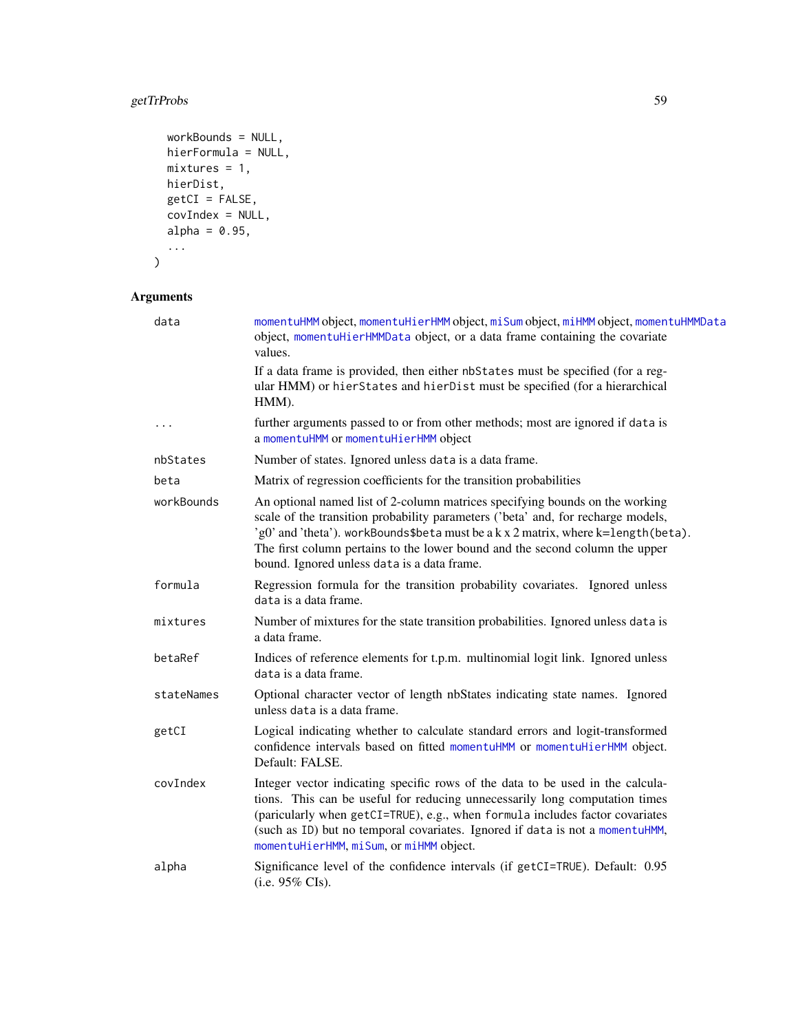```
  workBounds = NULL,
  hierFormula = NULL,
  mixtures = 1,
  hierDist,
  getCI = FALSE,
  covIndex = NULL,
  alpha = 0.95,
  ...
)
```

## Arguments

**data** — momentuHMM object, momentuHierHMM object, miSum object, miHMM object, momentuHMMData object, momentuHierHMMData object, or a data frame containing the covariate values.

If a data frame is provided, then either nbStates must be specified (for a regular HMM) or hierStates and hierDist must be specified (for a hierarchical HMM).

**...** — further arguments passed to or from other methods; most are ignored if data is a momentuHMM or momentuHierHMM object

**nbStates** — Number of states. Ignored unless data is a data frame.

**beta** — Matrix of regression coefficients for the transition probabilities

**workBounds** — An optional named list of 2-column matrices specifying bounds on the working scale of the transition probability parameters ('beta' and, for recharge models, 'g0' and 'theta'). workBounds$beta must be a k x 2 matrix, where k=length(beta). The first column pertains to the lower bound and the second column the upper bound. Ignored unless data is a data frame.

**formula** — Regression formula for the transition probability covariates. Ignored unless data is a data frame.

**mixtures** — Number of mixtures for the state transition probabilities. Ignored unless data is a data frame.

**betaRef** — Indices of reference elements for t.p.m. multinomial logit link. Ignored unless data is a data frame.

**stateNames** — Optional character vector of length nbStates indicating state names. Ignored unless data is a data frame.

**getCI** — Logical indicating whether to calculate standard errors and logit-transformed confidence intervals based on fitted momentuHMM or momentuHierHMM object. Default: FALSE.

**covIndex** — Integer vector indicating specific rows of the data to be used in the calculations. This can be useful for reducing unnecessarily long computation times (paricularly when getCI=TRUE), e.g., when formula includes factor covariates (such as ID) but no temporal covariates. Ignored if data is not a momentuHMM, momentuHierHMM, miSum, or miHMM object.

**alpha** — Significance level of the confidence intervals (if getCI=TRUE). Default: 0.95 (i.e. 95% CIs).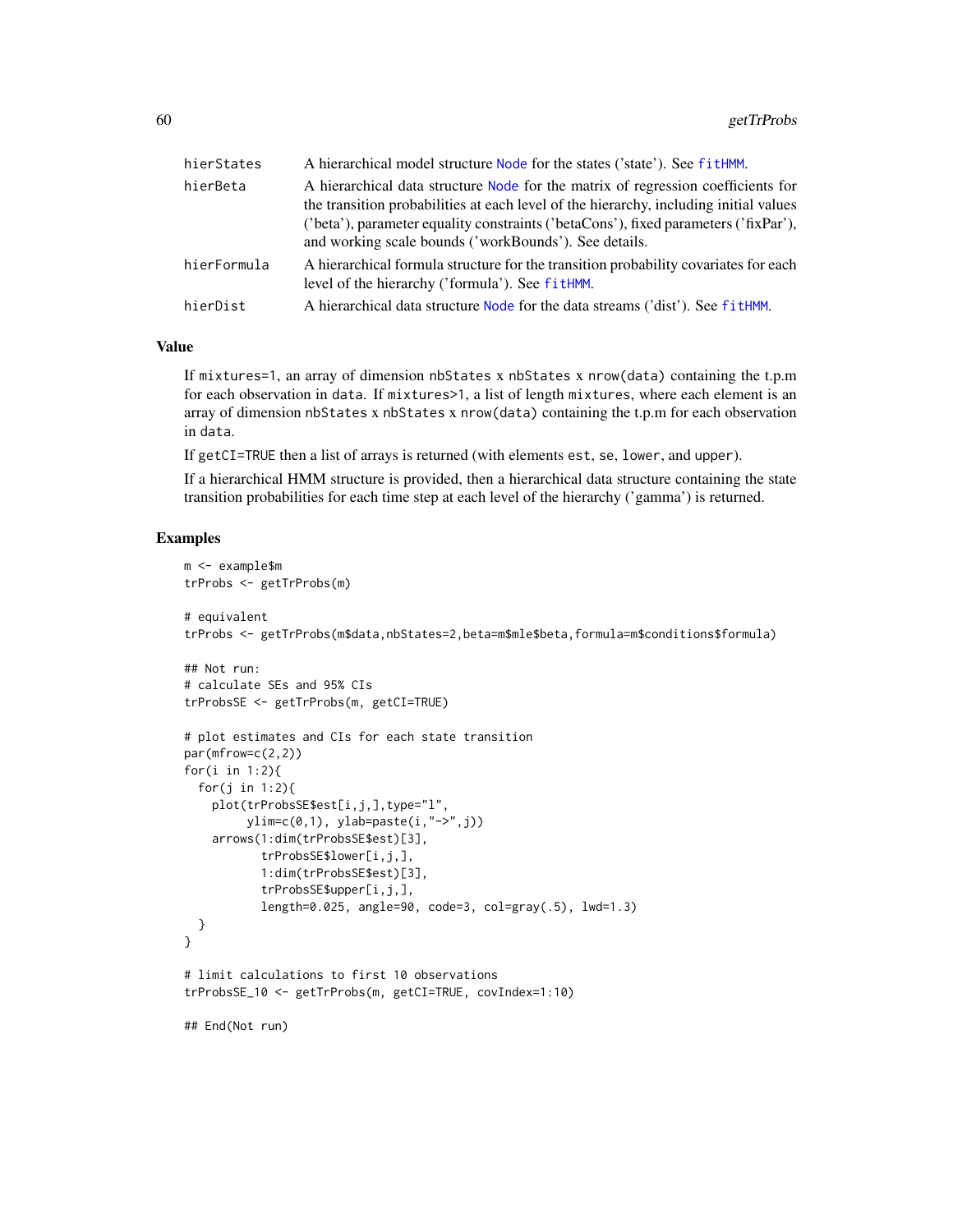| | |
|---|---|
| hierStates | A hierarchical model structure Node for the states ('state'). See fitHMM. |
| hierBeta | A hierarchical data structure Node for the matrix of regression coefficients for the transition probabilities at each level of the hierarchy, including initial values ('beta'), parameter equality constraints ('betaCons'), fixed parameters ('fixPar'), and working scale bounds ('workBounds'). See details. |
| hierFormula | A hierarchical formula structure for the transition probability covariates for each level of the hierarchy ('formula'). See fitHMM. |
| hierDist | A hierarchical data structure Node for the data streams ('dist'). See fitHMM. |

## Value

If `mixtures=1`, an array of dimension `nbStates` x `nbStates` x `nrow(data)` containing the t.p.m for each observation in `data`. If `mixtures>1`, a list of length `mixtures`, where each element is an array of dimension `nbStates` x `nbStates` x `nrow(data)` containing the t.p.m for each observation in `data`.

If `getCI=TRUE` then a list of arrays is returned (with elements `est`, `se`, `lower`, and `upper`).

If a hierarchical HMM structure is provided, then a hierarchical data structure containing the state transition probabilities for each time step at each level of the hierarchy ('gamma') is returned.

## Examples

```
m <- example$m
trProbs <- getTrProbs(m)

# equivalent
trProbs <- getTrProbs(m$data,nbStates=2,beta=m$mle$beta,formula=m$conditions$formula)

## Not run:
# calculate SEs and 95% CIs
trProbsSE <- getTrProbs(m, getCI=TRUE)

# plot estimates and CIs for each state transition
par(mfrow=c(2,2))
for(i in 1:2){
  for(j in 1:2){
    plot(trProbsSE$est[i,j,],type="l",
         ylim=c(0,1), ylab=paste(i,"->",j))
    arrows(1:dim(trProbsSE$est)[3],
           trProbsSE$lower[i,j,],
           1:dim(trProbsSE$est)[3],
           trProbsSE$upper[i,j,],
           length=0.025, angle=90, code=3, col=gray(.5), lwd=1.3)
  }
}

# limit calculations to first 10 observations
trProbsSE_10 <- getTrProbs(m, getCI=TRUE, covIndex=1:10)

## End(Not run)
```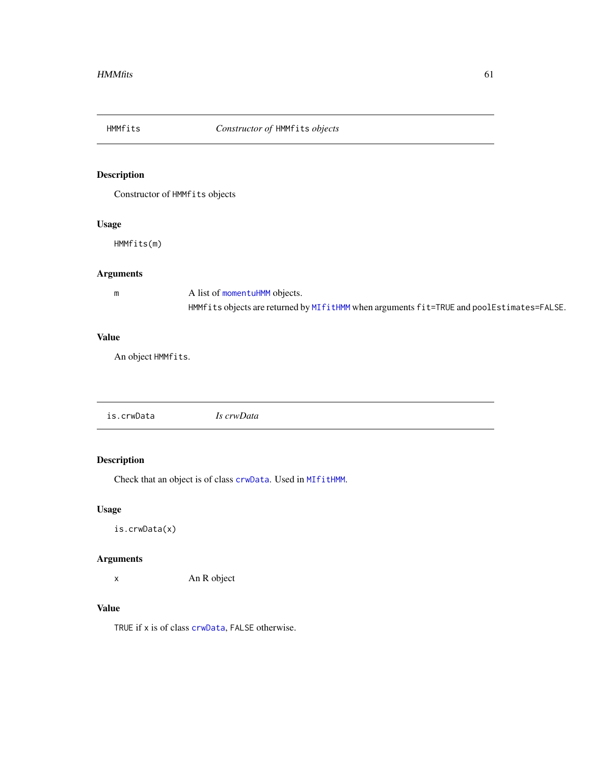## HMMfits — *Constructor of* `HMMfits` *objects*

### Description

Constructor of `HMMfits` objects

### Usage

```
HMMfits(m)
```

### Arguments

| | |
|---|---|
| m | A list of `momentuHMM` objects.<br>`HMMfits` objects are returned by `MIfitHMM` when arguments `fit=TRUE` and `poolEstimates=FALSE`. |

### Value

An object `HMMfits`.

## is.crwData — *Is crwData*

### Description

Check that an object is of class `crwData`. Used in `MIfitHMM`.

### Usage

```
is.crwData(x)
```

### Arguments

| | |
|---|---|
| x | An R object |

### Value

`TRUE` if `x` is of class `crwData`, `FALSE` otherwise.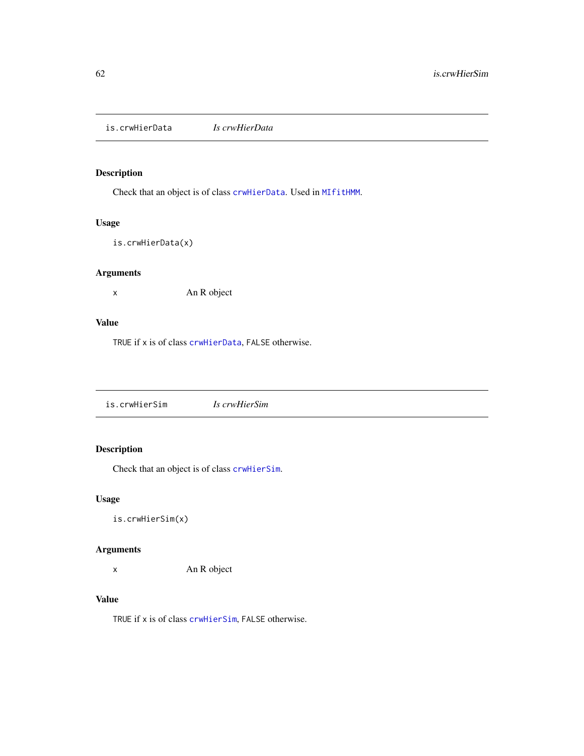## is.crwHierData — *Is crwHierData*

### Description

Check that an object is of class `crwHierData`. Used in `MIfitHMM`.

### Usage

```
is.crwHierData(x)
```

### Arguments

| | |
|---|---|
| `x` | An R object |

### Value

`TRUE` if `x` is of class `crwHierData`, `FALSE` otherwise.

## is.crwHierSim — *Is crwHierSim*

### Description

Check that an object is of class `crwHierSim`.

### Usage

```
is.crwHierSim(x)
```

### Arguments

| | |
|---|---|
| `x` | An R object |

### Value

`TRUE` if `x` is of class `crwHierSim`, `FALSE` otherwise.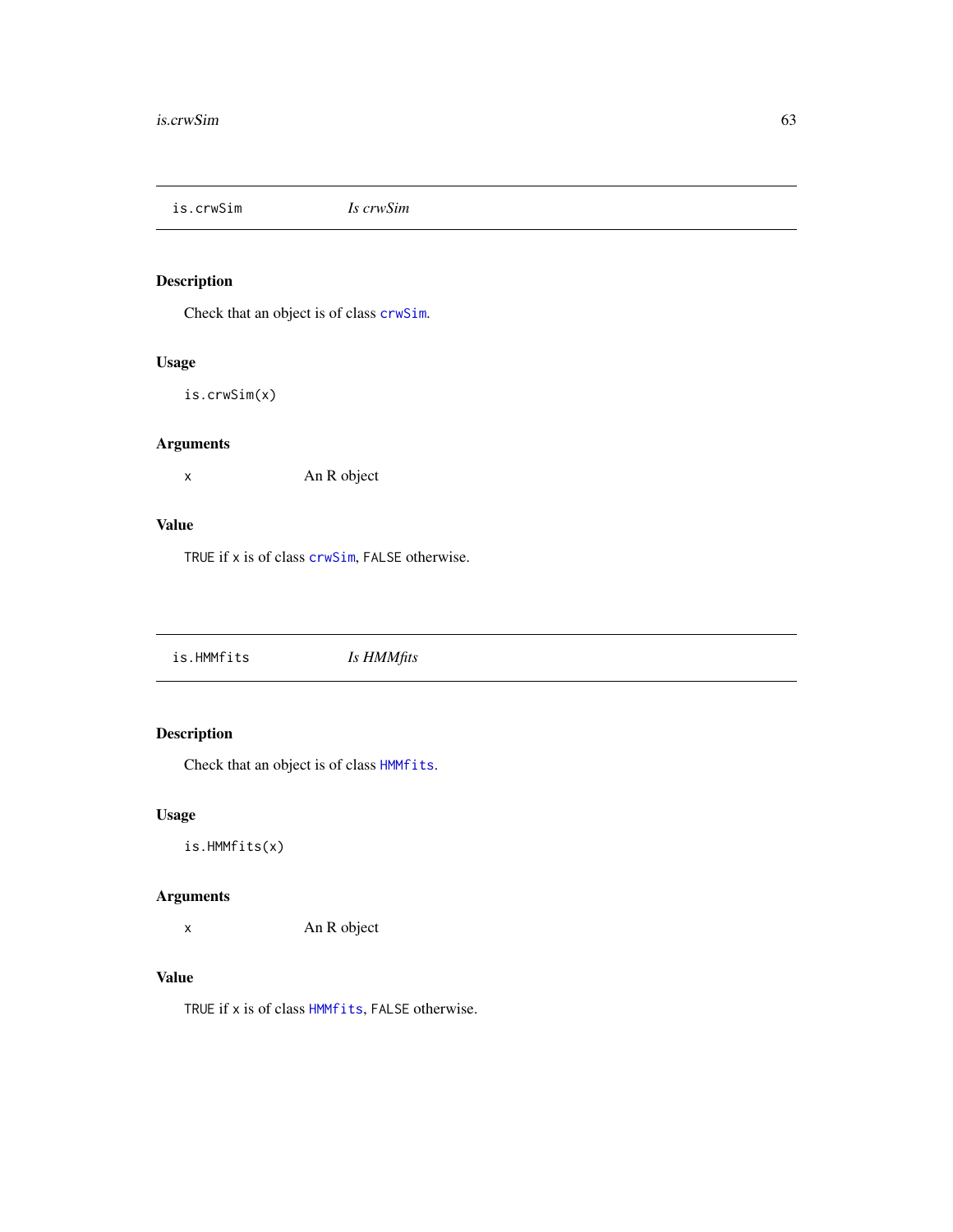## is.crwSim *Is crwSim*

### Description

Check that an object is of class `crwSim`.

### Usage

```
is.crwSim(x)
```

### Arguments

| | |
|---|---|
| x | An R object |

### Value

`TRUE` if `x` is of class `crwSim`, `FALSE` otherwise.

## is.HMMfits *Is HMMfits*

### Description

Check that an object is of class `HMMfits`.

### Usage

```
is.HMMfits(x)
```

### Arguments

| | |
|---|---|
| x | An R object |

### Value

`TRUE` if `x` is of class `HMMfits`, `FALSE` otherwise.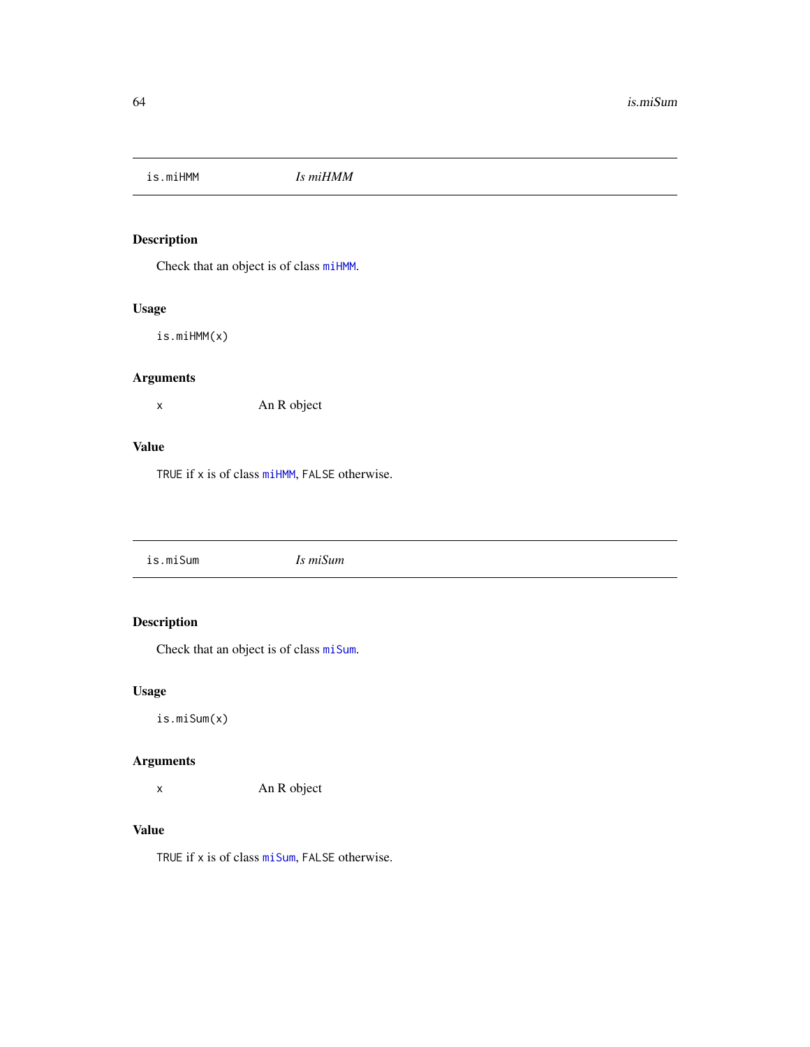## is.miHMM *Is miHMM*

### Description

Check that an object is of class `miHMM`.

### Usage

```
is.miHMM(x)
```

### Arguments

x An R object

### Value

TRUE if x is of class `miHMM`, FALSE otherwise.

## is.miSum *Is miSum*

### Description

Check that an object is of class `miSum`.

### Usage

```
is.miSum(x)
```

### Arguments

x An R object

### Value

TRUE if x is of class `miSum`, FALSE otherwise.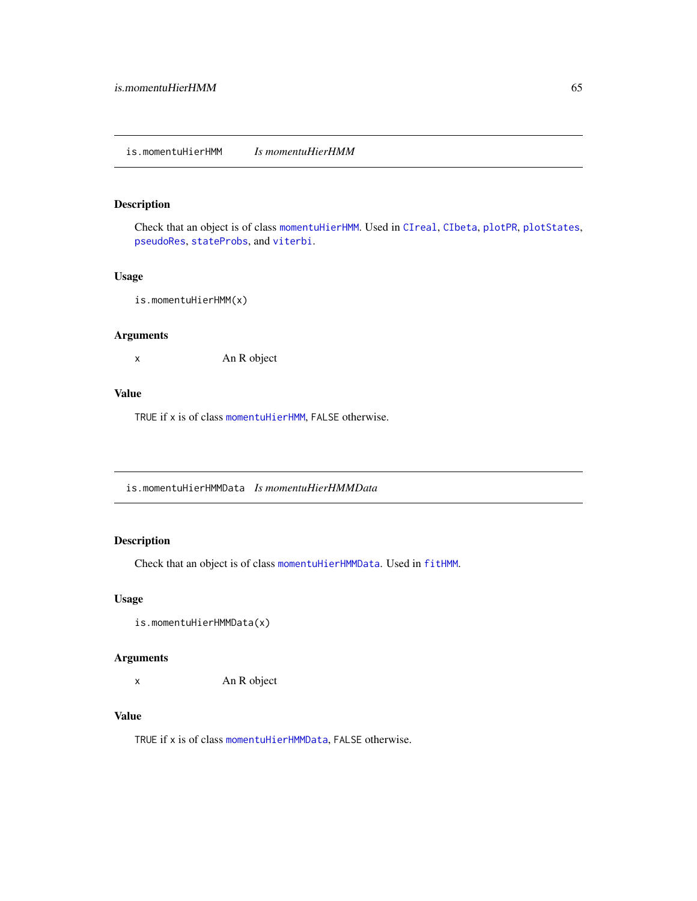## is.momentuHierHMM — *Is momentuHierHMM*

### Description

Check that an object is of class `momentuHierHMM`. Used in `CIreal`, `CIbeta`, `plotPR`, `plotStates`, `pseudoRes`, `stateProbs`, and `viterbi`.

### Usage

```
is.momentuHierHMM(x)
```

### Arguments

| | |
|---|---|
| `x` | An R object |

### Value

`TRUE` if `x` is of class `momentuHierHMM`, `FALSE` otherwise.

## is.momentuHierHMMData — *Is momentuHierHMMData*

### Description

Check that an object is of class `momentuHierHMMData`. Used in `fitHMM`.

### Usage

```
is.momentuHierHMMData(x)
```

### Arguments

| | |
|---|---|
| `x` | An R object |

### Value

`TRUE` if `x` is of class `momentuHierHMMData`, `FALSE` otherwise.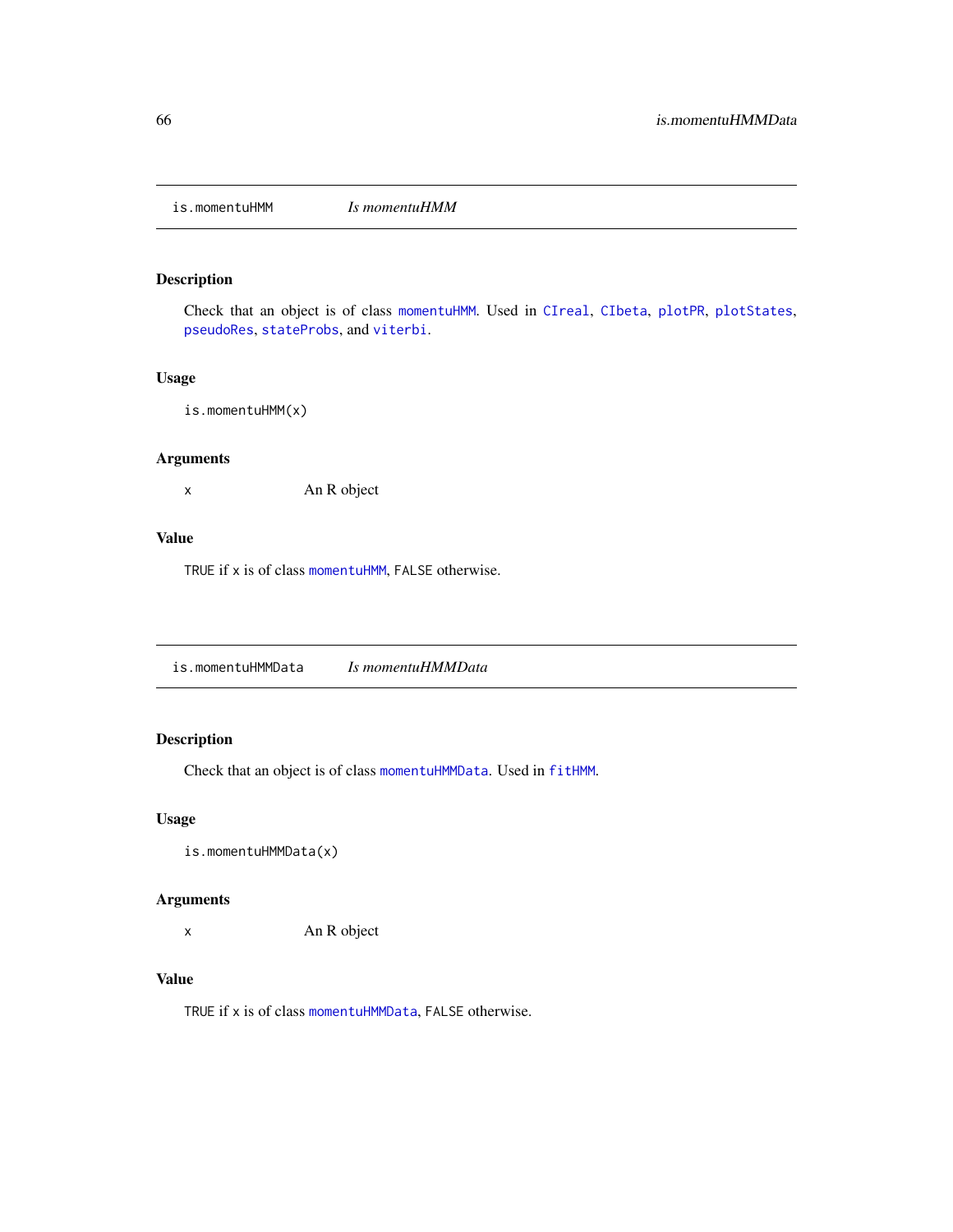## is.momentuHMM — *Is momentuHMM*

### Description

Check that an object is of class `momentuHMM`. Used in `CIreal`, `CIbeta`, `plotPR`, `plotStates`, `pseudoRes`, `stateProbs`, and `viterbi`.

### Usage

```
is.momentuHMM(x)
```

### Arguments

| | |
|---|---|
| `x` | An R object |

### Value

`TRUE` if `x` is of class `momentuHMM`, `FALSE` otherwise.

## is.momentuHMMData — *Is momentuHMMData*

### Description

Check that an object is of class `momentuHMMData`. Used in `fitHMM`.

### Usage

```
is.momentuHMMData(x)
```

### Arguments

| | |
|---|---|
| `x` | An R object |

### Value

`TRUE` if `x` is of class `momentuHMMData`, `FALSE` otherwise.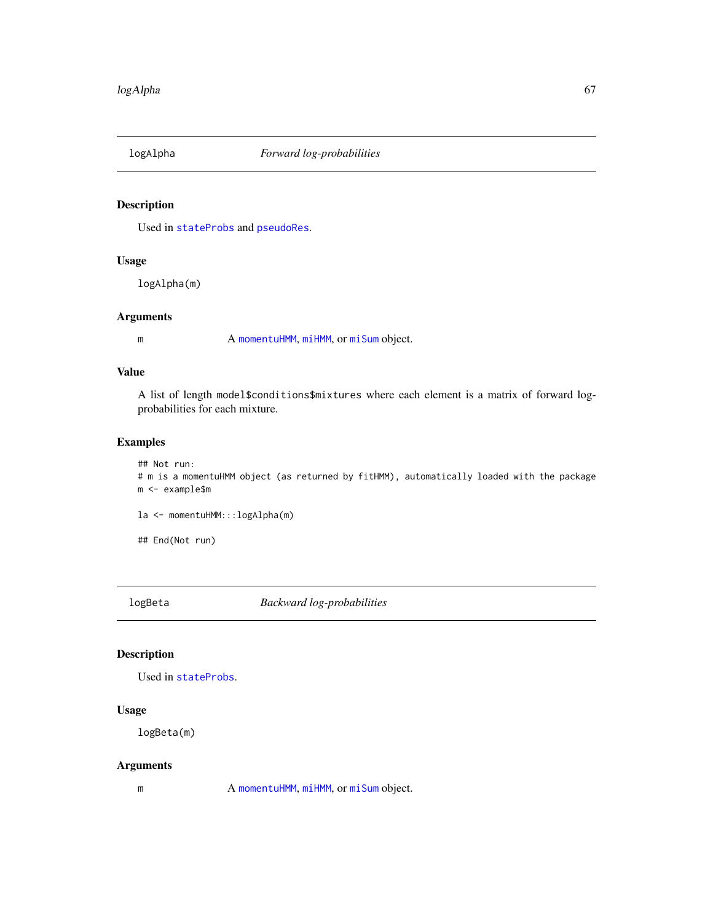## logAlpha — *Forward log-probabilities*

### Description

Used in stateProbs and pseudoRes.

### Usage

```
logAlpha(m)
```

### Arguments

m — A momentuHMM, miHMM, or miSum object.

### Value

A list of length model$conditions$mixtures where each element is a matrix of forward log-probabilities for each mixture.

### Examples

```
## Not run:
# m is a momentuHMM object (as returned by fitHMM), automatically loaded with the package
m <- example$m

la <- momentuHMM:::logAlpha(m)

## End(Not run)
```

## logBeta — *Backward log-probabilities*

### Description

Used in stateProbs.

### Usage

```
logBeta(m)
```

### Arguments

m — A momentuHMM, miHMM, or miSum object.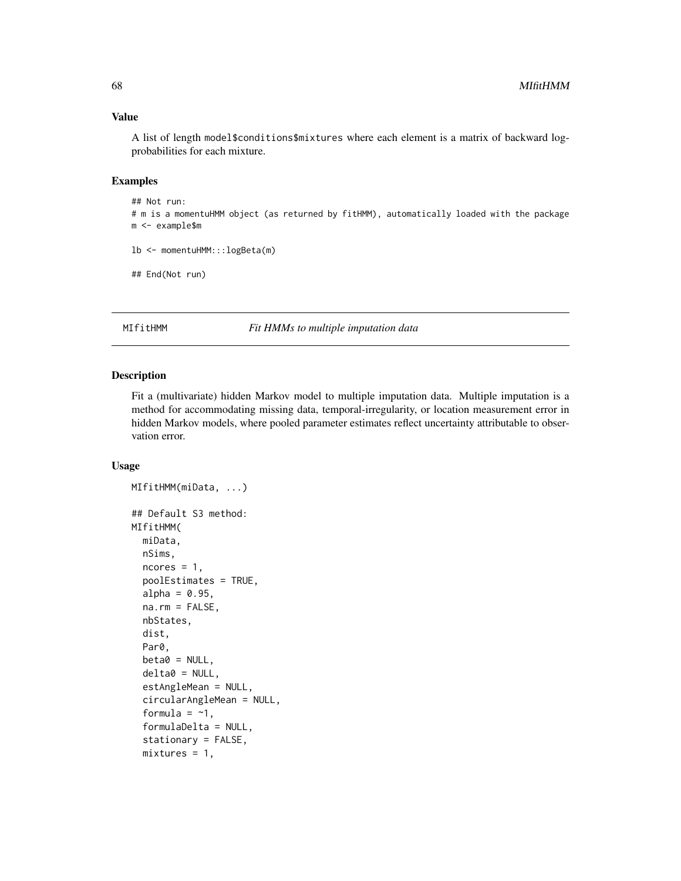## Value

A list of length model$conditions$mixtures where each element is a matrix of backward log-probabilities for each mixture.

## Examples

```
## Not run:
# m is a momentuHMM object (as returned by fitHMM), automatically loaded with the package
m <- example$m

lb <- momentuHMM:::logBeta(m)

## End(Not run)
```

---

# MIfitHMM *Fit HMMs to multiple imputation data*

---

## Description

Fit a (multivariate) hidden Markov model to multiple imputation data. Multiple imputation is a method for accommodating missing data, temporal-irregularity, or location measurement error in hidden Markov models, where pooled parameter estimates reflect uncertainty attributable to observation error.

## Usage

```
MIfitHMM(miData, ...)

## Default S3 method:
MIfitHMM(
  miData,
  nSims,
  ncores = 1,
  poolEstimates = TRUE,
  alpha = 0.95,
  na.rm = FALSE,
  nbStates,
  dist,
  Par0,
  beta0 = NULL,
  delta0 = NULL,
  estAngleMean = NULL,
  circularAngleMean = NULL,
  formula = ~1,
  formulaDelta = NULL,
  stationary = FALSE,
  mixtures = 1,
```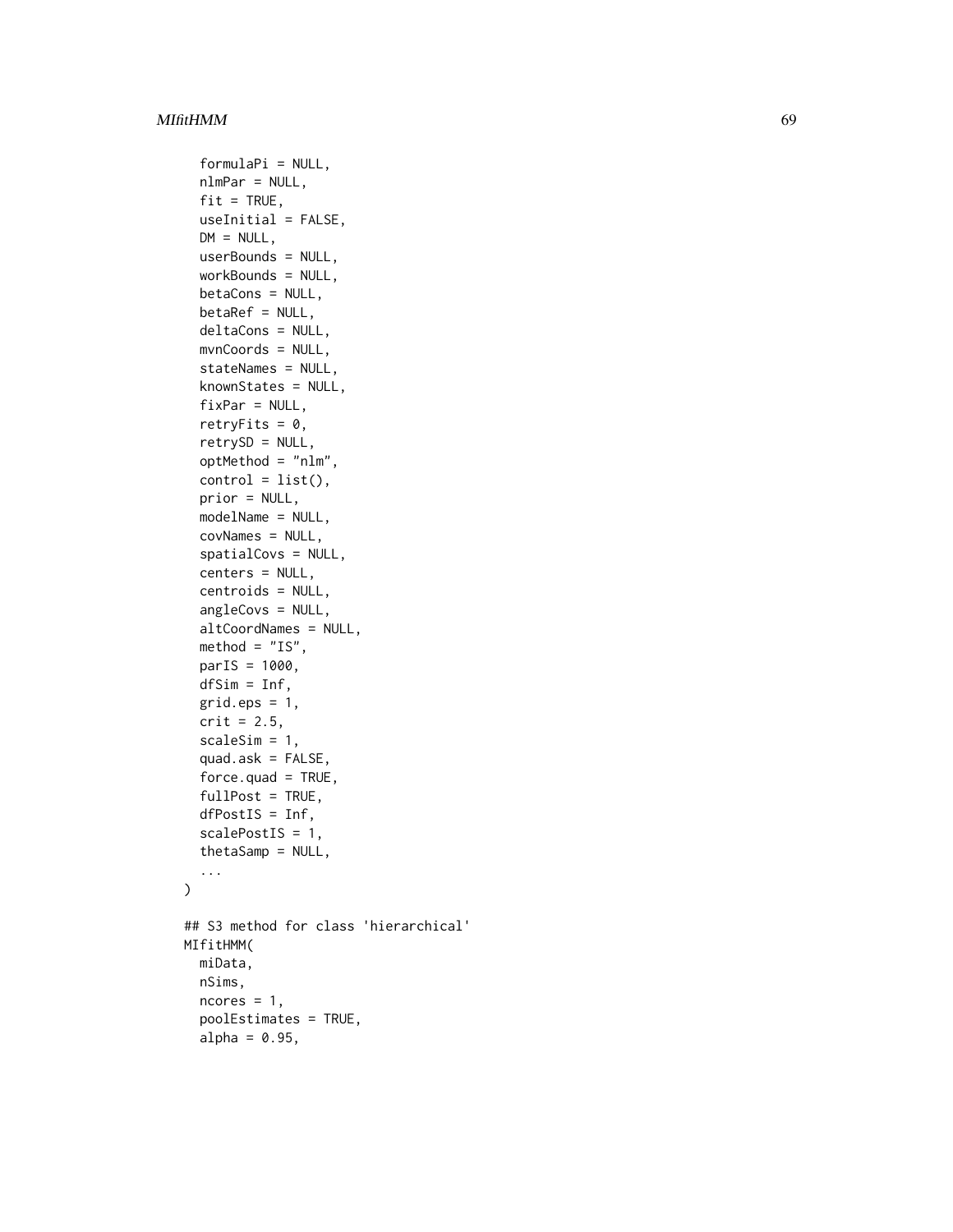```
  formulaPi = NULL,
  nlmPar = NULL,
  fit = TRUE,
  useInitial = FALSE,
  DM = NULL,
  userBounds = NULL,
  workBounds = NULL,
  betaCons = NULL,
  betaRef = NULL,
  deltaCons = NULL,
  mvnCoords = NULL,
  stateNames = NULL,
  knownStates = NULL,
  fixPar = NULL,
  retryFits = 0,
  retrySD = NULL,
  optMethod = "nlm",
  control = list(),
  prior = NULL,
  modelName = NULL,
  covNames = NULL,
  spatialCovs = NULL,
  centers = NULL,
  centroids = NULL,
  angleCovs = NULL,
  altCoordNames = NULL,
  method = "IS",
  parIS = 1000,
  dfSim = Inf,
  grid.eps = 1,
  crit = 2.5,
  scaleSim = 1,
  quad.ask = FALSE,
  force.quad = TRUE,
  fullPost = TRUE,
  dfPostIS = Inf,
  scalePostIS = 1,
  thetaSamp = NULL,
  ...
)

## S3 method for class 'hierarchical'
MIfitHMM(
  miData,
  nSims,
  ncores = 1,
  poolEstimates = TRUE,
  alpha = 0.95,
```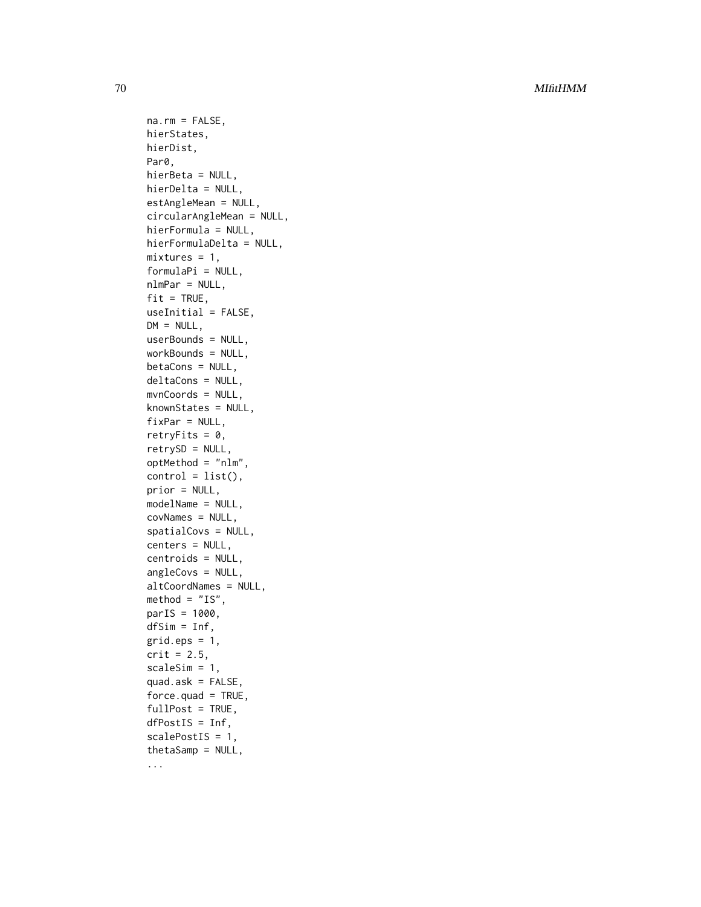```
na.rm = FALSE,
hierStates,
hierDist,
Par0,
hierBeta = NULL,
hierDelta = NULL,
estAngleMean = NULL,
circularAngleMean = NULL,
hierFormula = NULL,
hierFormulaDelta = NULL,
mixtures = 1,
formulaPi = NULL,
nlmPar = NULL,
fit = TRUE,
useInitial = FALSE,
DM = NULL,
userBounds = NULL,
workBounds = NULL,
betaCons = NULL,
deltaCons = NULL,
mvnCoords = NULL,
knownStates = NULL,
fixPar = NULL,
retryFits = 0,
retrySD = NULL,
optMethod = "nlm",
control = list(),
prior = NULL,
modelName = NULL,
covNames = NULL,
spatialCovs = NULL,
centers = NULL,
centroids = NULL,
angleCovs = NULL,
altCoordNames = NULL,
method = "IS",
parIS = 1000,
dfSim = Inf,
grid.eps = 1,
crit = 2.5,
scaleSim = 1,
quad.ask = FALSE,
force.quad = TRUE,
fullPost = TRUE,
dfPostIS = Inf,
scalePostIS = 1,
thetaSamp = NULL,
...
```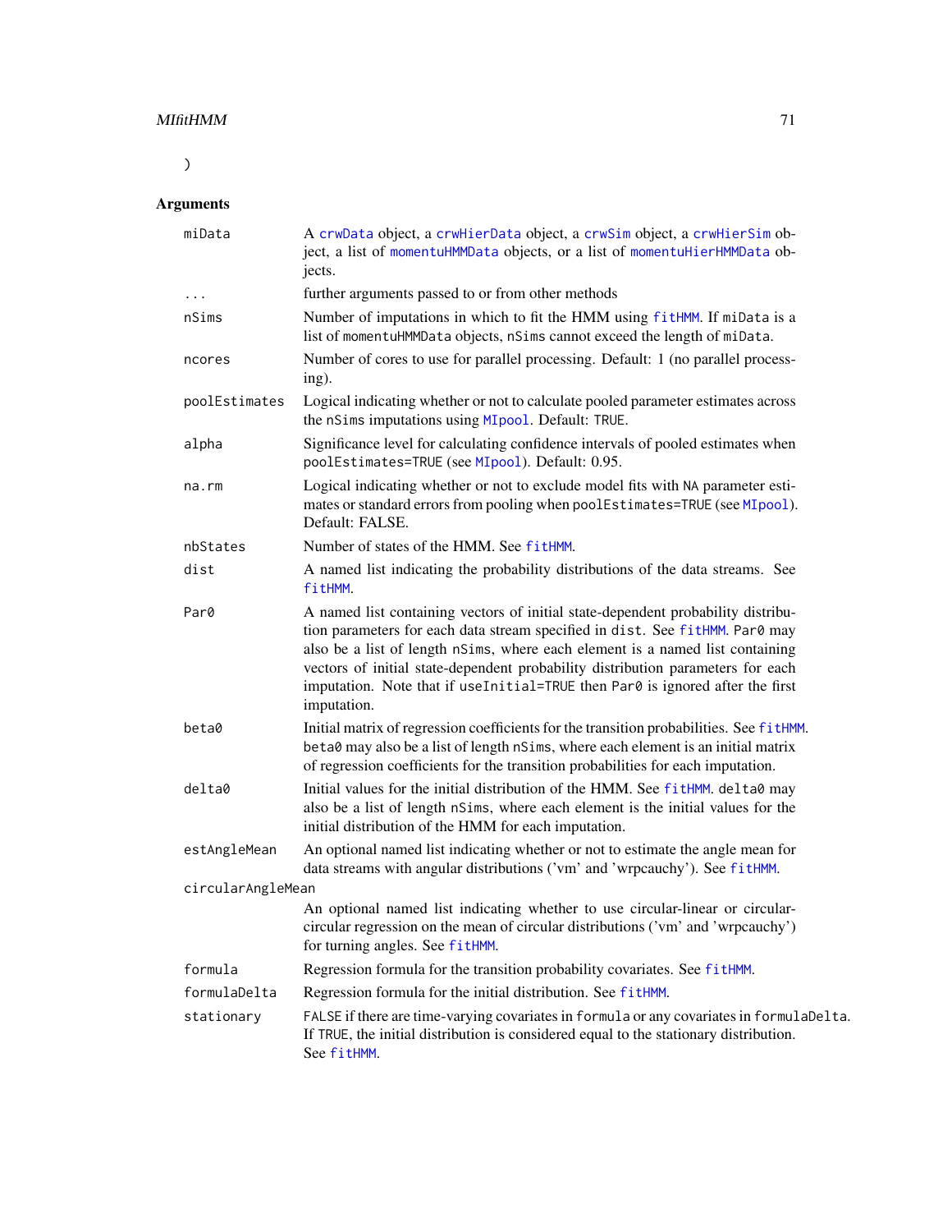)

## Arguments

| | |
|---|---|
| miData | A crwData object, a crwHierData object, a crwSim object, a crwHierSim object, a list of momentuHMMData objects, or a list of momentuHierHMMData objects. |
| ... | further arguments passed to or from other methods |
| nSims | Number of imputations in which to fit the HMM using fitHMM. If miData is a list of momentuHMMData objects, nSims cannot exceed the length of miData. |
| ncores | Number of cores to use for parallel processing. Default: 1 (no parallel processing). |
| poolEstimates | Logical indicating whether or not to calculate pooled parameter estimates across the nSims imputations using MIpool. Default: TRUE. |
| alpha | Significance level for calculating confidence intervals of pooled estimates when poolEstimates=TRUE (see MIpool). Default: 0.95. |
| na.rm | Logical indicating whether or not to exclude model fits with NA parameter estimates or standard errors from pooling when poolEstimates=TRUE (see MIpool). Default: FALSE. |
| nbStates | Number of states of the HMM. See fitHMM. |
| dist | A named list indicating the probability distributions of the data streams. See fitHMM. |
| Par0 | A named list containing vectors of initial state-dependent probability distribution parameters for each data stream specified in dist. See fitHMM. Par0 may also be a list of length nSims, where each element is a named list containing vectors of initial state-dependent probability distribution parameters for each imputation. Note that if useInitial=TRUE then Par0 is ignored after the first imputation. |
| beta0 | Initial matrix of regression coefficients for the transition probabilities. See fitHMM. beta0 may also be a list of length nSims, where each element is an initial matrix of regression coefficients for the transition probabilities for each imputation. |
| delta0 | Initial values for the initial distribution of the HMM. See fitHMM. delta0 may also be a list of length nSims, where each element is the initial values for the initial distribution of the HMM for each imputation. |
| estAngleMean | An optional named list indicating whether or not to estimate the angle mean for data streams with angular distributions ('vm' and 'wrpcauchy'). See fitHMM. |
| circularAngleMean | An optional named list indicating whether to use circular-linear or circular-circular regression on the mean of circular distributions ('vm' and 'wrpcauchy') for turning angles. See fitHMM. |
| formula | Regression formula for the transition probability covariates. See fitHMM. |
| formulaDelta | Regression formula for the initial distribution. See fitHMM. |
| stationary | FALSE if there are time-varying covariates in formula or any covariates in formulaDelta. If TRUE, the initial distribution is considered equal to the stationary distribution. See fitHMM. |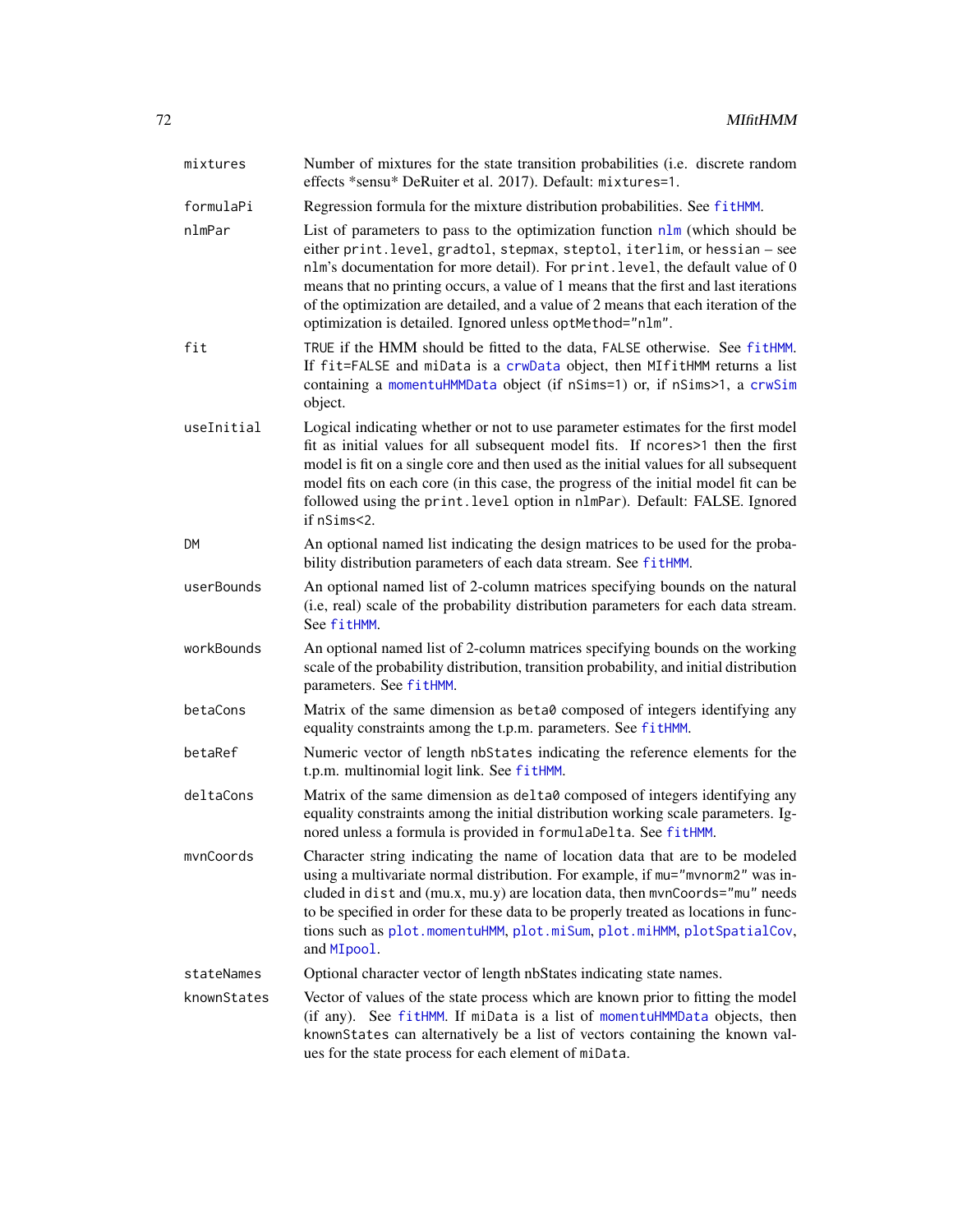| | |
|---|---|
| `mixtures` | Number of mixtures for the state transition probabilities (i.e. discrete random effects *sensu* DeRuiter et al. 2017). Default: `mixtures=1`. |
| `formulaPi` | Regression formula for the mixture distribution probabilities. See `fitHMM`. |
| `nlmPar` | List of parameters to pass to the optimization function `nlm` (which should be either `print.level`, `gradtol`, `stepmax`, `steptol`, `iterlim`, or `hessian` – see `nlm`'s documentation for more detail). For `print.level`, the default value of 0 means that no printing occurs, a value of 1 means that the first and last iterations of the optimization are detailed, and a value of 2 means that each iteration of the optimization is detailed. Ignored unless `optMethod="nlm"`. |
| `fit` | `TRUE` if the HMM should be fitted to the data, `FALSE` otherwise. See `fitHMM`. If `fit=FALSE` and `miData` is a `crwData` object, then `MIfitHMM` returns a list containing a `momentuHMMData` object (if `nSims=1`) or, if `nSims>1`, a `crwSim` object. |
| `useInitial` | Logical indicating whether or not to use parameter estimates for the first model fit as initial values for all subsequent model fits. If `ncores>1` then the first model is fit on a single core and then used as the initial values for all subsequent model fits on each core (in this case, the progress of the initial model fit can be followed using the `print.level` option in `nlmPar`). Default: FALSE. Ignored if `nSims<2`. |
| `DM` | An optional named list indicating the design matrices to be used for the probability distribution parameters of each data stream. See `fitHMM`. |
| `userBounds` | An optional named list of 2-column matrices specifying bounds on the natural (i.e, real) scale of the probability distribution parameters for each data stream. See `fitHMM`. |
| `workBounds` | An optional named list of 2-column matrices specifying bounds on the working scale of the probability distribution, transition probability, and initial distribution parameters. See `fitHMM`. |
| `betaCons` | Matrix of the same dimension as `beta0` composed of integers identifying any equality constraints among the t.p.m. parameters. See `fitHMM`. |
| `betaRef` | Numeric vector of length `nbStates` indicating the reference elements for the t.p.m. multinomial logit link. See `fitHMM`. |
| `deltaCons` | Matrix of the same dimension as `delta0` composed of integers identifying any equality constraints among the initial distribution working scale parameters. Ignored unless a formula is provided in `formulaDelta`. See `fitHMM`. |
| `mvnCoords` | Character string indicating the name of location data that are to be modeled using a multivariate normal distribution. For example, if `mu="mvnorm2"` was included in `dist` and (mu.x, mu.y) are location data, then `mvnCoords="mu"` needs to be specified in order for these data to be properly treated as locations in functions such as `plot.momentuHMM`, `plot.miSum`, `plot.miHMM`, `plotSpatialCov`, and `MIpool`. |
| `stateNames` | Optional character vector of length nbStates indicating state names. |
| `knownStates` | Vector of values of the state process which are known prior to fitting the model (if any). See `fitHMM`. If `miData` is a list of `momentuHMMData` objects, then `knownStates` can alternatively be a list of vectors containing the known values for the state process for each element of `miData`. |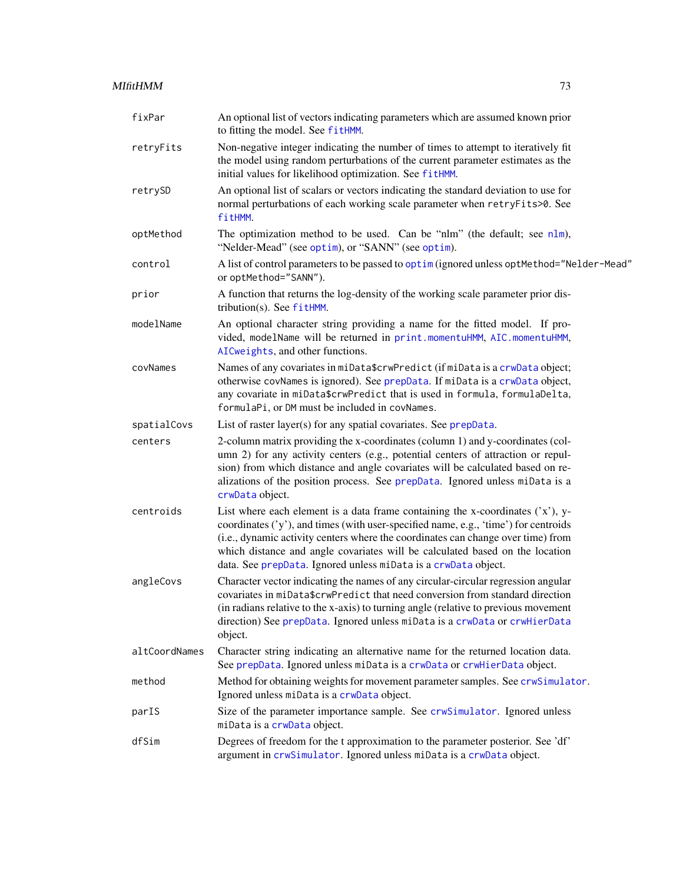| | |
|---|---|
| `fixPar` | An optional list of vectors indicating parameters which are assumed known prior to fitting the model. See `fitHMM`. |
| `retryFits` | Non-negative integer indicating the number of times to attempt to iteratively fit the model using random perturbations of the current parameter estimates as the initial values for likelihood optimization. See `fitHMM`. |
| `retrySD` | An optional list of scalars or vectors indicating the standard deviation to use for normal perturbations of each working scale parameter when `retryFits>0`. See `fitHMM`. |
| `optMethod` | The optimization method to be used. Can be "nlm" (the default; see `nlm`), "Nelder-Mead" (see `optim`), or "SANN" (see `optim`). |
| `control` | A list of control parameters to be passed to `optim` (ignored unless `optMethod="Nelder-Mead"` or `optMethod="SANN"`). |
| `prior` | A function that returns the log-density of the working scale parameter prior distribution(s). See `fitHMM`. |
| `modelName` | An optional character string providing a name for the fitted model. If provided, `modelName` will be returned in `print.momentuHMM`, `AIC.momentuHMM`, `AICweights`, and other functions. |
| `covNames` | Names of any covariates in `miData$crwPredict` (if `miData` is a `crwData` object; otherwise `covNames` is ignored). See `prepData`. If `miData` is a `crwData` object, any covariate in `miData$crwPredict` that is used in `formula`, `formulaDelta`, `formulaPi`, or `DM` must be included in `covNames`. |
| `spatialCovs` | List of raster layer(s) for any spatial covariates. See `prepData`. |
| `centers` | 2-column matrix providing the x-coordinates (column 1) and y-coordinates (column 2) for any activity centers (e.g., potential centers of attraction or repulsion) from which distance and angle covariates will be calculated based on realizations of the position process. See `prepData`. Ignored unless `miData` is a `crwData` object. |
| `centroids` | List where each element is a data frame containing the x-coordinates ('x'), y-coordinates ('y'), and times (with user-specified name, e.g., 'time') for centroids (i.e., dynamic activity centers where the coordinates can change over time) from which distance and angle covariates will be calculated based on the location data. See `prepData`. Ignored unless `miData` is a `crwData` object. |
| `angleCovs` | Character vector indicating the names of any circular-circular regression angular covariates in `miData$crwPredict` that need conversion from standard direction (in radians relative to the x-axis) to turning angle (relative to previous movement direction) See `prepData`. Ignored unless `miData` is a `crwData` or `crwHierData` object. |
| `altCoordNames` | Character string indicating an alternative name for the returned location data. See `prepData`. Ignored unless `miData` is a `crwData` or `crwHierData` object. |
| `method` | Method for obtaining weights for movement parameter samples. See `crwSimulator`. Ignored unless `miData` is a `crwData` object. |
| `parIS` | Size of the parameter importance sample. See `crwSimulator`. Ignored unless `miData` is a `crwData` object. |
| `dfSim` | Degrees of freedom for the t approximation to the parameter posterior. See 'df' argument in `crwSimulator`. Ignored unless `miData` is a `crwData` object. |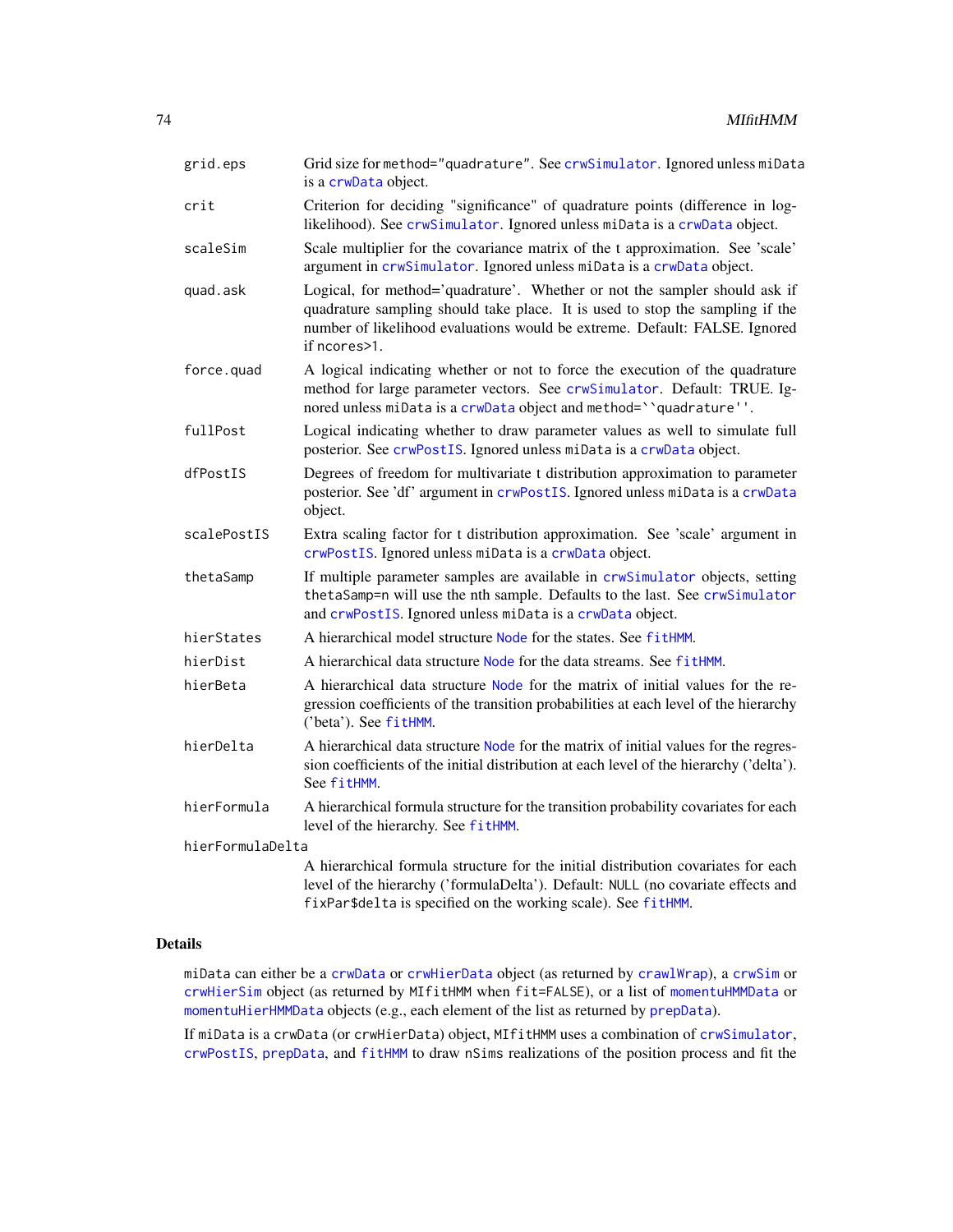| | |
|---|---|
| `grid.eps` | Grid size for `method="quadrature"`. See `crwSimulator`. Ignored unless `miData` is a `crwData` object. |
| `crit` | Criterion for deciding "significance" of quadrature points (difference in log-likelihood). See `crwSimulator`. Ignored unless `miData` is a `crwData` object. |
| `scaleSim` | Scale multiplier for the covariance matrix of the t approximation. See 'scale' argument in `crwSimulator`. Ignored unless `miData` is a `crwData` object. |
| `quad.ask` | Logical, for method='quadrature'. Whether or not the sampler should ask if quadrature sampling should take place. It is used to stop the sampling if the number of likelihood evaluations would be extreme. Default: FALSE. Ignored if `ncores>1`. |
| `force.quad` | A logical indicating whether or not to force the execution of the quadrature method for large parameter vectors. See `crwSimulator`. Default: TRUE. Ignored unless `miData` is a `crwData` object and `method=``quadrature''`. |
| `fullPost` | Logical indicating whether to draw parameter values as well to simulate full posterior. See `crwPostIS`. Ignored unless `miData` is a `crwData` object. |
| `dfPostIS` | Degrees of freedom for multivariate t distribution approximation to parameter posterior. See 'df' argument in `crwPostIS`. Ignored unless `miData` is a `crwData` object. |
| `scalePostIS` | Extra scaling factor for t distribution approximation. See 'scale' argument in `crwPostIS`. Ignored unless `miData` is a `crwData` object. |
| `thetaSamp` | If multiple parameter samples are available in `crwSimulator` objects, setting `thetaSamp=n` will use the nth sample. Defaults to the last. See `crwSimulator` and `crwPostIS`. Ignored unless `miData` is a `crwData` object. |
| `hierStates` | A hierarchical model structure `Node` for the states. See `fitHMM`. |
| `hierDist` | A hierarchical data structure `Node` for the data streams. See `fitHMM`. |
| `hierBeta` | A hierarchical data structure `Node` for the matrix of initial values for the regression coefficients of the transition probabilities at each level of the hierarchy ('beta'). See `fitHMM`. |
| `hierDelta` | A hierarchical data structure `Node` for the matrix of initial values for the regression coefficients of the initial distribution at each level of the hierarchy ('delta'). See `fitHMM`. |
| `hierFormula` | A hierarchical formula structure for the transition probability covariates for each level of the hierarchy. See `fitHMM`. |
| `hierFormulaDelta` | A hierarchical formula structure for the initial distribution covariates for each level of the hierarchy ('formulaDelta'). Default: `NULL` (no covariate effects and `fixPar$delta` is specified on the working scale). See `fitHMM`. |

## Details

`miData` can either be a `crwData` or `crwHierData` object (as returned by `crawlWrap`), a `crwSim` or `crwHierSim` object (as returned by `MIfitHMM` when `fit=FALSE`), or a list of `momentuHMMData` or `momentuHierHMMData` objects (e.g., each element of the list as returned by `prepData`).

If `miData` is a `crwData` (or `crwHierData`) object, `MIfitHMM` uses a combination of `crwSimulator`, `crwPostIS`, `prepData`, and `fitHMM` to draw `nSims` realizations of the position process and fit the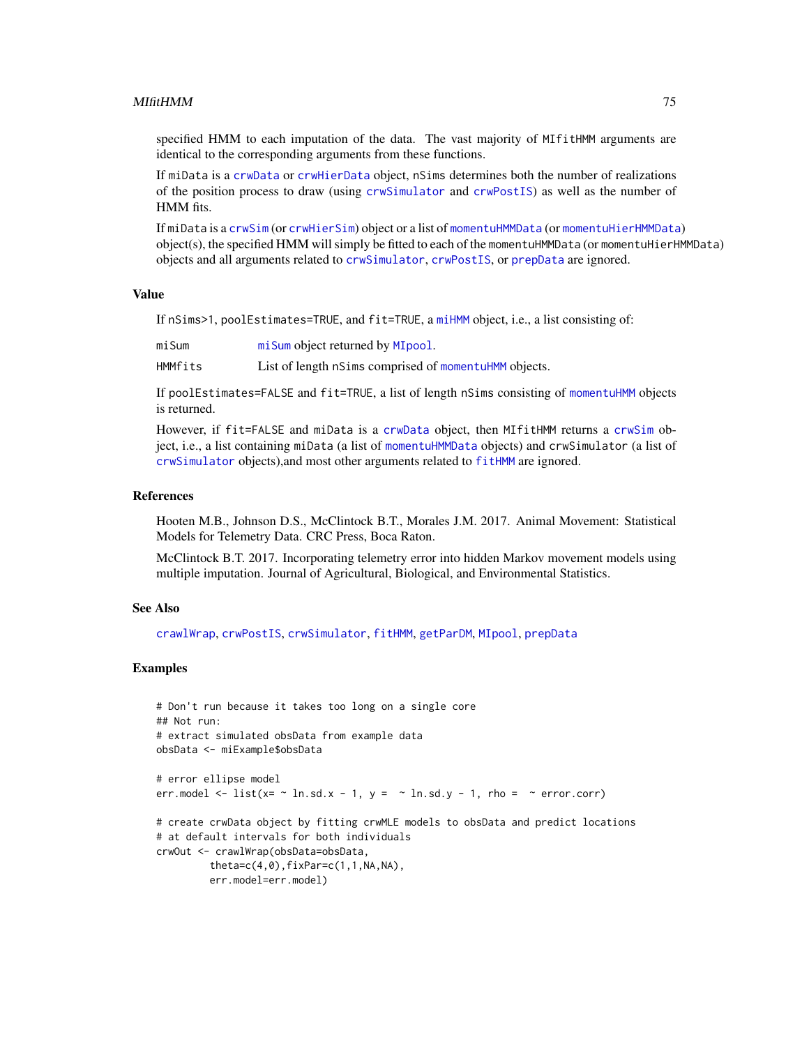specified HMM to each imputation of the data. The vast majority of MIfitHMM arguments are identical to the corresponding arguments from these functions.

If miData is a crwData or crwHierData object, nSims determines both the number of realizations of the position process to draw (using crwSimulator and crwPostIS) as well as the number of HMM fits.

If miData is a crwSim (or crwHierSim) object or a list of momentuHMMData (or momentuHierHMMData) object(s), the specified HMM will simply be fitted to each of the momentuHMMData (or momentuHierHMMData) objects and all arguments related to crwSimulator, crwPostIS, or prepData are ignored.

## Value

If nSims>1, poolEstimates=TRUE, and fit=TRUE, a miHMM object, i.e., a list consisting of:

| | |
|---|---|
| miSum | miSum object returned by MIpool. |
| HMMfits | List of length nSims comprised of momentuHMM objects. |

If poolEstimates=FALSE and fit=TRUE, a list of length nSims consisting of momentuHMM objects is returned.

However, if fit=FALSE and miData is a crwData object, then MIfitHMM returns a crwSim object, i.e., a list containing miData (a list of momentuHMMData objects) and crwSimulator (a list of crwSimulator objects),and most other arguments related to fitHMM are ignored.

## References

Hooten M.B., Johnson D.S., McClintock B.T., Morales J.M. 2017. Animal Movement: Statistical Models for Telemetry Data. CRC Press, Boca Raton.

McClintock B.T. 2017. Incorporating telemetry error into hidden Markov movement models using multiple imputation. Journal of Agricultural, Biological, and Environmental Statistics.

## See Also

crawlWrap, crwPostIS, crwSimulator, fitHMM, getParDM, MIpool, prepData

## Examples

```
# Don't run because it takes too long on a single core
## Not run:
# extract simulated obsData from example data
obsData <- miExample$obsData

# error ellipse model
err.model <- list(x= ~ ln.sd.x - 1, y =  ~ ln.sd.y - 1, rho =  ~ error.corr)

# create crwData object by fitting crwMLE models to obsData and predict locations
# at default intervals for both individuals
crwOut <- crawlWrap(obsData=obsData,
         theta=c(4,0),fixPar=c(1,1,NA,NA),
         err.model=err.model)
```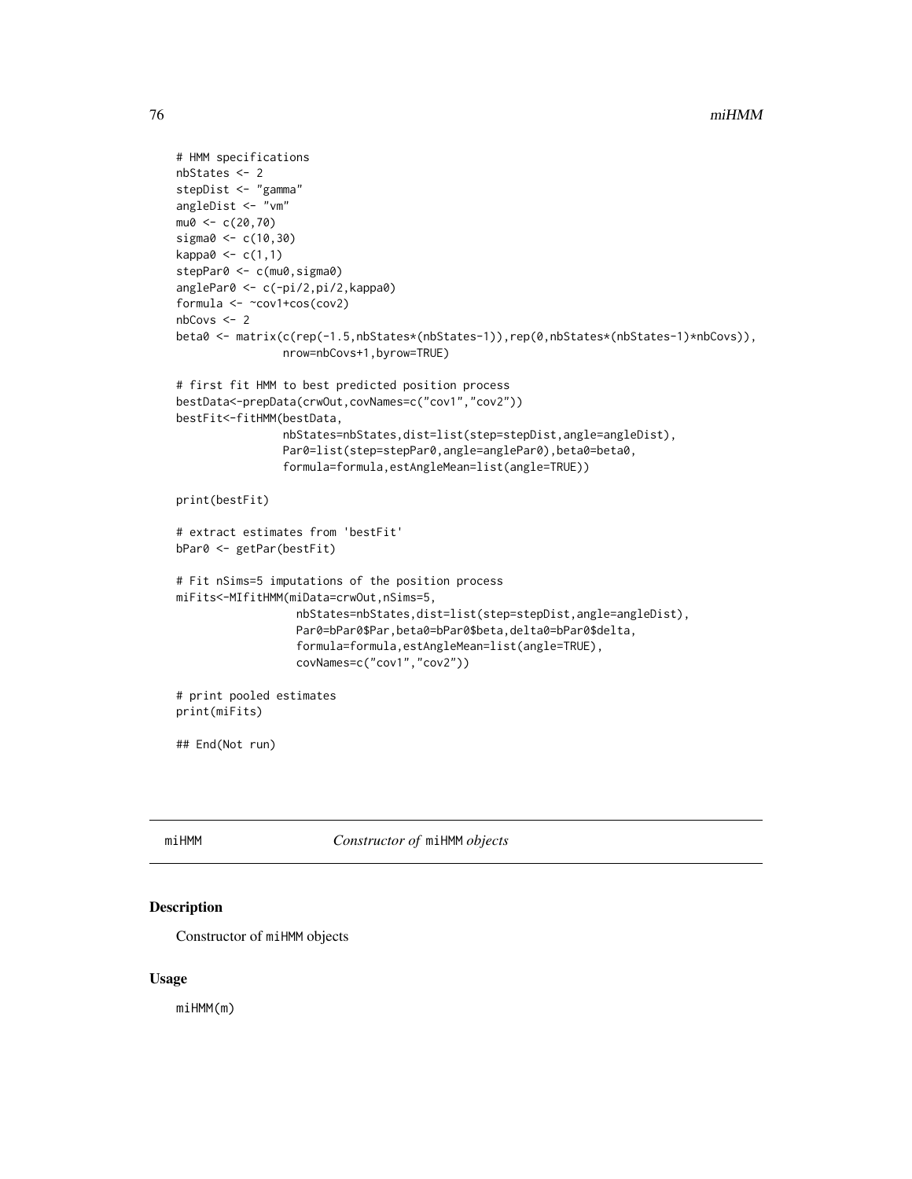```
# HMM specifications
nbStates <- 2
stepDist <- "gamma"
angleDist <- "vm"
mu0 <- c(20,70)
sigma0 <- c(10,30)
kappa0 <- c(1,1)
stepPar0 <- c(mu0,sigma0)
anglePar0 <- c(-pi/2,pi/2,kappa0)
formula <- ~cov1+cos(cov2)
nbCovs <- 2
beta0 <- matrix(c(rep(-1.5,nbStates*(nbStates-1)),rep(0,nbStates*(nbStates-1)*nbCovs)),
                nrow=nbCovs+1,byrow=TRUE)

# first fit HMM to best predicted position process
bestData<-prepData(crwOut,covNames=c("cov1","cov2"))
bestFit<-fitHMM(bestData,
                nbStates=nbStates,dist=list(step=stepDist,angle=angleDist),
                Par0=list(step=stepPar0,angle=anglePar0),beta0=beta0,
                formula=formula,estAngleMean=list(angle=TRUE))

print(bestFit)

# extract estimates from 'bestFit'
bPar0 <- getPar(bestFit)

# Fit nSims=5 imputations of the position process
miFits<-MIfitHMM(miData=crwOut,nSims=5,
                  nbStates=nbStates,dist=list(step=stepDist,angle=angleDist),
                  Par0=bPar0$Par,beta0=bPar0$beta,delta0=bPar0$delta,
                  formula=formula,estAngleMean=list(angle=TRUE),
                  covNames=c("cov1","cov2"))

# print pooled estimates
print(miFits)

## End(Not run)
```

## miHMM — *Constructor of* `miHMM` *objects*

### Description

Constructor of `miHMM` objects

### Usage

```
miHMM(m)
```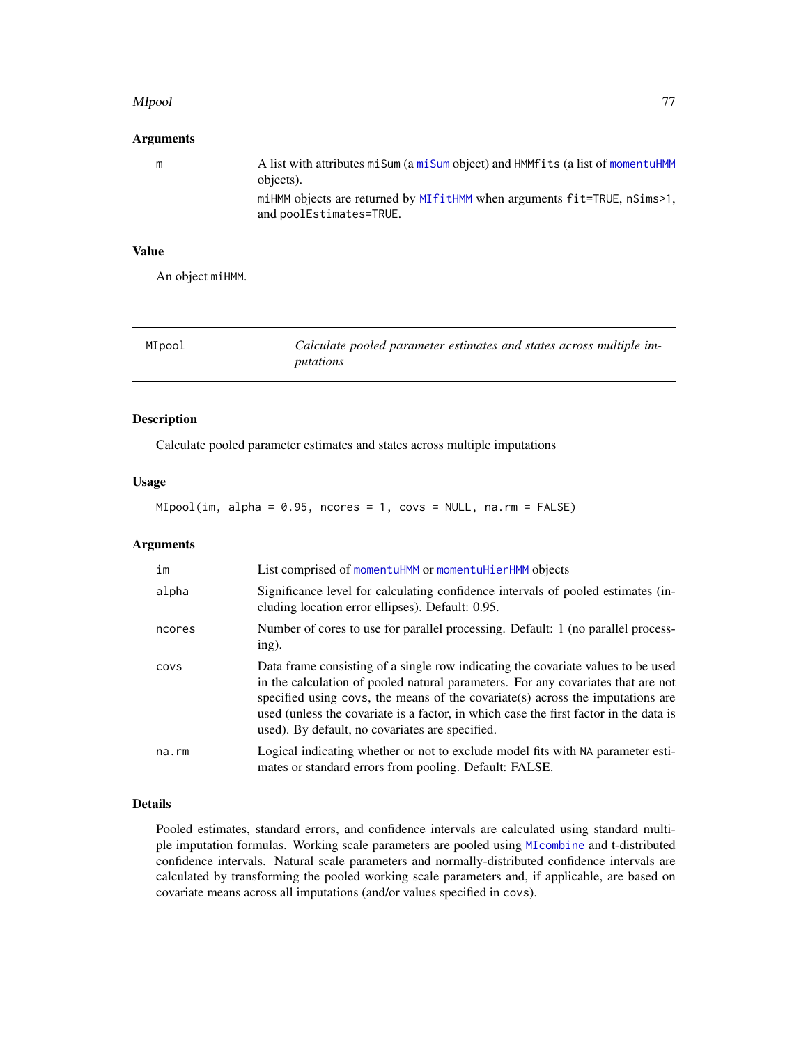### Arguments

| | |
|---|---|
| m | A list with attributes `miSum` (a `miSum` object) and `HMMfits` (a list of `momentuHMM` objects). <br> `miHMM` objects are returned by `MIfitHMM` when arguments `fit=TRUE`, `nSims>1`, and `poolEstimates=TRUE`. |

### Value

An object `miHMM`.

---

## MIpool — *Calculate pooled parameter estimates and states across multiple imputations*

---

### Description

Calculate pooled parameter estimates and states across multiple imputations

### Usage

```
MIpool(im, alpha = 0.95, ncores = 1, covs = NULL, na.rm = FALSE)
```

### Arguments

| | |
|---|---|
| im | List comprised of `momentuHMM` or `momentuHierHMM` objects |
| alpha | Significance level for calculating confidence intervals of pooled estimates (including location error ellipses). Default: 0.95. |
| ncores | Number of cores to use for parallel processing. Default: 1 (no parallel processing). |
| covs | Data frame consisting of a single row indicating the covariate values to be used in the calculation of pooled natural parameters. For any covariates that are not specified using `covs`, the means of the covariate(s) across the imputations are used (unless the covariate is a factor, in which case the first factor in the data is used). By default, no covariates are specified. |
| na.rm | Logical indicating whether or not to exclude model fits with `NA` parameter estimates or standard errors from pooling. Default: FALSE. |

### Details

Pooled estimates, standard errors, and confidence intervals are calculated using standard multiple imputation formulas. Working scale parameters are pooled using `MIcombine` and t-distributed confidence intervals. Natural scale parameters and normally-distributed confidence intervals are calculated by transforming the pooled working scale parameters and, if applicable, are based on covariate means across all imputations (and/or values specified in `covs`).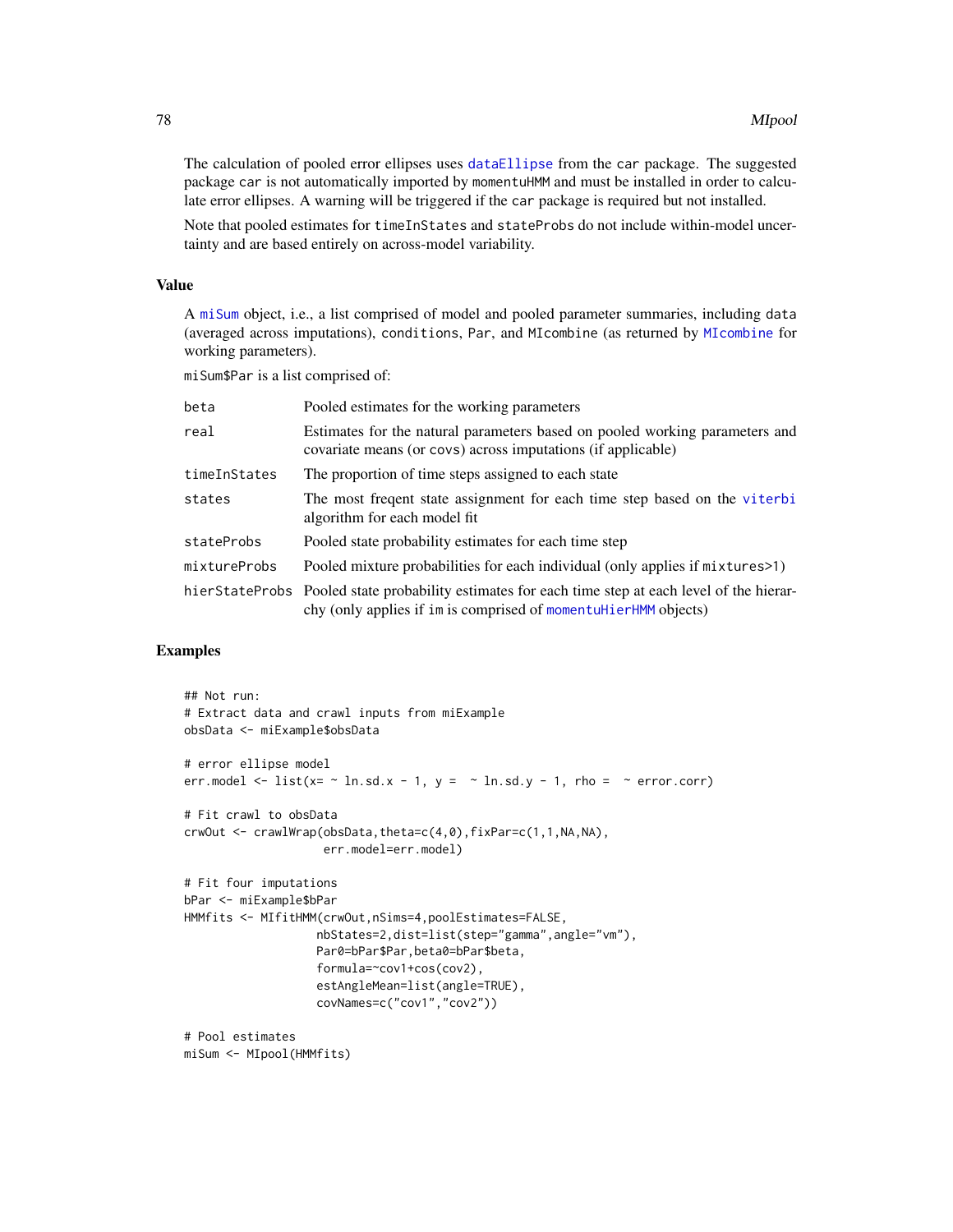The calculation of pooled error ellipses uses dataEllipse from the car package. The suggested package car is not automatically imported by momentuHMM and must be installed in order to calculate error ellipses. A warning will be triggered if the car package is required but not installed.

Note that pooled estimates for timeInStates and stateProbs do not include within-model uncertainty and are based entirely on across-model variability.

## Value

A miSum object, i.e., a list comprised of model and pooled parameter summaries, including data (averaged across imputations), conditions, Par, and MIcombine (as returned by MIcombine for working parameters).

miSum$Par is a list comprised of:

| | |
|---|---|
| beta | Pooled estimates for the working parameters |
| real | Estimates for the natural parameters based on pooled working parameters and covariate means (or covs) across imputations (if applicable) |
| timeInStates | The proportion of time steps assigned to each state |
| states | The most freqent state assignment for each time step based on the viterbi algorithm for each model fit |
| stateProbs | Pooled state probability estimates for each time step |
| mixtureProbs | Pooled mixture probabilities for each individual (only applies if mixtures>1) |
| hierStateProbs | Pooled state probability estimates for each time step at each level of the hierarchy (only applies if im is comprised of momentuHierHMM objects) |

## Examples

```
## Not run:
# Extract data and crawl inputs from miExample
obsData <- miExample$obsData

# error ellipse model
err.model <- list(x= ~ ln.sd.x - 1, y =  ~ ln.sd.y - 1, rho =  ~ error.corr)

# Fit crawl to obsData
crwOut <- crawlWrap(obsData,theta=c(4,0),fixPar=c(1,1,NA,NA),
                    err.model=err.model)

# Fit four imputations
bPar <- miExample$bPar
HMMfits <- MIfitHMM(crwOut,nSims=4,poolEstimates=FALSE,
                   nbStates=2,dist=list(step="gamma",angle="vm"),
                   Par0=bPar$Par,beta0=bPar$beta,
                   formula=~cov1+cos(cov2),
                   estAngleMean=list(angle=TRUE),
                   covNames=c("cov1","cov2"))

# Pool estimates
miSum <- MIpool(HMMfits)
```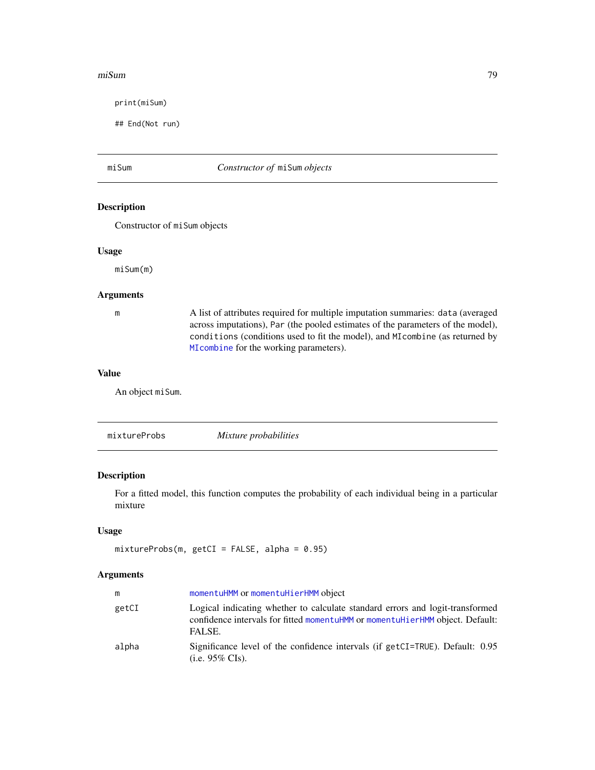```
print(miSum)

## End(Not run)
```

## miSum — *Constructor of* `miSum` *objects*

### Description

Constructor of `miSum` objects

### Usage

```
miSum(m)
```

### Arguments

| | |
|---|---|
| m | A list of attributes required for multiple imputation summaries: `data` (averaged across imputations), `Par` (the pooled estimates of the parameters of the model), `conditions` (conditions used to fit the model), and `MIcombine` (as returned by `MIcombine` for the working parameters). |

### Value

An object `miSum`.

## mixtureProbs — *Mixture probabilities*

### Description

For a fitted model, this function computes the probability of each individual being in a particular mixture

### Usage

```
mixtureProbs(m, getCI = FALSE, alpha = 0.95)
```

### Arguments

| | |
|---|---|
| m | `momentuHMM` or `momentuHierHMM` object |
| getCI | Logical indicating whether to calculate standard errors and logit-transformed confidence intervals for fitted `momentuHMM` or `momentuHierHMM` object. Default: FALSE. |
| alpha | Significance level of the confidence intervals (if `getCI=TRUE`). Default: 0.95 (i.e. 95% CIs). |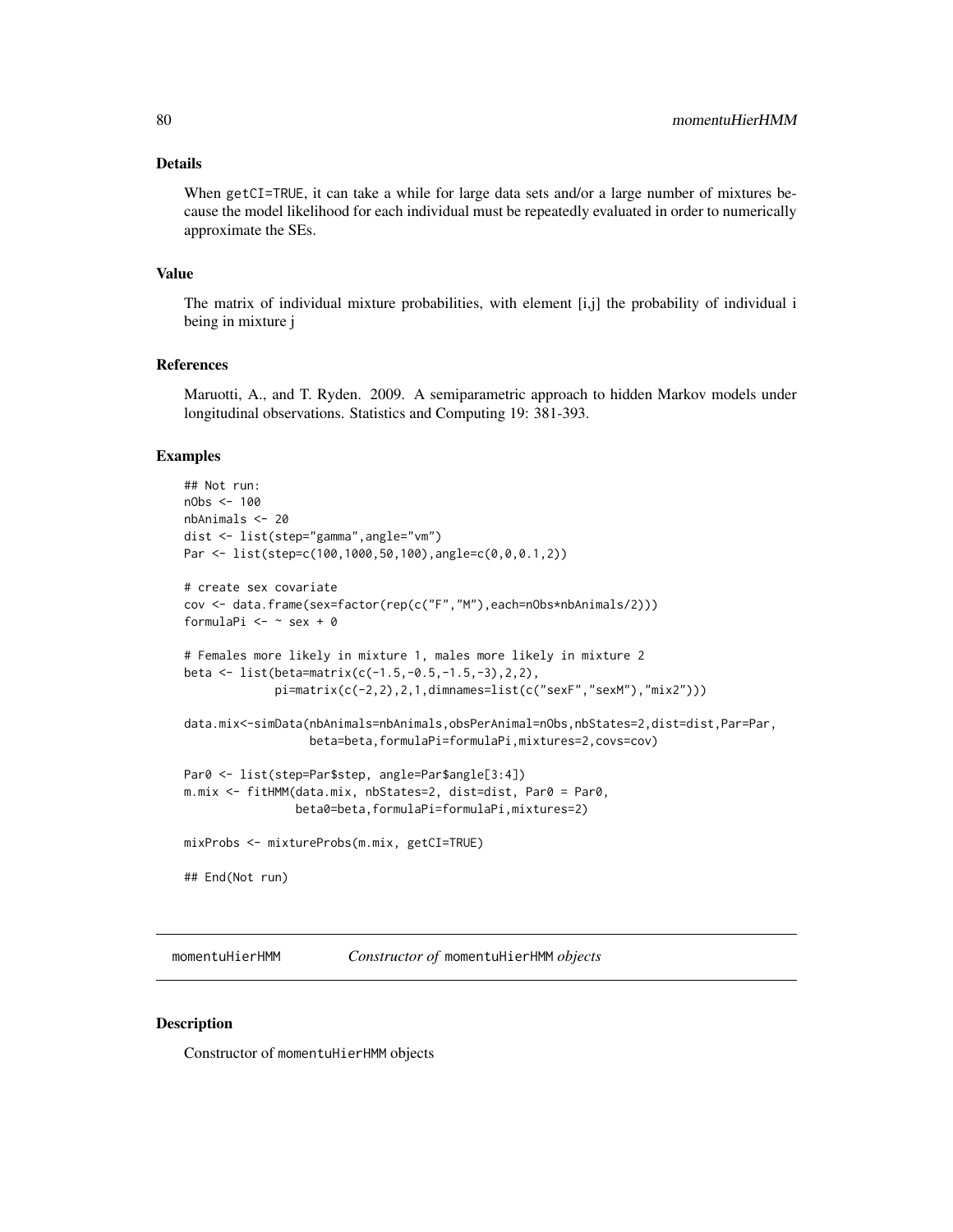### Details

When getCI=TRUE, it can take a while for large data sets and/or a large number of mixtures because the model likelihood for each individual must be repeatedly evaluated in order to numerically approximate the SEs.

### Value

The matrix of individual mixture probabilities, with element [i,j] the probability of individual i being in mixture j

### References

Maruotti, A., and T. Ryden. 2009. A semiparametric approach to hidden Markov models under longitudinal observations. Statistics and Computing 19: 381-393.

### Examples

```
## Not run:
nObs <- 100
nbAnimals <- 20
dist <- list(step="gamma",angle="vm")
Par <- list(step=c(100,1000,50,100),angle=c(0,0,0.1,2))

# create sex covariate
cov <- data.frame(sex=factor(rep(c("F","M"),each=nObs*nbAnimals/2)))
formulaPi <- ~ sex + 0

# Females more likely in mixture 1, males more likely in mixture 2
beta <- list(beta=matrix(c(-1.5,-0.5,-1.5,-3),2,2),
             pi=matrix(c(-2,2),2,1,dimnames=list(c("sexF","sexM"),"mix2")))

data.mix<-simData(nbAnimals=nbAnimals,obsPerAnimal=nObs,nbStates=2,dist=dist,Par=Par,
                  beta=beta,formulaPi=formulaPi,mixtures=2,covs=cov)

Par0 <- list(step=Par$step, angle=Par$angle[3:4])
m.mix <- fitHMM(data.mix, nbStates=2, dist=dist, Par0 = Par0,
                beta0=beta,formulaPi=formulaPi,mixtures=2)

mixProbs <- mixtureProbs(m.mix, getCI=TRUE)

## End(Not run)
```

---

## momentuHierHMM — *Constructor of* momentuHierHMM *objects*

### Description

Constructor of momentuHierHMM objects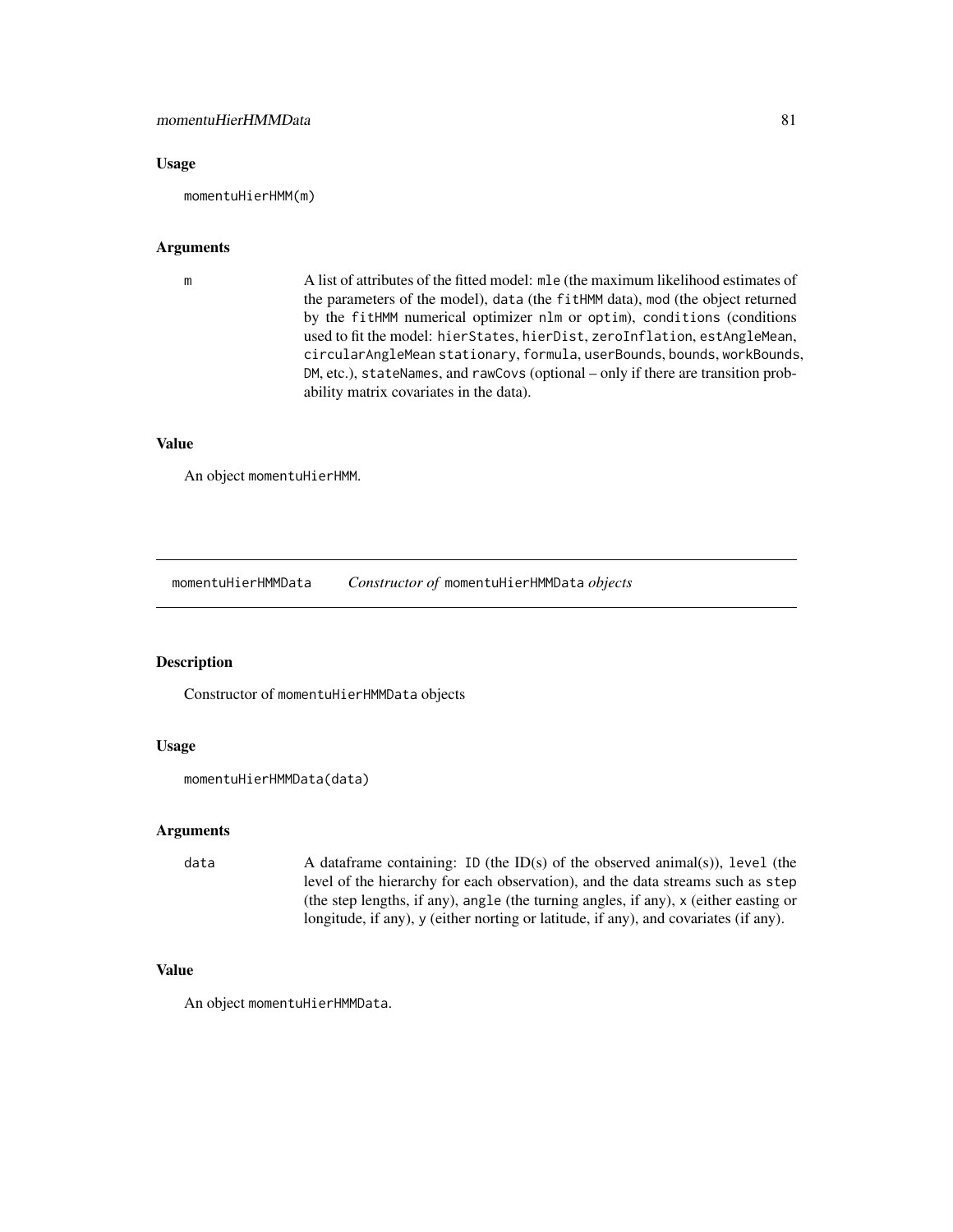### Usage

```
momentuHierHMM(m)
```

### Arguments

| | |
|---|---|
| m | A list of attributes of the fitted model: mle (the maximum likelihood estimates of the parameters of the model), data (the fitHMM data), mod (the object returned by the fitHMM numerical optimizer nlm or optim), conditions (conditions used to fit the model: hierStates, hierDist, zeroInflation, estAngleMean, circularAngleMean stationary, formula, userBounds, bounds, workBounds, DM, etc.), stateNames, and rawCovs (optional – only if there are transition probability matrix covariates in the data). |

### Value

An object momentuHierHMM.

---

## momentuHierHMMData &nbsp;&nbsp;&nbsp; *Constructor of* momentuHierHMMData *objects*

### Description

Constructor of momentuHierHMMData objects

### Usage

```
momentuHierHMMData(data)
```

### Arguments

| | |
|---|---|
| data | A dataframe containing: ID (the ID(s) of the observed animal(s)), level (the level of the hierarchy for each observation), and the data streams such as step (the step lengths, if any), angle (the turning angles, if any), x (either easting or longitude, if any), y (either norting or latitude, if any), and covariates (if any). |

### Value

An object momentuHierHMMData.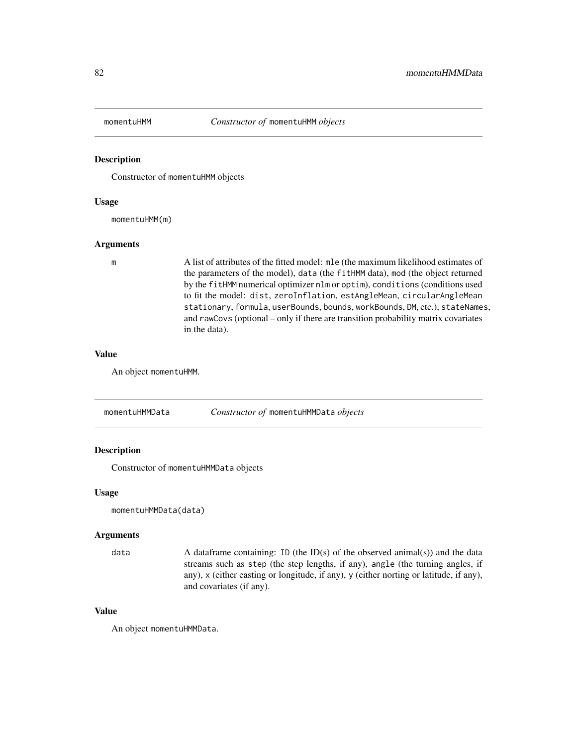## momentuHMM *Constructor of* `momentuHMM` *objects*

### Description

Constructor of `momentuHMM` objects

### Usage

```
momentuHMM(m)
```

### Arguments

| | |
|---|---|
| m | A list of attributes of the fitted model: `mle` (the maximum likelihood estimates of the parameters of the model), `data` (the `fitHMM` data), `mod` (the object returned by the `fitHMM` numerical optimizer `nlm` or `optim`), `conditions` (conditions used to fit the model: `dist`, `zeroInflation`, `estAngleMean`, `circularAngleMean` `stationary`, `formula`, `userBounds`, `bounds`, `workBounds`, `DM`, etc.), `stateNames`, and `rawCovs` (optional – only if there are transition probability matrix covariates in the data). |

### Value

An object `momentuHMM`.

## momentuHMMData *Constructor of* `momentuHMMData` *objects*

### Description

Constructor of `momentuHMMData` objects

### Usage

```
momentuHMMData(data)
```

### Arguments

| | |
|---|---|
| data | A dataframe containing: `ID` (the ID(s) of the observed animal(s)) and the data streams such as `step` (the step lengths, if any), `angle` (the turning angles, if any), `x` (either easting or longitude, if any), `y` (either norting or latitude, if any), and covariates (if any). |

### Value

An object `momentuHMMData`.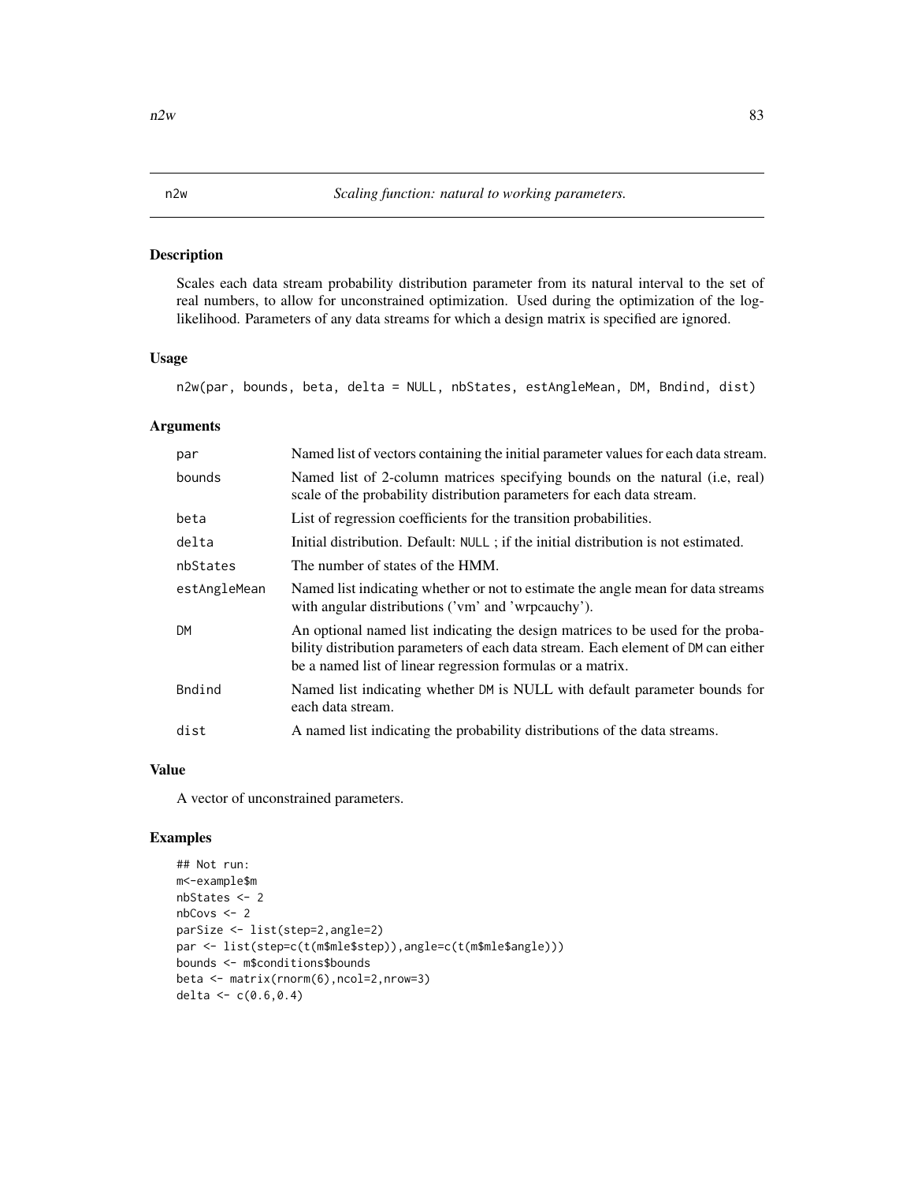# n2w *Scaling function: natural to working parameters.*

## Description

Scales each data stream probability distribution parameter from its natural interval to the set of real numbers, to allow for unconstrained optimization. Used during the optimization of the log-likelihood. Parameters of any data streams for which a design matrix is specified are ignored.

## Usage

```
n2w(par, bounds, beta, delta = NULL, nbStates, estAngleMean, DM, Bndind, dist)
```

## Arguments

| | |
|---|---|
| par | Named list of vectors containing the initial parameter values for each data stream. |
| bounds | Named list of 2-column matrices specifying bounds on the natural (i.e, real) scale of the probability distribution parameters for each data stream. |
| beta | List of regression coefficients for the transition probabilities. |
| delta | Initial distribution. Default: NULL ; if the initial distribution is not estimated. |
| nbStates | The number of states of the HMM. |
| estAngleMean | Named list indicating whether or not to estimate the angle mean for data streams with angular distributions ('vm' and 'wrpcauchy'). |
| DM | An optional named list indicating the design matrices to be used for the probability distribution parameters of each data stream. Each element of DM can either be a named list of linear regression formulas or a matrix. |
| Bndind | Named list indicating whether DM is NULL with default parameter bounds for each data stream. |
| dist | A named list indicating the probability distributions of the data streams. |

## Value

A vector of unconstrained parameters.

## Examples

```
## Not run:
m<-example$m
nbStates <- 2
nbCovs <- 2
parSize <- list(step=2,angle=2)
par <- list(step=c(t(m$mle$step)),angle=c(t(m$mle$angle)))
bounds <- m$conditions$bounds
beta <- matrix(rnorm(6),ncol=2,nrow=3)
delta <- c(0.6,0.4)
```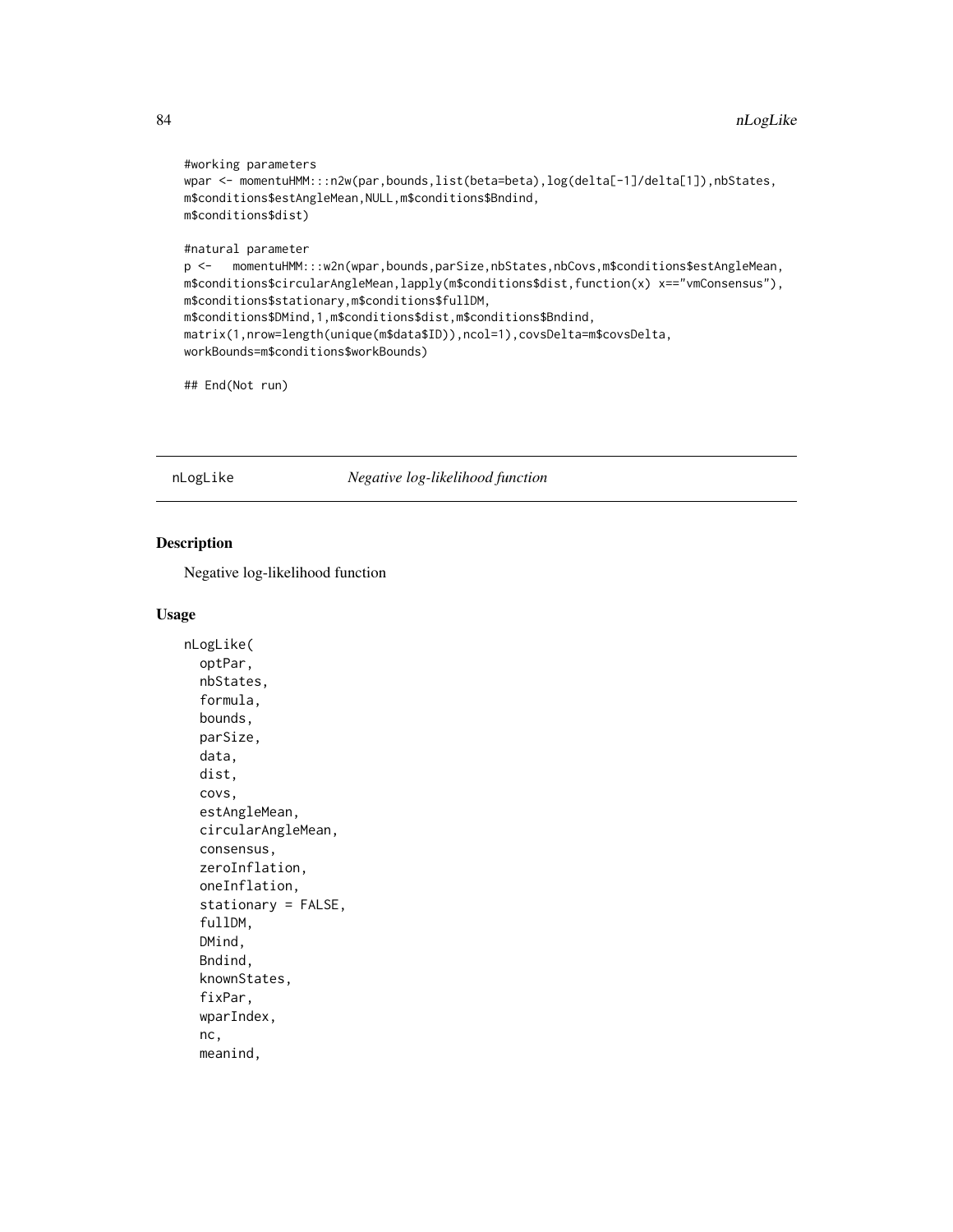```
#working parameters
wpar <- momentuHMM:::n2w(par,bounds,list(beta=beta),log(delta[-1]/delta[1]),nbStates,
m$conditions$estAngleMean,NULL,m$conditions$Bndind,
m$conditions$dist)

#natural parameter
p <-   momentuHMM:::w2n(wpar,bounds,parSize,nbStates,nbCovs,m$conditions$estAngleMean,
m$conditions$circularAngleMean,lapply(m$conditions$dist,function(x) x=="vmConsensus"),
m$conditions$stationary,m$conditions$fullDM,
m$conditions$DMind,1,m$conditions$dist,m$conditions$Bndind,
matrix(1,nrow=length(unique(m$data$ID)),ncol=1),covsDelta=m$covsDelta,
workBounds=m$conditions$workBounds)

## End(Not run)
```

## nLogLike — *Negative log-likelihood function*

### Description

Negative log-likelihood function

### Usage

```
nLogLike(
  optPar,
  nbStates,
  formula,
  bounds,
  parSize,
  data,
  dist,
  covs,
  estAngleMean,
  circularAngleMean,
  consensus,
  zeroInflation,
  oneInflation,
  stationary = FALSE,
  fullDM,
  DMind,
  Bndind,
  knownStates,
  fixPar,
  wparIndex,
  nc,
  meanind,
```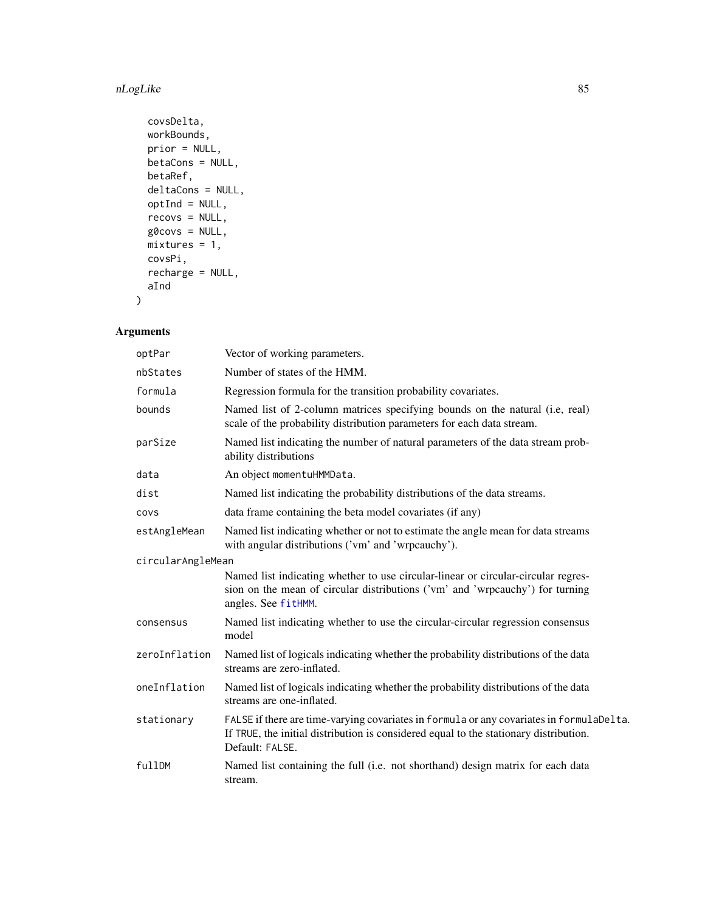```
  covsDelta,
  workBounds,
  prior = NULL,
  betaCons = NULL,
  betaRef,
  deltaCons = NULL,
  optInd = NULL,
  recovs = NULL,
  g0covs = NULL,
  mixtures = 1,
  covsPi,
  recharge = NULL,
  aInd
)
```

## Arguments

| | |
|---|---|
| optPar | Vector of working parameters. |
| nbStates | Number of states of the HMM. |
| formula | Regression formula for the transition probability covariates. |
| bounds | Named list of 2-column matrices specifying bounds on the natural (i.e, real) scale of the probability distribution parameters for each data stream. |
| parSize | Named list indicating the number of natural parameters of the data stream probability distributions |
| data | An object `momentuHMMData`. |
| dist | Named list indicating the probability distributions of the data streams. |
| covs | data frame containing the beta model covariates (if any) |
| estAngleMean | Named list indicating whether or not to estimate the angle mean for data streams with angular distributions ('vm' and 'wrpcauchy'). |
| circularAngleMean | Named list indicating whether to use circular-linear or circular-circular regression on the mean of circular distributions ('vm' and 'wrpcauchy') for turning angles. See `fitHMM`. |
| consensus | Named list indicating whether to use the circular-circular regression consensus model |
| zeroInflation | Named list of logicals indicating whether the probability distributions of the data streams are zero-inflated. |
| oneInflation | Named list of logicals indicating whether the probability distributions of the data streams are one-inflated. |
| stationary | `FALSE` if there are time-varying covariates in `formula` or any covariates in `formulaDelta`. If `TRUE`, the initial distribution is considered equal to the stationary distribution. Default: `FALSE`. |
| fullDM | Named list containing the full (i.e. not shorthand) design matrix for each data stream. |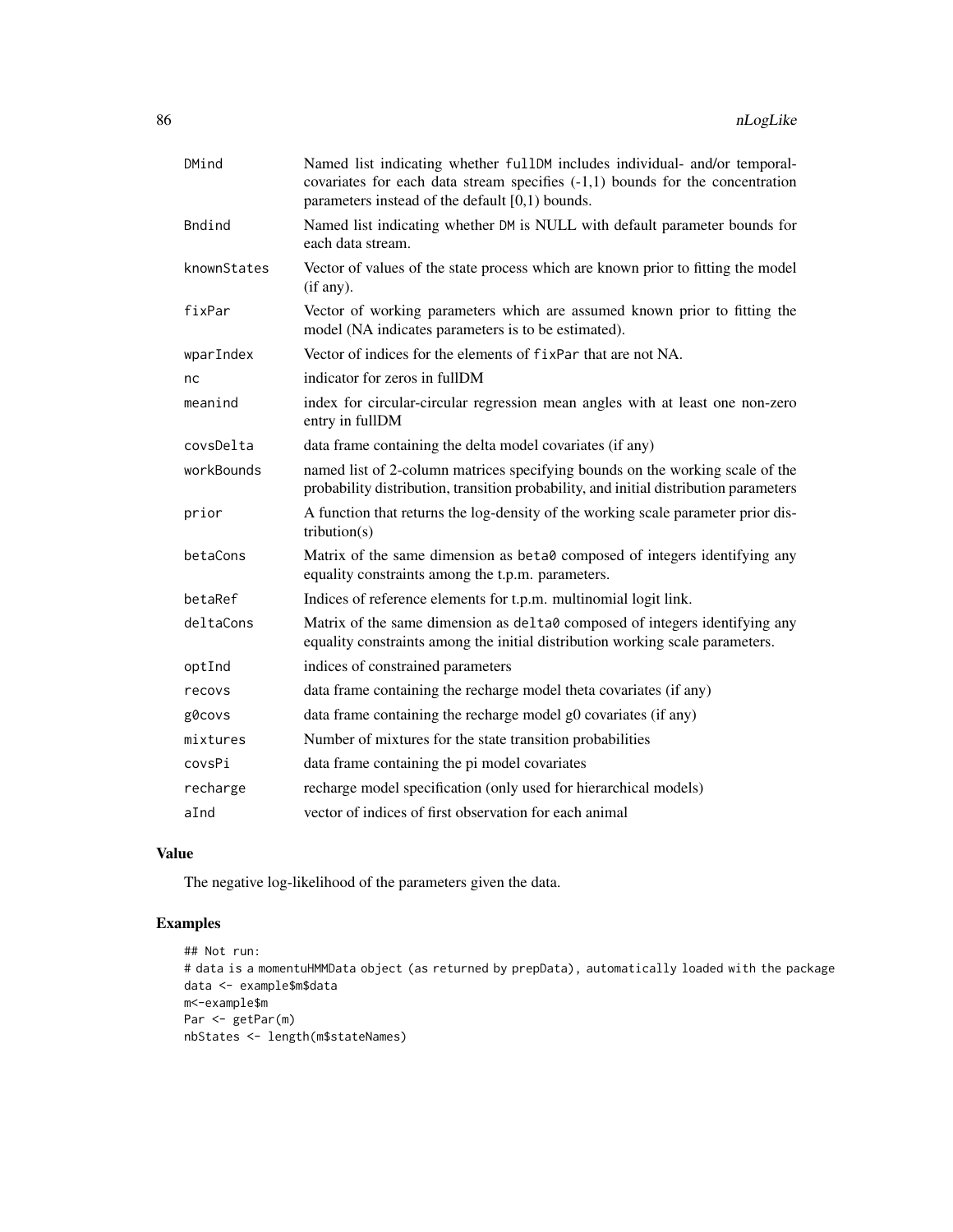| | |
|---|---|
| DMind | Named list indicating whether fullDM includes individual- and/or temporal-covariates for each data stream specifies (-1,1) bounds for the concentration parameters instead of the default [0,1) bounds. |
| Bndind | Named list indicating whether DM is NULL with default parameter bounds for each data stream. |
| knownStates | Vector of values of the state process which are known prior to fitting the model (if any). |
| fixPar | Vector of working parameters which are assumed known prior to fitting the model (NA indicates parameters is to be estimated). |
| wparIndex | Vector of indices for the elements of fixPar that are not NA. |
| nc | indicator for zeros in fullDM |
| meanind | index for circular-circular regression mean angles with at least one non-zero entry in fullDM |
| covsDelta | data frame containing the delta model covariates (if any) |
| workBounds | named list of 2-column matrices specifying bounds on the working scale of the probability distribution, transition probability, and initial distribution parameters |
| prior | A function that returns the log-density of the working scale parameter prior distribution(s) |
| betaCons | Matrix of the same dimension as beta0 composed of integers identifying any equality constraints among the t.p.m. parameters. |
| betaRef | Indices of reference elements for t.p.m. multinomial logit link. |
| deltaCons | Matrix of the same dimension as delta0 composed of integers identifying any equality constraints among the initial distribution working scale parameters. |
| optInd | indices of constrained parameters |
| recovs | data frame containing the recharge model theta covariates (if any) |
| g0covs | data frame containing the recharge model g0 covariates (if any) |
| mixtures | Number of mixtures for the state transition probabilities |
| covsPi | data frame containing the pi model covariates |
| recharge | recharge model specification (only used for hierarchical models) |
| aInd | vector of indices of first observation for each animal |

## Value

The negative log-likelihood of the parameters given the data.

## Examples

```
## Not run:
# data is a momentuHMMData object (as returned by prepData), automatically loaded with the package
data <- example$m$data
m<-example$m
Par <- getPar(m)
nbStates <- length(m$stateNames)
```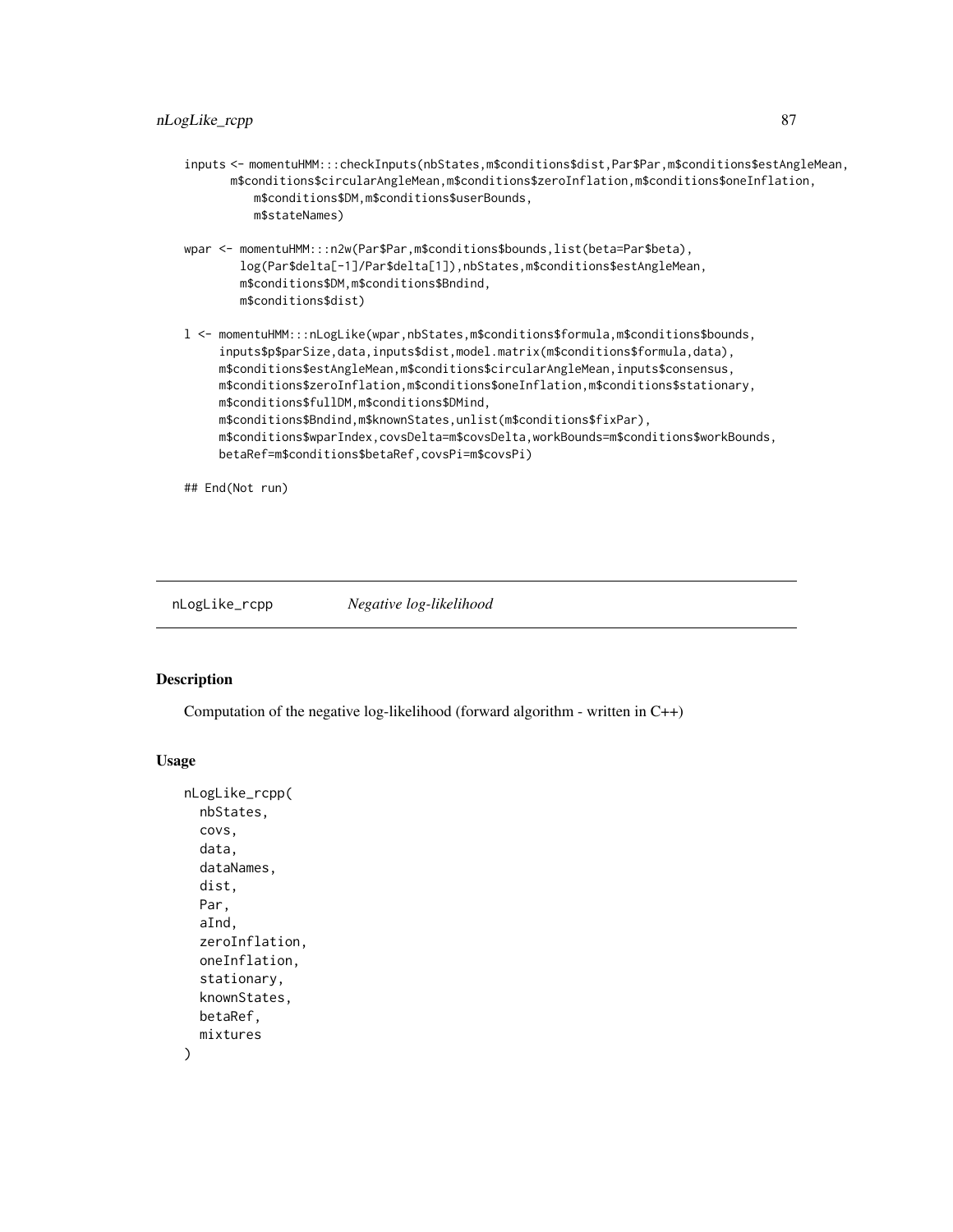```
inputs <- momentuHMM:::checkInputs(nbStates,m$conditions$dist,Par$Par,m$conditions$estAngleMean,
       m$conditions$circularAngleMean,m$conditions$zeroInflation,m$conditions$oneInflation,
          m$conditions$DM,m$conditions$userBounds,
          m$stateNames)

wpar <- momentuHMM:::n2w(Par$Par,m$conditions$bounds,list(beta=Par$beta),
        log(Par$delta[-1]/Par$delta[1]),nbStates,m$conditions$estAngleMean,
        m$conditions$DM,m$conditions$Bndind,
        m$conditions$dist)

l <- momentuHMM:::nLogLike(wpar,nbStates,m$conditions$formula,m$conditions$bounds,
     inputs$p$parSize,data,inputs$dist,model.matrix(m$conditions$formula,data),
     m$conditions$estAngleMean,m$conditions$circularAngleMean,inputs$consensus,
     m$conditions$zeroInflation,m$conditions$oneInflation,m$conditions$stationary,
     m$conditions$fullDM,m$conditions$DMind,
     m$conditions$Bndind,m$knownStates,unlist(m$conditions$fixPar),
     m$conditions$wparIndex,covsDelta=m$covsDelta,workBounds=m$conditions$workBounds,
     betaRef=m$conditions$betaRef,covsPi=m$covsPi)

## End(Not run)
```

# nLogLike_rcpp *Negative log-likelihood*

## Description

Computation of the negative log-likelihood (forward algorithm - written in C++)

## Usage

```
nLogLike_rcpp(
  nbStates,
  covs,
  data,
  dataNames,
  dist,
  Par,
  aInd,
  zeroInflation,
  oneInflation,
  stationary,
  knownStates,
  betaRef,
  mixtures
)
```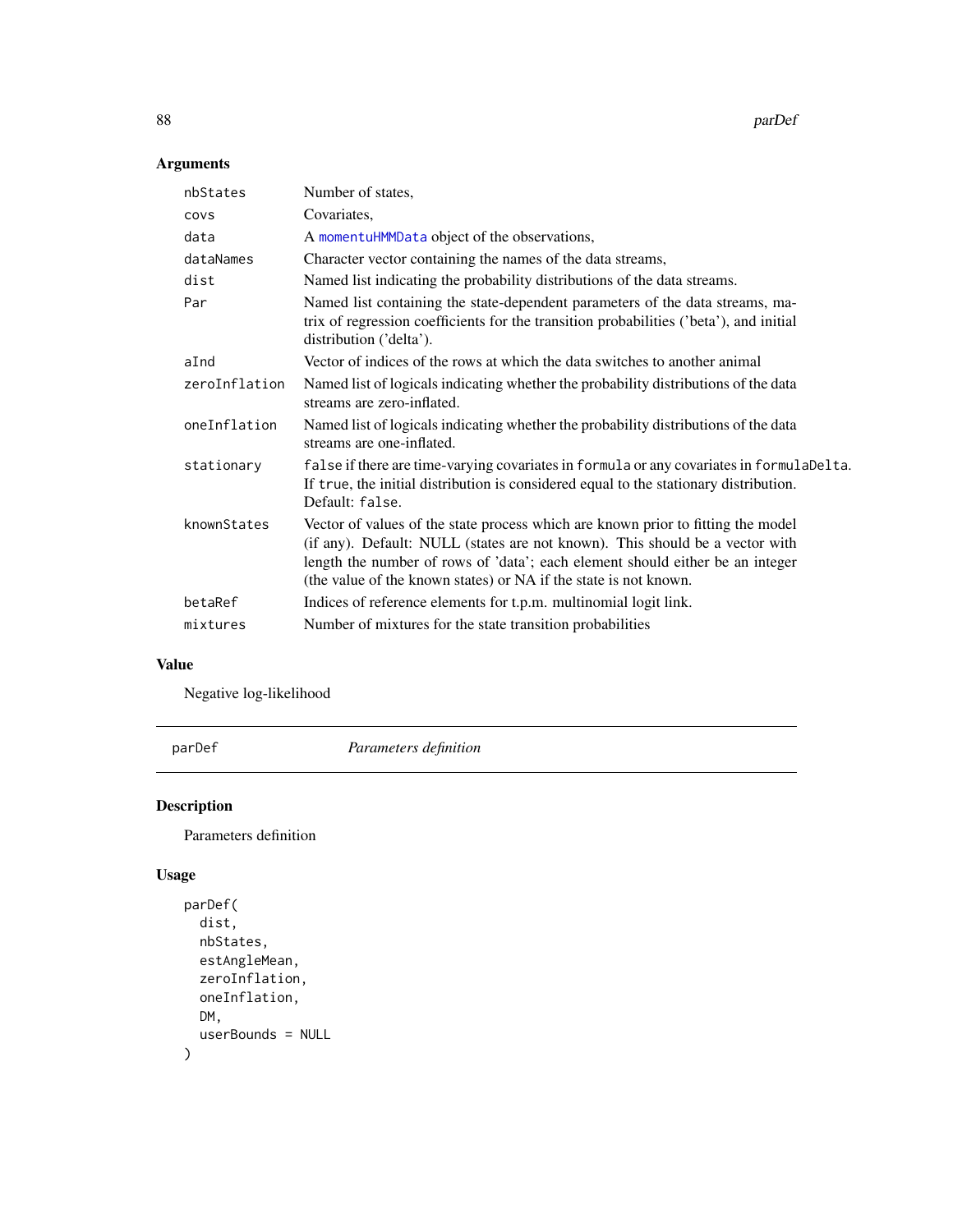## Arguments

| | |
|---|---|
| nbStates | Number of states, |
| covs | Covariates, |
| data | A momentuHMMData object of the observations, |
| dataNames | Character vector containing the names of the data streams, |
| dist | Named list indicating the probability distributions of the data streams. |
| Par | Named list containing the state-dependent parameters of the data streams, matrix of regression coefficients for the transition probabilities ('beta'), and initial distribution ('delta'). |
| aInd | Vector of indices of the rows at which the data switches to another animal |
| zeroInflation | Named list of logicals indicating whether the probability distributions of the data streams are zero-inflated. |
| oneInflation | Named list of logicals indicating whether the probability distributions of the data streams are one-inflated. |
| stationary | `false` if there are time-varying covariates in `formula` or any covariates in `formulaDelta`. If `true`, the initial distribution is considered equal to the stationary distribution. Default: `false`. |
| knownStates | Vector of values of the state process which are known prior to fitting the model (if any). Default: NULL (states are not known). This should be a vector with length the number of rows of 'data'; each element should either be an integer (the value of the known states) or NA if the state is not known. |
| betaRef | Indices of reference elements for t.p.m. multinomial logit link. |
| mixtures | Number of mixtures for the state transition probabilities |

## Value

Negative log-likelihood

---

parDef *Parameters definition*

---

## Description

Parameters definition

## Usage

```
parDef(
  dist,
  nbStates,
  estAngleMean,
  zeroInflation,
  oneInflation,
  DM,
  userBounds = NULL
)
```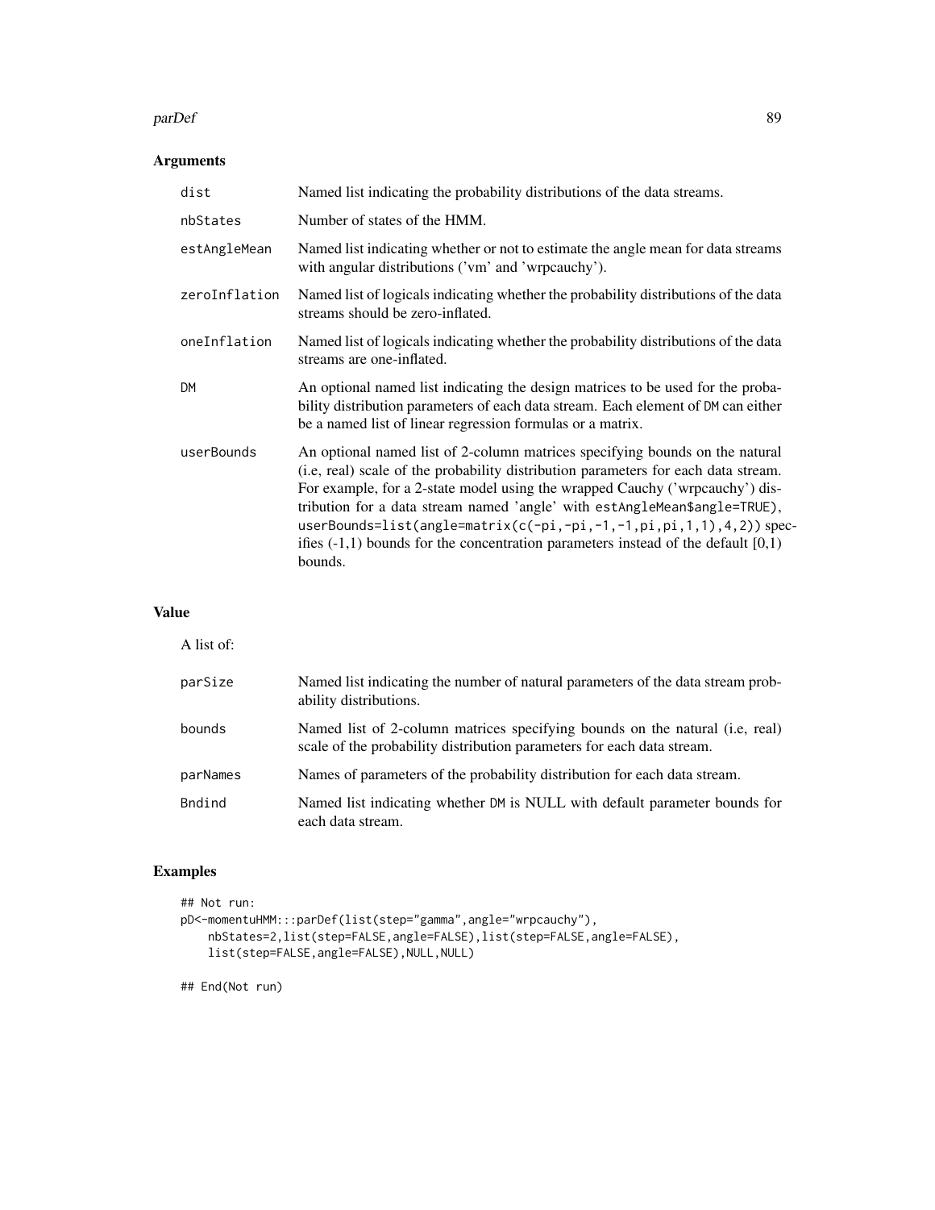## Arguments

| | |
|---|---|
| `dist` | Named list indicating the probability distributions of the data streams. |
| `nbStates` | Number of states of the HMM. |
| `estAngleMean` | Named list indicating whether or not to estimate the angle mean for data streams with angular distributions ('vm' and 'wrpcauchy'). |
| `zeroInflation` | Named list of logicals indicating whether the probability distributions of the data streams should be zero-inflated. |
| `oneInflation` | Named list of logicals indicating whether the probability distributions of the data streams are one-inflated. |
| `DM` | An optional named list indicating the design matrices to be used for the probability distribution parameters of each data stream. Each element of `DM` can either be a named list of linear regression formulas or a matrix. |
| `userBounds` | An optional named list of 2-column matrices specifying bounds on the natural (i.e, real) scale of the probability distribution parameters for each data stream. For example, for a 2-state model using the wrapped Cauchy ('wrpcauchy') distribution for a data stream named 'angle' with `estAngleMean$angle=TRUE`), `userBounds=list(angle=matrix(c(-pi,-pi,-1,-1,pi,pi,1,1),4,2))` specifies (-1,1) bounds for the concentration parameters instead of the default [0,1) bounds. |

## Value

A list of:

| | |
|---|---|
| `parSize` | Named list indicating the number of natural parameters of the data stream probability distributions. |
| `bounds` | Named list of 2-column matrices specifying bounds on the natural (i.e, real) scale of the probability distribution parameters for each data stream. |
| `parNames` | Names of parameters of the probability distribution for each data stream. |
| `Bndind` | Named list indicating whether `DM` is NULL with default parameter bounds for each data stream. |

## Examples

```
## Not run:
pD<-momentuHMM:::parDef(list(step="gamma",angle="wrpcauchy"),
    nbStates=2,list(step=FALSE,angle=FALSE),list(step=FALSE,angle=FALSE),
    list(step=FALSE,angle=FALSE),NULL,NULL)

## End(Not run)
```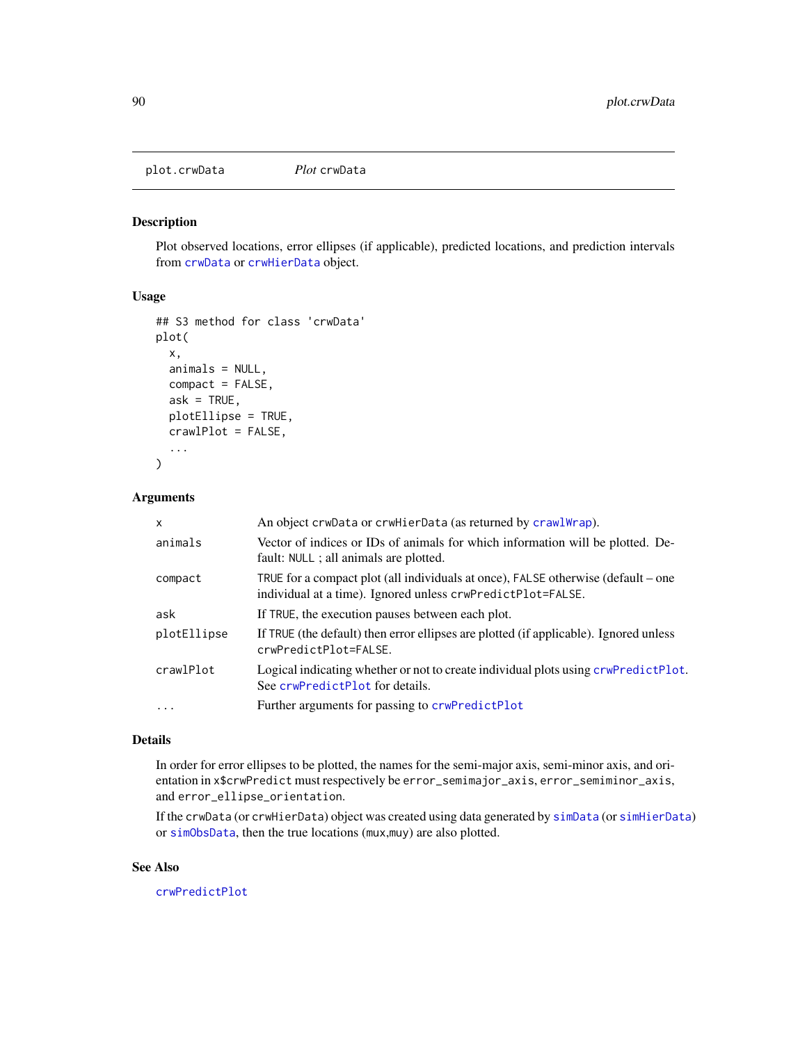plot.crwData *Plot* crwData

## Description

Plot observed locations, error ellipses (if applicable), predicted locations, and prediction intervals from crwData or crwHierData object.

## Usage

```
## S3 method for class 'crwData'
plot(
  x,
  animals = NULL,
  compact = FALSE,
  ask = TRUE,
  plotEllipse = TRUE,
  crawlPlot = FALSE,
  ...
)
```

## Arguments

| | |
|---|---|
| x | An object crwData or crwHierData (as returned by crawlWrap). |
| animals | Vector of indices or IDs of animals for which information will be plotted. Default: NULL ; all animals are plotted. |
| compact | TRUE for a compact plot (all individuals at once), FALSE otherwise (default – one individual at a time). Ignored unless crwPredictPlot=FALSE. |
| ask | If TRUE, the execution pauses between each plot. |
| plotEllipse | If TRUE (the default) then error ellipses are plotted (if applicable). Ignored unless crwPredictPlot=FALSE. |
| crawlPlot | Logical indicating whether or not to create individual plots using crwPredictPlot. See crwPredictPlot for details. |
| ... | Further arguments for passing to crwPredictPlot |

## Details

In order for error ellipses to be plotted, the names for the semi-major axis, semi-minor axis, and orientation in x$crwPredict must respectively be error_semimajor_axis, error_semiminor_axis, and error_ellipse_orientation.

If the crwData (or crwHierData) object was created using data generated by simData (or simHierData) or simObsData, then the true locations (mux,muy) are also plotted.

## See Also

crwPredictPlot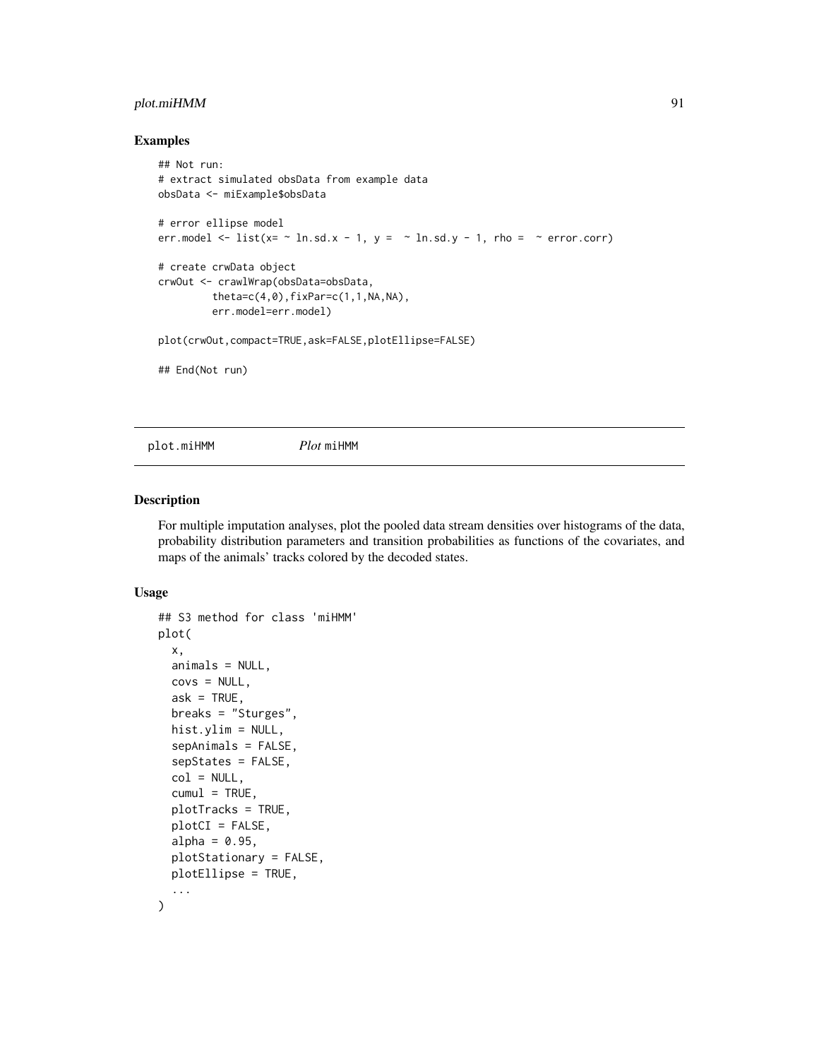## Examples

```
## Not run:
# extract simulated obsData from example data
obsData <- miExample$obsData

# error ellipse model
err.model <- list(x= ~ ln.sd.x - 1, y =  ~ ln.sd.y - 1, rho =  ~ error.corr)

# create crwData object
crwOut <- crawlWrap(obsData=obsData,
         theta=c(4,0),fixPar=c(1,1,NA,NA),
         err.model=err.model)

plot(crwOut,compact=TRUE,ask=FALSE,plotEllipse=FALSE)

## End(Not run)
```

---

plot.miHMM &nbsp;&nbsp;&nbsp;&nbsp;&nbsp;&nbsp; *Plot* miHMM

---

## Description

For multiple imputation analyses, plot the pooled data stream densities over histograms of the data, probability distribution parameters and transition probabilities as functions of the covariates, and maps of the animals' tracks colored by the decoded states.

## Usage

```
## S3 method for class 'miHMM'
plot(
  x,
  animals = NULL,
  covs = NULL,
  ask = TRUE,
  breaks = "Sturges",
  hist.ylim = NULL,
  sepAnimals = FALSE,
  sepStates = FALSE,
  col = NULL,
  cumul = TRUE,
  plotTracks = TRUE,
  plotCI = FALSE,
  alpha = 0.95,
  plotStationary = FALSE,
  plotEllipse = TRUE,
  ...
)
```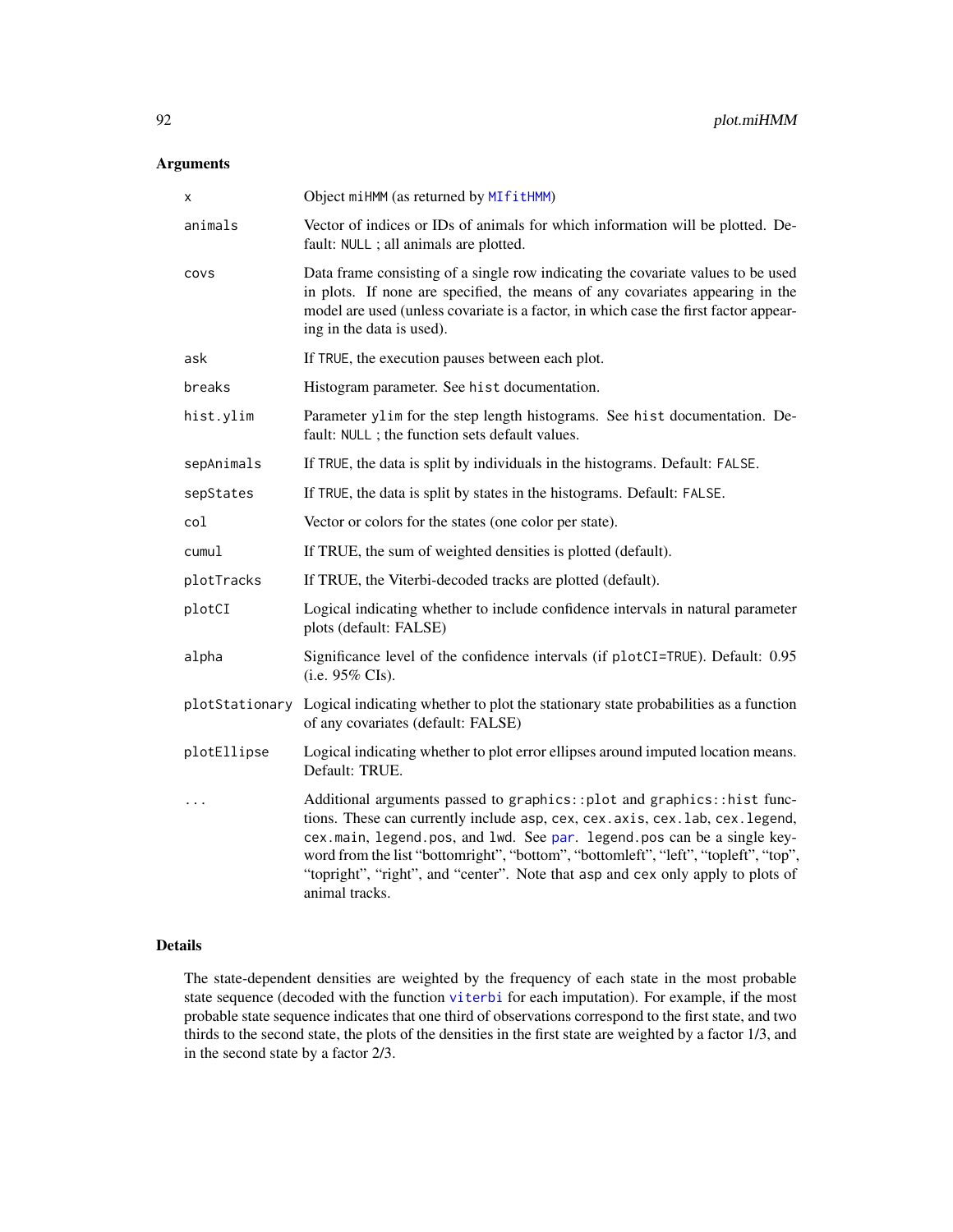## Arguments

| | |
|---|---|
| `x` | Object `miHMM` (as returned by `MIfitHMM`) |
| `animals` | Vector of indices or IDs of animals for which information will be plotted. Default: `NULL` ; all animals are plotted. |
| `covs` | Data frame consisting of a single row indicating the covariate values to be used in plots. If none are specified, the means of any covariates appearing in the model are used (unless covariate is a factor, in which case the first factor appearing in the data is used). |
| `ask` | If `TRUE`, the execution pauses between each plot. |
| `breaks` | Histogram parameter. See `hist` documentation. |
| `hist.ylim` | Parameter `ylim` for the step length histograms. See `hist` documentation. Default: `NULL` ; the function sets default values. |
| `sepAnimals` | If `TRUE`, the data is split by individuals in the histograms. Default: `FALSE`. |
| `sepStates` | If `TRUE`, the data is split by states in the histograms. Default: `FALSE`. |
| `col` | Vector or colors for the states (one color per state). |
| `cumul` | If TRUE, the sum of weighted densities is plotted (default). |
| `plotTracks` | If TRUE, the Viterbi-decoded tracks are plotted (default). |
| `plotCI` | Logical indicating whether to include confidence intervals in natural parameter plots (default: FALSE) |
| `alpha` | Significance level of the confidence intervals (if `plotCI=TRUE`). Default: 0.95 (i.e. 95% CIs). |
| `plotStationary` | Logical indicating whether to plot the stationary state probabilities as a function of any covariates (default: FALSE) |
| `plotEllipse` | Logical indicating whether to plot error ellipses around imputed location means. Default: TRUE. |
| `...` | Additional arguments passed to `graphics::plot` and `graphics::hist` functions. These can currently include `asp`, `cex`, `cex.axis`, `cex.lab`, `cex.legend`, `cex.main`, `legend.pos`, and `lwd`. See `par`. `legend.pos` can be a single keyword from the list "bottomright", "bottom", "bottomleft", "left", "topleft", "top", "topright", "right", and "center". Note that `asp` and `cex` only apply to plots of animal tracks. |

## Details

The state-dependent densities are weighted by the frequency of each state in the most probable state sequence (decoded with the function `viterbi` for each imputation). For example, if the most probable state sequence indicates that one third of observations correspond to the first state, and two thirds to the second state, the plots of the densities in the first state are weighted by a factor 1/3, and in the second state by a factor 2/3.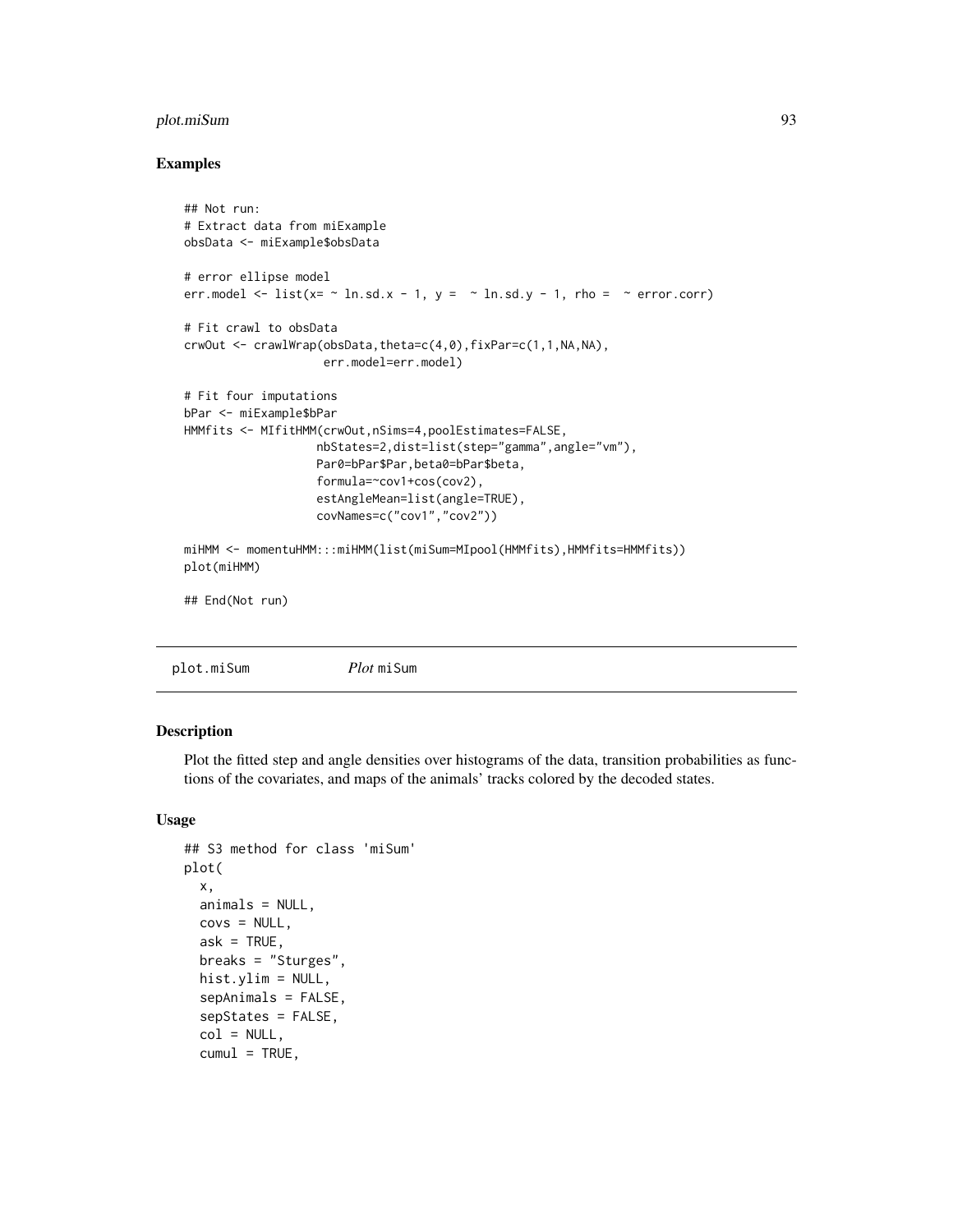## Examples

```
## Not run:
# Extract data from miExample
obsData <- miExample$obsData

# error ellipse model
err.model <- list(x= ~ ln.sd.x - 1, y =  ~ ln.sd.y - 1, rho =  ~ error.corr)

# Fit crawl to obsData
crwOut <- crawlWrap(obsData,theta=c(4,0),fixPar=c(1,1,NA,NA),
                    err.model=err.model)

# Fit four imputations
bPar <- miExample$bPar
HMMfits <- MIfitHMM(crwOut,nSims=4,poolEstimates=FALSE,
                   nbStates=2,dist=list(step="gamma",angle="vm"),
                   Par0=bPar$Par,beta0=bPar$beta,
                   formula=~cov1+cos(cov2),
                   estAngleMean=list(angle=TRUE),
                   covNames=c("cov1","cov2"))

miHMM <- momentuHMM:::miHMM(list(miSum=MIpool(HMMfits),HMMfits=HMMfits))
plot(miHMM)

## End(Not run)
```

---

plot.miSum *Plot* miSum

---

## Description

Plot the fitted step and angle densities over histograms of the data, transition probabilities as functions of the covariates, and maps of the animals' tracks colored by the decoded states.

## Usage

```
## S3 method for class 'miSum'
plot(
  x,
  animals = NULL,
  covs = NULL,
  ask = TRUE,
  breaks = "Sturges",
  hist.ylim = NULL,
  sepAnimals = FALSE,
  sepStates = FALSE,
  col = NULL,
  cumul = TRUE,
```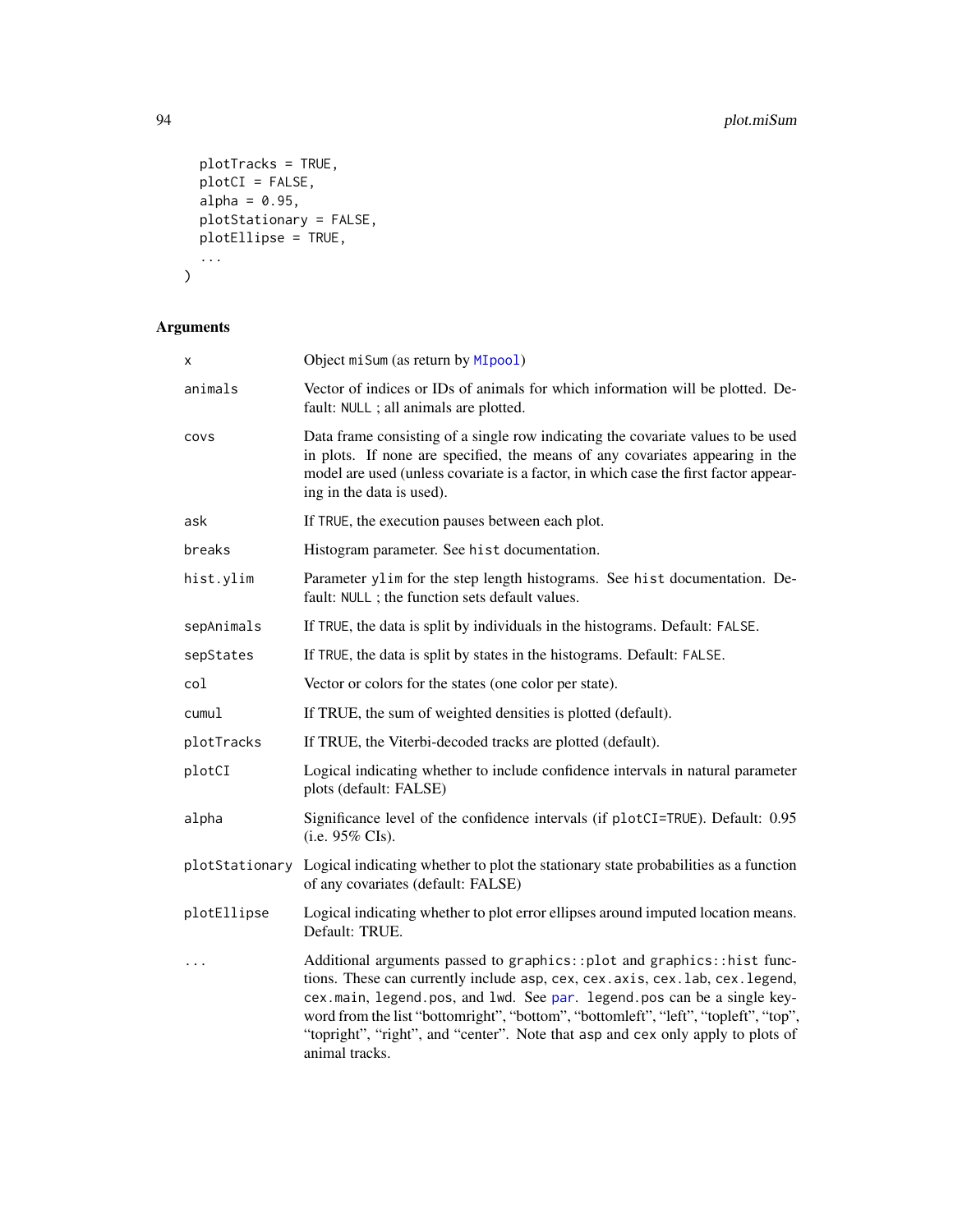```
  plotTracks = TRUE,
  plotCI = FALSE,
  alpha = 0.95,
  plotStationary = FALSE,
  plotEllipse = TRUE,
  ...
)
```

## Arguments

| | |
|---|---|
| x | Object miSum (as return by MIpool) |
| animals | Vector of indices or IDs of animals for which information will be plotted. Default: NULL ; all animals are plotted. |
| covs | Data frame consisting of a single row indicating the covariate values to be used in plots. If none are specified, the means of any covariates appearing in the model are used (unless covariate is a factor, in which case the first factor appearing in the data is used). |
| ask | If TRUE, the execution pauses between each plot. |
| breaks | Histogram parameter. See hist documentation. |
| hist.ylim | Parameter ylim for the step length histograms. See hist documentation. Default: NULL ; the function sets default values. |
| sepAnimals | If TRUE, the data is split by individuals in the histograms. Default: FALSE. |
| sepStates | If TRUE, the data is split by states in the histograms. Default: FALSE. |
| col | Vector or colors for the states (one color per state). |
| cumul | If TRUE, the sum of weighted densities is plotted (default). |
| plotTracks | If TRUE, the Viterbi-decoded tracks are plotted (default). |
| plotCI | Logical indicating whether to include confidence intervals in natural parameter plots (default: FALSE) |
| alpha | Significance level of the confidence intervals (if plotCI=TRUE). Default: 0.95 (i.e. 95% CIs). |
| plotStationary | Logical indicating whether to plot the stationary state probabilities as a function of any covariates (default: FALSE) |
| plotEllipse | Logical indicating whether to plot error ellipses around imputed location means. Default: TRUE. |
| ... | Additional arguments passed to graphics::plot and graphics::hist functions. These can currently include asp, cex, cex.axis, cex.lab, cex.legend, cex.main, legend.pos, and lwd. See par. legend.pos can be a single keyword from the list "bottomright", "bottom", "bottomleft", "left", "topleft", "top", "topright", "right", and "center". Note that asp and cex only apply to plots of animal tracks. |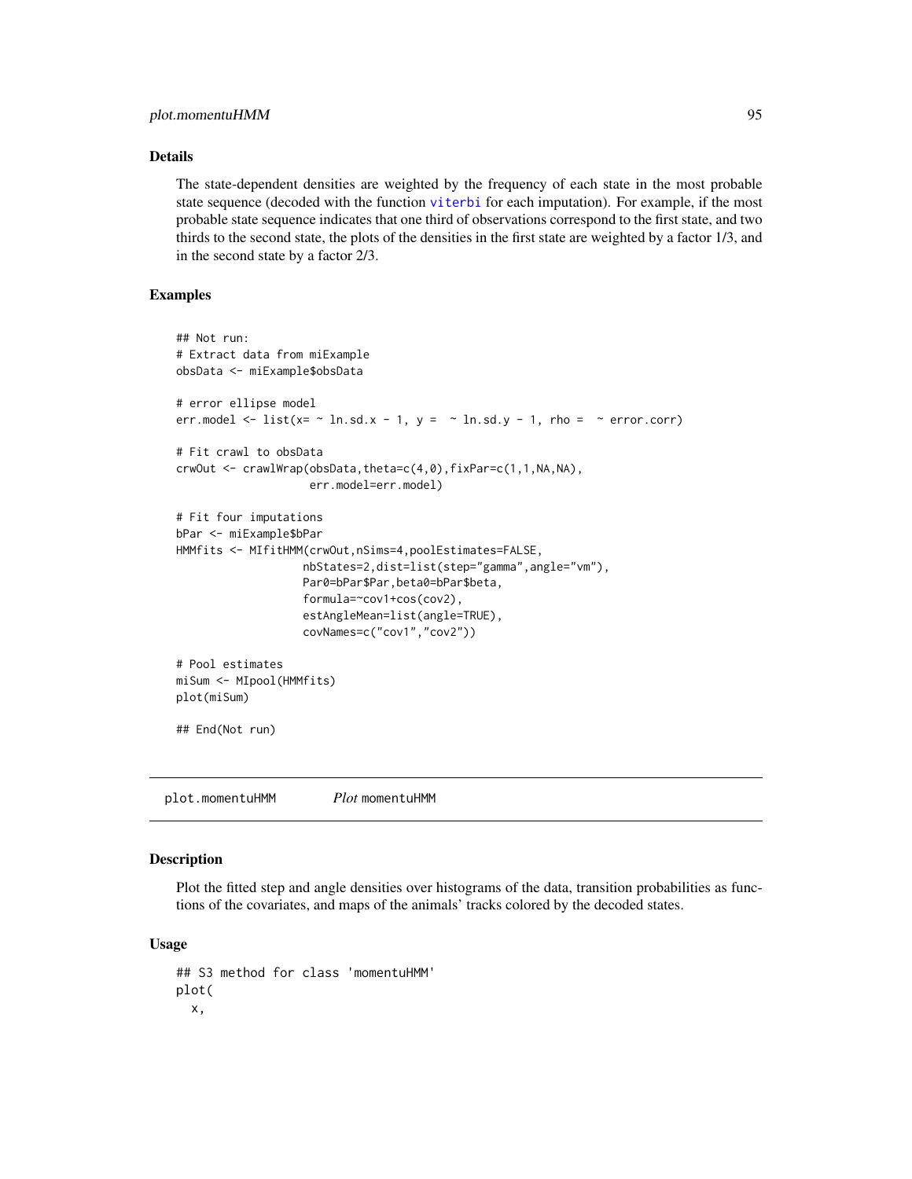## Details

The state-dependent densities are weighted by the frequency of each state in the most probable state sequence (decoded with the function viterbi for each imputation). For example, if the most probable state sequence indicates that one third of observations correspond to the first state, and two thirds to the second state, the plots of the densities in the first state are weighted by a factor 1/3, and in the second state by a factor 2/3.

## Examples

```
## Not run:
# Extract data from miExample
obsData <- miExample$obsData

# error ellipse model
err.model <- list(x= ~ ln.sd.x - 1, y =  ~ ln.sd.y - 1, rho =  ~ error.corr)

# Fit crawl to obsData
crwOut <- crawlWrap(obsData,theta=c(4,0),fixPar=c(1,1,NA,NA),
                    err.model=err.model)

# Fit four imputations
bPar <- miExample$bPar
HMMfits <- MIfitHMM(crwOut,nSims=4,poolEstimates=FALSE,
                   nbStates=2,dist=list(step="gamma",angle="vm"),
                   Par0=bPar$Par,beta0=bPar$beta,
                   formula=~cov1+cos(cov2),
                   estAngleMean=list(angle=TRUE),
                   covNames=c("cov1","cov2"))

# Pool estimates
miSum <- MIpool(HMMfits)
plot(miSum)

## End(Not run)
```

---

plot.momentuHMM     *Plot* momentuHMM

---

## Description

Plot the fitted step and angle densities over histograms of the data, transition probabilities as functions of the covariates, and maps of the animals' tracks colored by the decoded states.

## Usage

```
## S3 method for class 'momentuHMM'
plot(
  x,
```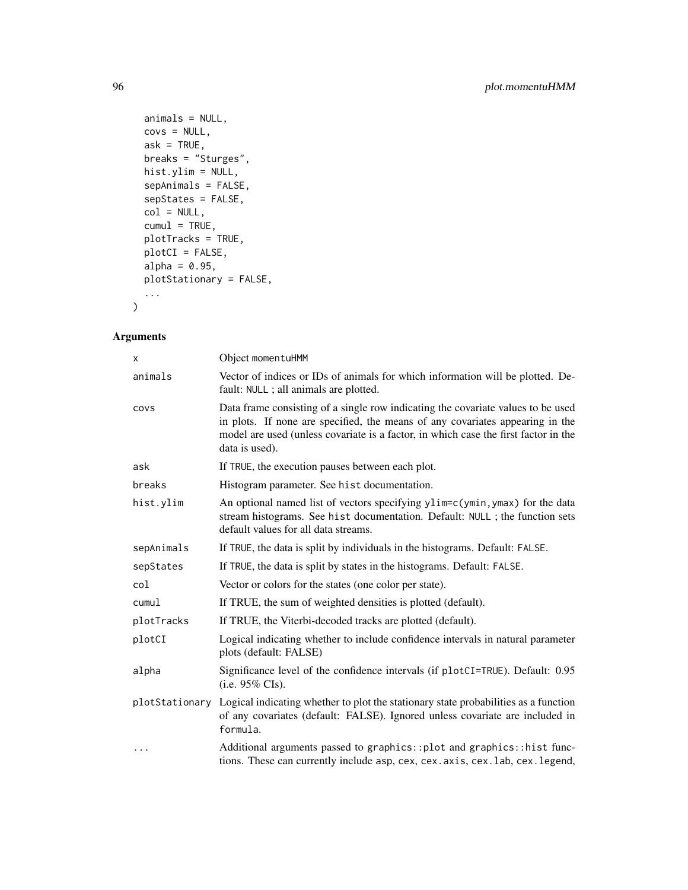```
  animals = NULL,
  covs = NULL,
  ask = TRUE,
  breaks = "Sturges",
  hist.ylim = NULL,
  sepAnimals = FALSE,
  sepStates = FALSE,
  col = NULL,
  cumul = TRUE,
  plotTracks = TRUE,
  plotCI = FALSE,
  alpha = 0.95,
  plotStationary = FALSE,
  ...
)
```

## Arguments

| | |
|---|---|
| x | Object momentuHMM |
| animals | Vector of indices or IDs of animals for which information will be plotted. Default: NULL ; all animals are plotted. |
| covs | Data frame consisting of a single row indicating the covariate values to be used in plots. If none are specified, the means of any covariates appearing in the model are used (unless covariate is a factor, in which case the first factor in the data is used). |
| ask | If TRUE, the execution pauses between each plot. |
| breaks | Histogram parameter. See hist documentation. |
| hist.ylim | An optional named list of vectors specifying ylim=c(ymin,ymax) for the data stream histograms. See hist documentation. Default: NULL ; the function sets default values for all data streams. |
| sepAnimals | If TRUE, the data is split by individuals in the histograms. Default: FALSE. |
| sepStates | If TRUE, the data is split by states in the histograms. Default: FALSE. |
| col | Vector or colors for the states (one color per state). |
| cumul | If TRUE, the sum of weighted densities is plotted (default). |
| plotTracks | If TRUE, the Viterbi-decoded tracks are plotted (default). |
| plotCI | Logical indicating whether to include confidence intervals in natural parameter plots (default: FALSE) |
| alpha | Significance level of the confidence intervals (if plotCI=TRUE). Default: 0.95 (i.e. 95% CIs). |
| plotStationary | Logical indicating whether to plot the stationary state probabilities as a function of any covariates (default: FALSE). Ignored unless covariate are included in formula. |
| ... | Additional arguments passed to graphics::plot and graphics::hist functions. These can currently include asp, cex, cex.axis, cex.lab, cex.legend, |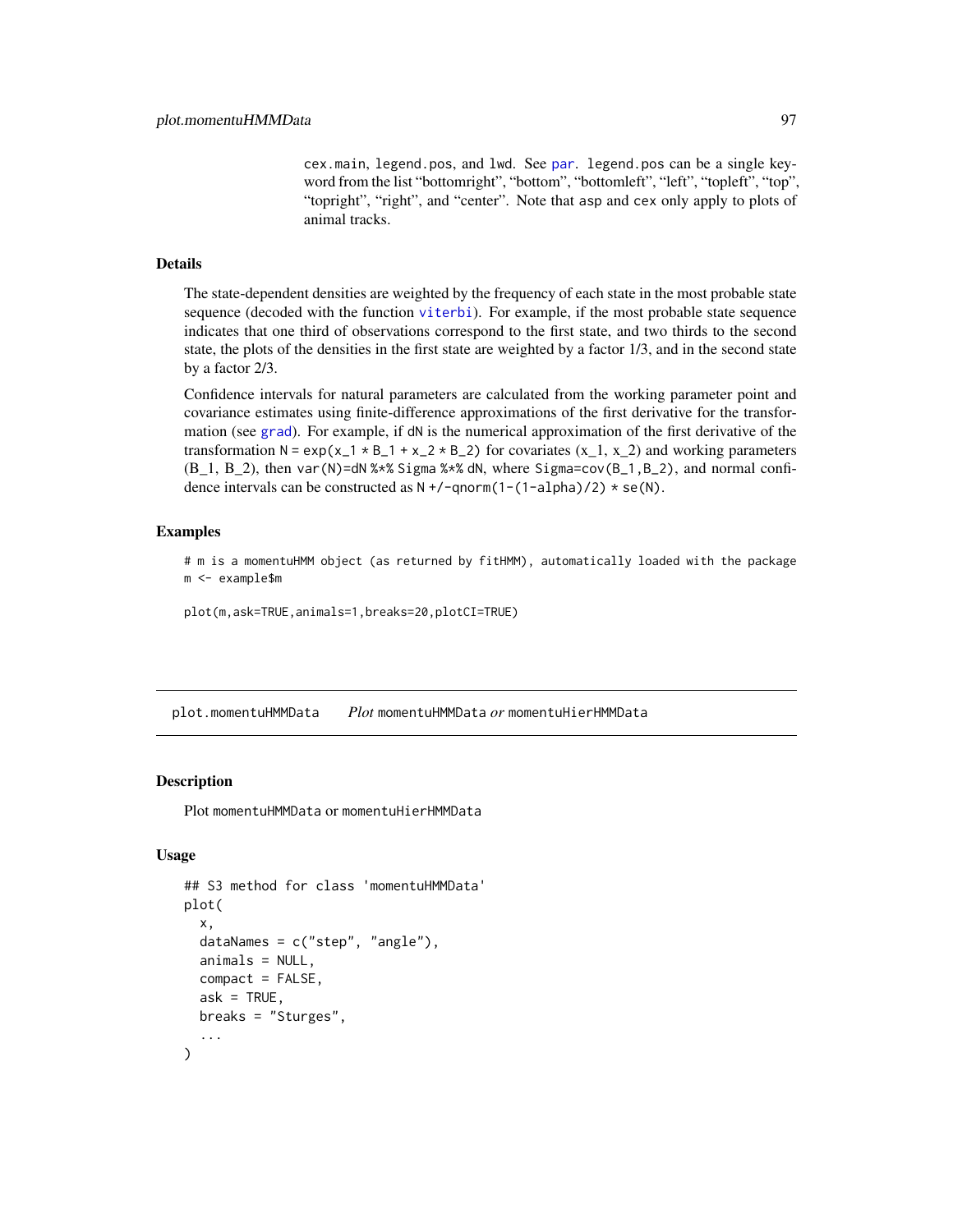cex.main, legend.pos, and lwd. See par. legend.pos can be a single keyword from the list "bottomright", "bottom", "bottomleft", "left", "topleft", "top", "topright", "right", and "center". Note that asp and cex only apply to plots of animal tracks.

## Details

The state-dependent densities are weighted by the frequency of each state in the most probable state sequence (decoded with the function viterbi). For example, if the most probable state sequence indicates that one third of observations correspond to the first state, and two thirds to the second state, the plots of the densities in the first state are weighted by a factor 1/3, and in the second state by a factor 2/3.

Confidence intervals for natural parameters are calculated from the working parameter point and covariance estimates using finite-difference approximations of the first derivative for the transformation (see grad). For example, if dN is the numerical approximation of the first derivative of the transformation N = exp(x_1 * B_1 + x_2 * B_2) for covariates (x_1, x_2) and working parameters (B_1, B_2), then var(N)=dN %*% Sigma %*% dN, where Sigma=cov(B_1,B_2), and normal confidence intervals can be constructed as N +/-qnorm(1-(1-alpha)/2) * se(N).

## Examples

```
# m is a momentuHMM object (as returned by fitHMM), automatically loaded with the package
m <- example$m

plot(m,ask=TRUE,animals=1,breaks=20,plotCI=TRUE)
```

---

# plot.momentuHMMData — *Plot* momentuHMMData *or* momentuHierHMMData

## Description

Plot momentuHMMData or momentuHierHMMData

## Usage

```
## S3 method for class 'momentuHMMData'
plot(
  x,
  dataNames = c("step", "angle"),
  animals = NULL,
  compact = FALSE,
  ask = TRUE,
  breaks = "Sturges",
  ...
)
```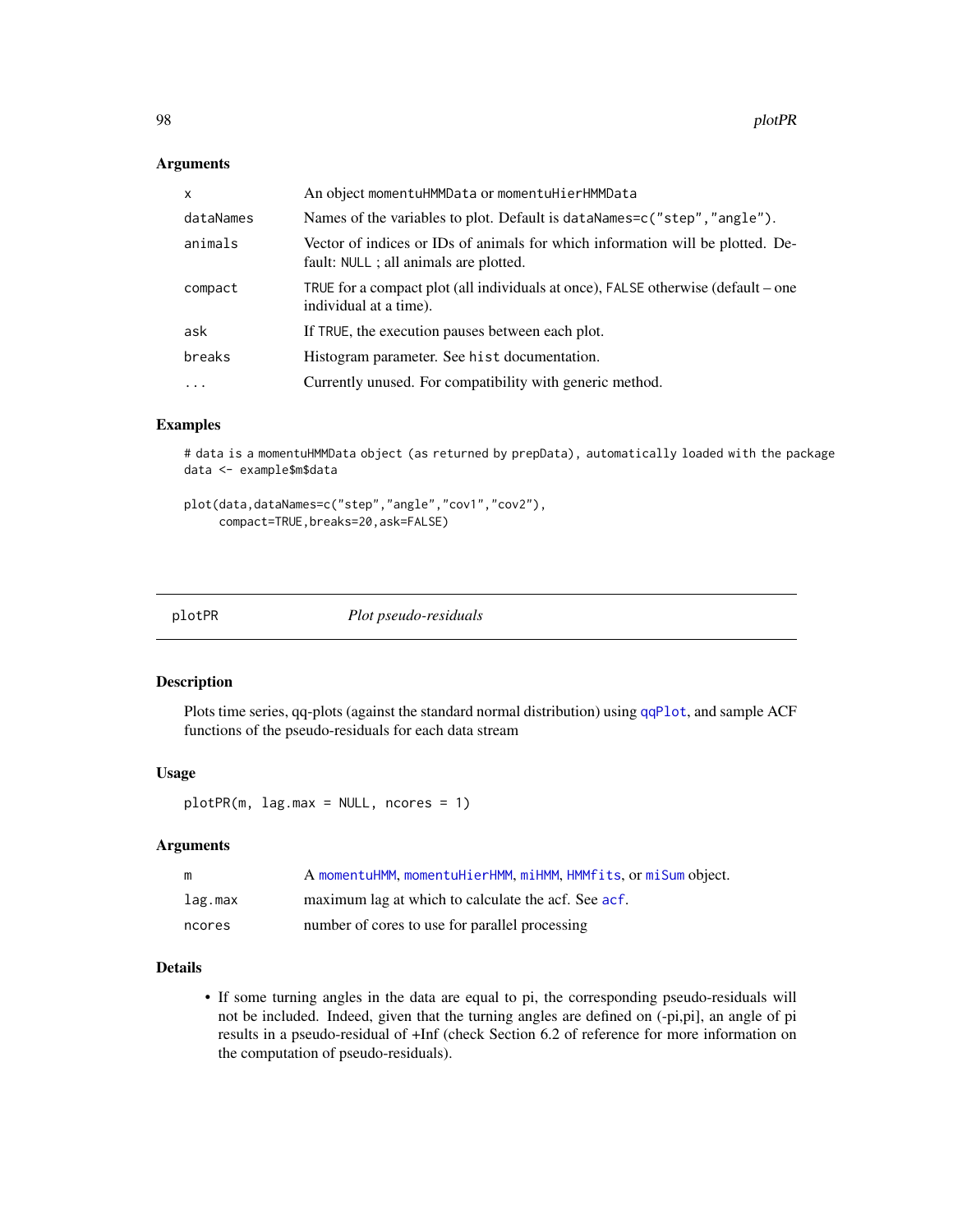### Arguments

| | |
|---|---|
| `x` | An object `momentuHMMData` or `momentuHierHMMData` |
| `dataNames` | Names of the variables to plot. Default is `dataNames=c("step","angle")`. |
| `animals` | Vector of indices or IDs of animals for which information will be plotted. Default: `NULL` ; all animals are plotted. |
| `compact` | `TRUE` for a compact plot (all individuals at once), `FALSE` otherwise (default – one individual at a time). |
| `ask` | If `TRUE`, the execution pauses between each plot. |
| `breaks` | Histogram parameter. See `hist` documentation. |
| `...` | Currently unused. For compatibility with generic method. |

### Examples

```
# data is a momentuHMMData object (as returned by prepData), automatically loaded with the package
data <- example$m$data

plot(data,dataNames=c("step","angle","cov1","cov2"),
     compact=TRUE,breaks=20,ask=FALSE)
```

---

## plotPR *Plot pseudo-residuals*

---

### Description

Plots time series, qq-plots (against the standard normal distribution) using `qqPlot`, and sample ACF functions of the pseudo-residuals for each data stream

### Usage

```
plotPR(m, lag.max = NULL, ncores = 1)
```

### Arguments

| | |
|---|---|
| `m` | A `momentuHMM`, `momentuHierHMM`, `miHMM`, `HMMfits`, or `miSum` object. |
| `lag.max` | maximum lag at which to calculate the acf. See `acf`. |
| `ncores` | number of cores to use for parallel processing |

### Details

- If some turning angles in the data are equal to pi, the corresponding pseudo-residuals will not be included. Indeed, given that the turning angles are defined on (-pi,pi], an angle of pi results in a pseudo-residual of +Inf (check Section 6.2 of reference for more information on the computation of pseudo-residuals).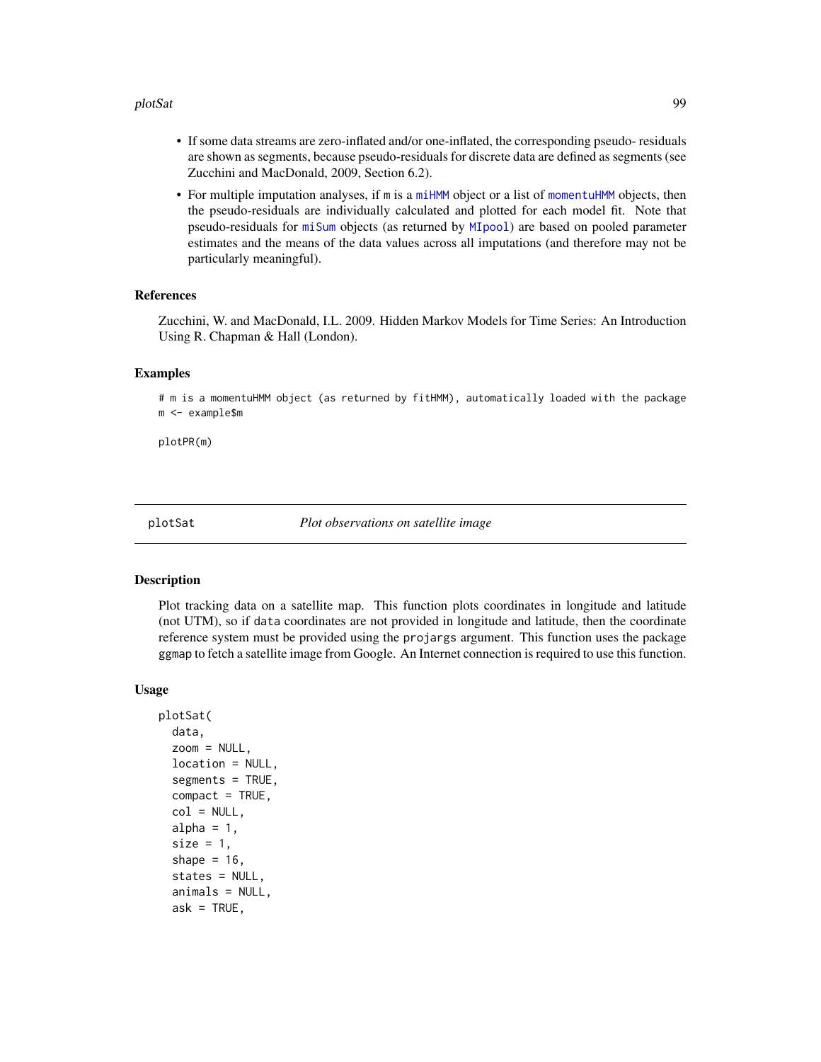- If some data streams are zero-inflated and/or one-inflated, the corresponding pseudo- residuals are shown as segments, because pseudo-residuals for discrete data are defined as segments (see Zucchini and MacDonald, 2009, Section 6.2).
- For multiple imputation analyses, if m is a miHMM object or a list of momentuHMM objects, then the pseudo-residuals are individually calculated and plotted for each model fit. Note that pseudo-residuals for miSum objects (as returned by MIpool) are based on pooled parameter estimates and the means of the data values across all imputations (and therefore may not be particularly meaningful).

## References

Zucchini, W. and MacDonald, I.L. 2009. Hidden Markov Models for Time Series: An Introduction Using R. Chapman & Hall (London).

## Examples

```
# m is a momentuHMM object (as returned by fitHMM), automatically loaded with the package
m <- example$m

plotPR(m)
```

---

# plotSat    *Plot observations on satellite image*

## Description

Plot tracking data on a satellite map. This function plots coordinates in longitude and latitude (not UTM), so if data coordinates are not provided in longitude and latitude, then the coordinate reference system must be provided using the projargs argument. This function uses the package ggmap to fetch a satellite image from Google. An Internet connection is required to use this function.

## Usage

```
plotSat(
  data,
  zoom = NULL,
  location = NULL,
  segments = TRUE,
  compact = TRUE,
  col = NULL,
  alpha = 1,
  size = 1,
  shape = 16,
  states = NULL,
  animals = NULL,
  ask = TRUE,
```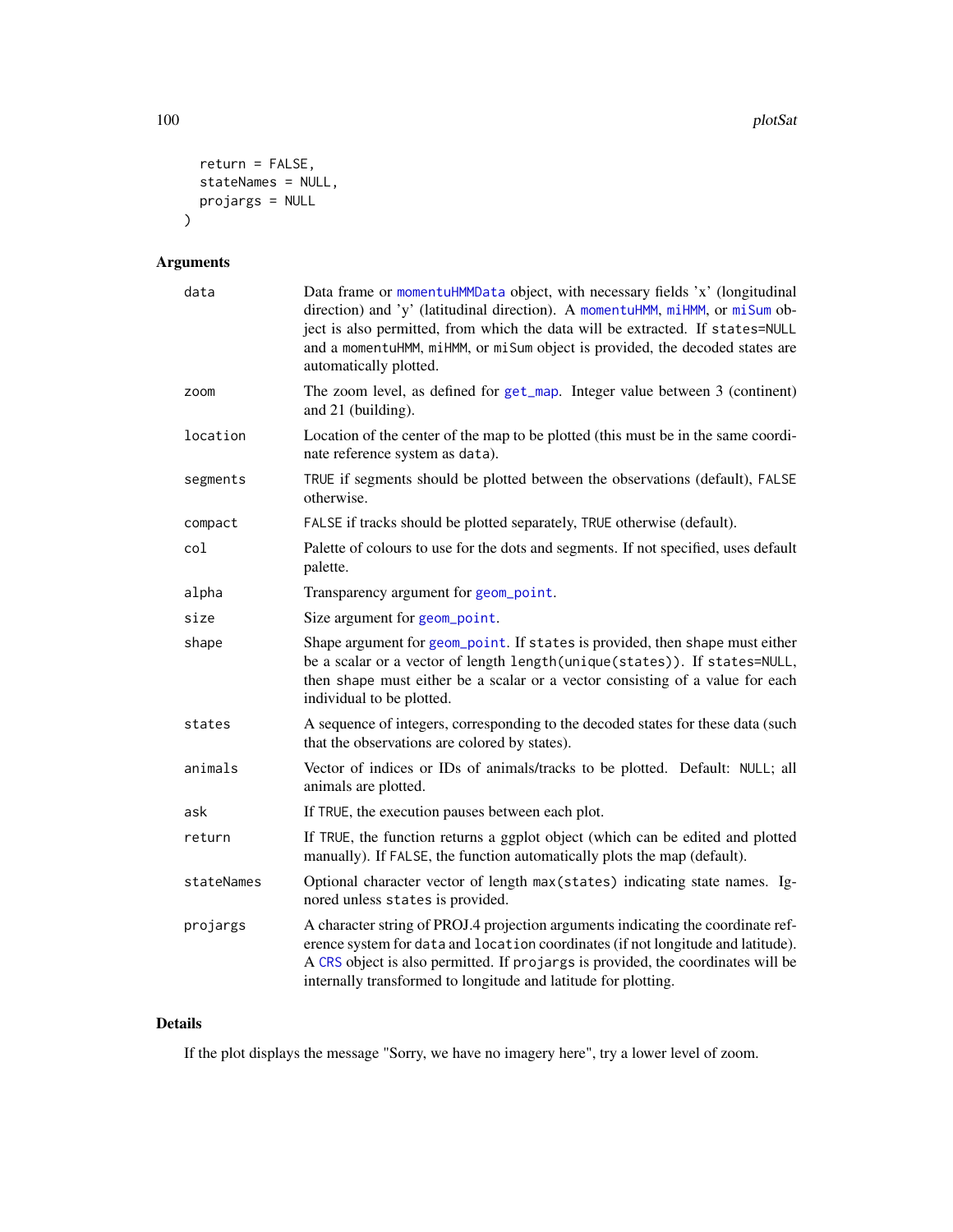```
  return = FALSE,
  stateNames = NULL,
  projargs = NULL
)
```

## Arguments

| | |
|---|---|
| data | Data frame or momentuHMMData object, with necessary fields 'x' (longitudinal direction) and 'y' (latitudinal direction). A momentuHMM, miHMM, or miSum object is also permitted, from which the data will be extracted. If states=NULL and a momentuHMM, miHMM, or miSum object is provided, the decoded states are automatically plotted. |
| zoom | The zoom level, as defined for get_map. Integer value between 3 (continent) and 21 (building). |
| location | Location of the center of the map to be plotted (this must be in the same coordinate reference system as data). |
| segments | TRUE if segments should be plotted between the observations (default), FALSE otherwise. |
| compact | FALSE if tracks should be plotted separately, TRUE otherwise (default). |
| col | Palette of colours to use for the dots and segments. If not specified, uses default palette. |
| alpha | Transparency argument for geom_point. |
| size | Size argument for geom_point. |
| shape | Shape argument for geom_point. If states is provided, then shape must either be a scalar or a vector of length length(unique(states)). If states=NULL, then shape must either be a scalar or a vector consisting of a value for each individual to be plotted. |
| states | A sequence of integers, corresponding to the decoded states for these data (such that the observations are colored by states). |
| animals | Vector of indices or IDs of animals/tracks to be plotted. Default: NULL; all animals are plotted. |
| ask | If TRUE, the execution pauses between each plot. |
| return | If TRUE, the function returns a ggplot object (which can be edited and plotted manually). If FALSE, the function automatically plots the map (default). |
| stateNames | Optional character vector of length max(states) indicating state names. Ignored unless states is provided. |
| projargs | A character string of PROJ.4 projection arguments indicating the coordinate reference system for data and location coordinates (if not longitude and latitude). A CRS object is also permitted. If projargs is provided, the coordinates will be internally transformed to longitude and latitude for plotting. |

## Details

If the plot displays the message "Sorry, we have no imagery here", try a lower level of zoom.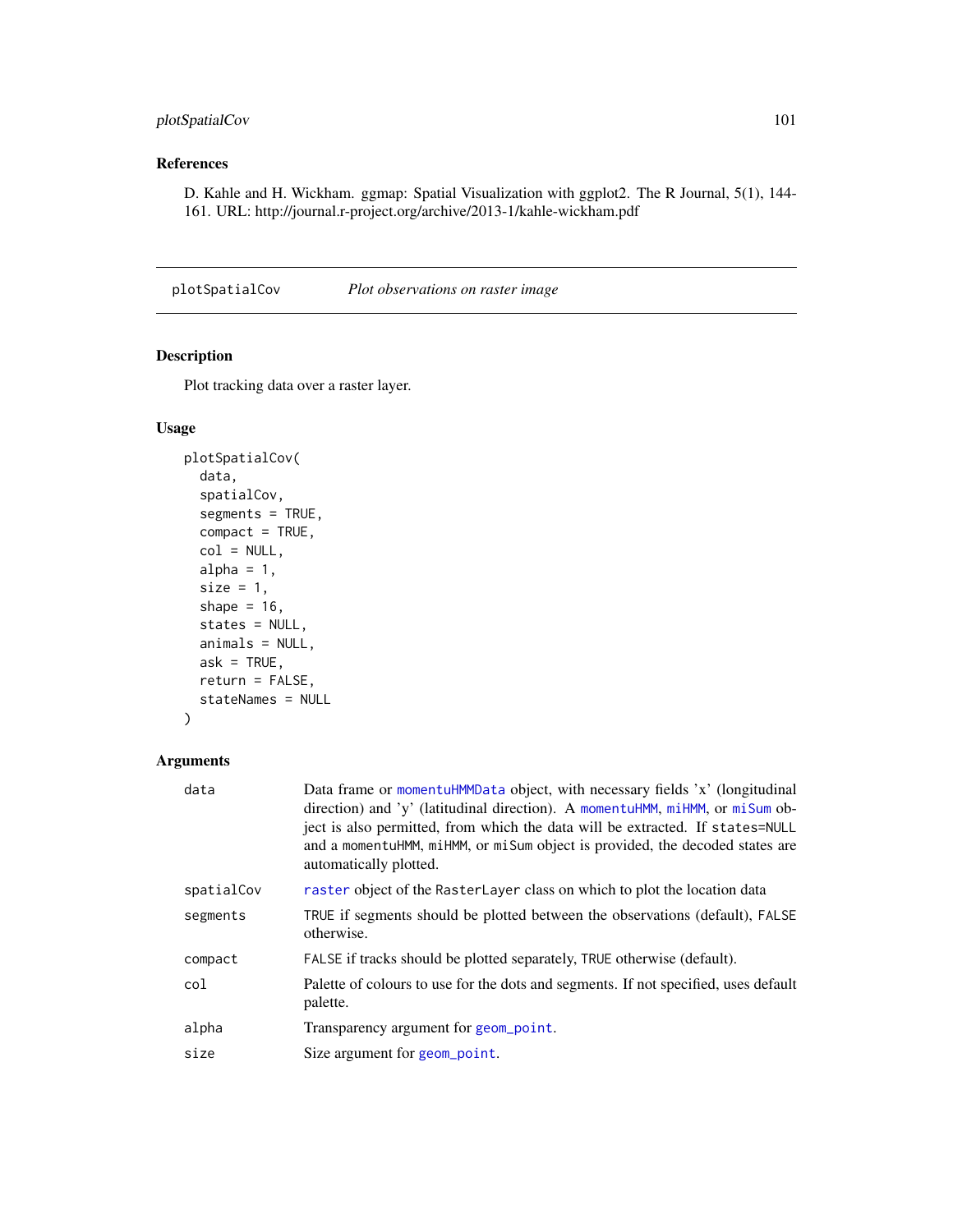## References

D. Kahle and H. Wickham. ggmap: Spatial Visualization with ggplot2. The R Journal, 5(1), 144-161. URL: http://journal.r-project.org/archive/2013-1/kahle-wickham.pdf

---

# plotSpatialCov — *Plot observations on raster image*

## Description

Plot tracking data over a raster layer.

## Usage

```
plotSpatialCov(
  data,
  spatialCov,
  segments = TRUE,
  compact = TRUE,
  col = NULL,
  alpha = 1,
  size = 1,
  shape = 16,
  states = NULL,
  animals = NULL,
  ask = TRUE,
  return = FALSE,
  stateNames = NULL
)
```

## Arguments

| | |
|---|---|
| data | Data frame or momentuHMMData object, with necessary fields 'x' (longitudinal direction) and 'y' (latitudinal direction). A momentuHMM, miHMM, or miSum object is also permitted, from which the data will be extracted. If states=NULL and a momentuHMM, miHMM, or miSum object is provided, the decoded states are automatically plotted. |
| spatialCov | raster object of the RasterLayer class on which to plot the location data |
| segments | TRUE if segments should be plotted between the observations (default), FALSE otherwise. |
| compact | FALSE if tracks should be plotted separately, TRUE otherwise (default). |
| col | Palette of colours to use for the dots and segments. If not specified, uses default palette. |
| alpha | Transparency argument for geom_point. |
| size | Size argument for geom_point. |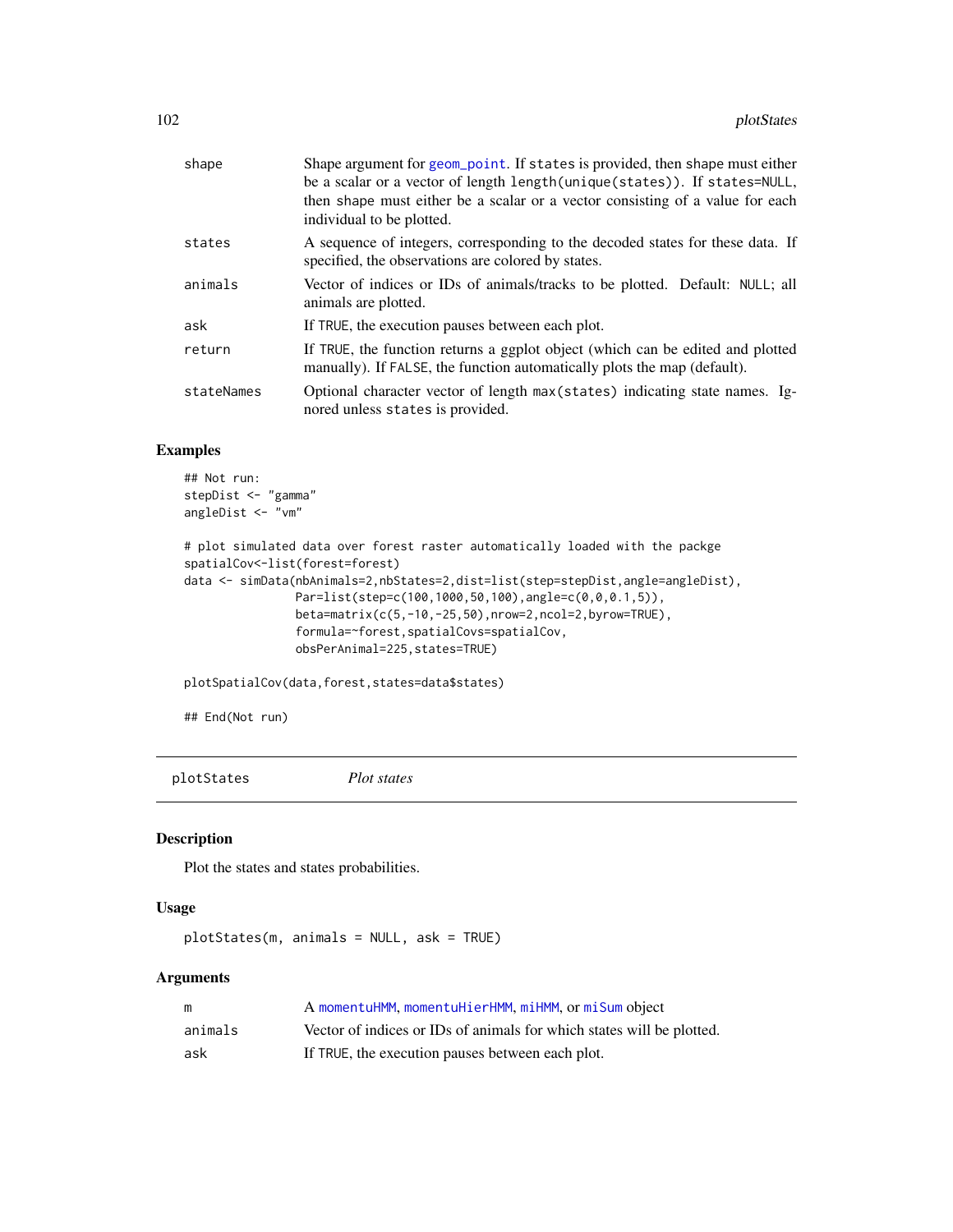| | |
|---|---|
| shape | Shape argument for geom_point. If states is provided, then shape must either be a scalar or a vector of length length(unique(states)). If states=NULL, then shape must either be a scalar or a vector consisting of a value for each individual to be plotted. |
| states | A sequence of integers, corresponding to the decoded states for these data. If specified, the observations are colored by states. |
| animals | Vector of indices or IDs of animals/tracks to be plotted. Default: NULL; all animals are plotted. |
| ask | If TRUE, the execution pauses between each plot. |
| return | If TRUE, the function returns a ggplot object (which can be edited and plotted manually). If FALSE, the function automatically plots the map (default). |
| stateNames | Optional character vector of length max(states) indicating state names. Ignored unless states is provided. |

## Examples

```
## Not run:
stepDist <- "gamma"
angleDist <- "vm"

# plot simulated data over forest raster automatically loaded with the packge
spatialCov<-list(forest=forest)
data <- simData(nbAnimals=2,nbStates=2,dist=list(step=stepDist,angle=angleDist),
                Par=list(step=c(100,1000,50,100),angle=c(0,0,0.1,5)),
                beta=matrix(c(5,-10,-25,50),nrow=2,ncol=2,byrow=TRUE),
                formula=~forest,spatialCovs=spatialCov,
                obsPerAnimal=225,states=TRUE)

plotSpatialCov(data,forest,states=data$states)

## End(Not run)
```

---

plotStates *Plot states*

---

## Description

Plot the states and states probabilities.

## Usage

```
plotStates(m, animals = NULL, ask = TRUE)
```

## Arguments

| | |
|---|---|
| m | A momentuHMM, momentuHierHMM, miHMM, or miSum object |
| animals | Vector of indices or IDs of animals for which states will be plotted. |
| ask | If TRUE, the execution pauses between each plot. |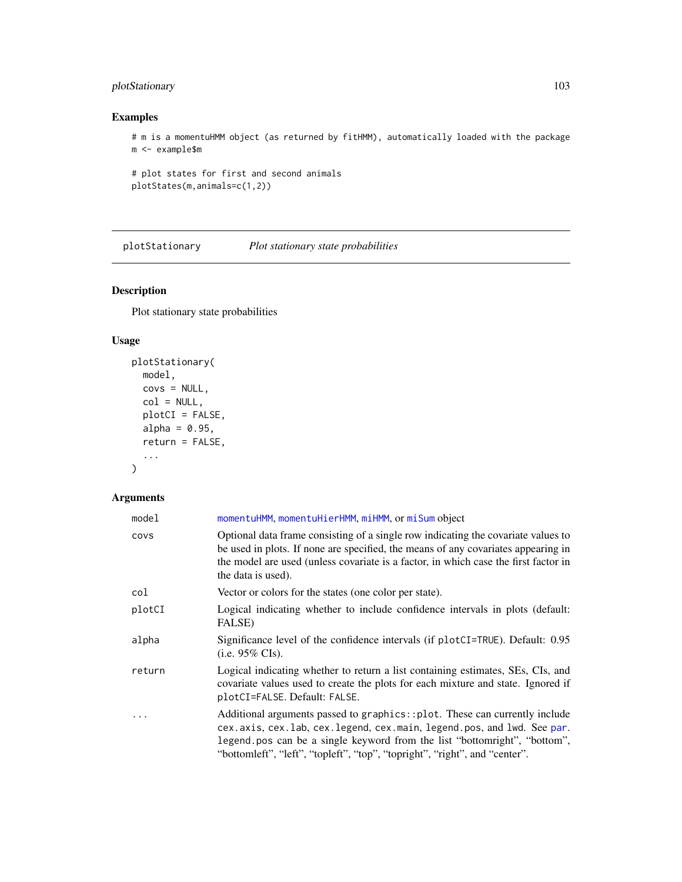## Examples

```
# m is a momentuHMM object (as returned by fitHMM), automatically loaded with the package
m <- example$m

# plot states for first and second animals
plotStates(m,animals=c(1,2))
```

---

# plotStationary *Plot stationary state probabilities*

---

## Description

Plot stationary state probabilities

## Usage

```
plotStationary(
  model,
  covs = NULL,
  col = NULL,
  plotCI = FALSE,
  alpha = 0.95,
  return = FALSE,
  ...
)
```

## Arguments

| | |
|---|---|
| model | momentuHMM, momentuHierHMM, miHMM, or miSum object |
| covs | Optional data frame consisting of a single row indicating the covariate values to be used in plots. If none are specified, the means of any covariates appearing in the model are used (unless covariate is a factor, in which case the first factor in the data is used). |
| col | Vector or colors for the states (one color per state). |
| plotCI | Logical indicating whether to include confidence intervals in plots (default: FALSE) |
| alpha | Significance level of the confidence intervals (if `plotCI=TRUE`). Default: 0.95 (i.e. 95% CIs). |
| return | Logical indicating whether to return a list containing estimates, SEs, CIs, and covariate values used to create the plots for each mixture and state. Ignored if `plotCI=FALSE`. Default: `FALSE`. |
| ... | Additional arguments passed to `graphics::plot`. These can currently include `cex.axis`, `cex.lab`, `cex.legend`, `cex.main`, `legend.pos`, and `lwd`. See par. `legend.pos` can be a single keyword from the list "bottomright", "bottom", "bottomleft", "left", "topleft", "top", "topright", "right", and "center". |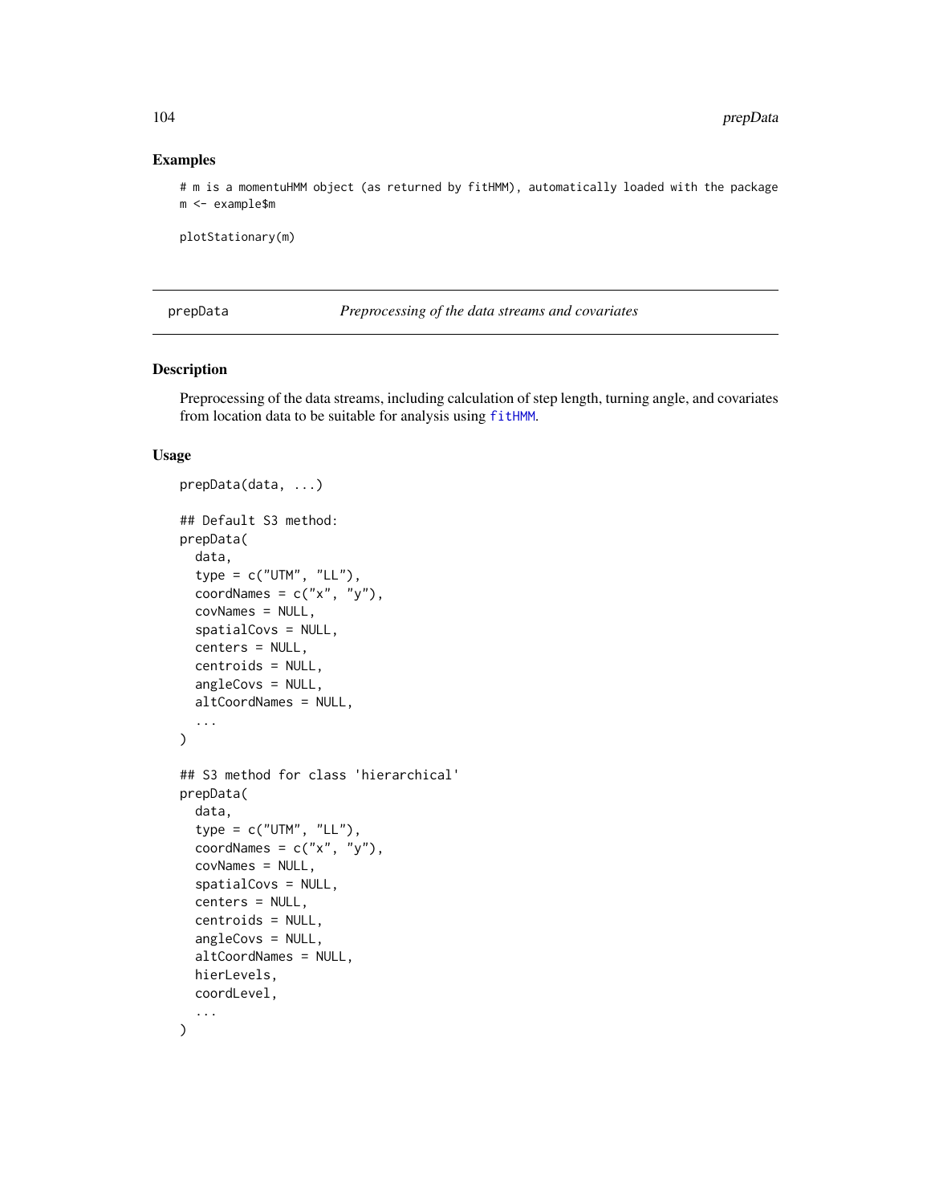## Examples

```
# m is a momentuHMM object (as returned by fitHMM), automatically loaded with the package
m <- example$m

plotStationary(m)
```

---

prepData *Preprocessing of the data streams and covariates*

---

## Description

Preprocessing of the data streams, including calculation of step length, turning angle, and covariates from location data to be suitable for analysis using fitHMM.

## Usage

```
prepData(data, ...)

## Default S3 method:
prepData(
  data,
  type = c("UTM", "LL"),
  coordNames = c("x", "y"),
  covNames = NULL,
  spatialCovs = NULL,
  centers = NULL,
  centroids = NULL,
  angleCovs = NULL,
  altCoordNames = NULL,
  ...
)

## S3 method for class 'hierarchical'
prepData(
  data,
  type = c("UTM", "LL"),
  coordNames = c("x", "y"),
  covNames = NULL,
  spatialCovs = NULL,
  centers = NULL,
  centroids = NULL,
  angleCovs = NULL,
  altCoordNames = NULL,
  hierLevels,
  coordLevel,
  ...
)
```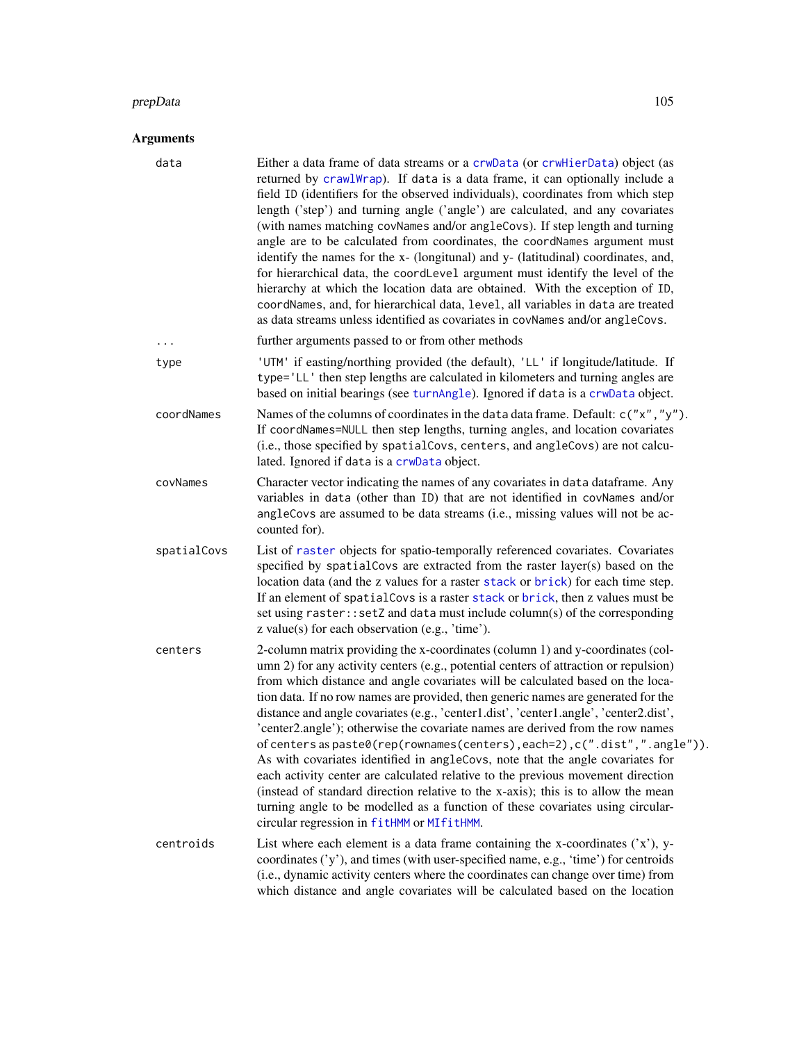## Arguments

**data**
: Either a data frame of data streams or a `crwData` (or `crwHierData`) object (as returned by `crawlWrap`). If `data` is a data frame, it can optionally include a field `ID` (identifiers for the observed individuals), coordinates from which step length ('step') and turning angle ('angle') are calculated, and any covariates (with names matching `covNames` and/or `angleCovs`). If step length and turning angle are to be calculated from coordinates, the `coordNames` argument must identify the names for the x- (longitunal) and y- (latitudinal) coordinates, and, for hierarchical data, the `coordLevel` argument must identify the level of the hierarchy at which the location data are obtained. With the exception of `ID`, `coordNames`, and, for hierarchical data, `level`, all variables in `data` are treated as data streams unless identified as covariates in `covNames` and/or `angleCovs`.

**...**
: further arguments passed to or from other methods

**type**
: `'UTM'` if easting/northing provided (the default), `'LL'` if longitude/latitude. If `type='LL'` then step lengths are calculated in kilometers and turning angles are based on initial bearings (see `turnAngle`). Ignored if `data` is a `crwData` object.

**coordNames**
: Names of the columns of coordinates in the `data` data frame. Default: `c("x","y")`. If `coordNames=NULL` then step lengths, turning angles, and location covariates (i.e., those specified by `spatialCovs`, `centers`, and `angleCovs`) are not calculated. Ignored if `data` is a `crwData` object.

**covNames**
: Character vector indicating the names of any covariates in `data` dataframe. Any variables in `data` (other than `ID`) that are not identified in `covNames` and/or `angleCovs` are assumed to be data streams (i.e., missing values will not be accounted for).

**spatialCovs**
: List of `raster` objects for spatio-temporally referenced covariates. Covariates specified by `spatialCovs` are extracted from the raster layer(s) based on the location data (and the z values for a raster `stack` or `brick`) for each time step. If an element of `spatialCovs` is a raster `stack` or `brick`, then z values must be set using `raster::setZ` and `data` must include column(s) of the corresponding z value(s) for each observation (e.g., 'time').

**centers**
: 2-column matrix providing the x-coordinates (column 1) and y-coordinates (column 2) for any activity centers (e.g., potential centers of attraction or repulsion) from which distance and angle covariates will be calculated based on the location data. If no row names are provided, then generic names are generated for the distance and angle covariates (e.g., 'center1.dist', 'center1.angle', 'center2.dist', 'center2.angle'); otherwise the covariate names are derived from the row names of `centers` as `paste0(rep(rownames(centers),each=2),c(".dist",".angle"))`. As with covariates identified in `angleCovs`, note that the angle covariates for each activity center are calculated relative to the previous movement direction (instead of standard direction relative to the x-axis); this is to allow the mean turning angle to be modelled as a function of these covariates using circular-circular regression in `fitHMM` or `MIfitHMM`.

**centroids**
: List where each element is a data frame containing the x-coordinates ('x'), y-coordinates ('y'), and times (with user-specified name, e.g., 'time') for centroids (i.e., dynamic activity centers where the coordinates can change over time) from which distance and angle covariates will be calculated based on the location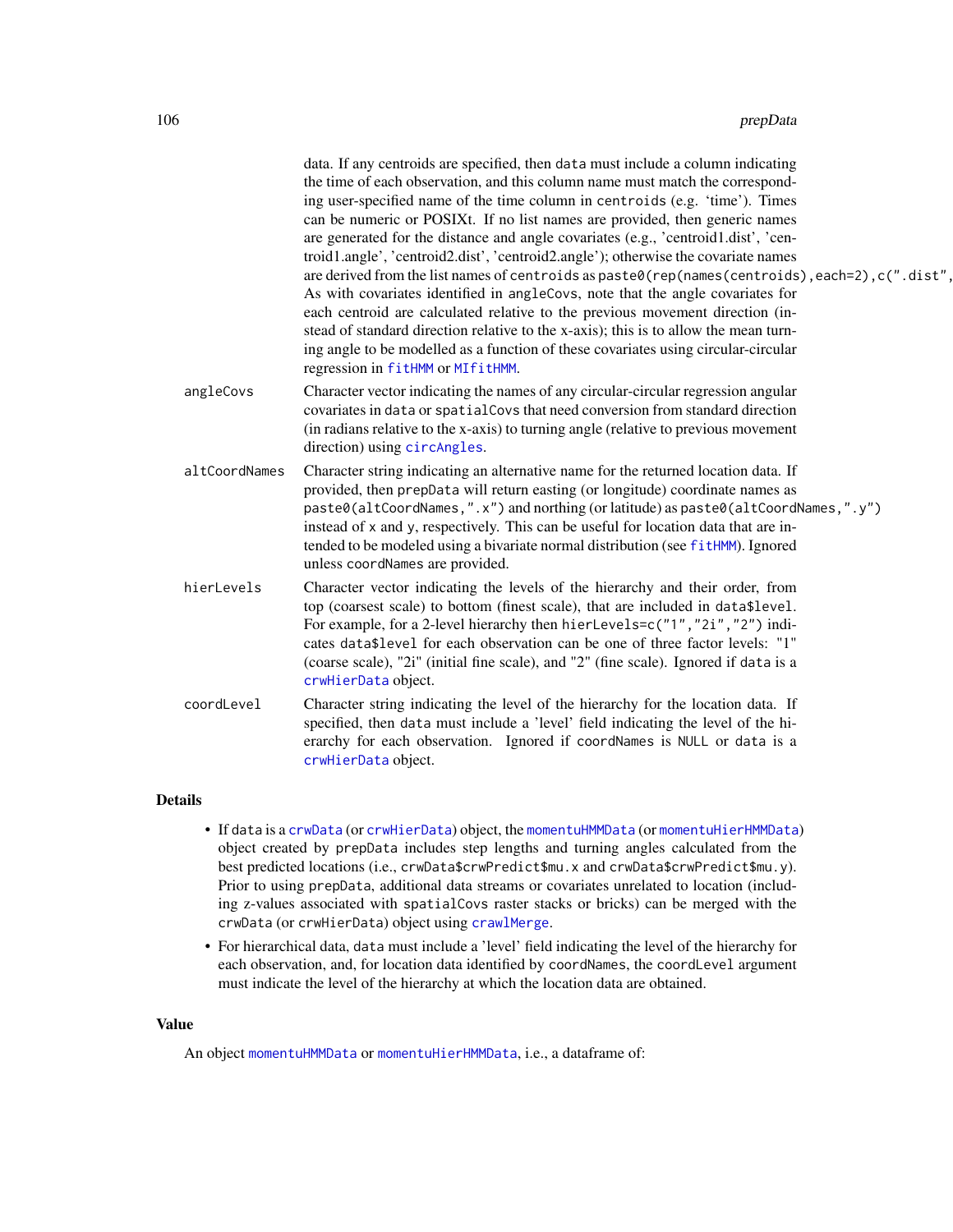data. If any centroids are specified, then `data` must include a column indicating the time of each observation, and this column name must match the corresponding user-specified name of the time column in `centroids` (e.g. 'time'). Times can be numeric or POSIXt. If no list names are provided, then generic names are generated for the distance and angle covariates (e.g., 'centroid1.dist', 'centroid1.angle', 'centroid2.dist', 'centroid2.angle'); otherwise the covariate names are derived from the list names of `centroids` as `paste0(rep(names(centroids),each=2),c(".dist",`
As with covariates identified in `angleCovs`, note that the angle covariates for each centroid are calculated relative to the previous movement direction (instead of standard direction relative to the x-axis); this is to allow the mean turning angle to be modelled as a function of these covariates using circular-circular regression in `fitHMM` or `MIfitHMM`.

`angleCovs`
: Character vector indicating the names of any circular-circular regression angular covariates in `data` or `spatialCovs` that need conversion from standard direction (in radians relative to the x-axis) to turning angle (relative to previous movement direction) using `circAngles`.

`altCoordNames`
: Character string indicating an alternative name for the returned location data. If provided, then `prepData` will return easting (or longitude) coordinate names as `paste0(altCoordNames,".x")` and northing (or latitude) as `paste0(altCoordNames,".y")` instead of `x` and `y`, respectively. This can be useful for location data that are intended to be modeled using a bivariate normal distribution (see `fitHMM`). Ignored unless `coordNames` are provided.

`hierLevels`
: Character vector indicating the levels of the hierarchy and their order, from top (coarsest scale) to bottom (finest scale), that are included in `data$level`. For example, for a 2-level hierarchy then `hierLevels=c("1","2i","2")` indicates `data$level` for each observation can be one of three factor levels: "1" (coarse scale), "2i" (initial fine scale), and "2" (fine scale). Ignored if `data` is a `crwHierData` object.

`coordLevel`
: Character string indicating the level of the hierarchy for the location data. If specified, then `data` must include a 'level' field indicating the level of the hierarchy for each observation. Ignored if `coordNames` is `NULL` or `data` is a `crwHierData` object.

## Details

- If `data` is a `crwData` (or `crwHierData`) object, the `momentuHMMData` (or `momentuHierHMMData`) object created by `prepData` includes step lengths and turning angles calculated from the best predicted locations (i.e., `crwData$crwPredict$mu.x` and `crwData$crwPredict$mu.y`). Prior to using `prepData`, additional data streams or covariates unrelated to location (including z-values associated with `spatialCovs` raster stacks or bricks) can be merged with the `crwData` (or `crwHierData`) object using `crawlMerge`.
- For hierarchical data, `data` must include a 'level' field indicating the level of the hierarchy for each observation, and, for location data identified by `coordNames`, the `coordLevel` argument must indicate the level of the hierarchy at which the location data are obtained.

## Value

An object `momentuHMMData` or `momentuHierHMMData`, i.e., a dataframe of: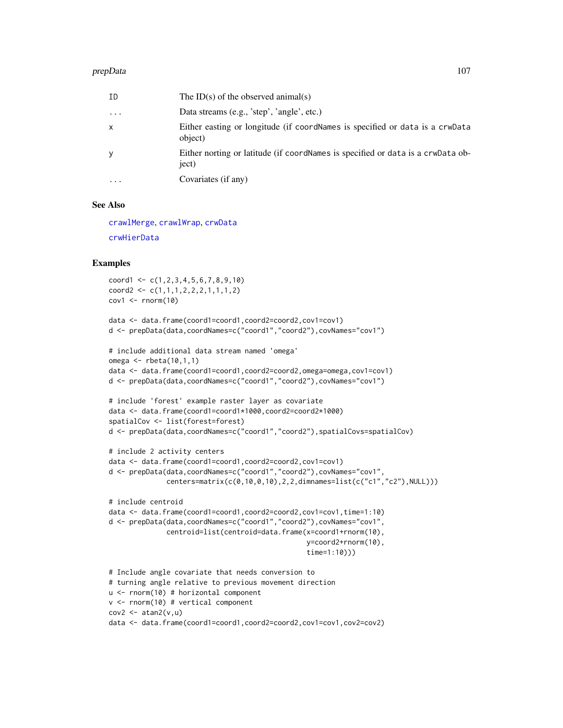| | |
|---|---|
| ID | The ID(s) of the observed animal(s) |
| ... | Data streams (e.g., 'step', 'angle', etc.) |
| x | Either easting or longitude (if coordNames is specified or data is a crwData object) |
| y | Either norting or latitude (if coordNames is specified or data is a crwData object) |
| ... | Covariates (if any) |

## See Also

crawlMerge, crawlWrap, crwData

crwHierData

## Examples

```
coord1 <- c(1,2,3,4,5,6,7,8,9,10)
coord2 <- c(1,1,1,2,2,2,1,1,1,2)
cov1 <- rnorm(10)

data <- data.frame(coord1=coord1,coord2=coord2,cov1=cov1)
d <- prepData(data,coordNames=c("coord1","coord2"),covNames="cov1")

# include additional data stream named 'omega'
omega <- rbeta(10,1,1)
data <- data.frame(coord1=coord1,coord2=coord2,omega=omega,cov1=cov1)
d <- prepData(data,coordNames=c("coord1","coord2"),covNames="cov1")

# include 'forest' example raster layer as covariate
data <- data.frame(coord1=coord1*1000,coord2=coord2*1000)
spatialCov <- list(forest=forest)
d <- prepData(data,coordNames=c("coord1","coord2"),spatialCovs=spatialCov)

# include 2 activity centers
data <- data.frame(coord1=coord1,coord2=coord2,cov1=cov1)
d <- prepData(data,coordNames=c("coord1","coord2"),covNames="cov1",
              centers=matrix(c(0,10,0,10),2,2,dimnames=list(c("c1","c2"),NULL)))

# include centroid
data <- data.frame(coord1=coord1,coord2=coord2,cov1=cov1,time=1:10)
d <- prepData(data,coordNames=c("coord1","coord2"),covNames="cov1",
              centroid=list(centroid=data.frame(x=coord1+rnorm(10),
                                               y=coord2+rnorm(10),
                                               time=1:10)))

# Include angle covariate that needs conversion to
# turning angle relative to previous movement direction
u <- rnorm(10) # horizontal component
v <- rnorm(10) # vertical component
cov2 <- atan2(v,u)
data <- data.frame(coord1=coord1,coord2=coord2,cov1=cov1,cov2=cov2)
```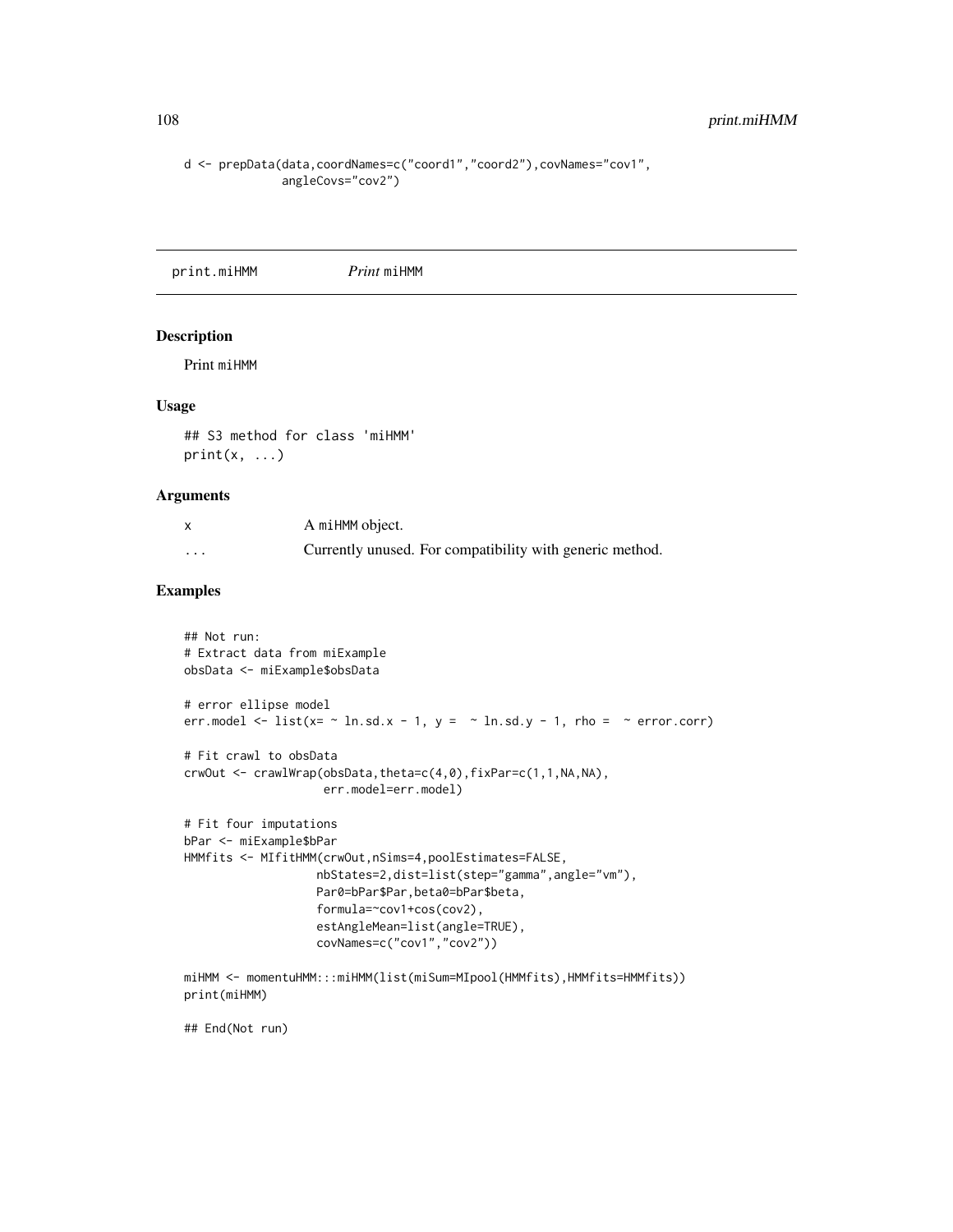```
d <- prepData(data,coordNames=c("coord1","coord2"),covNames="cov1",
              angleCovs="cov2")
```

## print.miHMM *Print* miHMM

### Description

Print miHMM

### Usage

```
## S3 method for class 'miHMM'
print(x, ...)
```

### Arguments

| | |
|---|---|
| x | A miHMM object. |
| ... | Currently unused. For compatibility with generic method. |

### Examples

```
## Not run:
# Extract data from miExample
obsData <- miExample$obsData

# error ellipse model
err.model <- list(x= ~ ln.sd.x - 1, y =  ~ ln.sd.y - 1, rho =  ~ error.corr)

# Fit crawl to obsData
crwOut <- crawlWrap(obsData,theta=c(4,0),fixPar=c(1,1,NA,NA),
                    err.model=err.model)

# Fit four imputations
bPar <- miExample$bPar
HMMfits <- MIfitHMM(crwOut,nSims=4,poolEstimates=FALSE,
                   nbStates=2,dist=list(step="gamma",angle="vm"),
                   Par0=bPar$Par,beta0=bPar$beta,
                   formula=~cov1+cos(cov2),
                   estAngleMean=list(angle=TRUE),
                   covNames=c("cov1","cov2"))

miHMM <- momentuHMM:::miHMM(list(miSum=MIpool(HMMfits),HMMfits=HMMfits))
print(miHMM)

## End(Not run)
```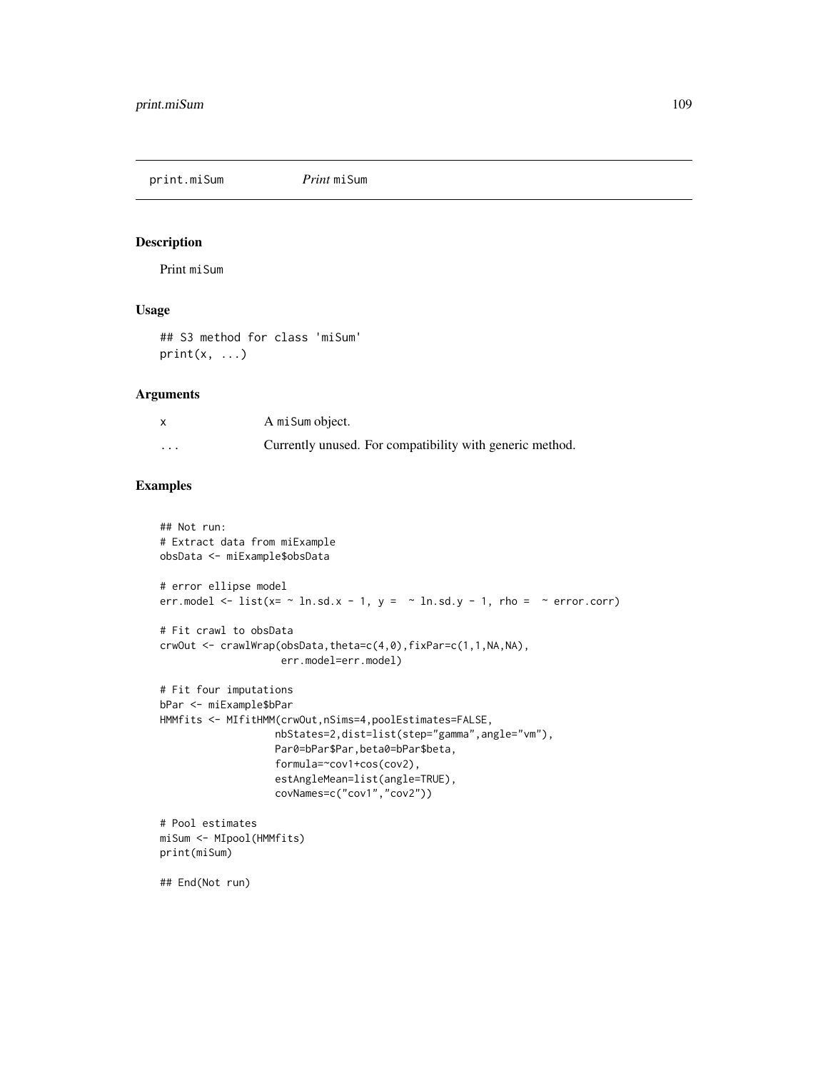print.miSum *Print* miSum

## Description

Print miSum

## Usage

```
## S3 method for class 'miSum'
print(x, ...)
```

## Arguments

| | |
|---|---|
| x | A miSum object. |
| ... | Currently unused. For compatibility with generic method. |

## Examples

```
## Not run:
# Extract data from miExample
obsData <- miExample$obsData

# error ellipse model
err.model <- list(x= ~ ln.sd.x - 1, y =  ~ ln.sd.y - 1, rho =  ~ error.corr)

# Fit crawl to obsData
crwOut <- crawlWrap(obsData,theta=c(4,0),fixPar=c(1,1,NA,NA),
                    err.model=err.model)

# Fit four imputations
bPar <- miExample$bPar
HMMfits <- MIfitHMM(crwOut,nSims=4,poolEstimates=FALSE,
                   nbStates=2,dist=list(step="gamma",angle="vm"),
                   Par0=bPar$Par,beta0=bPar$beta,
                   formula=~cov1+cos(cov2),
                   estAngleMean=list(angle=TRUE),
                   covNames=c("cov1","cov2"))

# Pool estimates
miSum <- MIpool(HMMfits)
print(miSum)

## End(Not run)
```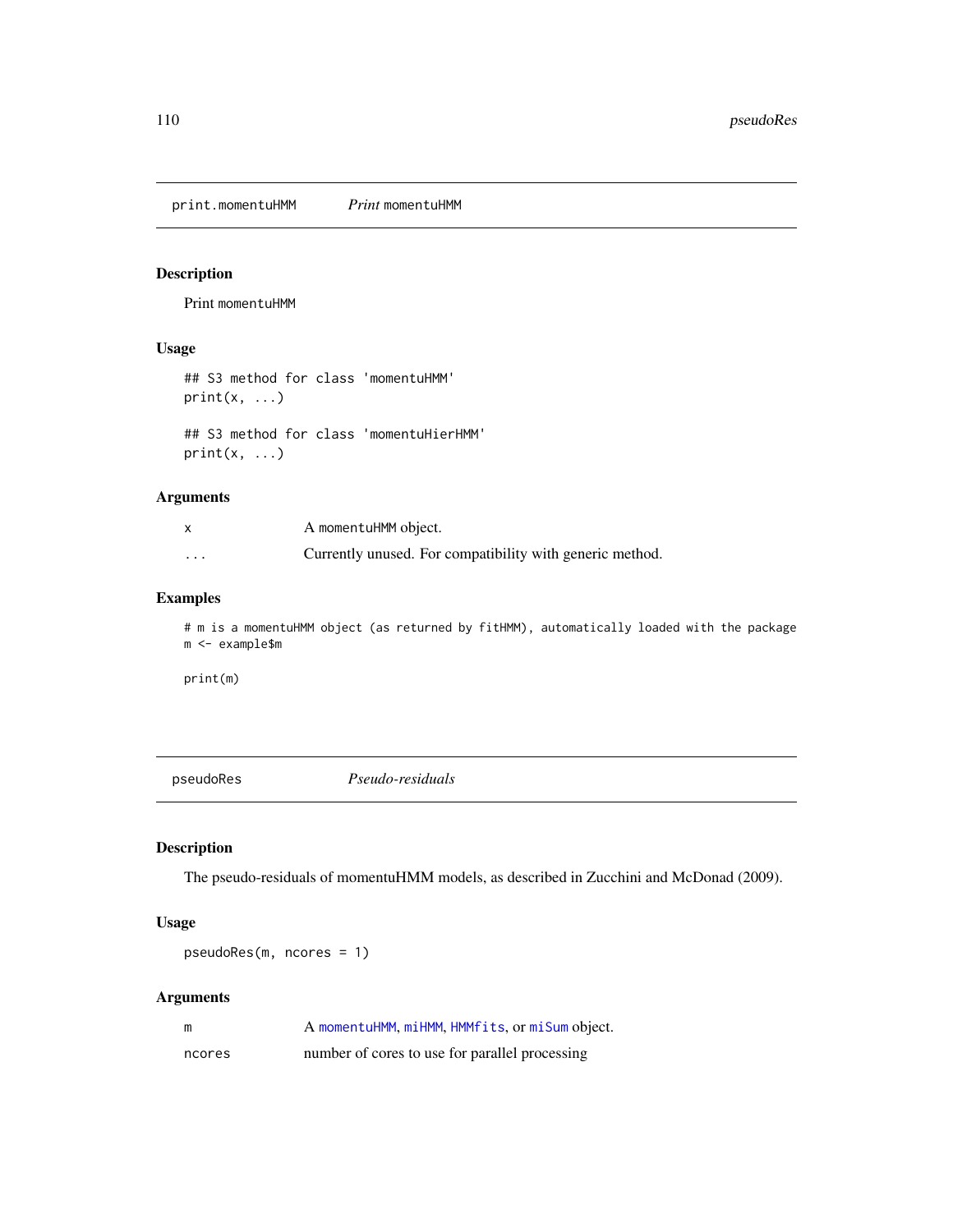## print.momentuHMM — *Print* momentuHMM

### Description

Print momentuHMM

### Usage

```
## S3 method for class 'momentuHMM'
print(x, ...)

## S3 method for class 'momentuHierHMM'
print(x, ...)
```

### Arguments

| | |
|---|---|
| x | A momentuHMM object. |
| ... | Currently unused. For compatibility with generic method. |

### Examples

```
# m is a momentuHMM object (as returned by fitHMM), automatically loaded with the package
m <- example$m

print(m)
```

## pseudoRes — *Pseudo-residuals*

### Description

The pseudo-residuals of momentuHMM models, as described in Zucchini and McDonad (2009).

### Usage

```
pseudoRes(m, ncores = 1)
```

### Arguments

| | |
|---|---|
| m | A momentuHMM, miHMM, HMMfits, or miSum object. |
| ncores | number of cores to use for parallel processing |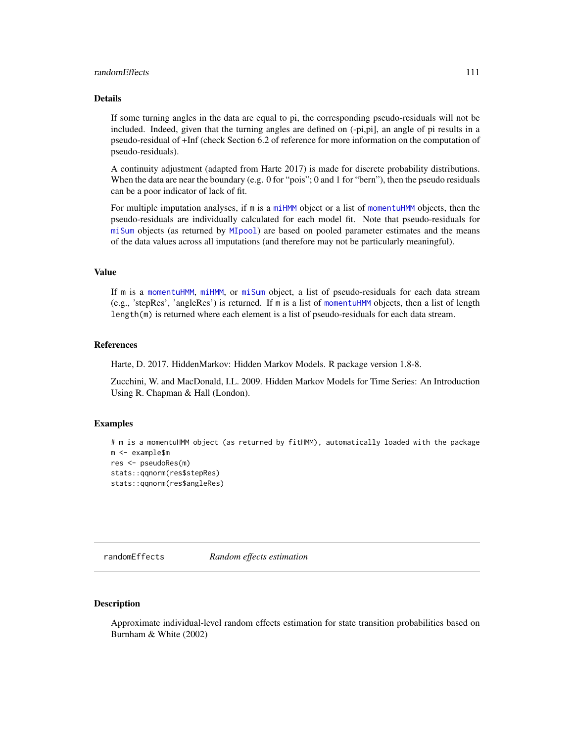### Details

If some turning angles in the data are equal to pi, the corresponding pseudo-residuals will not be included. Indeed, given that the turning angles are defined on (-pi,pi], an angle of pi results in a pseudo-residual of +Inf (check Section 6.2 of reference for more information on the computation of pseudo-residuals).

A continuity adjustment (adapted from Harte 2017) is made for discrete probability distributions. When the data are near the boundary (e.g. 0 for "pois"; 0 and 1 for "bern"), then the pseudo residuals can be a poor indicator of lack of fit.

For multiple imputation analyses, if `m` is a `miHMM` object or a list of `momentuHMM` objects, then the pseudo-residuals are individually calculated for each model fit. Note that pseudo-residuals for `miSum` objects (as returned by `MIpool`) are based on pooled parameter estimates and the means of the data values across all imputations (and therefore may not be particularly meaningful).

### Value

If `m` is a `momentuHMM`, `miHMM`, or `miSum` object, a list of pseudo-residuals for each data stream (e.g., 'stepRes', 'angleRes') is returned. If `m` is a list of `momentuHMM` objects, then a list of length `length(m)` is returned where each element is a list of pseudo-residuals for each data stream.

### References

Harte, D. 2017. HiddenMarkov: Hidden Markov Models. R package version 1.8-8.

Zucchini, W. and MacDonald, I.L. 2009. Hidden Markov Models for Time Series: An Introduction Using R. Chapman & Hall (London).

### Examples

```
# m is a momentuHMM object (as returned by fitHMM), automatically loaded with the package
m <- example$m
res <- pseudoRes(m)
stats::qqnorm(res$stepRes)
stats::qqnorm(res$angleRes)
```

---

## randomEffects *Random effects estimation*

### Description

Approximate individual-level random effects estimation for state transition probabilities based on Burnham & White (2002)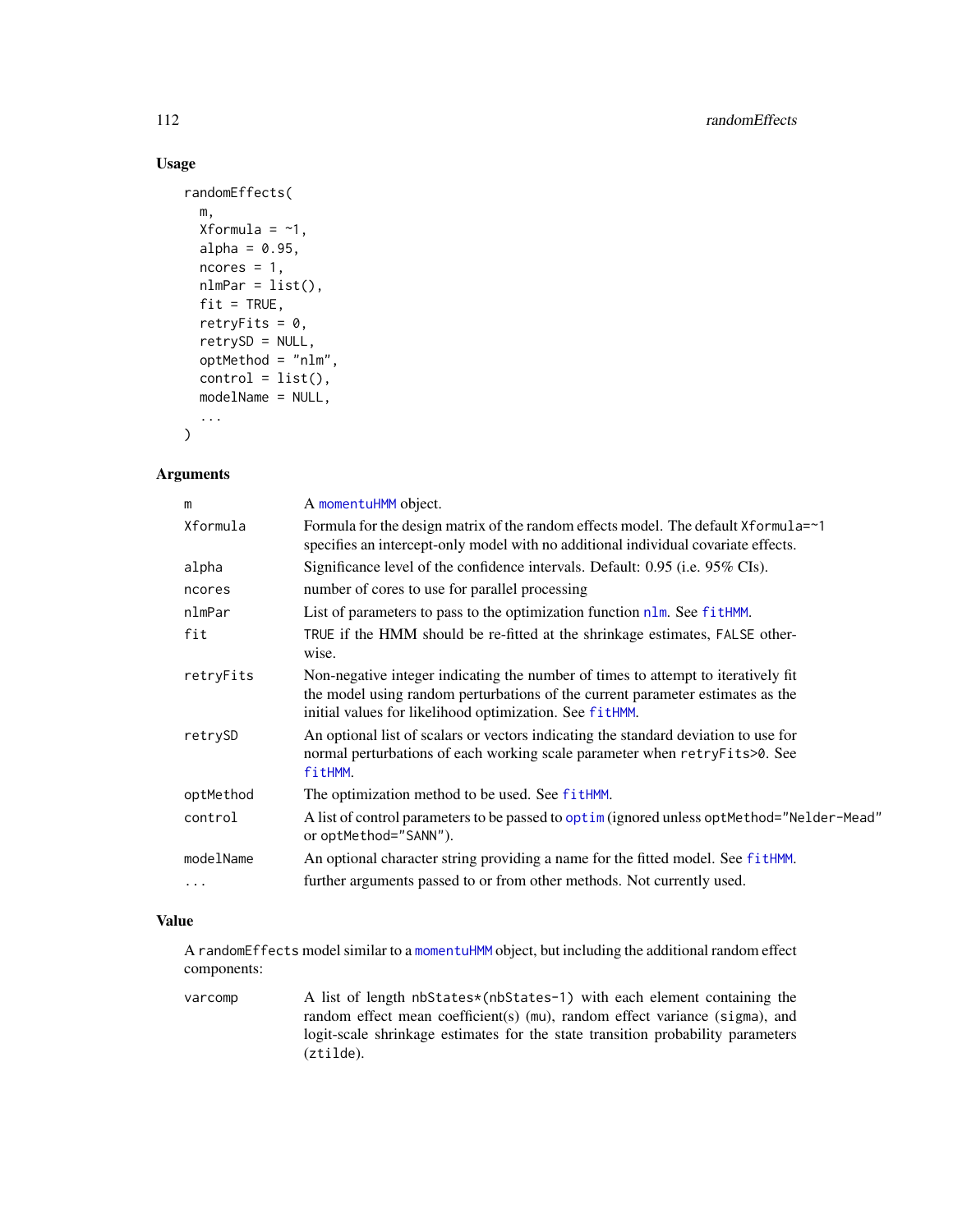### Usage

```
randomEffects(
  m,
  Xformula = ~1,
  alpha = 0.95,
  ncores = 1,
  nlmPar = list(),
  fit = TRUE,
  retryFits = 0,
  retrySD = NULL,
  optMethod = "nlm",
  control = list(),
  modelName = NULL,
  ...
)
```

### Arguments

| | |
|---|---|
| m | A momentuHMM object. |
| Xformula | Formula for the design matrix of the random effects model. The default Xformula=~1 specifies an intercept-only model with no additional individual covariate effects. |
| alpha | Significance level of the confidence intervals. Default: 0.95 (i.e. 95% CIs). |
| ncores | number of cores to use for parallel processing |
| nlmPar | List of parameters to pass to the optimization function nlm. See fitHMM. |
| fit | TRUE if the HMM should be re-fitted at the shrinkage estimates, FALSE otherwise. |
| retryFits | Non-negative integer indicating the number of times to attempt to iteratively fit the model using random perturbations of the current parameter estimates as the initial values for likelihood optimization. See fitHMM. |
| retrySD | An optional list of scalars or vectors indicating the standard deviation to use for normal perturbations of each working scale parameter when retryFits>0. See fitHMM. |
| optMethod | The optimization method to be used. See fitHMM. |
| control | A list of control parameters to be passed to optim (ignored unless optMethod="Nelder-Mead" or optMethod="SANN"). |
| modelName | An optional character string providing a name for the fitted model. See fitHMM. |
| ... | further arguments passed to or from other methods. Not currently used. |

### Value

A randomEffects model similar to a momentuHMM object, but including the additional random effect components:

| | |
|---|---|
| varcomp | A list of length nbStates*(nbStates-1) with each element containing the random effect mean coefficient(s) (mu), random effect variance (sigma), and logit-scale shrinkage estimates for the state transition probability parameters (ztilde). |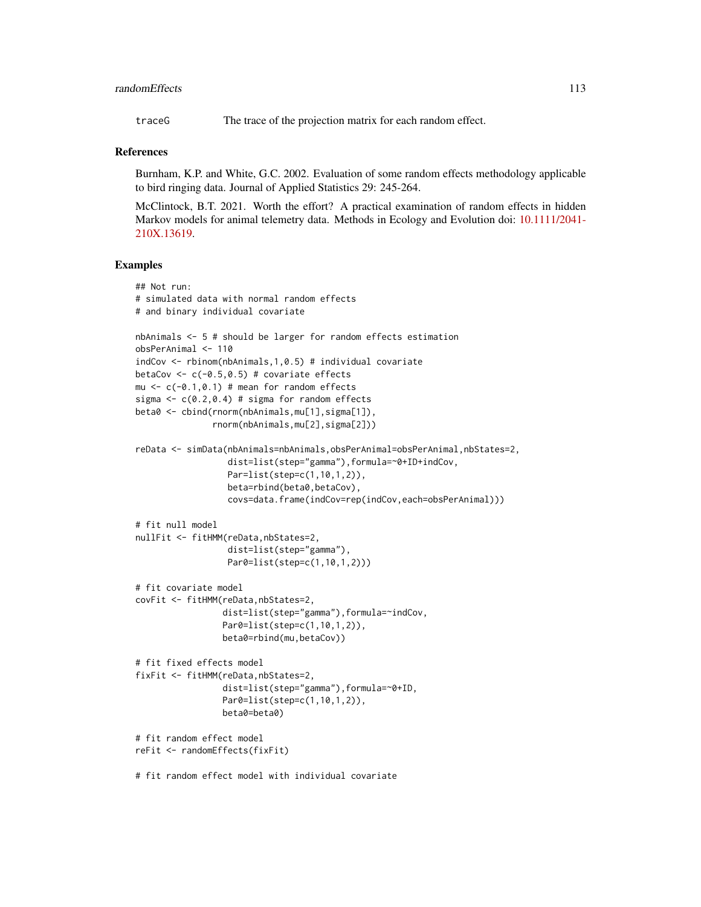traceG The trace of the projection matrix for each random effect.

## References

Burnham, K.P. and White, G.C. 2002. Evaluation of some random effects methodology applicable to bird ringing data. Journal of Applied Statistics 29: 245-264.

McClintock, B.T. 2021. Worth the effort? A practical examination of random effects in hidden Markov models for animal telemetry data. Methods in Ecology and Evolution doi: 10.1111/2041-210X.13619.

## Examples

```
## Not run:
# simulated data with normal random effects
# and binary individual covariate

nbAnimals <- 5 # should be larger for random effects estimation
obsPerAnimal <- 110
indCov <- rbinom(nbAnimals,1,0.5) # individual covariate
betaCov <- c(-0.5,0.5) # covariate effects
mu <- c(-0.1,0.1) # mean for random effects
sigma <- c(0.2,0.4) # sigma for random effects
beta0 <- cbind(rnorm(nbAnimals,mu[1],sigma[1]),
               rnorm(nbAnimals,mu[2],sigma[2]))

reData <- simData(nbAnimals=nbAnimals,obsPerAnimal=obsPerAnimal,nbStates=2,
                  dist=list(step="gamma"),formula=~0+ID+indCov,
                  Par=list(step=c(1,10,1,2)),
                  beta=rbind(beta0,betaCov),
                  covs=data.frame(indCov=rep(indCov,each=obsPerAnimal)))

# fit null model
nullFit <- fitHMM(reData,nbStates=2,
                  dist=list(step="gamma"),
                  Par0=list(step=c(1,10,1,2)))

# fit covariate model
covFit <- fitHMM(reData,nbStates=2,
                 dist=list(step="gamma"),formula=~indCov,
                 Par0=list(step=c(1,10,1,2)),
                 beta0=rbind(mu,betaCov))

# fit fixed effects model
fixFit <- fitHMM(reData,nbStates=2,
                 dist=list(step="gamma"),formula=~0+ID,
                 Par0=list(step=c(1,10,1,2)),
                 beta0=beta0)

# fit random effect model
reFit <- randomEffects(fixFit)

# fit random effect model with individual covariate
```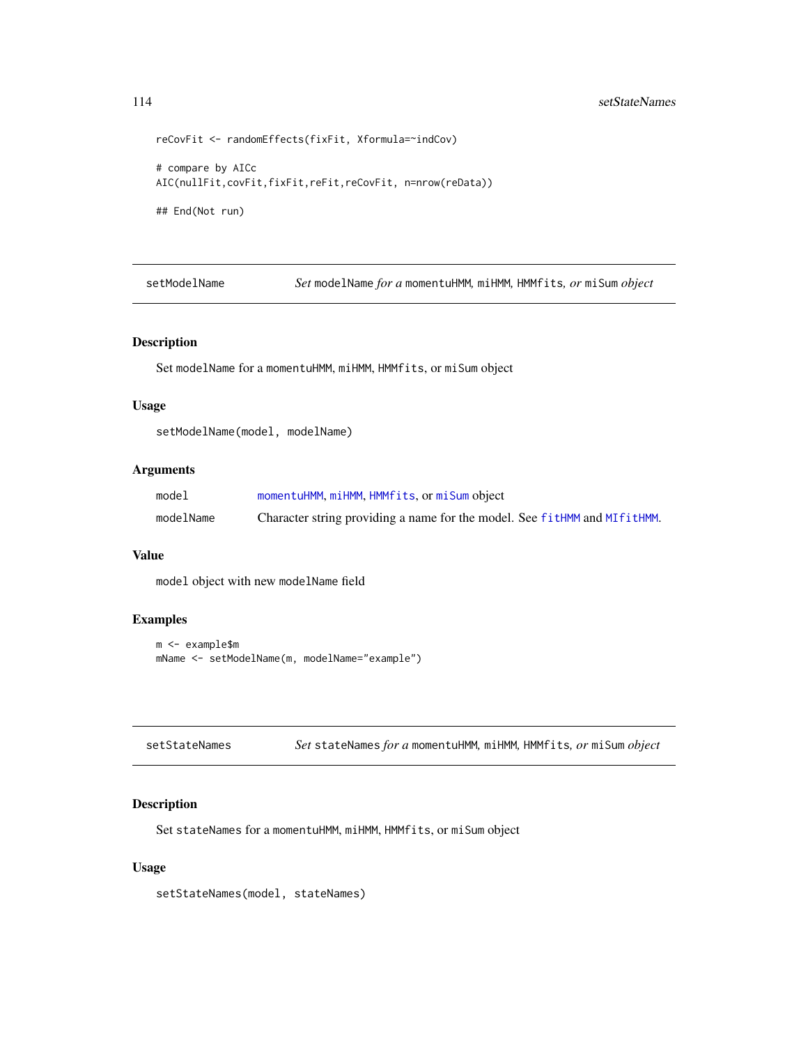```
reCovFit <- randomEffects(fixFit, Xformula=~indCov)

# compare by AICc
AIC(nullFit,covFit,fixFit,reFit,reCovFit, n=nrow(reData))

## End(Not run)
```

---

## setModelName — *Set* `modelName` *for a* `momentuHMM`, `miHMM`, `HMMfits`, *or* `miSum` *object*

### Description

Set `modelName` for a `momentuHMM`, `miHMM`, `HMMfits`, or `miSum` object

### Usage

```
setModelName(model, modelName)
```

### Arguments

| | |
|---|---|
| `model` | `momentuHMM`, `miHMM`, `HMMfits`, or `miSum` object |
| `modelName` | Character string providing a name for the model. See `fitHMM` and `MIfitHMM`. |

### Value

`model` object with new `modelName` field

### Examples

```
m <- example$m
mName <- setModelName(m, modelName="example")
```

---

## setStateNames — *Set* `stateNames` *for a* `momentuHMM`, `miHMM`, `HMMfits`, *or* `miSum` *object*

### Description

Set `stateNames` for a `momentuHMM`, `miHMM`, `HMMfits`, or `miSum` object

### Usage

```
setStateNames(model, stateNames)
```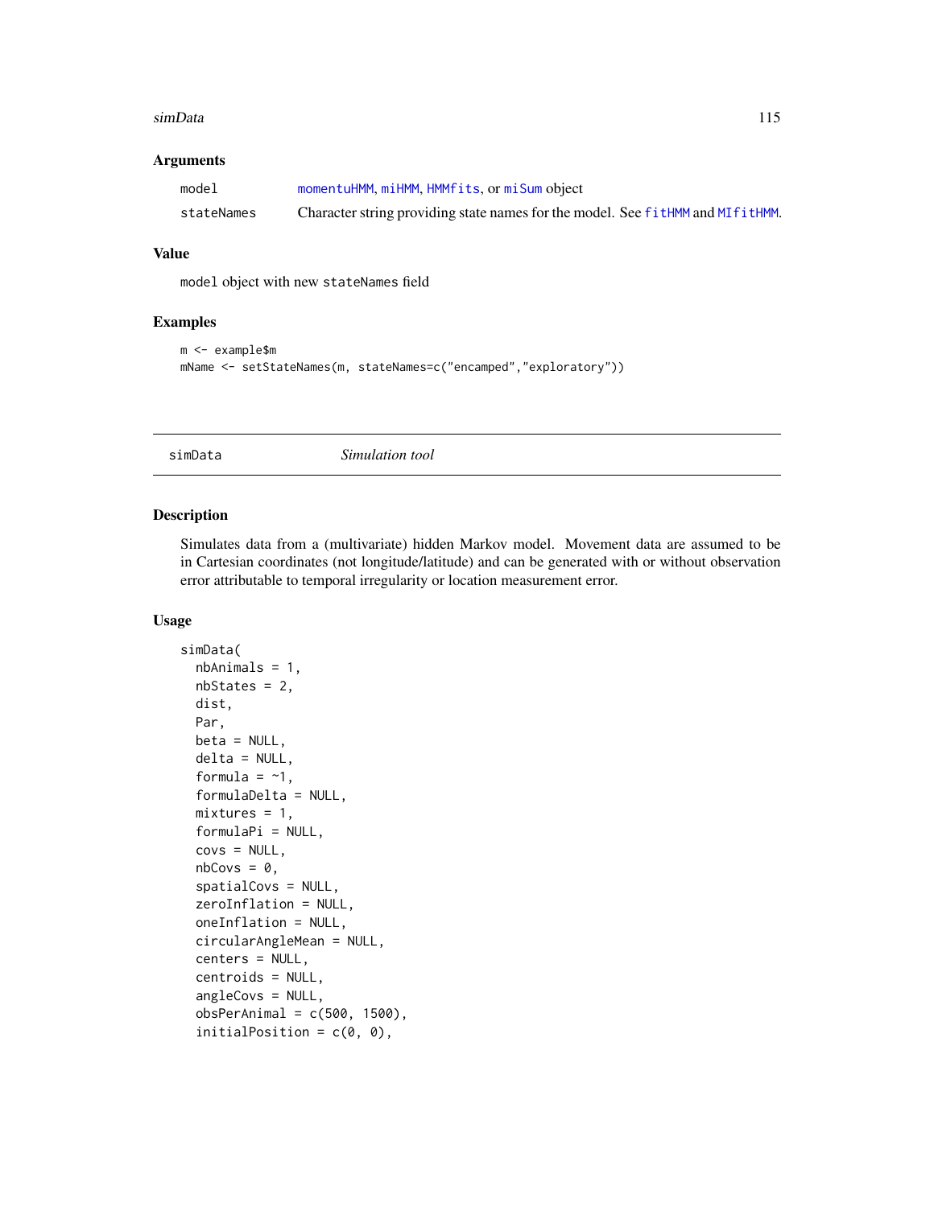## Arguments

| | |
|---|---|
| model | momentuHMM, miHMM, HMMfits, or miSum object |
| stateNames | Character string providing state names for the model. See fitHMM and MIfitHMM. |

## Value

model object with new stateNames field

## Examples

```
m <- example$m
mName <- setStateNames(m, stateNames=c("encamped","exploratory"))
```

---

# simData — *Simulation tool*

---

## Description

Simulates data from a (multivariate) hidden Markov model. Movement data are assumed to be in Cartesian coordinates (not longitude/latitude) and can be generated with or without observation error attributable to temporal irregularity or location measurement error.

## Usage

```
simData(
  nbAnimals = 1,
  nbStates = 2,
  dist,
  Par,
  beta = NULL,
  delta = NULL,
  formula = ~1,
  formulaDelta = NULL,
  mixtures = 1,
  formulaPi = NULL,
  covs = NULL,
  nbCovs = 0,
  spatialCovs = NULL,
  zeroInflation = NULL,
  oneInflation = NULL,
  circularAngleMean = NULL,
  centers = NULL,
  centroids = NULL,
  angleCovs = NULL,
  obsPerAnimal = c(500, 1500),
  initialPosition = c(0, 0),
```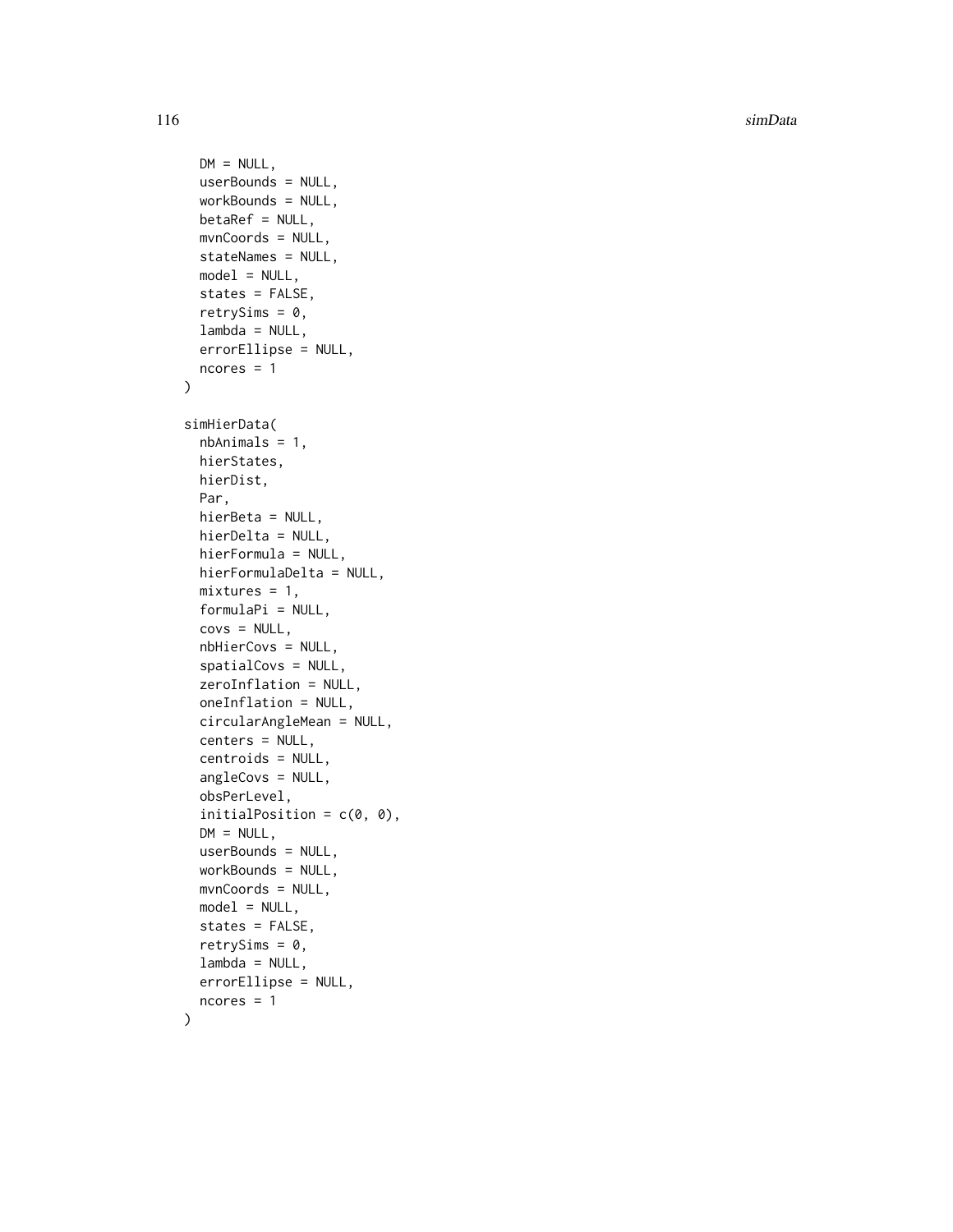```
  DM = NULL,
  userBounds = NULL,
  workBounds = NULL,
  betaRef = NULL,
  mvnCoords = NULL,
  stateNames = NULL,
  model = NULL,
  states = FALSE,
  retrySims = 0,
  lambda = NULL,
  errorEllipse = NULL,
  ncores = 1
)

simHierData(
  nbAnimals = 1,
  hierStates,
  hierDist,
  Par,
  hierBeta = NULL,
  hierDelta = NULL,
  hierFormula = NULL,
  hierFormulaDelta = NULL,
  mixtures = 1,
  formulaPi = NULL,
  covs = NULL,
  nbHierCovs = NULL,
  spatialCovs = NULL,
  zeroInflation = NULL,
  oneInflation = NULL,
  circularAngleMean = NULL,
  centers = NULL,
  centroids = NULL,
  angleCovs = NULL,
  obsPerLevel,
  initialPosition = c(0, 0),
  DM = NULL,
  userBounds = NULL,
  workBounds = NULL,
  mvnCoords = NULL,
  model = NULL,
  states = FALSE,
  retrySims = 0,
  lambda = NULL,
  errorEllipse = NULL,
  ncores = 1
)
```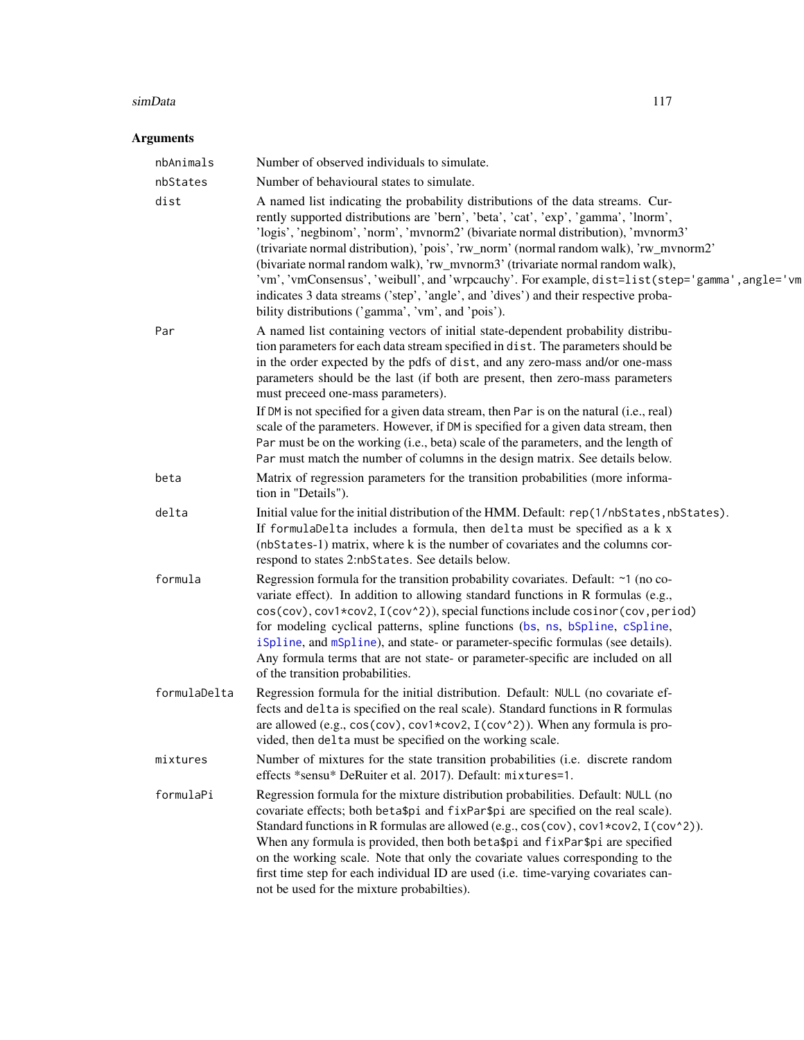## Arguments

| | |
|---|---|
| `nbAnimals` | Number of observed individuals to simulate. |
| `nbStates` | Number of behavioural states to simulate. |
| `dist` | A named list indicating the probability distributions of the data streams. Currently supported distributions are 'bern', 'beta', 'cat', 'exp', 'gamma', 'lnorm', 'logis', 'negbinom', 'norm', 'mvnorm2' (bivariate normal distribution), 'mvnorm3' (trivariate normal distribution), 'pois', 'rw_norm' (normal random walk), 'rw_mvnorm2' (bivariate normal random walk), 'rw_mvnorm3' (trivariate normal random walk), 'vm', 'vmConsensus', 'weibull', and 'wrpcauchy'. For example, `dist=list(step='gamma',angle='vm` indicates 3 data streams ('step', 'angle', and 'dives') and their respective probability distributions ('gamma', 'vm', and 'pois'). |
| `Par` | A named list containing vectors of initial state-dependent probability distribution parameters for each data stream specified in `dist`. The parameters should be in the order expected by the pdfs of `dist`, and any zero-mass and/or one-mass parameters should be the last (if both are present, then zero-mass parameters must preceed one-mass parameters).<br><br>If `DM` is not specified for a given data stream, then `Par` is on the natural (i.e., real) scale of the parameters. However, if `DM` is specified for a given data stream, then `Par` must be on the working (i.e., beta) scale of the parameters, and the length of `Par` must match the number of columns in the design matrix. See details below. |
| `beta` | Matrix of regression parameters for the transition probabilities (more information in "Details"). |
| `delta` | Initial value for the initial distribution of the HMM. Default: `rep(1/nbStates,nbStates)`. If `formulaDelta` includes a formula, then `delta` must be specified as a k x (`nbStates`-1) matrix, where k is the number of covariates and the columns correspond to states 2:`nbStates`. See details below. |
| `formula` | Regression formula for the transition probability covariates. Default: `~1` (no covariate effect). In addition to allowing standard functions in R formulas (e.g., `cos(cov)`, `cov1*cov2`, `I(cov^2)`), special functions include `cosinor(cov,period)` for modeling cyclical patterns, spline functions (`bs`, `ns`, `bSpline`, `cSpline`, `iSpline`, and `mSpline`), and state- or parameter-specific formulas (see details). Any formula terms that are not state- or parameter-specific are included on all of the transition probabilities. |
| `formulaDelta` | Regression formula for the initial distribution. Default: `NULL` (no covariate effects and `delta` is specified on the real scale). Standard functions in R formulas are allowed (e.g., `cos(cov)`, `cov1*cov2`, `I(cov^2)`). When any formula is provided, then `delta` must be specified on the working scale. |
| `mixtures` | Number of mixtures for the state transition probabilities (i.e. discrete random effects *sensu* DeRuiter et al. 2017). Default: `mixtures=1`. |
| `formulaPi` | Regression formula for the mixture distribution probabilities. Default: `NULL` (no covariate effects; both `beta$pi` and `fixPar$pi` are specified on the real scale). Standard functions in R formulas are allowed (e.g., `cos(cov)`, `cov1*cov2`, `I(cov^2)`). When any formula is provided, then both `beta$pi` and `fixPar$pi` are specified on the working scale. Note that only the covariate values corresponding to the first time step for each individual ID are used (i.e. time-varying covariates cannot be used for the mixture probabilties). |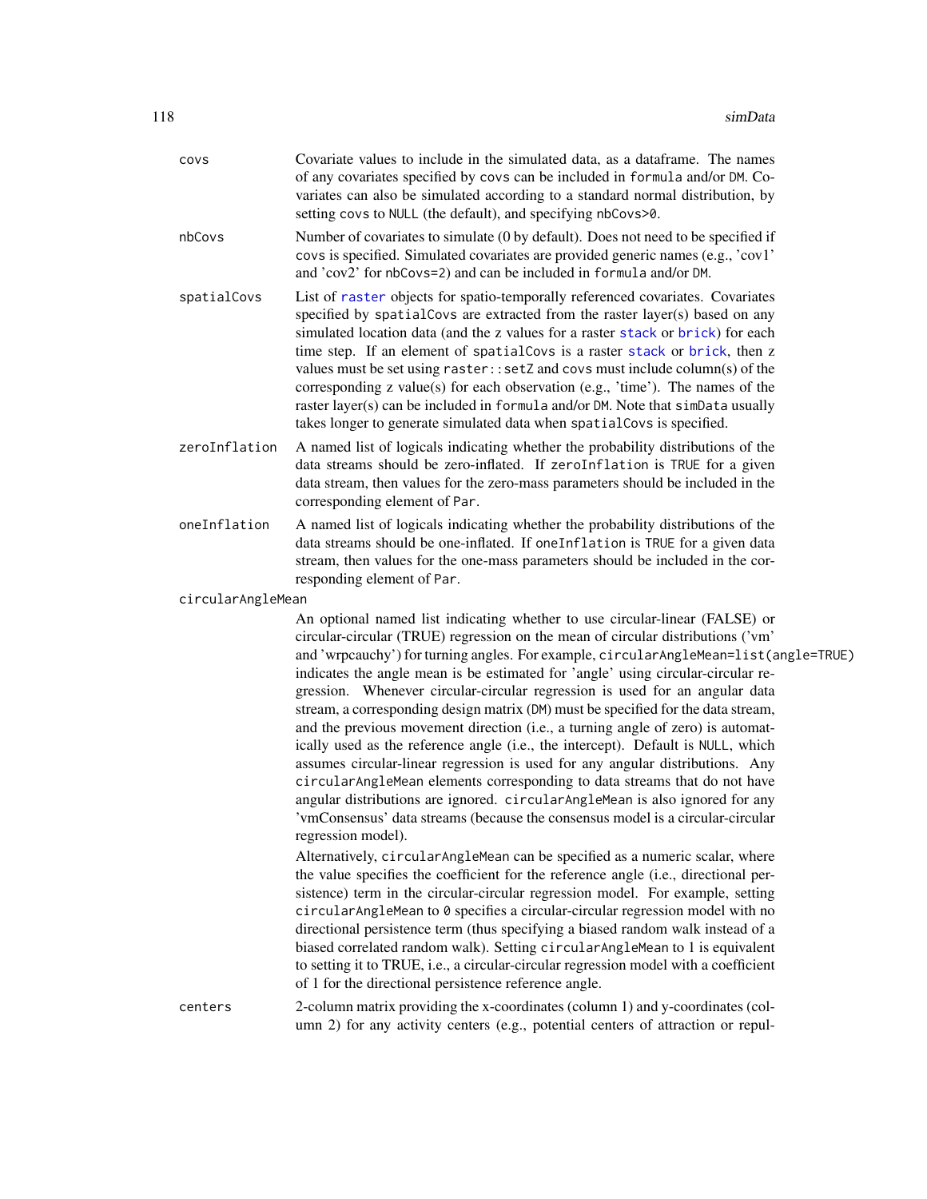`covs`
: Covariate values to include in the simulated data, as a dataframe. The names of any covariates specified by `covs` can be included in `formula` and/or `DM`. Covariates can also be simulated according to a standard normal distribution, by setting `covs` to `NULL` (the default), and specifying `nbCovs>0`.

`nbCovs`
: Number of covariates to simulate (0 by default). Does not need to be specified if `covs` is specified. Simulated covariates are provided generic names (e.g., 'cov1' and 'cov2' for `nbCovs=2`) and can be included in `formula` and/or `DM`.

`spatialCovs`
: List of `raster` objects for spatio-temporally referenced covariates. Covariates specified by `spatialCovs` are extracted from the raster layer(s) based on any simulated location data (and the z values for a raster `stack` or `brick`) for each time step. If an element of `spatialCovs` is a raster `stack` or `brick`, then z values must be set using `raster::setZ` and `covs` must include column(s) of the corresponding z value(s) for each observation (e.g., 'time'). The names of the raster layer(s) can be included in `formula` and/or `DM`. Note that `simData` usually takes longer to generate simulated data when `spatialCovs` is specified.

`zeroInflation`
: A named list of logicals indicating whether the probability distributions of the data streams should be zero-inflated. If `zeroInflation` is `TRUE` for a given data stream, then values for the zero-mass parameters should be included in the corresponding element of `Par`.

`oneInflation`
: A named list of logicals indicating whether the probability distributions of the data streams should be one-inflated. If `oneInflation` is `TRUE` for a given data stream, then values for the one-mass parameters should be included in the corresponding element of `Par`.

`circularAngleMean`
: An optional named list indicating whether to use circular-linear (FALSE) or circular-circular (TRUE) regression on the mean of circular distributions ('vm' and 'wrpcauchy') for turning angles. For example, `circularAngleMean=list(angle=TRUE)` indicates the angle mean is be estimated for 'angle' using circular-circular regression. Whenever circular-circular regression is used for an angular data stream, a corresponding design matrix (`DM`) must be specified for the data stream, and the previous movement direction (i.e., a turning angle of zero) is automatically used as the reference angle (i.e., the intercept). Default is `NULL`, which assumes circular-linear regression is used for any angular distributions. Any `circularAngleMean` elements corresponding to data streams that do not have angular distributions are ignored. `circularAngleMean` is also ignored for any 'vmConsensus' data streams (because the consensus model is a circular-circular regression model).

  Alternatively, `circularAngleMean` can be specified as a numeric scalar, where the value specifies the coefficient for the reference angle (i.e., directional persistence) term in the circular-circular regression model. For example, setting `circularAngleMean` to `0` specifies a circular-circular regression model with no directional persistence term (thus specifying a biased random walk instead of a biased correlated random walk). Setting `circularAngleMean` to 1 is equivalent to setting it to TRUE, i.e., a circular-circular regression model with a coefficient of 1 for the directional persistence reference angle.

`centers`
: 2-column matrix providing the x-coordinates (column 1) and y-coordinates (column 2) for any activity centers (e.g., potential centers of attraction or repul-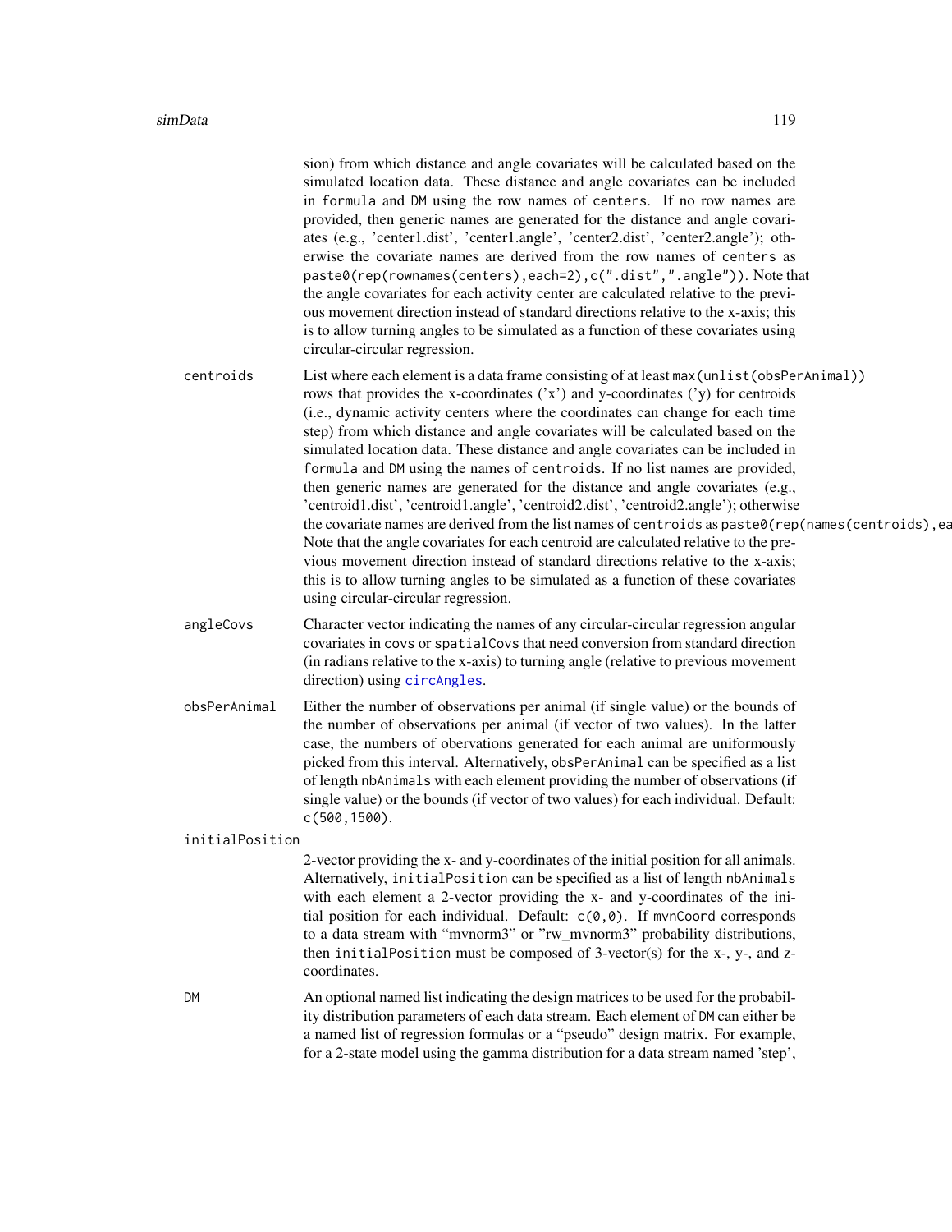sion) from which distance and angle covariates will be calculated based on the simulated location data. These distance and angle covariates can be included in `formula` and `DM` using the row names of `centers`. If no row names are provided, then generic names are generated for the distance and angle covariates (e.g., 'center1.dist', 'center1.angle', 'center2.dist', 'center2.angle'); otherwise the covariate names are derived from the row names of `centers` as `paste0(rep(rownames(centers),each=2),c(".dist",".angle"))`. Note that the angle covariates for each activity center are calculated relative to the previous movement direction instead of standard directions relative to the x-axis; this is to allow turning angles to be simulated as a function of these covariates using circular-circular regression.

**centroids**
List where each element is a data frame consisting of at least `max(unlist(obsPerAnimal))` rows that provides the x-coordinates ('x') and y-coordinates ('y) for centroids (i.e., dynamic activity centers where the coordinates can change for each time step) from which distance and angle covariates will be calculated based on the simulated location data. These distance and angle covariates can be included in `formula` and `DM` using the names of `centroids`. If no list names are provided, then generic names are generated for the distance and angle covariates (e.g., 'centroid1.dist', 'centroid1.angle', 'centroid2.dist', 'centroid2.angle'); otherwise the covariate names are derived from the list names of `centroids` as `paste0(rep(names(centroids),ea`
Note that the angle covariates for each centroid are calculated relative to the previous movement direction instead of standard directions relative to the x-axis; this is to allow turning angles to be simulated as a function of these covariates using circular-circular regression.

**angleCovs**
Character vector indicating the names of any circular-circular regression angular covariates in `covs` or `spatialCovs` that need conversion from standard direction (in radians relative to the x-axis) to turning angle (relative to previous movement direction) using `circAngles`.

**obsPerAnimal**
Either the number of observations per animal (if single value) or the bounds of the number of observations per animal (if vector of two values). In the latter case, the numbers of obervations generated for each animal are uniformously picked from this interval. Alternatively, `obsPerAnimal` can be specified as a list of length `nbAnimals` with each element providing the number of observations (if single value) or the bounds (if vector of two values) for each individual. Default: `c(500,1500)`.

**initialPosition**
2-vector providing the x- and y-coordinates of the initial position for all animals. Alternatively, `initialPosition` can be specified as a list of length `nbAnimals` with each element a 2-vector providing the x- and y-coordinates of the initial position for each individual. Default: `c(0,0)`. If `mvnCoord` corresponds to a data stream with "mvnorm3" or "rw_mvnorm3" probability distributions, then `initialPosition` must be composed of 3-vector(s) for the x-, y-, and z-coordinates.

**DM**
An optional named list indicating the design matrices to be used for the probability distribution parameters of each data stream. Each element of `DM` can either be a named list of regression formulas or a "pseudo" design matrix. For example, for a 2-state model using the gamma distribution for a data stream named 'step',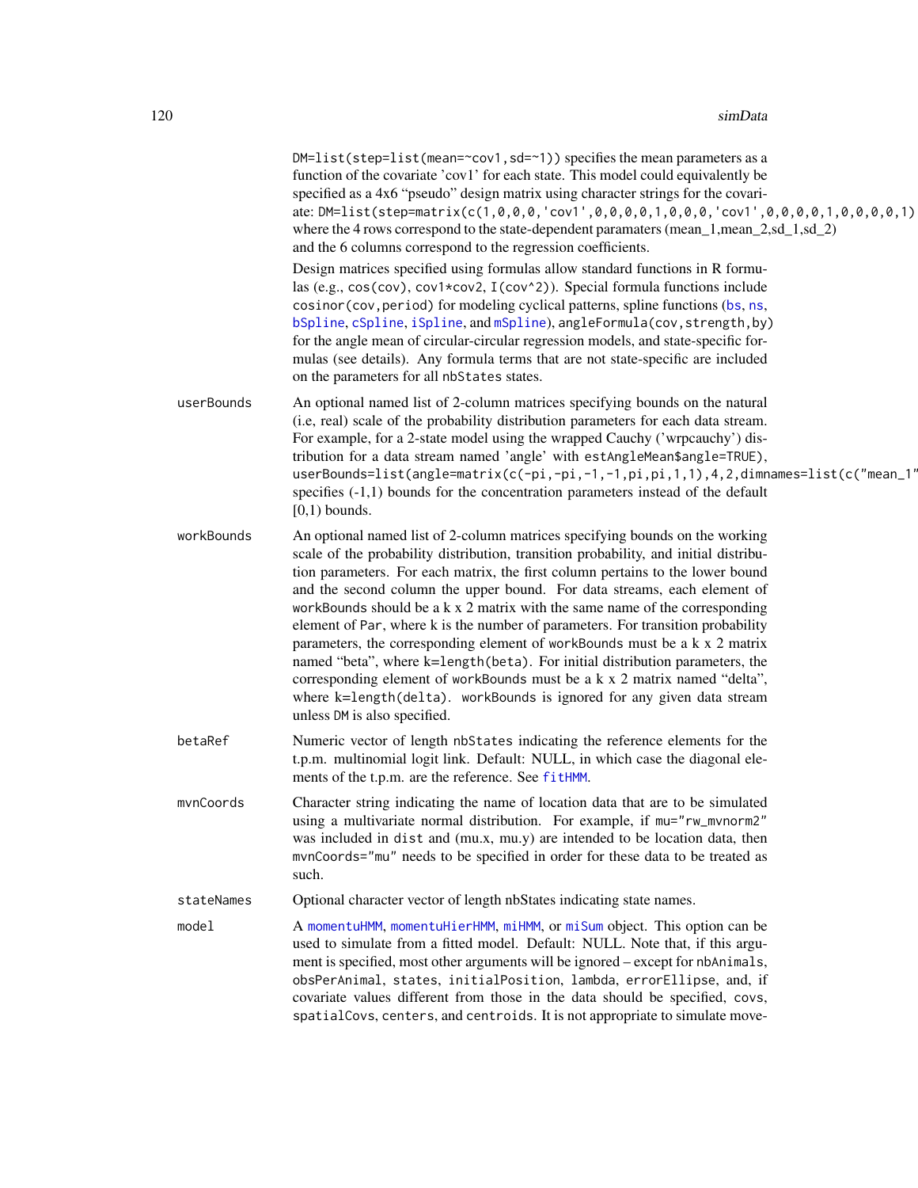DM=list(step=list(mean=~cov1,sd=~1)) specifies the mean parameters as a function of the covariate 'cov1' for each state. This model could equivalently be specified as a 4x6 "pseudo" design matrix using character strings for the covariate: DM=list(step=matrix(c(1,0,0,0,'cov1',0,0,0,0,1,0,0,0,'cov1',0,0,0,0,1,0,0,0,0,1) where the 4 rows correspond to the state-dependent paramaters (mean_1,mean_2,sd_1,sd_2) and the 6 columns correspond to the regression coefficients.

Design matrices specified using formulas allow standard functions in R formulas (e.g., cos(cov), cov1*cov2, I(cov^2)). Special formula functions include cosinor(cov,period) for modeling cyclical patterns, spline functions (bs, ns, bSpline, cSpline, iSpline, and mSpline), angleFormula(cov,strength,by) for the angle mean of circular-circular regression models, and state-specific formulas (see details). Any formula terms that are not state-specific are included on the parameters for all nbStates states.

**userBounds** An optional named list of 2-column matrices specifying bounds on the natural (i.e, real) scale of the probability distribution parameters for each data stream. For example, for a 2-state model using the wrapped Cauchy ('wrpcauchy') distribution for a data stream named 'angle' with estAngleMean$angle=TRUE), userBounds=list(angle=matrix(c(-pi,-pi,-1,-1,pi,pi,1,1),4,2,dimnames=list(c("mean_1" specifies (-1,1) bounds for the concentration parameters instead of the default [0,1) bounds.

**workBounds** An optional named list of 2-column matrices specifying bounds on the working scale of the probability distribution, transition probability, and initial distribution parameters. For each matrix, the first column pertains to the lower bound and the second column the upper bound. For data streams, each element of workBounds should be a k x 2 matrix with the same name of the corresponding element of Par, where k is the number of parameters. For transition probability parameters, the corresponding element of workBounds must be a k x 2 matrix named "beta", where k=length(beta). For initial distribution parameters, the corresponding element of workBounds must be a k x 2 matrix named "delta", where k=length(delta). workBounds is ignored for any given data stream unless DM is also specified.

**betaRef** Numeric vector of length nbStates indicating the reference elements for the t.p.m. multinomial logit link. Default: NULL, in which case the diagonal elements of the t.p.m. are the reference. See fitHMM.

**mvnCoords** Character string indicating the name of location data that are to be simulated using a multivariate normal distribution. For example, if mu="rw_mvnorm2" was included in dist and (mu.x, mu.y) are intended to be location data, then mvnCoords="mu" needs to be specified in order for these data to be treated as such.

**stateNames** Optional character vector of length nbStates indicating state names.

**model** A momentuHMM, momentuHierHMM, miHMM, or miSum object. This option can be used to simulate from a fitted model. Default: NULL. Note that, if this argument is specified, most other arguments will be ignored – except for nbAnimals, obsPerAnimal, states, initialPosition, lambda, errorEllipse, and, if covariate values different from those in the data should be specified, covs, spatialCovs, centers, and centroids. It is not appropriate to simulate move-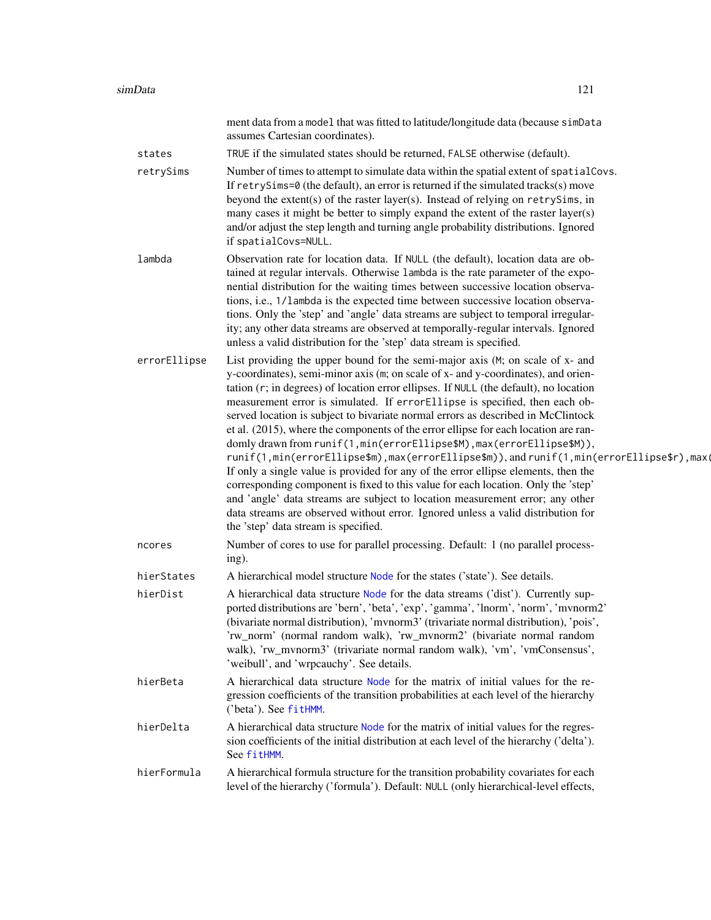ment data from a `model` that was fitted to latitude/longitude data (because `simData` assumes Cartesian coordinates).

`states`
: `TRUE` if the simulated states should be returned, `FALSE` otherwise (default).

`retrySims`
: Number of times to attempt to simulate data within the spatial extent of `spatialCovs`. If `retrySims=0` (the default), an error is returned if the simulated tracks(s) move beyond the extent(s) of the raster layer(s). Instead of relying on `retrySims`, in many cases it might be better to simply expand the extent of the raster layer(s) and/or adjust the step length and turning angle probability distributions. Ignored if `spatialCovs=NULL`.

`lambda`
: Observation rate for location data. If `NULL` (the default), location data are obtained at regular intervals. Otherwise `lambda` is the rate parameter of the exponential distribution for the waiting times between successive location observations, i.e., `1/lambda` is the expected time between successive location observations. Only the 'step' and 'angle' data streams are subject to temporal irregularity; any other data streams are observed at temporally-regular intervals. Ignored unless a valid distribution for the 'step' data stream is specified.

`errorEllipse`
: List providing the upper bound for the semi-major axis (`M`; on scale of x- and y-coordinates), semi-minor axis (`m`; on scale of x- and y-coordinates), and orientation (`r`; in degrees) of location error ellipses. If `NULL` (the default), no location measurement error is simulated. If `errorEllipse` is specified, then each observed location is subject to bivariate normal errors as described in McClintock et al. (2015), where the components of the error ellipse for each location are randomly drawn from `runif(1,min(errorEllipse$M),max(errorEllipse$M))`, `runif(1,min(errorEllipse$m),max(errorEllipse$m))`, and `runif(1,min(errorEllipse$r),max(`
If only a single value is provided for any of the error ellipse elements, then the corresponding component is fixed to this value for each location. Only the 'step' and 'angle' data streams are subject to location measurement error; any other data streams are observed without error. Ignored unless a valid distribution for the 'step' data stream is specified.

`ncores`
: Number of cores to use for parallel processing. Default: 1 (no parallel processing).

`hierStates`
: A hierarchical model structure `Node` for the states ('state'). See details.

`hierDist`
: A hierarchical data structure `Node` for the data streams ('dist'). Currently supported distributions are 'bern', 'beta', 'exp', 'gamma', 'lnorm', 'norm', 'mvnorm2' (bivariate normal distribution), 'mvnorm3' (trivariate normal distribution), 'pois', 'rw_norm' (normal random walk), 'rw_mvnorm2' (bivariate normal random walk), 'rw_mvnorm3' (trivariate normal random walk), 'vm', 'vmConsensus', 'weibull', and 'wrpcauchy'. See details.

`hierBeta`
: A hierarchical data structure `Node` for the matrix of initial values for the regression coefficients of the transition probabilities at each level of the hierarchy ('beta'). See `fitHMM`.

`hierDelta`
: A hierarchical data structure `Node` for the matrix of initial values for the regression coefficients of the initial distribution at each level of the hierarchy ('delta'). See `fitHMM`.

`hierFormula`
: A hierarchical formula structure for the transition probability covariates for each level of the hierarchy ('formula'). Default: `NULL` (only hierarchical-level effects,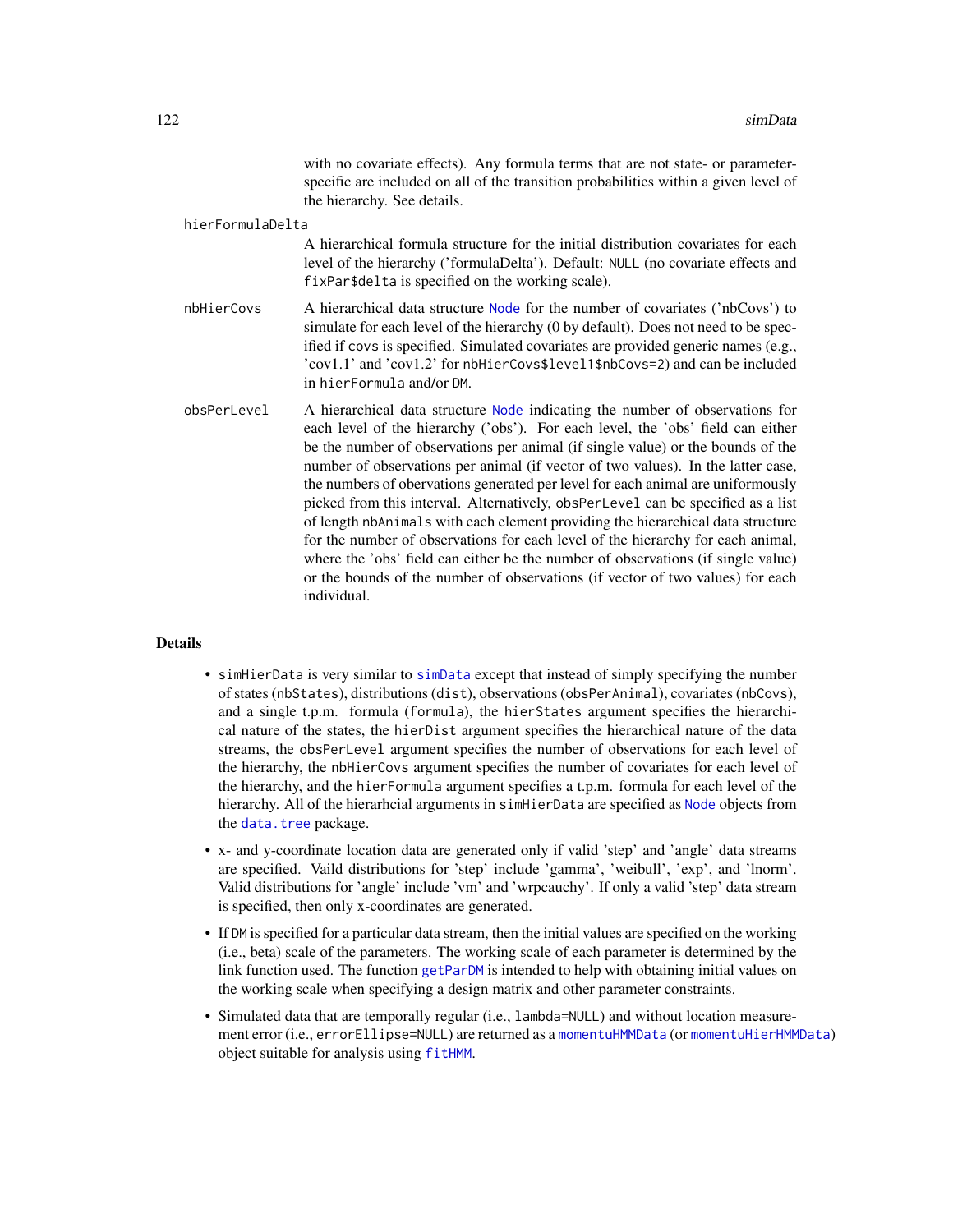with no covariate effects). Any formula terms that are not state- or parameter-specific are included on all of the transition probabilities within a given level of the hierarchy. See details.

hierFormulaDelta
: A hierarchical formula structure for the initial distribution covariates for each level of the hierarchy ('formulaDelta'). Default: `NULL` (no covariate effects and `fixPar$delta` is specified on the working scale).

nbHierCovs
: A hierarchical data structure `Node` for the number of covariates ('nbCovs') to simulate for each level of the hierarchy (0 by default). Does not need to be specified if `covs` is specified. Simulated covariates are provided generic names (e.g., 'cov1.1' and 'cov1.2' for `nbHierCovs$level1$nbCovs=2`) and can be included in `hierFormula` and/or `DM`.

obsPerLevel
: A hierarchical data structure `Node` indicating the number of observations for each level of the hierarchy ('obs'). For each level, the 'obs' field can either be the number of observations per animal (if single value) or the bounds of the number of observations per animal (if vector of two values). In the latter case, the numbers of obervations generated per level for each animal are uniformously picked from this interval. Alternatively, `obsPerLevel` can be specified as a list of length `nbAnimals` with each element providing the hierarchical data structure for the number of observations for each level of the hierarchy for each animal, where the 'obs' field can either be the number of observations (if single value) or the bounds of the number of observations (if vector of two values) for each individual.

## Details

- `simHierData` is very similar to `simData` except that instead of simply specifying the number of states (`nbStates`), distributions (`dist`), observations (`obsPerAnimal`), covariates (`nbCovs`), and a single t.p.m. formula (`formula`), the `hierStates` argument specifies the hierarchical nature of the states, the `hierDist` argument specifies the hierarchical nature of the data streams, the `obsPerLevel` argument specifies the number of observations for each level of the hierarchy, the `nbHierCovs` argument specifies the number of covariates for each level of the hierarchy, and the `hierFormula` argument specifies a t.p.m. formula for each level of the hierarchy. All of the hierarhcial arguments in `simHierData` are specified as `Node` objects from the `data.tree` package.
- x- and y-coordinate location data are generated only if valid 'step' and 'angle' data streams are specified. Vaild distributions for 'step' include 'gamma', 'weibull', 'exp', and 'lnorm'. Valid distributions for 'angle' include 'vm' and 'wrpcauchy'. If only a valid 'step' data stream is specified, then only x-coordinates are generated.
- If `DM` is specified for a particular data stream, then the initial values are specified on the working (i.e., beta) scale of the parameters. The working scale of each parameter is determined by the link function used. The function `getParDM` is intended to help with obtaining initial values on the working scale when specifying a design matrix and other parameter constraints.
- Simulated data that are temporally regular (i.e., `lambda=NULL`) and without location measurement error (i.e., `errorEllipse=NULL`) are returned as a `momentuHMMData` (or `momentuHierHMMData`) object suitable for analysis using `fitHMM`.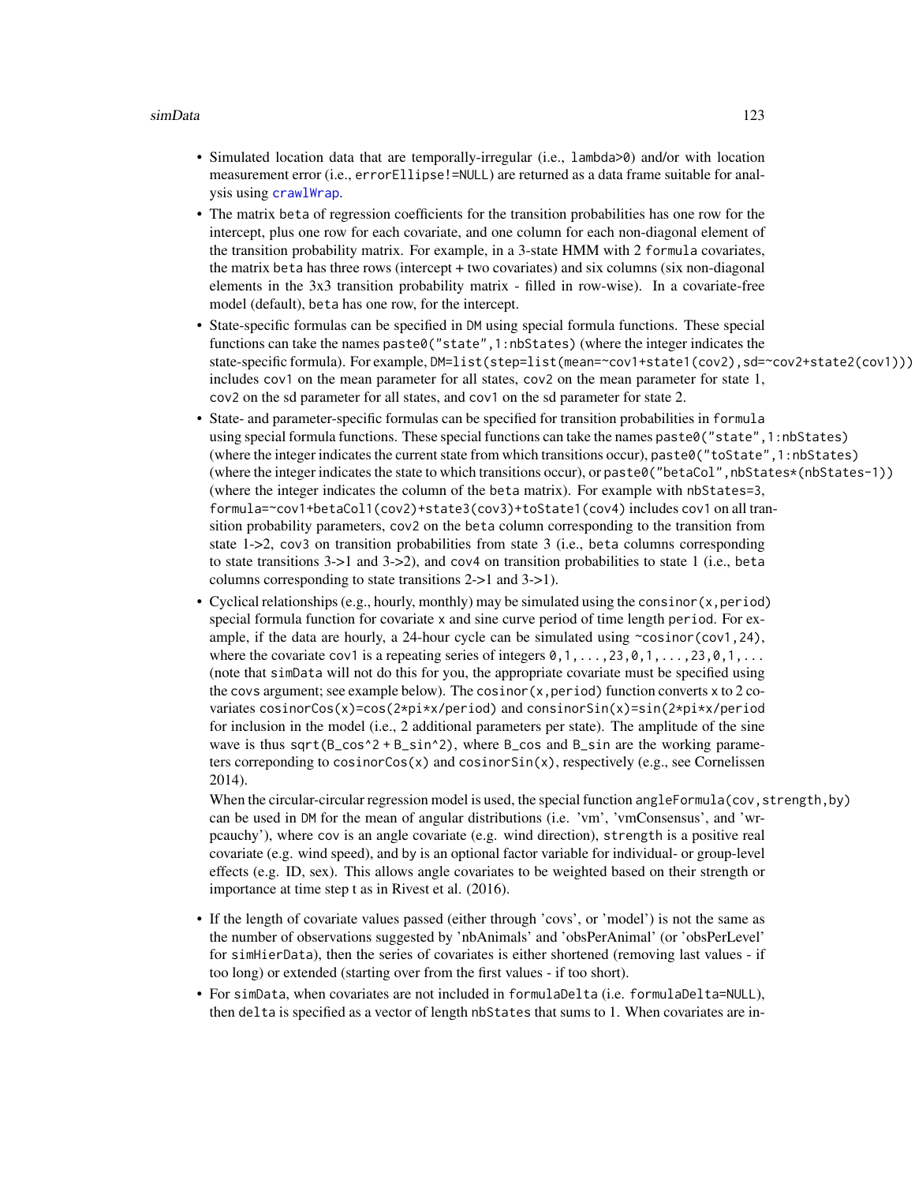- Simulated location data that are temporally-irregular (i.e., `lambda>0`) and/or with location measurement error (i.e., `errorEllipse!=NULL`) are returned as a data frame suitable for analysis using `crawlWrap`.
- The matrix `beta` of regression coefficients for the transition probabilities has one row for the intercept, plus one row for each covariate, and one column for each non-diagonal element of the transition probability matrix. For example, in a 3-state HMM with 2 `formula` covariates, the matrix `beta` has three rows (intercept + two covariates) and six columns (six non-diagonal elements in the 3x3 transition probability matrix - filled in row-wise). In a covariate-free model (default), `beta` has one row, for the intercept.
- State-specific formulas can be specified in `DM` using special formula functions. These special functions can take the names `paste0("state",1:nbStates)` (where the integer indicates the state-specific formula). For example, `DM=list(step=list(mean=~cov1+state1(cov2),sd=~cov2+state2(cov1)))` includes `cov1` on the mean parameter for all states, `cov2` on the mean parameter for state 1, `cov2` on the sd parameter for all states, and `cov1` on the sd parameter for state 2.
- State- and parameter-specific formulas can be specified for transition probabilities in `formula` using special formula functions. These special functions can take the names `paste0("state",1:nbStates)` (where the integer indicates the current state from which transitions occur), `paste0("toState",1:nbStates)` (where the integer indicates the state to which transitions occur), or `paste0("betaCol",nbStates*(nbStates-1))` (where the integer indicates the column of the `beta` matrix). For example with `nbStates=3`, `formula=~cov1+betaCol1(cov2)+state3(cov3)+toState1(cov4)` includes `cov1` on all transition probability parameters, `cov2` on the `beta` column corresponding to the transition from state 1->2, `cov3` on transition probabilities from state 3 (i.e., `beta` columns corresponding to state transitions 3->1 and 3->2), and `cov4` on transition probabilities to state 1 (i.e., `beta` columns corresponding to state transitions 2->1 and 3->1).
- Cyclical relationships (e.g., hourly, monthly) may be simulated using the `consinor(x,period)` special formula function for covariate `x` and sine curve period of time length `period`. For example, if the data are hourly, a 24-hour cycle can be simulated using `~cosinor(cov1,24)`, where the covariate `cov1` is a repeating series of integers `0,1,...,23,0,1,...,23,0,1,...` (note that `simData` will not do this for you, the appropriate covariate must be specified using the `covs` argument; see example below). The `cosinor(x,period)` function converts `x` to 2 covariates `cosinorCos(x)=cos(2*pi*x/period)` and `consinorSin(x)=sin(2*pi*x/period` for inclusion in the model (i.e., 2 additional parameters per state). The amplitude of the sine wave is thus `sqrt(B_cos^2 + B_sin^2)`, where `B_cos` and `B_sin` are the working parameters correponding to `cosinorCos(x)` and `cosinorSin(x)`, respectively (e.g., see Cornelissen 2014).

  When the circular-circular regression model is used, the special function `angleFormula(cov,strength,by)` can be used in `DM` for the mean of angular distributions (i.e. 'vm', 'vmConsensus', and 'wrpcauchy'), where `cov` is an angle covariate (e.g. wind direction), `strength` is a positive real covariate (e.g. wind speed), and `by` is an optional factor variable for individual- or group-level effects (e.g. ID, sex). This allows angle covariates to be weighted based on their strength or importance at time step t as in Rivest et al. (2016).
- If the length of covariate values passed (either through 'covs', or 'model') is not the same as the number of observations suggested by 'nbAnimals' and 'obsPerAnimal' (or 'obsPerLevel' for `simHierData`), then the series of covariates is either shortened (removing last values - if too long) or extended (starting over from the first values - if too short).
- For `simData`, when covariates are not included in `formulaDelta` (i.e. `formulaDelta=NULL`), then `delta` is specified as a vector of length `nbStates` that sums to 1. When covariates are in-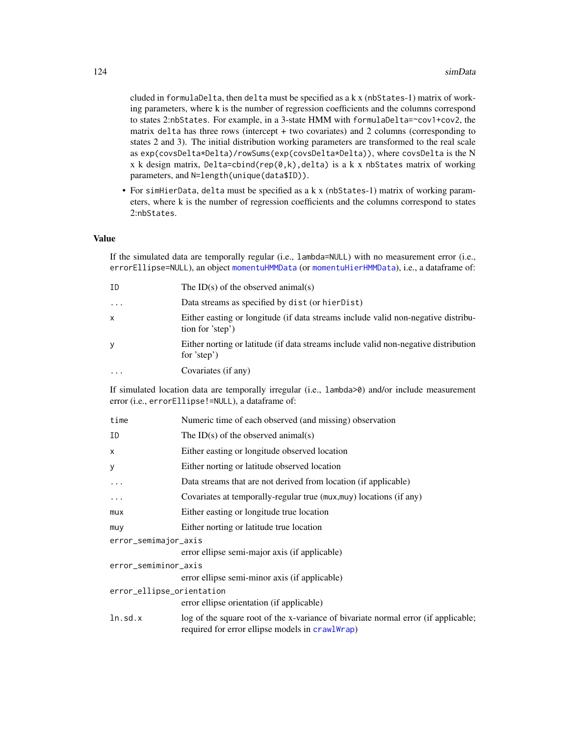cluded in `formulaDelta`, then `delta` must be specified as a k x (`nbStates`-1) matrix of working parameters, where k is the number of regression coefficients and the columns correspond to states 2:`nbStates`. For example, in a 3-state HMM with `formulaDelta=~cov1+cov2`, the matrix `delta` has three rows (intercept + two covariates) and 2 columns (corresponding to states 2 and 3). The initial distribution working parameters are transformed to the real scale as `exp(covsDelta*Delta)/rowSums(exp(covsDelta*Delta))`, where `covsDelta` is the N x k design matrix, `Delta=cbind(rep(0,k),delta)` is a k x `nbStates` matrix of working parameters, and `N=length(unique(data$ID))`.

- For `simHierData`, `delta` must be specified as a k x (`nbStates`-1) matrix of working parameters, where k is the number of regression coefficients and the columns correspond to states 2:`nbStates`.

## Value

If the simulated data are temporally regular (i.e., `lambda=NULL`) with no measurement error (i.e., `errorEllipse=NULL`), an object `momentuHMMData` (or `momentuHierHMMData`), i.e., a dataframe of:

| | |
|---|---|
| `ID` | The ID(s) of the observed animal(s) |
| `...` | Data streams as specified by `dist` (or `hierDist`) |
| `x` | Either easting or longitude (if data streams include valid non-negative distribution for 'step') |
| `y` | Either norting or latitude (if data streams include valid non-negative distribution for 'step') |
| `...` | Covariates (if any) |

If simulated location data are temporally irregular (i.e., `lambda>0`) and/or include measurement error (i.e., `errorEllipse!=NULL`), a dataframe of:

| | |
|---|---|
| `time` | Numeric time of each observed (and missing) observation |
| `ID` | The ID(s) of the observed animal(s) |
| `x` | Either easting or longitude observed location |
| `y` | Either norting or latitude observed location |
| `...` | Data streams that are not derived from location (if applicable) |
| `...` | Covariates at temporally-regular true (`mux`,`muy`) locations (if any) |
| `mux` | Either easting or longitude true location |
| `muy` | Either norting or latitude true location |
| `error_semimajor_axis` | error ellipse semi-major axis (if applicable) |
| `error_semiminor_axis` | error ellipse semi-minor axis (if applicable) |
| `error_ellipse_orientation` | error ellipse orientation (if applicable) |
| `ln.sd.x` | log of the square root of the x-variance of bivariate normal error (if applicable; required for error ellipse models in `crawlWrap`) |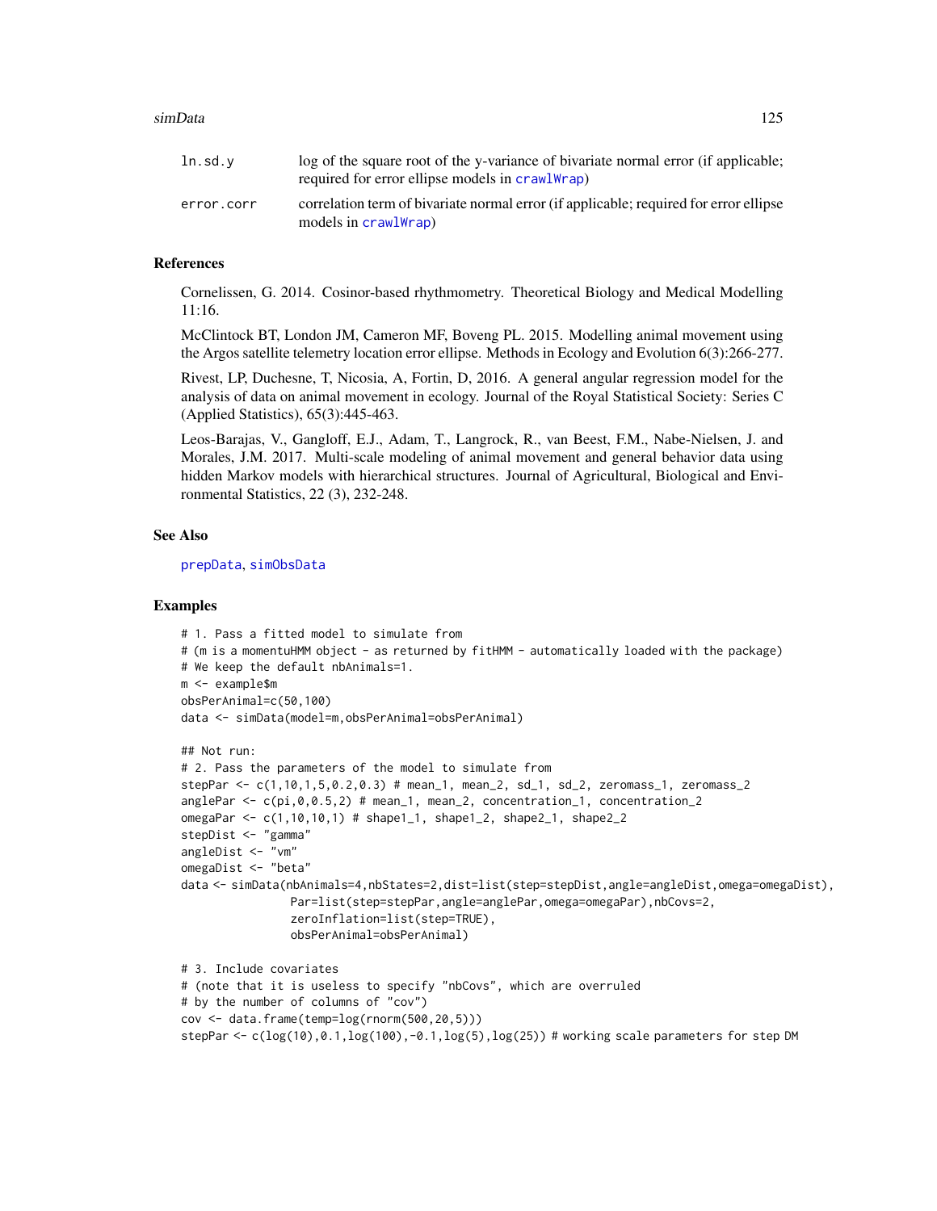| | |
|---|---|
| ln.sd.y | log of the square root of the y-variance of bivariate normal error (if applicable; required for error ellipse models in crawlWrap) |
| error.corr | correlation term of bivariate normal error (if applicable; required for error ellipse models in crawlWrap) |

## References

Cornelissen, G. 2014. Cosinor-based rhythmometry. Theoretical Biology and Medical Modelling 11:16.

McClintock BT, London JM, Cameron MF, Boveng PL. 2015. Modelling animal movement using the Argos satellite telemetry location error ellipse. Methods in Ecology and Evolution 6(3):266-277.

Rivest, LP, Duchesne, T, Nicosia, A, Fortin, D, 2016. A general angular regression model for the analysis of data on animal movement in ecology. Journal of the Royal Statistical Society: Series C (Applied Statistics), 65(3):445-463.

Leos-Barajas, V., Gangloff, E.J., Adam, T., Langrock, R., van Beest, F.M., Nabe-Nielsen, J. and Morales, J.M. 2017. Multi-scale modeling of animal movement and general behavior data using hidden Markov models with hierarchical structures. Journal of Agricultural, Biological and Environmental Statistics, 22 (3), 232-248.

## See Also

prepData, simObsData

## Examples

```
# 1. Pass a fitted model to simulate from
# (m is a momentuHMM object - as returned by fitHMM - automatically loaded with the package)
# We keep the default nbAnimals=1.
m <- example$m
obsPerAnimal=c(50,100)
data <- simData(model=m,obsPerAnimal=obsPerAnimal)

## Not run:
# 2. Pass the parameters of the model to simulate from
stepPar <- c(1,10,1,5,0.2,0.3) # mean_1, mean_2, sd_1, sd_2, zeromass_1, zeromass_2
anglePar <- c(pi,0,0.5,2) # mean_1, mean_2, concentration_1, concentration_2
omegaPar <- c(1,10,10,1) # shape1_1, shape1_2, shape2_1, shape2_2
stepDist <- "gamma"
angleDist <- "vm"
omegaDist <- "beta"
data <- simData(nbAnimals=4,nbStates=2,dist=list(step=stepDist,angle=angleDist,omega=omegaDist),
                Par=list(step=stepPar,angle=anglePar,omega=omegaPar),nbCovs=2,
                zeroInflation=list(step=TRUE),
                obsPerAnimal=obsPerAnimal)

# 3. Include covariates
# (note that it is useless to specify "nbCovs", which are overruled
# by the number of columns of "cov")
cov <- data.frame(temp=log(rnorm(500,20,5)))
stepPar <- c(log(10),0.1,log(100),-0.1,log(5),log(25)) # working scale parameters for step DM
```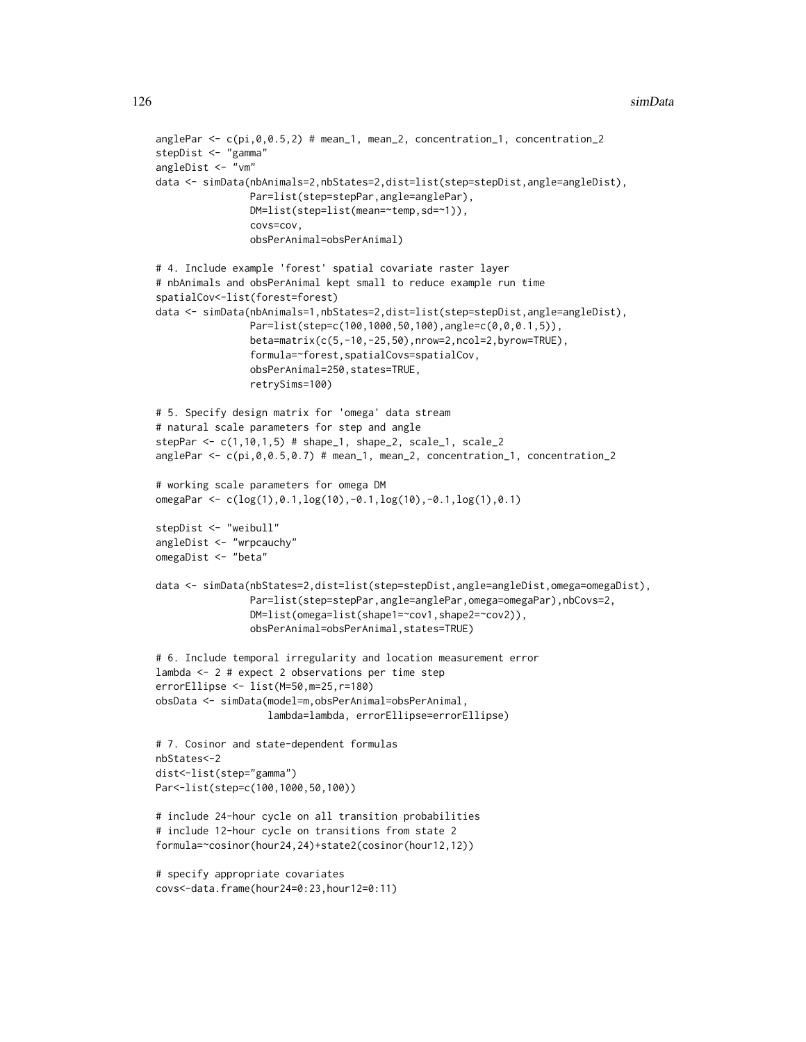```
anglePar <- c(pi,0,0.5,2) # mean_1, mean_2, concentration_1, concentration_2
stepDist <- "gamma"
angleDist <- "vm"
data <- simData(nbAnimals=2,nbStates=2,dist=list(step=stepDist,angle=angleDist),
                Par=list(step=stepPar,angle=anglePar),
                DM=list(step=list(mean=~temp,sd=~1)),
                covs=cov,
                obsPerAnimal=obsPerAnimal)

# 4. Include example 'forest' spatial covariate raster layer
# nbAnimals and obsPerAnimal kept small to reduce example run time
spatialCov<-list(forest=forest)
data <- simData(nbAnimals=1,nbStates=2,dist=list(step=stepDist,angle=angleDist),
                Par=list(step=c(100,1000,50,100),angle=c(0,0,0.1,5)),
                beta=matrix(c(5,-10,-25,50),nrow=2,ncol=2,byrow=TRUE),
                formula=~forest,spatialCovs=spatialCov,
                obsPerAnimal=250,states=TRUE,
                retrySims=100)

# 5. Specify design matrix for 'omega' data stream
# natural scale parameters for step and angle
stepPar <- c(1,10,1,5) # shape_1, shape_2, scale_1, scale_2
anglePar <- c(pi,0,0.5,0.7) # mean_1, mean_2, concentration_1, concentration_2

# working scale parameters for omega DM
omegaPar <- c(log(1),0.1,log(10),-0.1,log(10),-0.1,log(1),0.1)

stepDist <- "weibull"
angleDist <- "wrpcauchy"
omegaDist <- "beta"

data <- simData(nbStates=2,dist=list(step=stepDist,angle=angleDist,omega=omegaDist),
                Par=list(step=stepPar,angle=anglePar,omega=omegaPar),nbCovs=2,
                DM=list(omega=list(shape1=~cov1,shape2=~cov2)),
                obsPerAnimal=obsPerAnimal,states=TRUE)

# 6. Include temporal irregularity and location measurement error
lambda <- 2 # expect 2 observations per time step
errorEllipse <- list(M=50,m=25,r=180)
obsData <- simData(model=m,obsPerAnimal=obsPerAnimal,
                   lambda=lambda, errorEllipse=errorEllipse)

# 7. Cosinor and state-dependent formulas
nbStates<-2
dist<-list(step="gamma")
Par<-list(step=c(100,1000,50,100))

# include 24-hour cycle on all transition probabilities
# include 12-hour cycle on transitions from state 2
formula=~cosinor(hour24,24)+state2(cosinor(hour12,12))

# specify appropriate covariates
covs<-data.frame(hour24=0:23,hour12=0:11)
```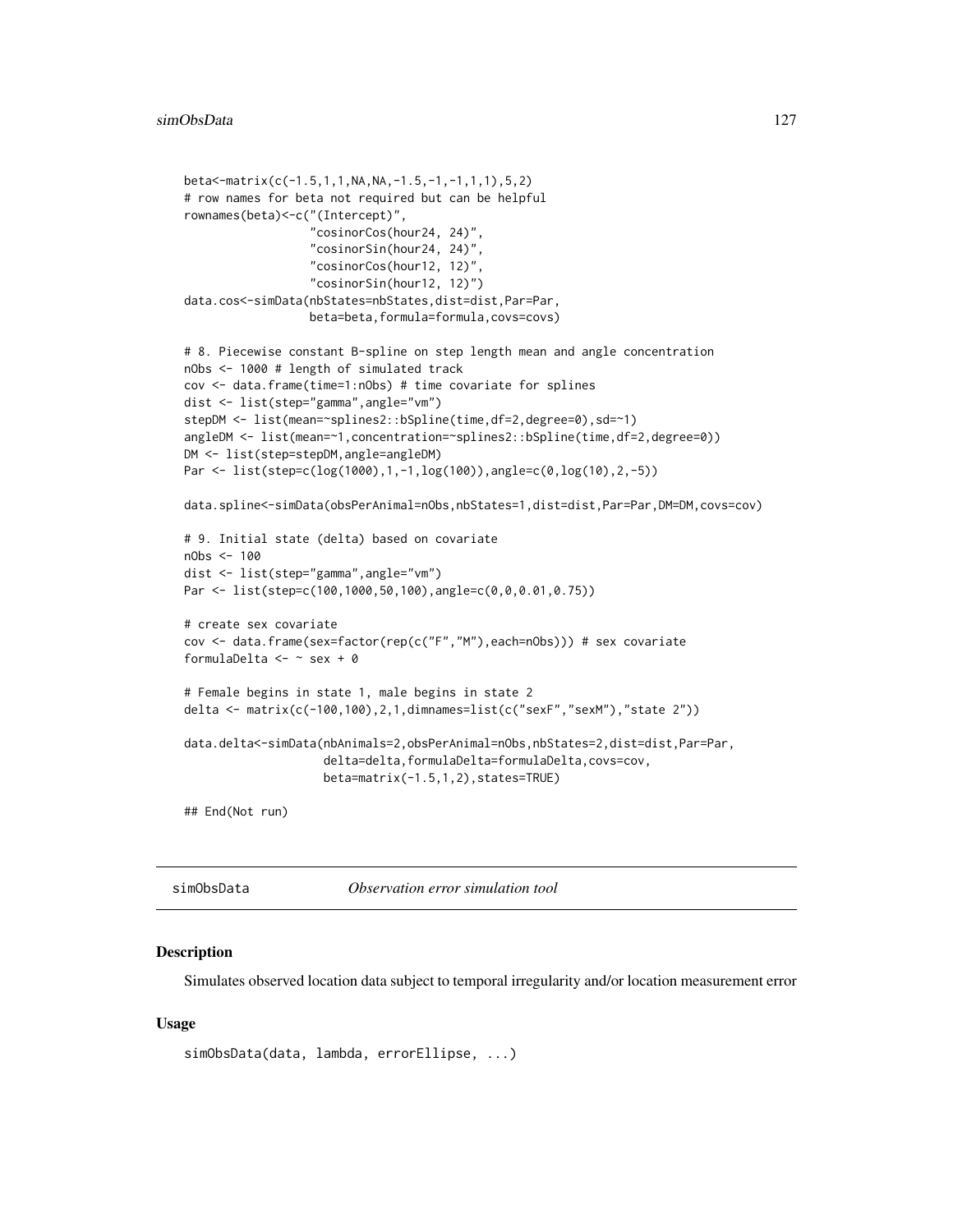```
beta<-matrix(c(-1.5,1,1,NA,NA,-1.5,-1,-1,1,1),5,2)
# row names for beta not required but can be helpful
rownames(beta)<-c("(Intercept)",
                  "cosinorCos(hour24, 24)",
                  "cosinorSin(hour24, 24)",
                  "cosinorCos(hour12, 12)",
                  "cosinorSin(hour12, 12)")
data.cos<-simData(nbStates=nbStates,dist=dist,Par=Par,
                  beta=beta,formula=formula,covs=covs)

# 8. Piecewise constant B-spline on step length mean and angle concentration
nObs <- 1000 # length of simulated track
cov <- data.frame(time=1:nObs) # time covariate for splines
dist <- list(step="gamma",angle="vm")
stepDM <- list(mean=~splines2::bSpline(time,df=2,degree=0),sd=~1)
angleDM <- list(mean=~1,concentration=~splines2::bSpline(time,df=2,degree=0))
DM <- list(step=stepDM,angle=angleDM)
Par <- list(step=c(log(1000),1,-1,log(100)),angle=c(0,log(10),2,-5))

data.spline<-simData(obsPerAnimal=nObs,nbStates=1,dist=dist,Par=Par,DM=DM,covs=cov)

# 9. Initial state (delta) based on covariate
nObs <- 100
dist <- list(step="gamma",angle="vm")
Par <- list(step=c(100,1000,50,100),angle=c(0,0,0.01,0.75))

# create sex covariate
cov <- data.frame(sex=factor(rep(c("F","M"),each=nObs))) # sex covariate
formulaDelta <- ~ sex + 0

# Female begins in state 1, male begins in state 2
delta <- matrix(c(-100,100),2,1,dimnames=list(c("sexF","sexM"),"state 2"))

data.delta<-simData(nbAnimals=2,obsPerAnimal=nObs,nbStates=2,dist=dist,Par=Par,
                    delta=delta,formulaDelta=formulaDelta,covs=cov,
                    beta=matrix(-1.5,1,2),states=TRUE)

## End(Not run)
```

---

simObsData *Observation error simulation tool*

---

## Description

Simulates observed location data subject to temporal irregularity and/or location measurement error

## Usage

```
simObsData(data, lambda, errorEllipse, ...)
```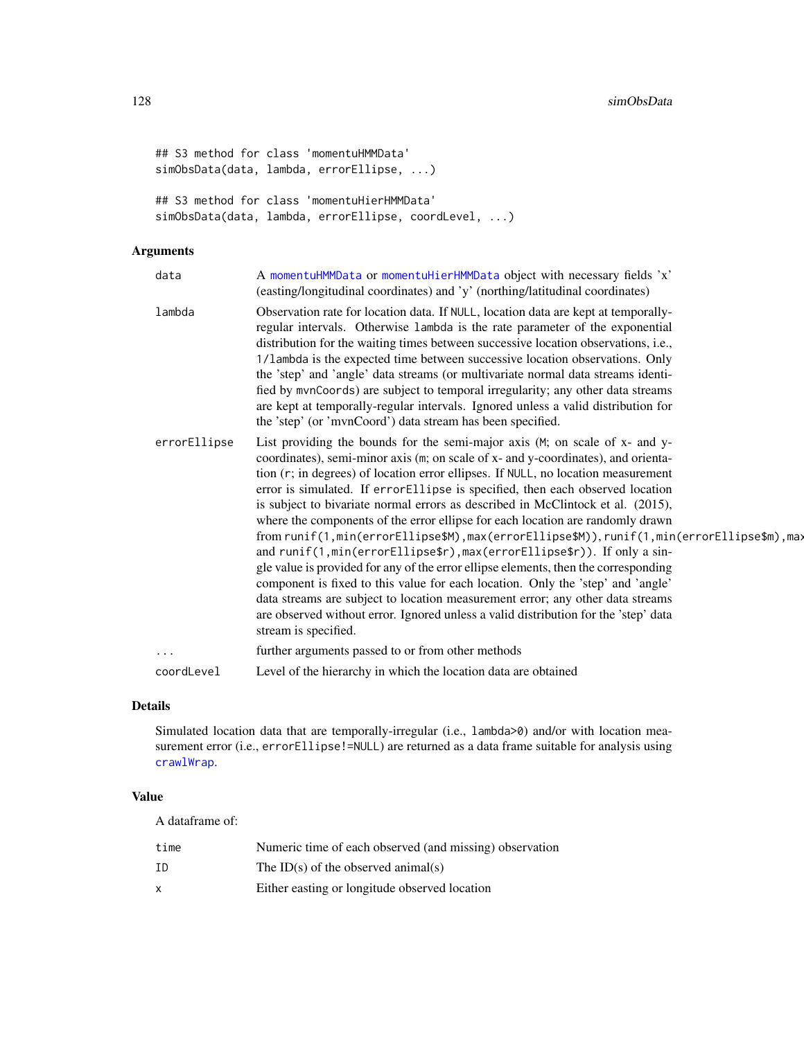```
## S3 method for class 'momentuHMMData'
simObsData(data, lambda, errorEllipse, ...)

## S3 method for class 'momentuHierHMMData'
simObsData(data, lambda, errorEllipse, coordLevel, ...)
```

## Arguments

| | |
|---|---|
| data | A momentuHMMData or momentuHierHMMData object with necessary fields 'x' (easting/longitudinal coordinates) and 'y' (northing/latitudinal coordinates) |
| lambda | Observation rate for location data. If NULL, location data are kept at temporally-regular intervals. Otherwise lambda is the rate parameter of the exponential distribution for the waiting times between successive location observations, i.e., 1/lambda is the expected time between successive location observations. Only the 'step' and 'angle' data streams (or multivariate normal data streams identified by mvnCoords) are subject to temporal irregularity; any other data streams are kept at temporally-regular intervals. Ignored unless a valid distribution for the 'step' (or 'mvnCoord') data stream has been specified. |
| errorEllipse | List providing the bounds for the semi-major axis (M; on scale of x- and y-coordinates), semi-minor axis (m; on scale of x- and y-coordinates), and orientation (r; in degrees) of location error ellipses. If NULL, no location measurement error is simulated. If errorEllipse is specified, then each observed location is subject to bivariate normal errors as described in McClintock et al. (2015), where the components of the error ellipse for each location are randomly drawn from runif(1,min(errorEllipse$M),max(errorEllipse$M)), runif(1,min(errorEllipse$m),max and runif(1,min(errorEllipse$r),max(errorEllipse$r)). If only a single value is provided for any of the error ellipse elements, then the corresponding component is fixed to this value for each location. Only the 'step' and 'angle' data streams are subject to location measurement error; any other data streams are observed without error. Ignored unless a valid distribution for the 'step' data stream is specified. |
| ... | further arguments passed to or from other methods |
| coordLevel | Level of the hierarchy in which the location data are obtained |

## Details

Simulated location data that are temporally-irregular (i.e., lambda>0) and/or with location measurement error (i.e., errorEllipse!=NULL) are returned as a data frame suitable for analysis using crawlWrap.

## Value

A dataframe of:

| | |
|---|---|
| time | Numeric time of each observed (and missing) observation |
| ID | The ID(s) of the observed animal(s) |
| x | Either easting or longitude observed location |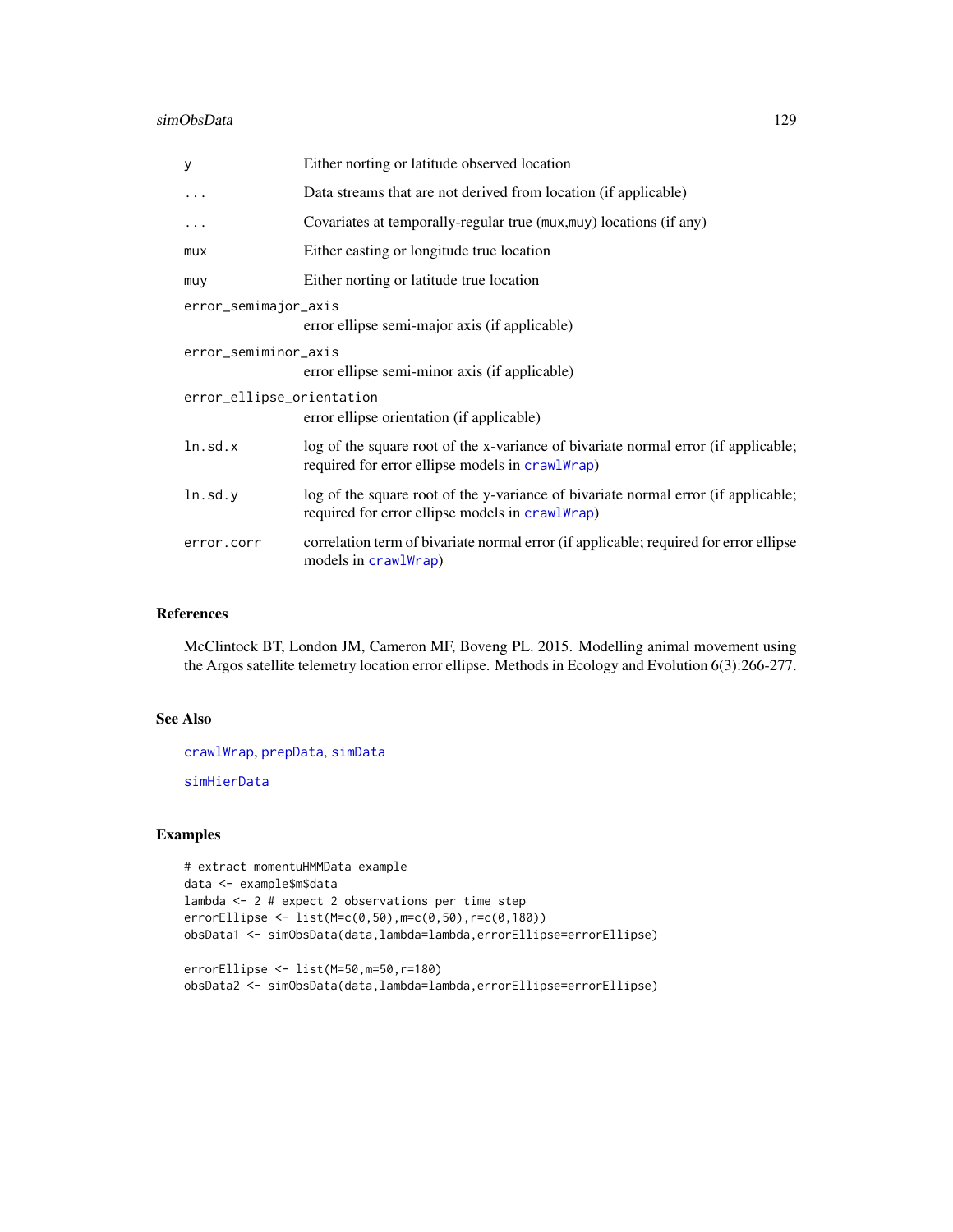| | |
|---|---|
| `y` | Either norting or latitude observed location |
| `...` | Data streams that are not derived from location (if applicable) |
| `...` | Covariates at temporally-regular true (mux,muy) locations (if any) |
| `mux` | Either easting or longitude true location |
| `muy` | Either norting or latitude true location |
| `error_semimajor_axis` | error ellipse semi-major axis (if applicable) |
| `error_semiminor_axis` | error ellipse semi-minor axis (if applicable) |
| `error_ellipse_orientation` | error ellipse orientation (if applicable) |
| `ln.sd.x` | log of the square root of the x-variance of bivariate normal error (if applicable; required for error ellipse models in crawlWrap) |
| `ln.sd.y` | log of the square root of the y-variance of bivariate normal error (if applicable; required for error ellipse models in crawlWrap) |
| `error.corr` | correlation term of bivariate normal error (if applicable; required for error ellipse models in crawlWrap) |

## References

McClintock BT, London JM, Cameron MF, Boveng PL. 2015. Modelling animal movement using the Argos satellite telemetry location error ellipse. Methods in Ecology and Evolution 6(3):266-277.

## See Also

crawlWrap, prepData, simData

simHierData

## Examples

```
# extract momentuHMMData example
data <- example$m$data
lambda <- 2 # expect 2 observations per time step
errorEllipse <- list(M=c(0,50),m=c(0,50),r=c(0,180))
obsData1 <- simObsData(data,lambda=lambda,errorEllipse=errorEllipse)

errorEllipse <- list(M=50,m=50,r=180)
obsData2 <- simObsData(data,lambda=lambda,errorEllipse=errorEllipse)
```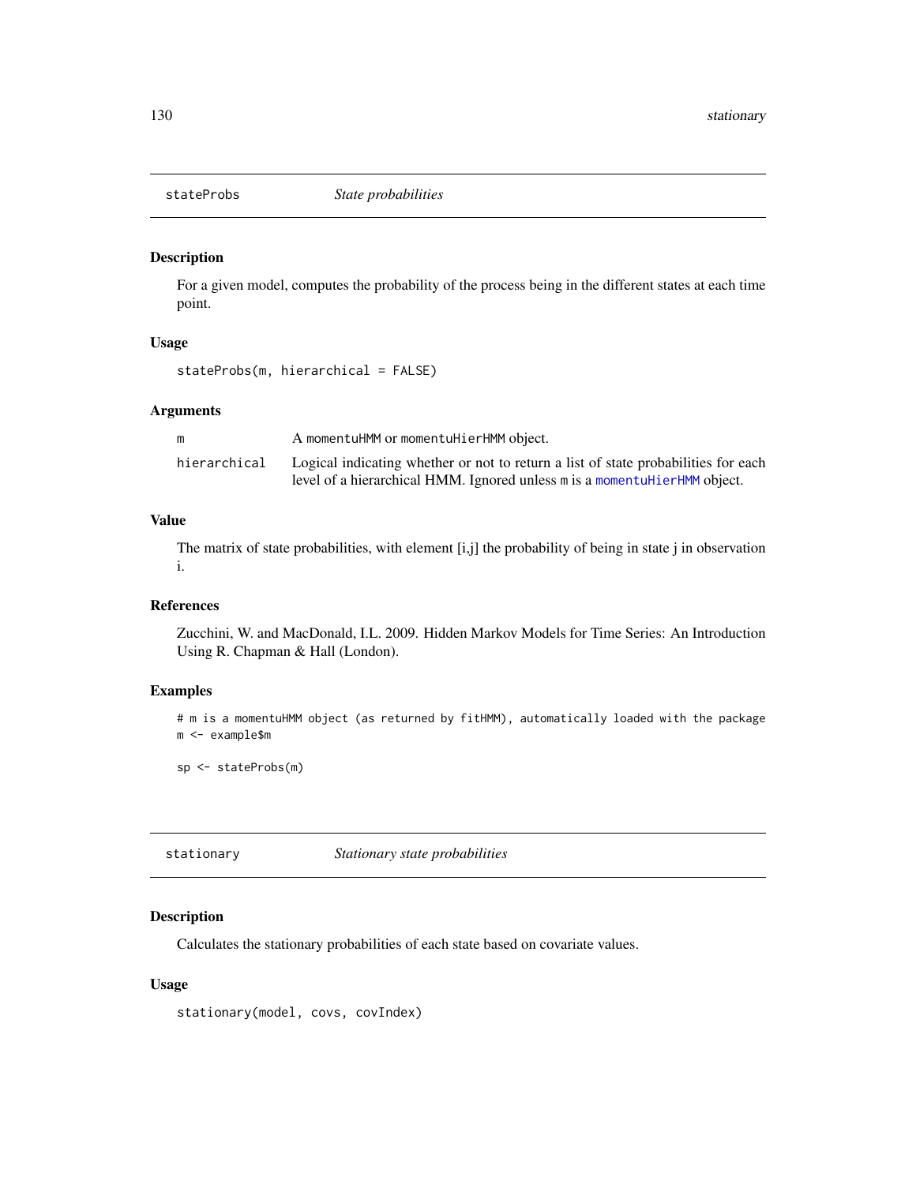## stateProbs *State probabilities*

### Description

For a given model, computes the probability of the process being in the different states at each time point.

### Usage

```
stateProbs(m, hierarchical = FALSE)
```

### Arguments

| | |
|---|---|
| m | A momentuHMM or momentuHierHMM object. |
| hierarchical | Logical indicating whether or not to return a list of state probabilities for each level of a hierarchical HMM. Ignored unless m is a momentuHierHMM object. |

### Value

The matrix of state probabilities, with element [i,j] the probability of being in state j in observation i.

### References

Zucchini, W. and MacDonald, I.L. 2009. Hidden Markov Models for Time Series: An Introduction Using R. Chapman & Hall (London).

### Examples

```
# m is a momentuHMM object (as returned by fitHMM), automatically loaded with the package
m <- example$m

sp <- stateProbs(m)
```

## stationary *Stationary state probabilities*

### Description

Calculates the stationary probabilities of each state based on covariate values.

### Usage

```
stationary(model, covs, covIndex)
```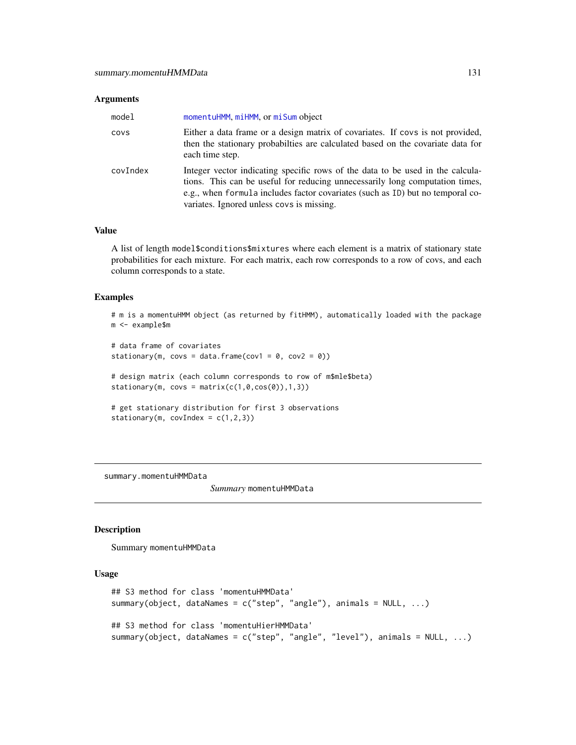### Arguments

| | |
|---|---|
| model | momentuHMM, miHMM, or miSum object |
| covs | Either a data frame or a design matrix of covariates. If covs is not provided, then the stationary probabilties are calculated based on the covariate data for each time step. |
| covIndex | Integer vector indicating specific rows of the data to be used in the calculations. This can be useful for reducing unnecessarily long computation times, e.g., when formula includes factor covariates (such as ID) but no temporal covariates. Ignored unless covs is missing. |

### Value

A list of length model$conditions$mixtures where each element is a matrix of stationary state probabilities for each mixture. For each matrix, each row corresponds to a row of covs, and each column corresponds to a state.

### Examples

```
# m is a momentuHMM object (as returned by fitHMM), automatically loaded with the package
m <- example$m

# data frame of covariates
stationary(m, covs = data.frame(cov1 = 0, cov2 = 0))

# design matrix (each column corresponds to row of m$mle$beta)
stationary(m, covs = matrix(c(1,0,cos(0)),1,3))

# get stationary distribution for first 3 observations
stationary(m, covIndex = c(1,2,3))
```

---

## summary.momentuHMMData

*Summary* momentuHMMData

### Description

Summary momentuHMMData

### Usage

```
## S3 method for class 'momentuHMMData'
summary(object, dataNames = c("step", "angle"), animals = NULL, ...)

## S3 method for class 'momentuHierHMMData'
summary(object, dataNames = c("step", "angle", "level"), animals = NULL, ...)
```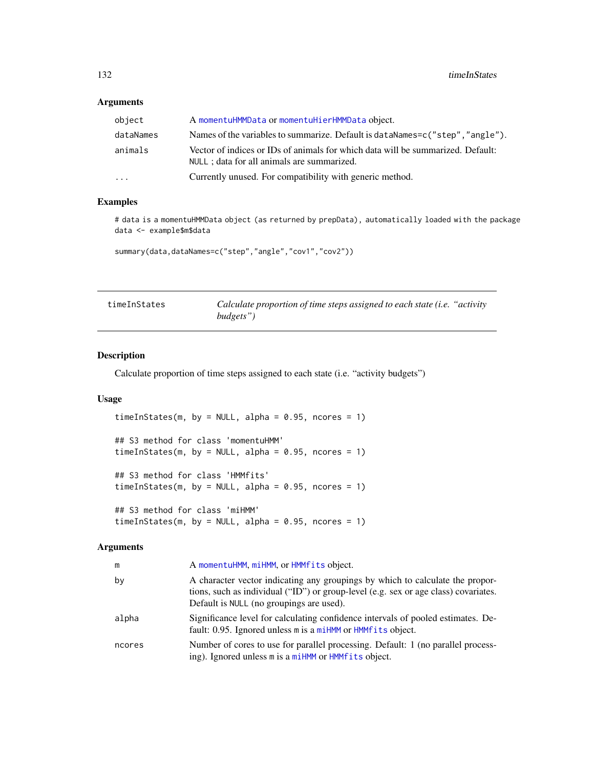### Arguments

| | |
|---|---|
| object | A momentuHMMData or momentuHierHMMData object. |
| dataNames | Names of the variables to summarize. Default is dataNames=c("step","angle"). |
| animals | Vector of indices or IDs of animals for which data will be summarized. Default: NULL ; data for all animals are summarized. |
| ... | Currently unused. For compatibility with generic method. |

### Examples

```
# data is a momentuHMMData object (as returned by prepData), automatically loaded with the package
data <- example$m$data

summary(data,dataNames=c("step","angle","cov1","cov2"))
```

---

## timeInStates

*Calculate proportion of time steps assigned to each state (i.e. "activity budgets")*

### Description

Calculate proportion of time steps assigned to each state (i.e. "activity budgets")

### Usage

```
timeInStates(m, by = NULL, alpha = 0.95, ncores = 1)

## S3 method for class 'momentuHMM'
timeInStates(m, by = NULL, alpha = 0.95, ncores = 1)

## S3 method for class 'HMMfits'
timeInStates(m, by = NULL, alpha = 0.95, ncores = 1)

## S3 method for class 'miHMM'
timeInStates(m, by = NULL, alpha = 0.95, ncores = 1)
```

### Arguments

| | |
|---|---|
| m | A momentuHMM, miHMM, or HMMfits object. |
| by | A character vector indicating any groupings by which to calculate the proportions, such as individual ("ID") or group-level (e.g. sex or age class) covariates. Default is NULL (no groupings are used). |
| alpha | Significance level for calculating confidence intervals of pooled estimates. Default: 0.95. Ignored unless m is a miHMM or HMMfits object. |
| ncores | Number of cores to use for parallel processing. Default: 1 (no parallel processing). Ignored unless m is a miHMM or HMMfits object. |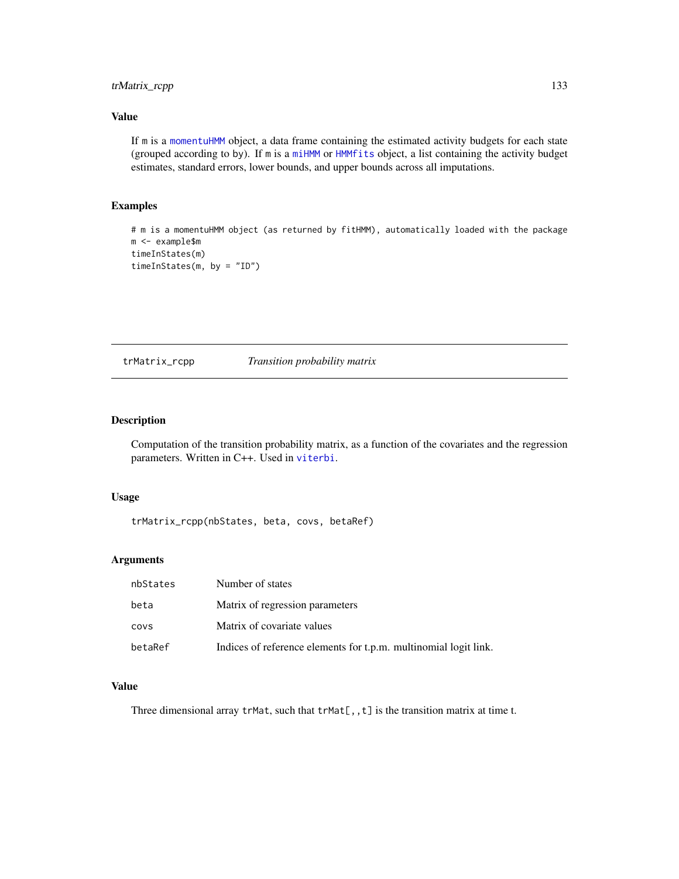## Value

If m is a momentuHMM object, a data frame containing the estimated activity budgets for each state (grouped according to by). If m is a miHMM or HMMfits object, a list containing the activity budget estimates, standard errors, lower bounds, and upper bounds across all imputations.

## Examples

```
# m is a momentuHMM object (as returned by fitHMM), automatically loaded with the package
m <- example$m
timeInStates(m)
timeInStates(m, by = "ID")
```

---

# trMatrix_rcpp — *Transition probability matrix*

## Description

Computation of the transition probability matrix, as a function of the covariates and the regression parameters. Written in C++. Used in viterbi.

## Usage

```
trMatrix_rcpp(nbStates, beta, covs, betaRef)
```

## Arguments

| | |
|---|---|
| nbStates | Number of states |
| beta | Matrix of regression parameters |
| covs | Matrix of covariate values |
| betaRef | Indices of reference elements for t.p.m. multinomial logit link. |

## Value

Three dimensional array trMat, such that trMat[,,t] is the transition matrix at time t.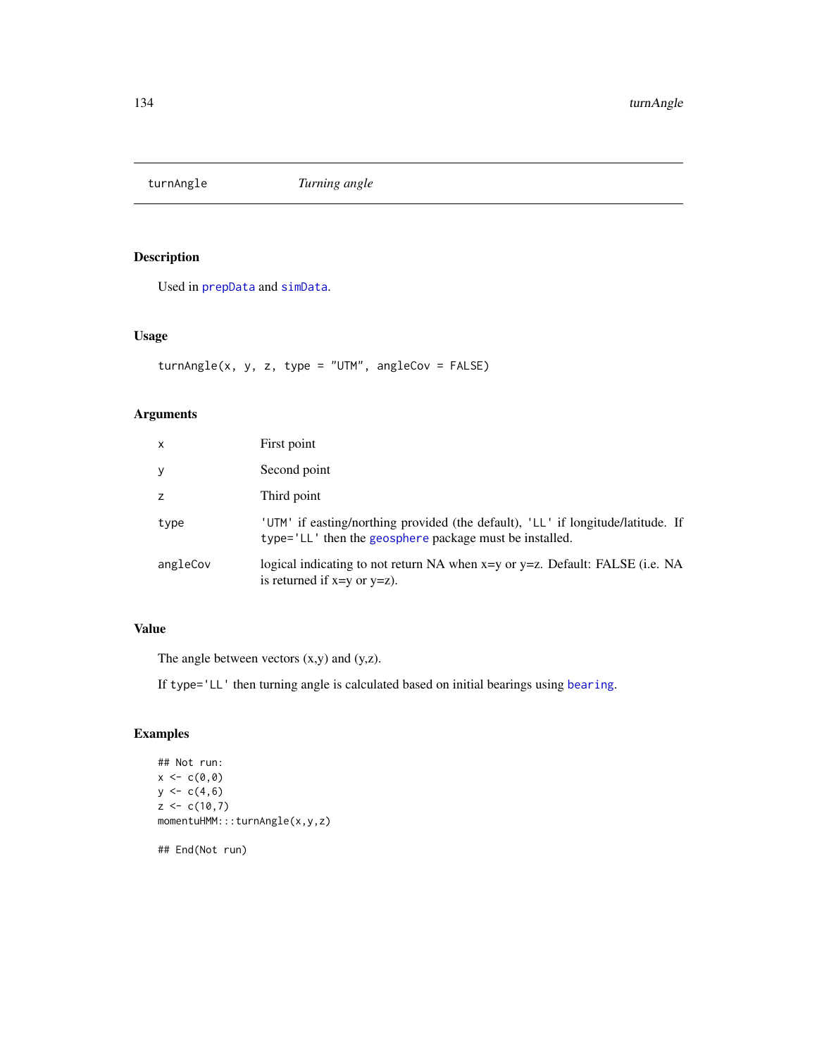# turnAngle    *Turning angle*

## Description

Used in prepData and simData.

## Usage

```
turnAngle(x, y, z, type = "UTM", angleCov = FALSE)
```

## Arguments

| | |
|---|---|
| x | First point |
| y | Second point |
| z | Third point |
| type | 'UTM' if easting/northing provided (the default), 'LL' if longitude/latitude. If type='LL' then the geosphere package must be installed. |
| angleCov | logical indicating to not return NA when x=y or y=z. Default: FALSE (i.e. NA is returned if x=y or y=z). |

## Value

The angle between vectors (x,y) and (y,z).

If type='LL' then turning angle is calculated based on initial bearings using bearing.

## Examples

```
## Not run:
x <- c(0,0)
y <- c(4,6)
z <- c(10,7)
momentuHMM:::turnAngle(x,y,z)

## End(Not run)
```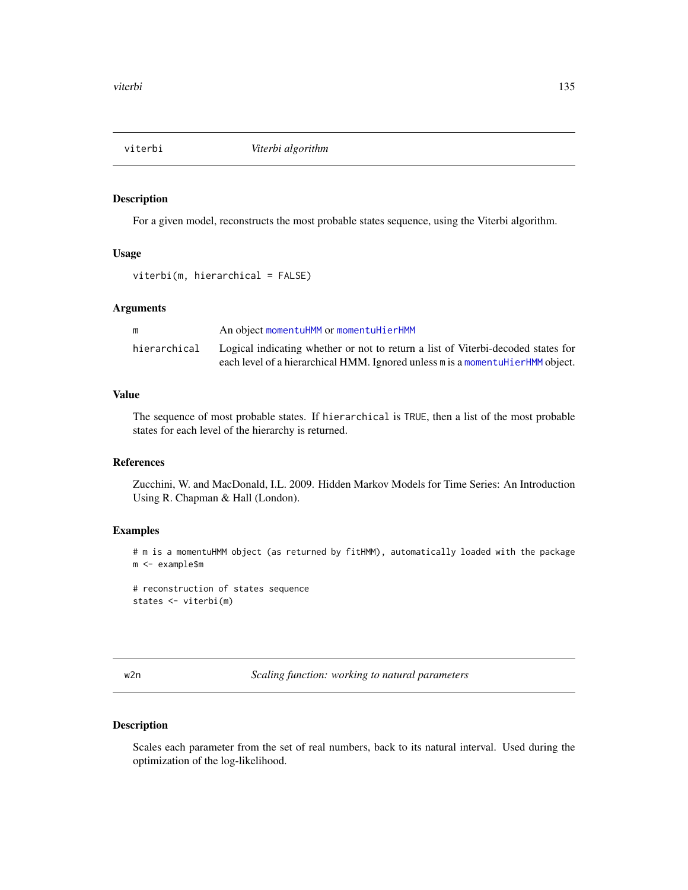## viterbi — *Viterbi algorithm*

### Description

For a given model, reconstructs the most probable states sequence, using the Viterbi algorithm.

### Usage

```
viterbi(m, hierarchical = FALSE)
```

### Arguments

| | |
|---|---|
| m | An object momentuHMM or momentuHierHMM |
| hierarchical | Logical indicating whether or not to return a list of Viterbi-decoded states for each level of a hierarchical HMM. Ignored unless m is a momentuHierHMM object. |

### Value

The sequence of most probable states. If hierarchical is TRUE, then a list of the most probable states for each level of the hierarchy is returned.

### References

Zucchini, W. and MacDonald, I.L. 2009. Hidden Markov Models for Time Series: An Introduction Using R. Chapman & Hall (London).

### Examples

```
# m is a momentuHMM object (as returned by fitHMM), automatically loaded with the package
m <- example$m

# reconstruction of states sequence
states <- viterbi(m)
```

## w2n — *Scaling function: working to natural parameters*

### Description

Scales each parameter from the set of real numbers, back to its natural interval. Used during the optimization of the log-likelihood.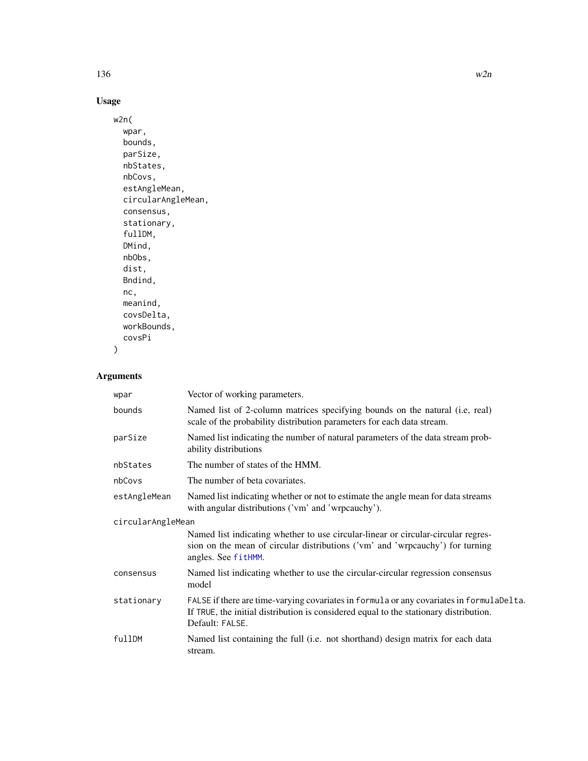## Usage

```
w2n(
  wpar,
  bounds,
  parSize,
  nbStates,
  nbCovs,
  estAngleMean,
  circularAngleMean,
  consensus,
  stationary,
  fullDM,
  DMind,
  nbObs,
  dist,
  Bndind,
  nc,
  meanind,
  covsDelta,
  workBounds,
  covsPi
)
```

## Arguments

| | |
|---|---|
| `wpar` | Vector of working parameters. |
| `bounds` | Named list of 2-column matrices specifying bounds on the natural (i.e, real) scale of the probability distribution parameters for each data stream. |
| `parSize` | Named list indicating the number of natural parameters of the data stream probability distributions |
| `nbStates` | The number of states of the HMM. |
| `nbCovs` | The number of beta covariates. |
| `estAngleMean` | Named list indicating whether or not to estimate the angle mean for data streams with angular distributions ('vm' and 'wrpcauchy'). |
| `circularAngleMean` | Named list indicating whether to use circular-linear or circular-circular regression on the mean of circular distributions ('vm' and 'wrpcauchy') for turning angles. See `fitHMM`. |
| `consensus` | Named list indicating whether to use the circular-circular regression consensus model |
| `stationary` | `FALSE` if there are time-varying covariates in `formula` or any covariates in `formulaDelta`. If `TRUE`, the initial distribution is considered equal to the stationary distribution. Default: `FALSE`. |
| `fullDM` | Named list containing the full (i.e. not shorthand) design matrix for each data stream. |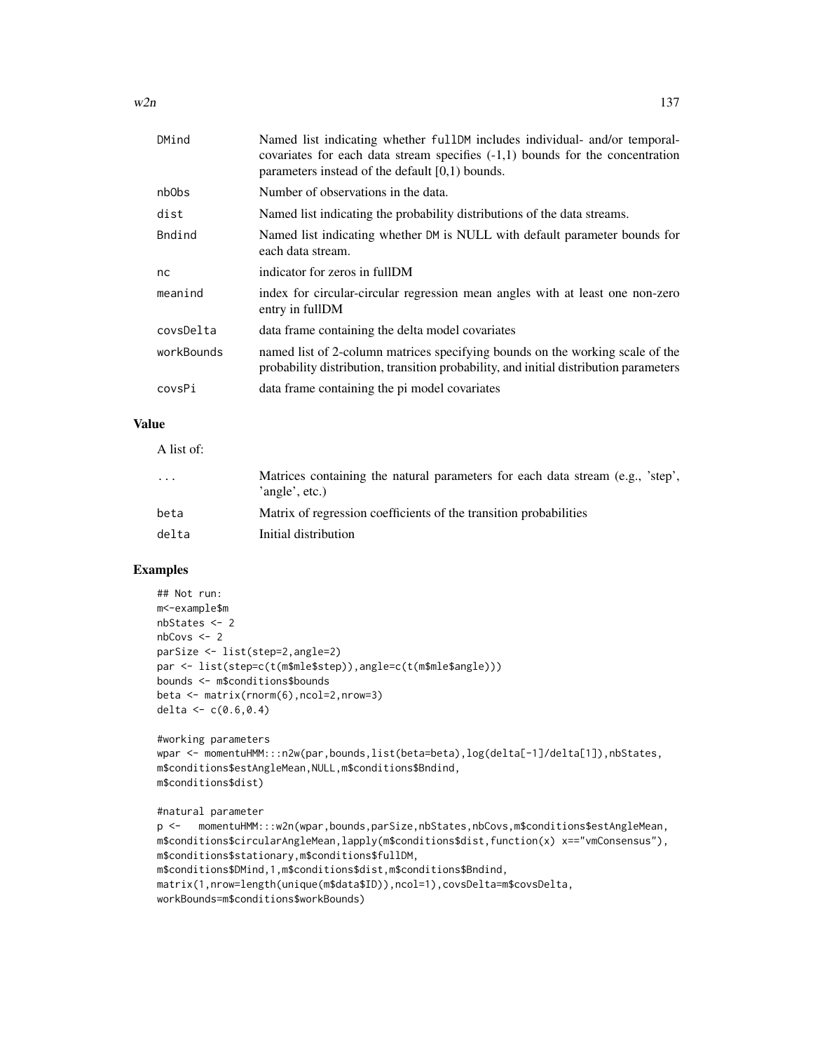| | |
|---|---|
| DMind | Named list indicating whether fullDM includes individual- and/or temporal-covariates for each data stream specifies (-1,1) bounds for the concentration parameters instead of the default [0,1) bounds. |
| nbObs | Number of observations in the data. |
| dist | Named list indicating the probability distributions of the data streams. |
| Bndind | Named list indicating whether DM is NULL with default parameter bounds for each data stream. |
| nc | indicator for zeros in fullDM |
| meanind | index for circular-circular regression mean angles with at least one non-zero entry in fullDM |
| covsDelta | data frame containing the delta model covariates |
| workBounds | named list of 2-column matrices specifying bounds on the working scale of the probability distribution, transition probability, and initial distribution parameters |
| covsPi | data frame containing the pi model covariates |

## Value

A list of:

| | |
|---|---|
| ... | Matrices containing the natural parameters for each data stream (e.g., 'step', 'angle', etc.) |
| beta | Matrix of regression coefficients of the transition probabilities |
| delta | Initial distribution |

## Examples

```
## Not run:
m<-example$m
nbStates <- 2
nbCovs <- 2
parSize <- list(step=2,angle=2)
par <- list(step=c(t(m$mle$step)),angle=c(t(m$mle$angle)))
bounds <- m$conditions$bounds
beta <- matrix(rnorm(6),ncol=2,nrow=3)
delta <- c(0.6,0.4)

#working parameters
wpar <- momentuHMM:::n2w(par,bounds,list(beta=beta),log(delta[-1]/delta[1]),nbStates,
m$conditions$estAngleMean,NULL,m$conditions$Bndind,
m$conditions$dist)

#natural parameter
p <-   momentuHMM:::w2n(wpar,bounds,parSize,nbStates,nbCovs,m$conditions$estAngleMean,
m$conditions$circularAngleMean,lapply(m$conditions$dist,function(x) x=="vmConsensus"),
m$conditions$stationary,m$conditions$fullDM,
m$conditions$DMind,1,m$conditions$dist,m$conditions$Bndind,
matrix(1,nrow=length(unique(m$data$ID)),ncol=1),covsDelta=m$covsDelta,
workBounds=m$conditions$workBounds)
```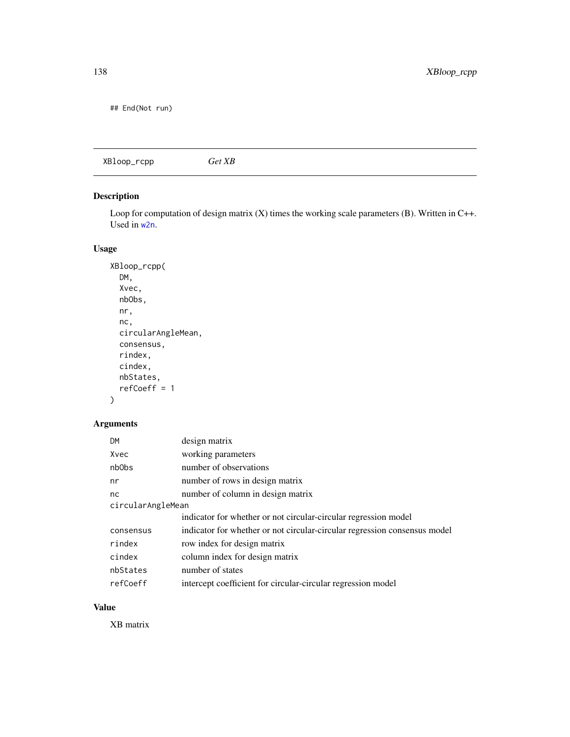```
## End(Not run)
```

---

XBloop_rcpp *Get XB*

## Description

Loop for computation of design matrix (X) times the working scale parameters (B). Written in C++. Used in w2n.

## Usage

```
XBloop_rcpp(
  DM,
  Xvec,
  nbObs,
  nr,
  nc,
  circularAngleMean,
  consensus,
  rindex,
  cindex,
  nbStates,
  refCoeff = 1
)
```

## Arguments

| | |
|---|---|
| DM | design matrix |
| Xvec | working parameters |
| nbObs | number of observations |
| nr | number of rows in design matrix |
| nc | number of column in design matrix |
| circularAngleMean | indicator for whether or not circular-circular regression model |
| consensus | indicator for whether or not circular-circular regression consensus model |
| rindex | row index for design matrix |
| cindex | column index for design matrix |
| nbStates | number of states |
| refCoeff | intercept coefficient for circular-circular regression model |

## Value

XB matrix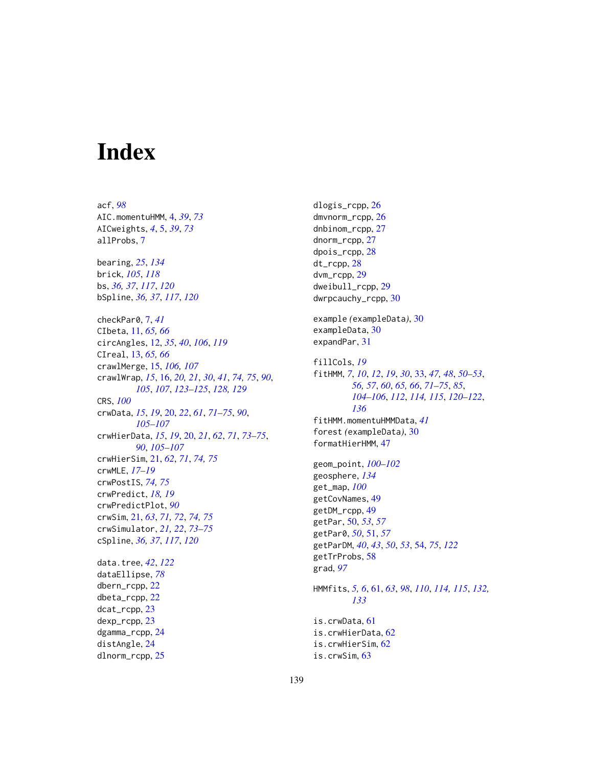# Index

acf, *98*
AIC.momentuHMM, 4, *39*, *73*
AICweights, *4*, 5, *39*, *73*
allProbs, 7

bearing, *25*, *134*
brick, *105*, *118*
bs, *36, 37*, *117*, *120*
bSpline, *36, 37*, *117*, *120*

checkPar0, 7, *41*
CIbeta, 11, *65, 66*
circAngles, 12, *35*, *40*, *106*, *119*
CIreal, 13, *65, 66*
crawlMerge, 15, *106, 107*
crawlWrap, *15*, 16, *20, 21*, *30*, *41*, *74, 75*, *90*, *105*, *107*, *123–125*, *128, 129*
CRS, *100*
crwData, *15*, *19*, 20, *22*, *61*, *71–75*, *90*, *105–107*
crwHierData, *15*, *19*, 20, *21*, *62*, *71*, *73–75*, *90*, *105–107*
crwHierSim, 21, *62*, *71*, *74, 75*
crwMLE, *17–19*
crwPostIS, *74, 75*
crwPredict, *18, 19*
crwPredictPlot, *90*
crwSim, 21, *63*, *71, 72*, *74, 75*
crwSimulator, *21, 22*, *73–75*
cSpline, *36, 37*, *117*, *120*

data.tree, *42*, *122*
dataEllipse, *78*
dbern_rcpp, 22
dbeta_rcpp, 22
dcat_rcpp, 23
dexp_rcpp, 23
dgamma_rcpp, 24
distAngle, 24
dlnorm_rcpp, 25
dlogis_rcpp, 26
dmvnorm_rcpp, 26
dnbinom_rcpp, 27
dnorm_rcpp, 27
dpois_rcpp, 28
dt_rcpp, 28
dvm_rcpp, 29
dweibull_rcpp, 29
dwrpcauchy_rcpp, 30

example *(*exampleData*)*, 30
exampleData, 30
expandPar, 31

fillCols, *19*
fitHMM, *7*, *10*, *12*, *19*, *30*, 33, *47, 48*, *50–53*, *56, 57*, *60*, *65, 66*, *71–75*, *85*, *104–106*, *112*, *114, 115*, *120–122*, *136*
fitHMM.momentuHMMData, *41*
forest *(*exampleData*)*, 30
formatHierHMM, 47

geom_point, *100–102*
geosphere, *134*
get_map, *100*
getCovNames, 49
getDM_rcpp, 49
getPar, 50, *53*, *57*
getPar0, *50*, 51, *57*
getParDM, *40*, *43*, *50*, *53*, 54, *75*, *122*
getTrProbs, 58
grad, *97*

HMMfits, *5, 6*, 61, *63*, *98*, *110*, *114, 115*, *132, 133*

is.crwData, 61
is.crwHierData, 62
is.crwHierSim, 62
is.crwSim, 63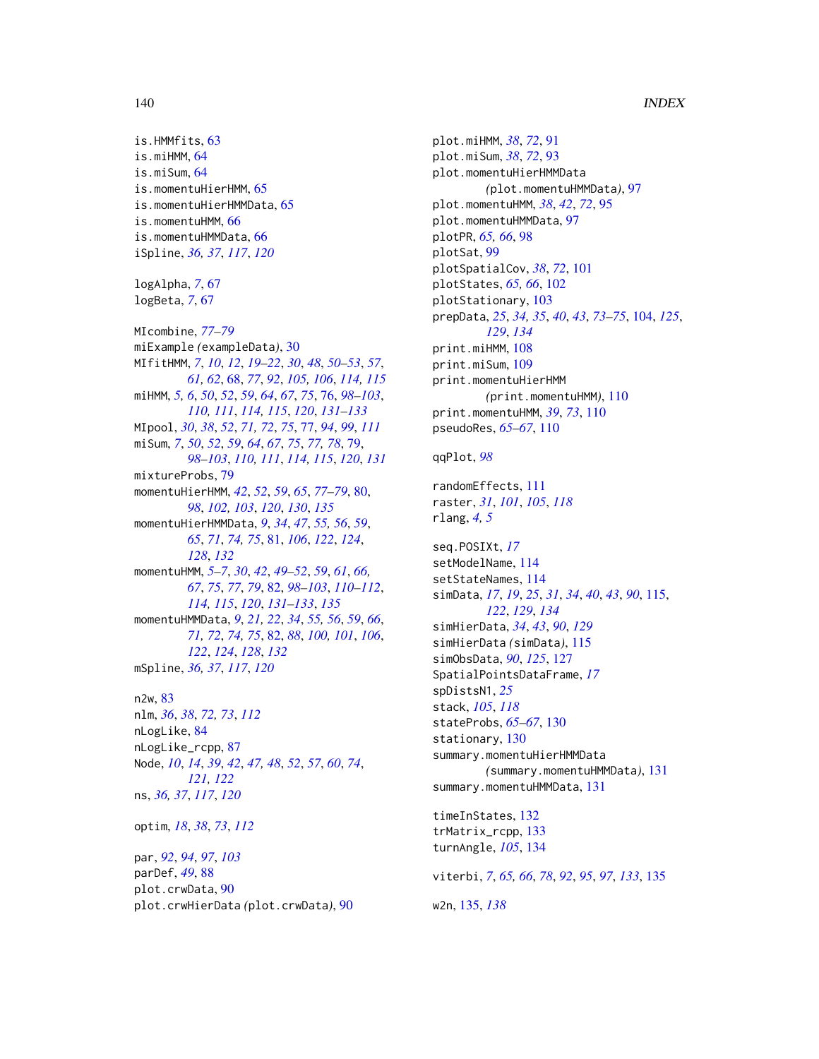is.HMMfits, 63
is.miHMM, 64
is.miSum, 64
is.momentuHierHMM, 65
is.momentuHierHMMData, 65
is.momentuHMM, 66
is.momentuHMMData, 66
iSpline, *36, 37*, *117*, *120*

logAlpha, *7*, 67
logBeta, *7*, 67

MIcombine, *77–79*
miExample *(*exampleData*)*, 30
MIfitHMM, *7*, *10*, *12*, *19–22*, *30*, *48*, *50–53*, *57*, *61, 62*, 68, *77*, *92*, *105, 106*, *114, 115*
miHMM, *5, 6*, *50*, *52*, *59*, *64*, *67*, *75*, 76, *98–103*, *110, 111*, *114, 115*, *120*, *131–133*
MIpool, *30*, *38*, *52*, *71, 72*, *75*, 77, *94*, *99*, *111*
miSum, *7*, *50*, *52*, *59*, *64*, *67*, *75*, *77, 78*, 79, *98–103*, *110, 111*, *114, 115*, *120*, *131*
mixtureProbs, 79
momentuHierHMM, *42*, *52*, *59*, *65*, *77–79*, 80, *98*, *102, 103*, *120*, *130*, *135*
momentuHierHMMData, *9*, *34*, *47*, *55, 56*, *59*, *65*, *71*, *74, 75*, 81, *106*, *122*, *124*, *128*, *132*
momentuHMM, *5–7*, *30*, *42*, *49–52*, *59*, *61*, *66, 67*, *75*, *77*, *79*, 82, *98–103*, *110–112*, *114, 115*, *120*, *131–133*, *135*
momentuHMMData, *9*, *21, 22*, *34*, *55, 56*, *59*, *66*, *71, 72*, *74, 75*, 82, *88*, *100, 101*, *106*, *122*, *124*, *128*, *132*
mSpline, *36, 37*, *117*, *120*

n2w, 83
nlm, *36*, *38*, *72, 73*, *112*
nLogLike, 84
nLogLike_rcpp, 87
Node, *10*, *14*, *39*, *42*, *47, 48*, *52*, *57*, *60*, *74*, *121, 122*
ns, *36, 37*, *117*, *120*

optim, *18*, *38*, *73*, *112*

par, *92*, *94*, *97*, *103*
parDef, *49*, 88
plot.crwData, 90
plot.crwHierData *(*plot.crwData*)*, 90
plot.miHMM, *38*, *72*, 91
plot.miSum, *38*, *72*, 93
plot.momentuHierHMMData *(*plot.momentuHMMData*)*, 97
plot.momentuHMM, *38*, *42*, *72*, 95
plot.momentuHMMData, 97
plotPR, *65, 66*, 98
plotSat, 99
plotSpatialCov, *38*, *72*, 101
plotStates, *65, 66*, 102
plotStationary, 103
prepData, *25*, *34, 35*, *40*, *43*, *73–75*, 104, *125*, *129*, *134*
print.miHMM, 108
print.miSum, 109
print.momentuHierHMM *(*print.momentuHMM*)*, 110
print.momentuHMM, *39*, *73*, 110
pseudoRes, *65–67*, 110

qqPlot, *98*

randomEffects, 111
raster, *31*, *101*, *105*, *118*
rlang, *4, 5*

seq.POSIXt, *17*
setModelName, 114
setStateNames, 114
simData, *17*, *19*, *25*, *31*, *34*, *40*, *43*, *90*, 115, *122*, *129*, *134*
simHierData, *34*, *43*, *90*, *129*
simHierData *(*simData*)*, 115
simObsData, *90*, *125*, 127
SpatialPointsDataFrame, *17*
spDistsN1, *25*
stack, *105*, *118*
stateProbs, *65–67*, 130
stationary, 130
summary.momentuHierHMMData *(*summary.momentuHMMData*)*, 131
summary.momentuHMMData, 131

timeInStates, 132
trMatrix_rcpp, 133
turnAngle, *105*, 134

viterbi, *7*, *65, 66*, *78*, *92*, *95*, *97*, *133*, 135

w2n, 135, *138*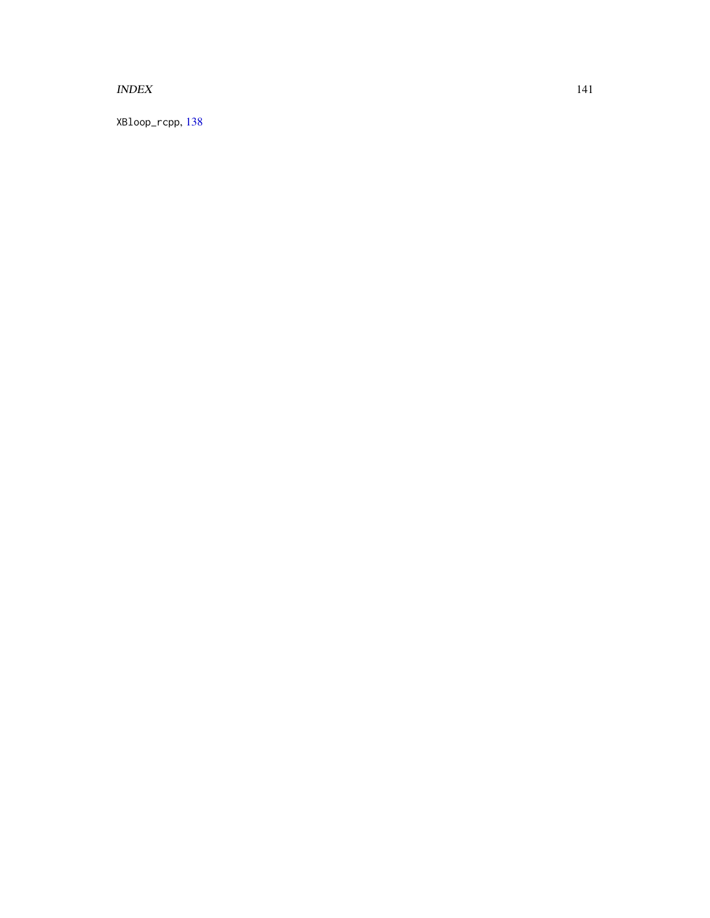XBloop_rcpp, 138